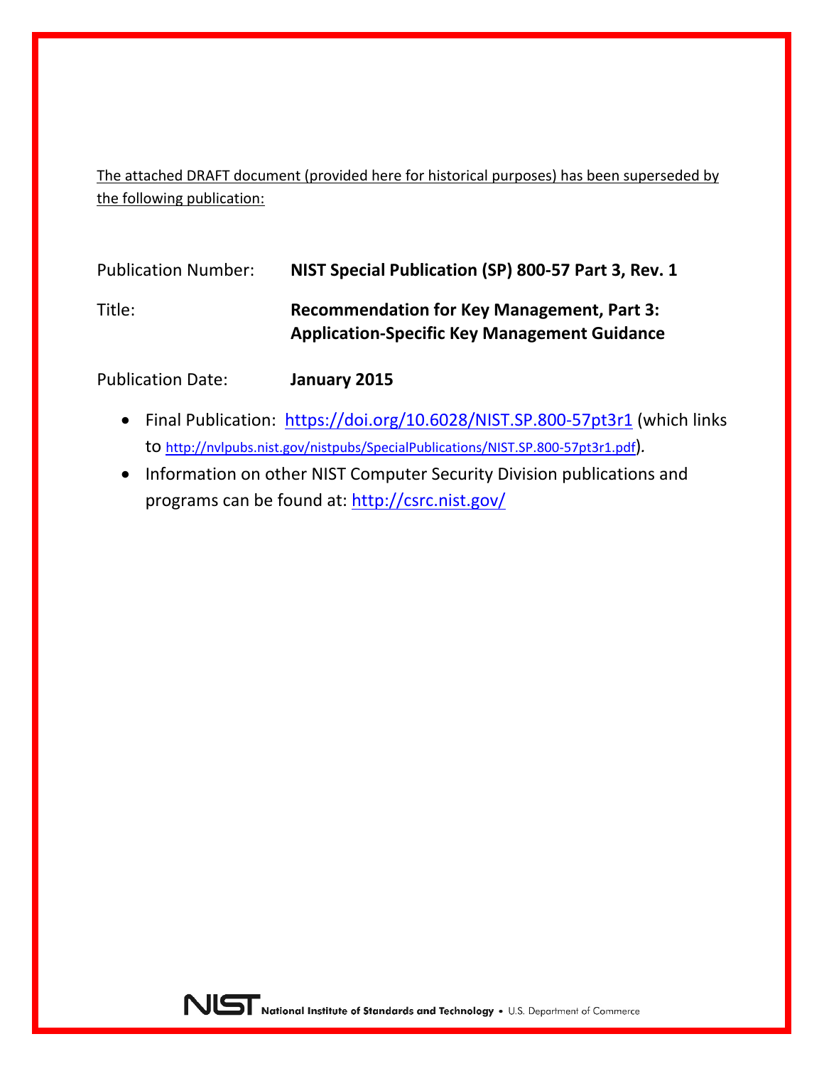The attached DRAFT document (provided here for historical purposes) has been superseded by the following publication:

| | |
|---|---|
| Publication Number: | **NIST Special Publication (SP) 800-57 Part 3, Rev. 1** |
| Title: | **Recommendation for Key Management, Part 3: Application-Specific Key Management Guidance** |
| Publication Date: | **January 2015** |

- Final Publication: https://doi.org/10.6028/NIST.SP.800-57pt3r1 (which links to http://nvlpubs.nist.gov/nistpubs/SpecialPublications/NIST.SP.800-57pt3r1.pdf).
- Information on other NIST Computer Security Division publications and programs can be found at: http://csrc.nist.gov/

NIST National Institute of Standards and Technology • U.S. Department of Commerce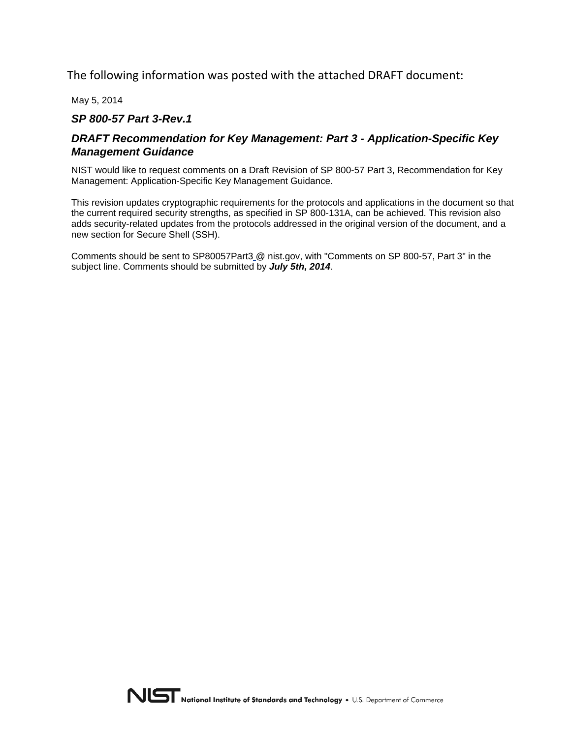The following information was posted with the attached DRAFT document:

May 5, 2014

***SP 800-57 Part 3-Rev.1***

***DRAFT Recommendation for Key Management: Part 3 - Application-Specific Key Management Guidance***

NIST would like to request comments on a Draft Revision of SP 800-57 Part 3, Recommendation for Key Management: Application-Specific Key Management Guidance.

This revision updates cryptographic requirements for the protocols and applications in the document so that the current required security strengths, as specified in SP 800-131A, can be achieved. This revision also adds security-related updates from the protocols addressed in the original version of the document, and a new section for Secure Shell (SSH).

Comments should be sent to SP80057Part3_@ nist.gov, with "Comments on SP 800-57, Part 3" in the subject line. Comments should be submitted by ***July 5th, 2014***.

NIST National Institute of Standards and Technology • U.S. Department of Commerce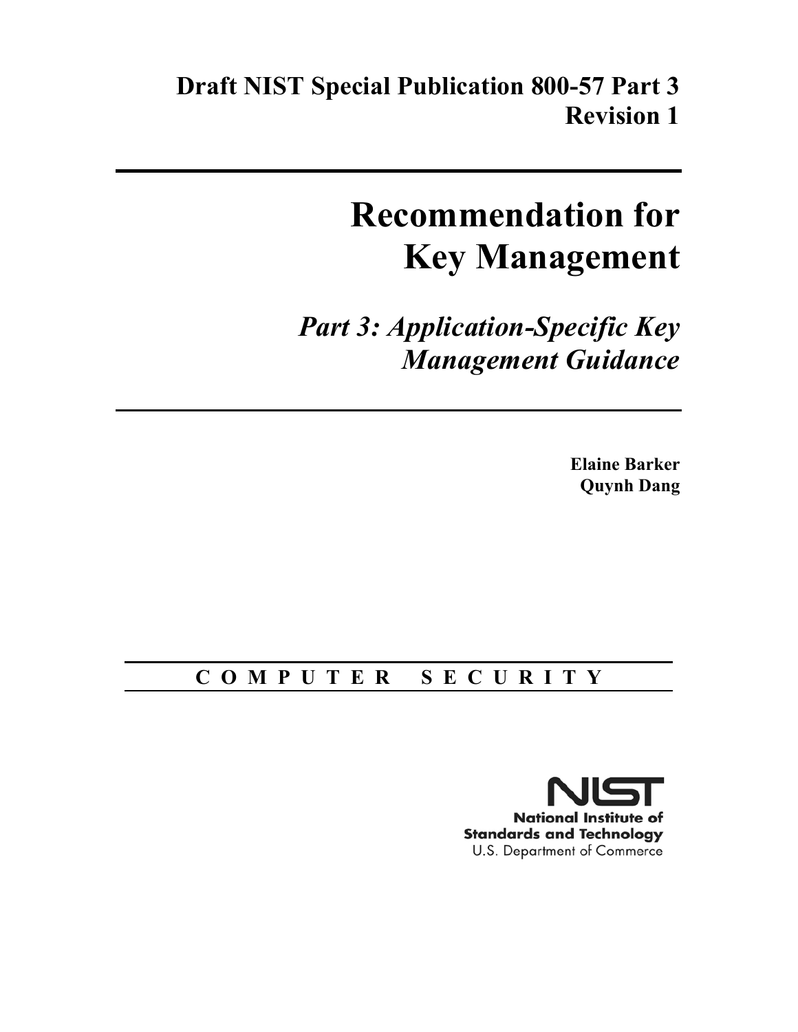**Draft NIST Special Publication 800-57 Part 3**
**Revision 1**

# Recommendation for Key Management

## *Part 3: Application-Specific Key Management Guidance*

**Elaine Barker**
**Quynh Dang**

C O M P U T E R   S E C U R I T Y

**National Institute of Standards and Technology**
U.S. Department of Commerce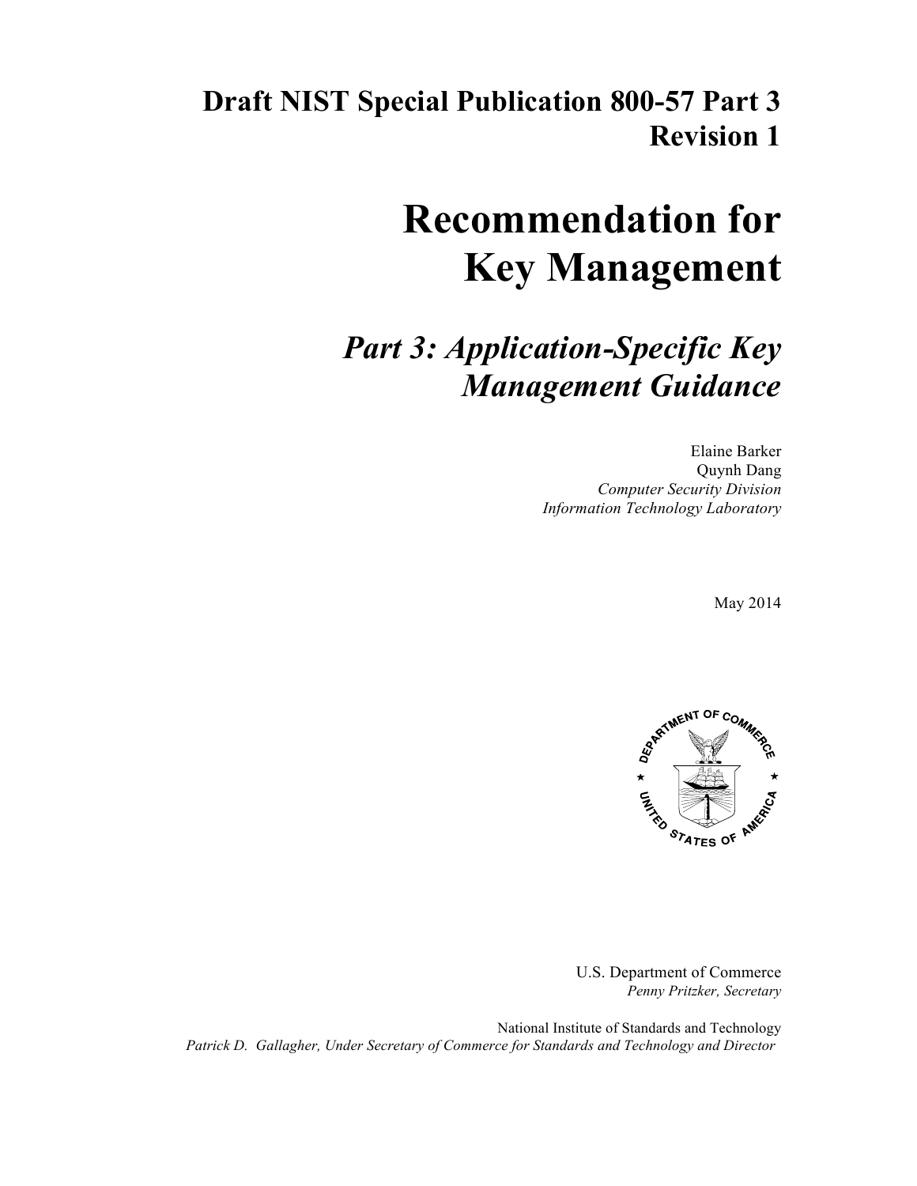# Draft NIST Special Publication 800-57 Part 3 Revision 1

# Recommendation for Key Management

## *Part 3: Application-Specific Key Management Guidance*

Elaine Barker
Quynh Dang
*Computer Security Division*
*Information Technology Laboratory*

May 2014

U.S. Department of Commerce
*Penny Pritzker, Secretary*

National Institute of Standards and Technology
*Patrick D. Gallagher, Under Secretary of Commerce for Standards and Technology and Director*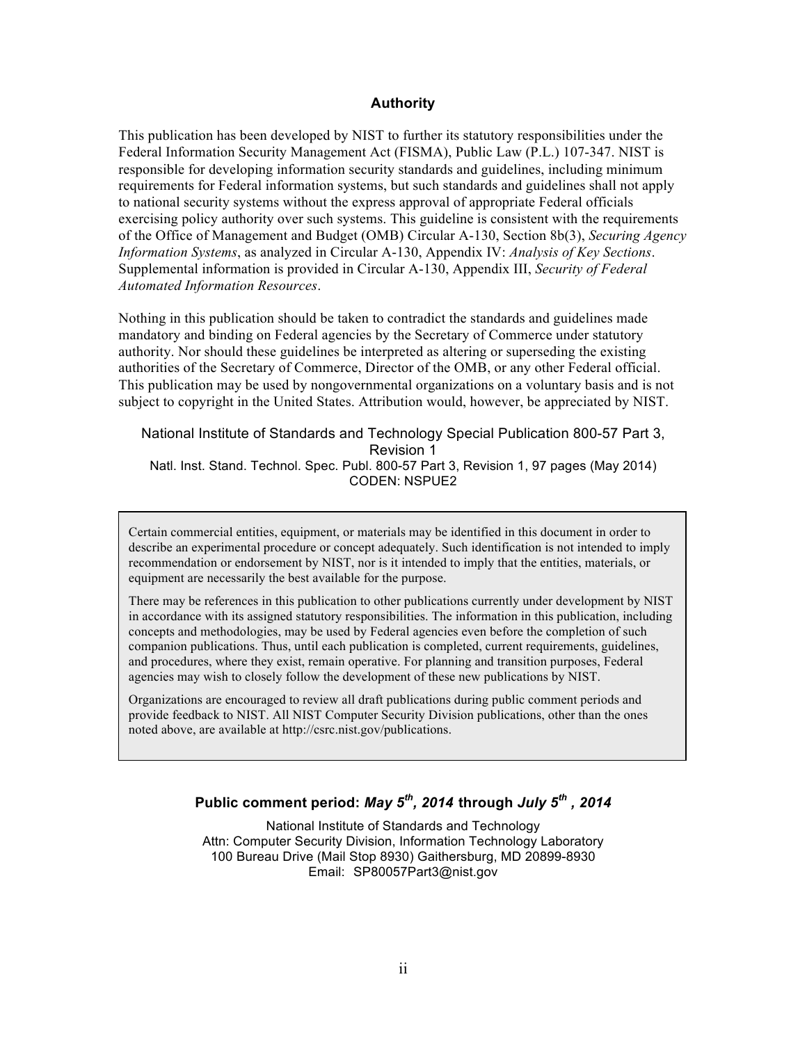## Authority

This publication has been developed by NIST to further its statutory responsibilities under the Federal Information Security Management Act (FISMA), Public Law (P.L.) 107-347. NIST is responsible for developing information security standards and guidelines, including minimum requirements for Federal information systems, but such standards and guidelines shall not apply to national security systems without the express approval of appropriate Federal officials exercising policy authority over such systems. This guideline is consistent with the requirements of the Office of Management and Budget (OMB) Circular A-130, Section 8b(3), *Securing Agency Information Systems*, as analyzed in Circular A-130, Appendix IV: *Analysis of Key Sections*. Supplemental information is provided in Circular A-130, Appendix III, *Security of Federal Automated Information Resources*.

Nothing in this publication should be taken to contradict the standards and guidelines made mandatory and binding on Federal agencies by the Secretary of Commerce under statutory authority. Nor should these guidelines be interpreted as altering or superseding the existing authorities of the Secretary of Commerce, Director of the OMB, or any other Federal official. This publication may be used by nongovernmental organizations on a voluntary basis and is not subject to copyright in the United States. Attribution would, however, be appreciated by NIST.

National Institute of Standards and Technology Special Publication 800-57 Part 3, Revision 1
Natl. Inst. Stand. Technol. Spec. Publ. 800-57 Part 3, Revision 1, 97 pages (May 2014)
CODEN: NSPUE2

> Certain commercial entities, equipment, or materials may be identified in this document in order to describe an experimental procedure or concept adequately. Such identification is not intended to imply recommendation or endorsement by NIST, nor is it intended to imply that the entities, materials, or equipment are necessarily the best available for the purpose.
>
> There may be references in this publication to other publications currently under development by NIST in accordance with its assigned statutory responsibilities. The information in this publication, including concepts and methodologies, may be used by Federal agencies even before the completion of such companion publications. Thus, until each publication is completed, current requirements, guidelines, and procedures, where they exist, remain operative. For planning and transition purposes, Federal agencies may wish to closely follow the development of these new publications by NIST.
>
> Organizations are encouraged to review all draft publications during public comment periods and provide feedback to NIST. All NIST Computer Security Division publications, other than the ones noted above, are available at http://csrc.nist.gov/publications.

**Public comment period: *May 5th, 2014* through *July 5th , 2014***

National Institute of Standards and Technology
Attn: Computer Security Division, Information Technology Laboratory
100 Bureau Drive (Mail Stop 8930) Gaithersburg, MD 20899-8930
Email: SP80057Part3@nist.gov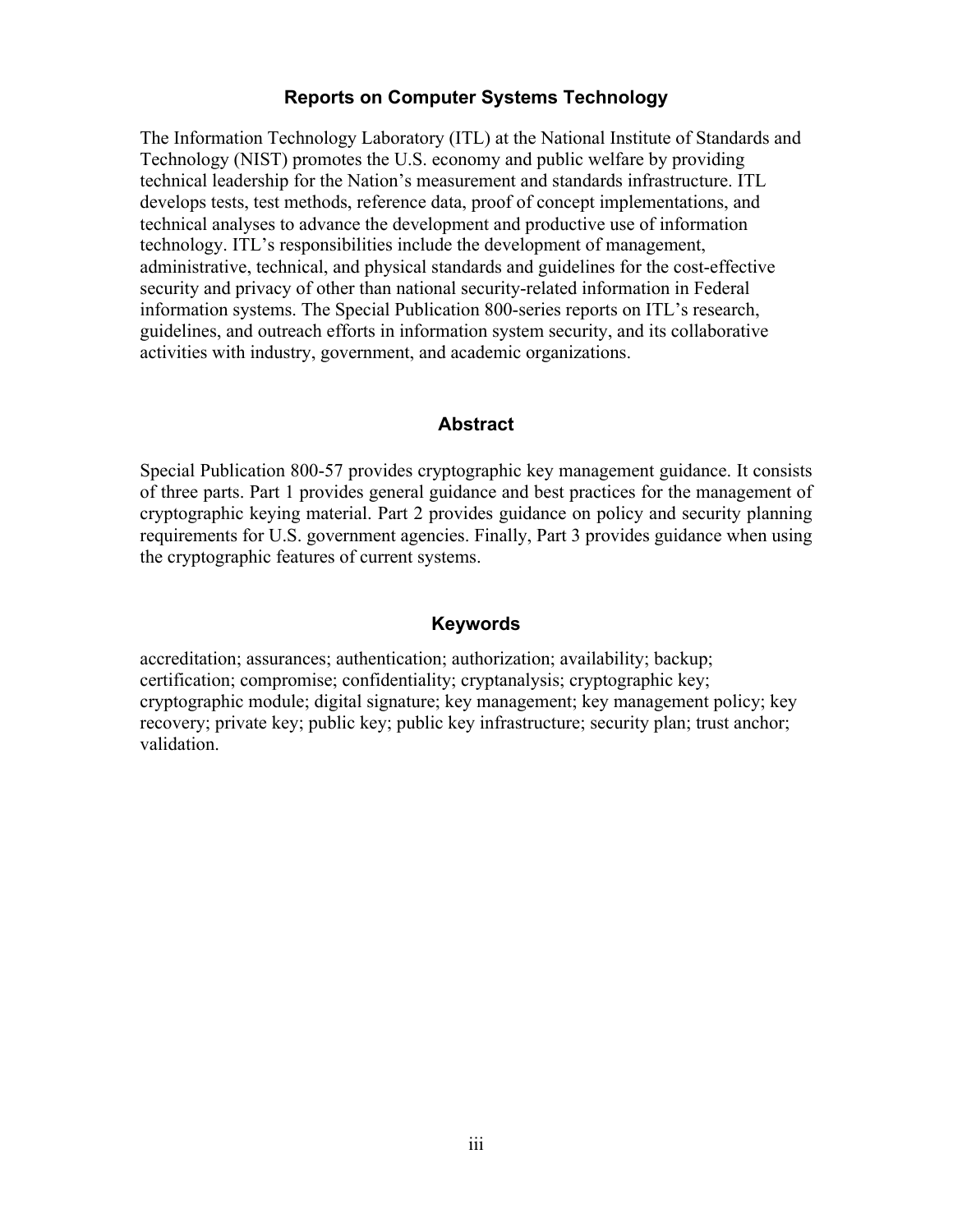## Reports on Computer Systems Technology

The Information Technology Laboratory (ITL) at the National Institute of Standards and Technology (NIST) promotes the U.S. economy and public welfare by providing technical leadership for the Nation's measurement and standards infrastructure. ITL develops tests, test methods, reference data, proof of concept implementations, and technical analyses to advance the development and productive use of information technology. ITL's responsibilities include the development of management, administrative, technical, and physical standards and guidelines for the cost-effective security and privacy of other than national security-related information in Federal information systems. The Special Publication 800-series reports on ITL's research, guidelines, and outreach efforts in information system security, and its collaborative activities with industry, government, and academic organizations.

## Abstract

Special Publication 800-57 provides cryptographic key management guidance. It consists of three parts. Part 1 provides general guidance and best practices for the management of cryptographic keying material. Part 2 provides guidance on policy and security planning requirements for U.S. government agencies. Finally, Part 3 provides guidance when using the cryptographic features of current systems.

## Keywords

accreditation; assurances; authentication; authorization; availability; backup; certification; compromise; confidentiality; cryptanalysis; cryptographic key; cryptographic module; digital signature; key management; key management policy; key recovery; private key; public key; public key infrastructure; security plan; trust anchor; validation.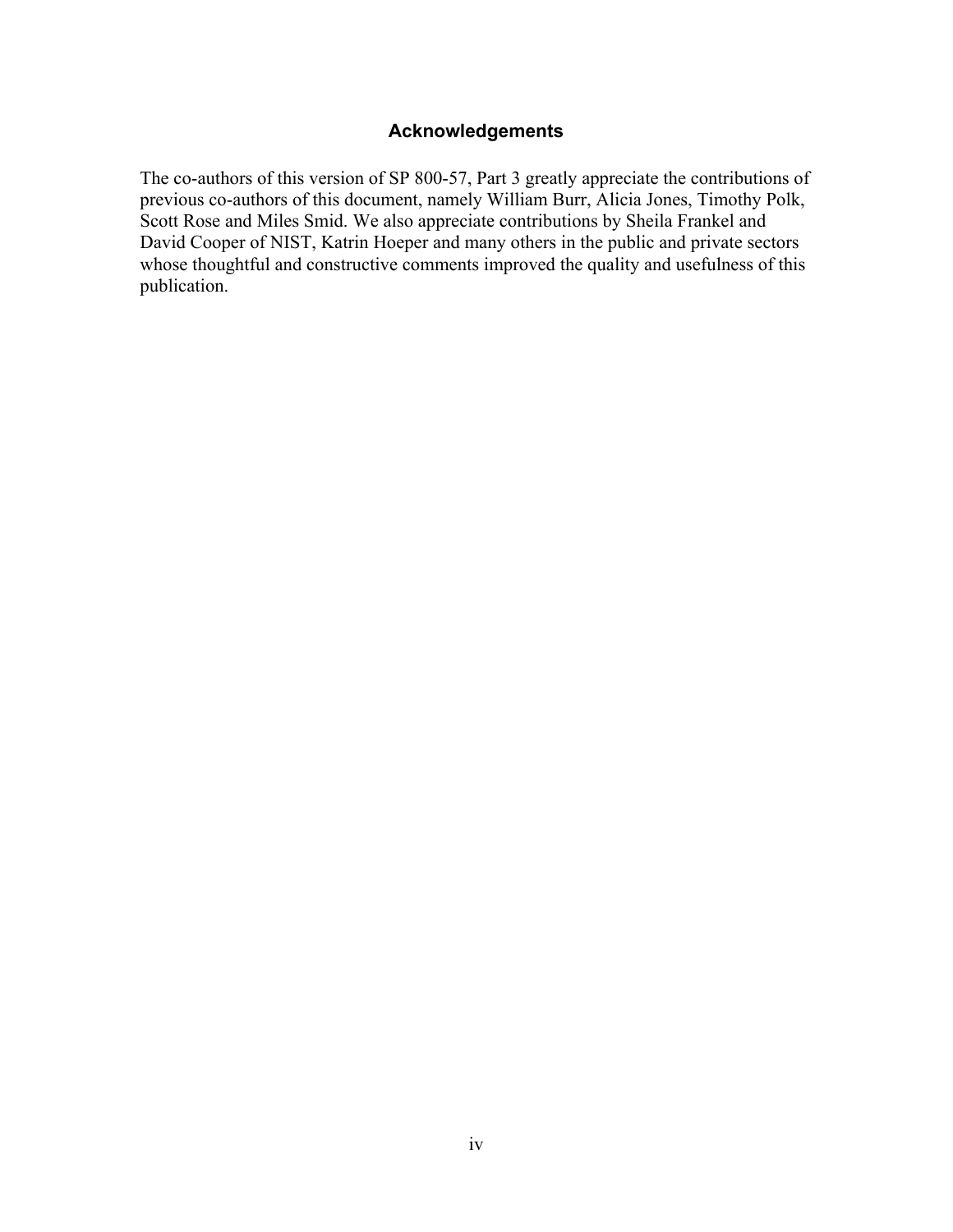## Acknowledgements

The co-authors of this version of SP 800-57, Part 3 greatly appreciate the contributions of previous co-authors of this document, namely William Burr, Alicia Jones, Timothy Polk, Scott Rose and Miles Smid. We also appreciate contributions by Sheila Frankel and David Cooper of NIST, Katrin Hoeper and many others in the public and private sectors whose thoughtful and constructive comments improved the quality and usefulness of this publication.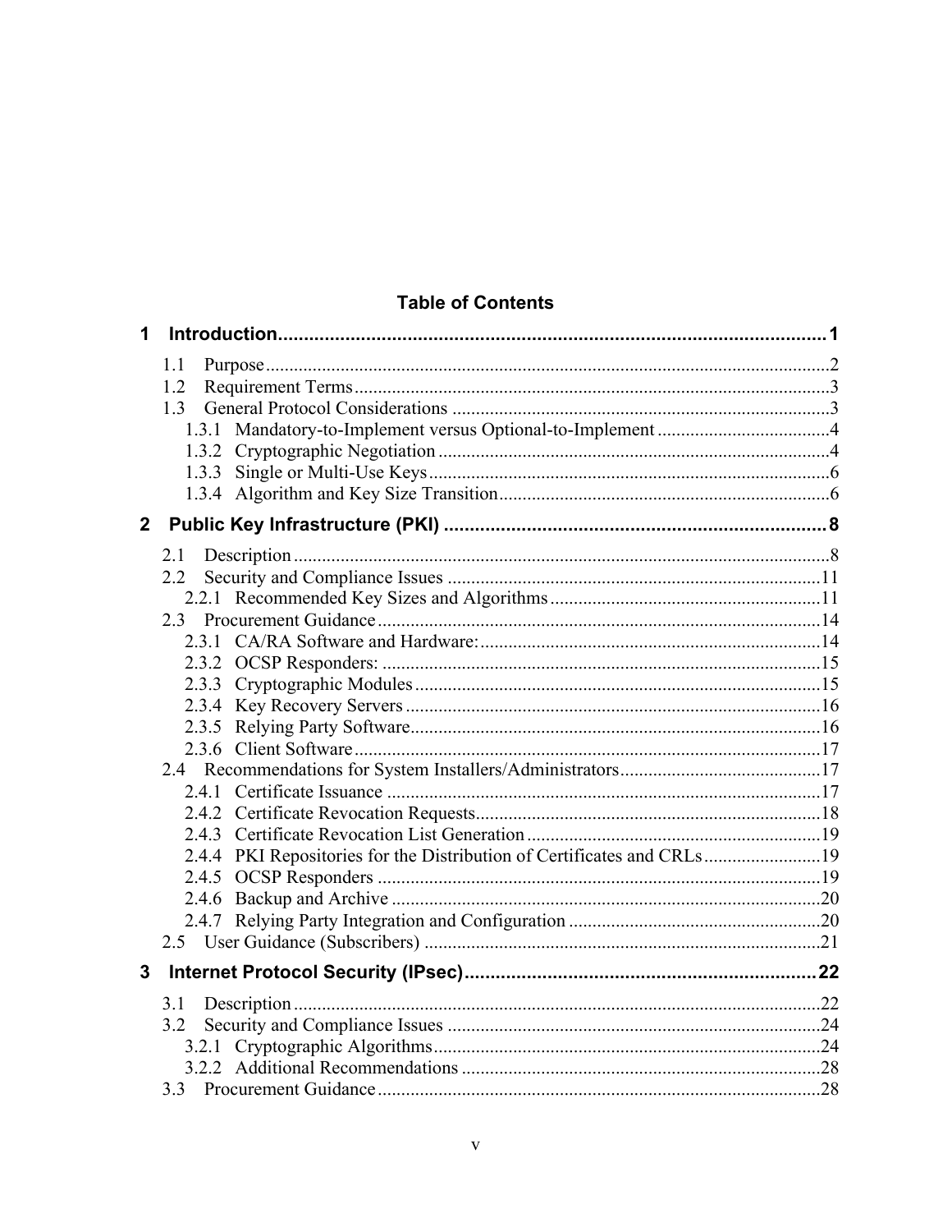# Table of Contents

**1 Introduction ........................................................................................ 1**

- 1.1 Purpose ........................................................................................ 2
- 1.2 Requirement Terms ........................................................................................ 3
- 1.3 General Protocol Considerations ........................................................................................ 3
  - 1.3.1 Mandatory-to-Implement versus Optional-to-Implement ........................................................................................ 4
  - 1.3.2 Cryptographic Negotiation ........................................................................................ 4
  - 1.3.3 Single or Multi-Use Keys ........................................................................................ 6
  - 1.3.4 Algorithm and Key Size Transition ........................................................................................ 6

**2 Public Key Infrastructure (PKI) ........................................................................................ 8**

- 2.1 Description ........................................................................................ 8
- 2.2 Security and Compliance Issues ........................................................................................ 11
  - 2.2.1 Recommended Key Sizes and Algorithms ........................................................................................ 11
- 2.3 Procurement Guidance ........................................................................................ 14
  - 2.3.1 CA/RA Software and Hardware: ........................................................................................ 14
  - 2.3.2 OCSP Responders: ........................................................................................ 15
  - 2.3.3 Cryptographic Modules ........................................................................................ 15
  - 2.3.4 Key Recovery Servers ........................................................................................ 16
  - 2.3.5 Relying Party Software ........................................................................................ 16
  - 2.3.6 Client Software ........................................................................................ 17
- 2.4 Recommendations for System Installers/Administrators ........................................................................................ 17
  - 2.4.1 Certificate Issuance ........................................................................................ 17
  - 2.4.2 Certificate Revocation Requests ........................................................................................ 18
  - 2.4.3 Certificate Revocation List Generation ........................................................................................ 19
  - 2.4.4 PKI Repositories for the Distribution of Certificates and CRLs ........................................................................................ 19
  - 2.4.5 OCSP Responders ........................................................................................ 19
  - 2.4.6 Backup and Archive ........................................................................................ 20
  - 2.4.7 Relying Party Integration and Configuration ........................................................................................ 20
- 2.5 User Guidance (Subscribers) ........................................................................................ 21

**3 Internet Protocol Security (IPsec) ........................................................................................ 22**

- 3.1 Description ........................................................................................ 22
- 3.2 Security and Compliance Issues ........................................................................................ 24
  - 3.2.1 Cryptographic Algorithms ........................................................................................ 24
  - 3.2.2 Additional Recommendations ........................................................................................ 28
- 3.3 Procurement Guidance ........................................................................................ 28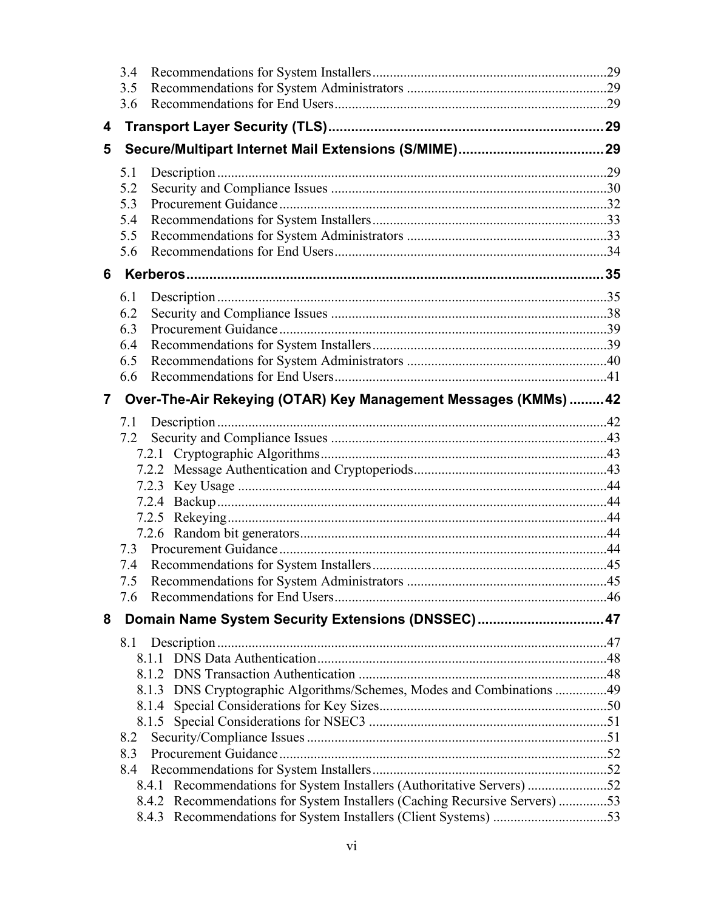3.4 Recommendations for System Installers ....................................................................29
3.5 Recommendations for System Administrators ..........................................................29
3.6 Recommendations for End Users...............................................................................29

**4 Transport Layer Security (TLS)........................................................................29**

**5 Secure/Multipart Internet Mail Extensions (S/MIME).......................................29**

5.1 Description .................................................................................................................29
5.2 Security and Compliance Issues ................................................................................30
5.3 Procurement Guidance ...............................................................................................32
5.4 Recommendations for System Installers ....................................................................33
5.5 Recommendations for System Administrators ..........................................................33
5.6 Recommendations for End Users...............................................................................34

**6 Kerberos..............................................................................................................35**

6.1 Description .................................................................................................................35
6.2 Security and Compliance Issues ................................................................................38
6.3 Procurement Guidance ...............................................................................................39
6.4 Recommendations for System Installers ....................................................................39
6.5 Recommendations for System Administrators ..........................................................40
6.6 Recommendations for End Users...............................................................................41

**7 Over-The-Air Rekeying (OTAR) Key Management Messages (KMMs) .........42**

7.1 Description .................................................................................................................42
7.2 Security and Compliance Issues ................................................................................43
7.2.1 Cryptographic Algorithms...................................................................................43
7.2.2 Message Authentication and Cryptoperiods........................................................43
7.2.3 Key Usage ...........................................................................................................44
7.2.4 Backup.................................................................................................................44
7.2.5 Rekeying..............................................................................................................44
7.2.6 Random bit generators.........................................................................................44
7.3 Procurement Guidance ...............................................................................................44
7.4 Recommendations for System Installers ....................................................................45
7.5 Recommendations for System Administrators ..........................................................45
7.6 Recommendations for End Users...............................................................................46

**8 Domain Name System Security Extensions (DNSSEC).................................47**

8.1 Description .................................................................................................................47
8.1.1 DNS Data Authentication....................................................................................48
8.1.2 DNS Transaction Authentication ........................................................................48
8.1.3 DNS Cryptographic Algorithms/Schemes, Modes and Combinations ...............49
8.1.4 Special Considerations for Key Sizes..................................................................50
8.1.5 Special Considerations for NSEC3 .....................................................................51
8.2 Security/Compliance Issues .......................................................................................51
8.3 Procurement Guidance ...............................................................................................52
8.4 Recommendations for System Installers ....................................................................52
8.4.1 Recommendations for System Installers (Authoritative Servers) .......................52
8.4.2 Recommendations for System Installers (Caching Recursive Servers) ..............53
8.4.3 Recommendations for System Installers (Client Systems) .................................53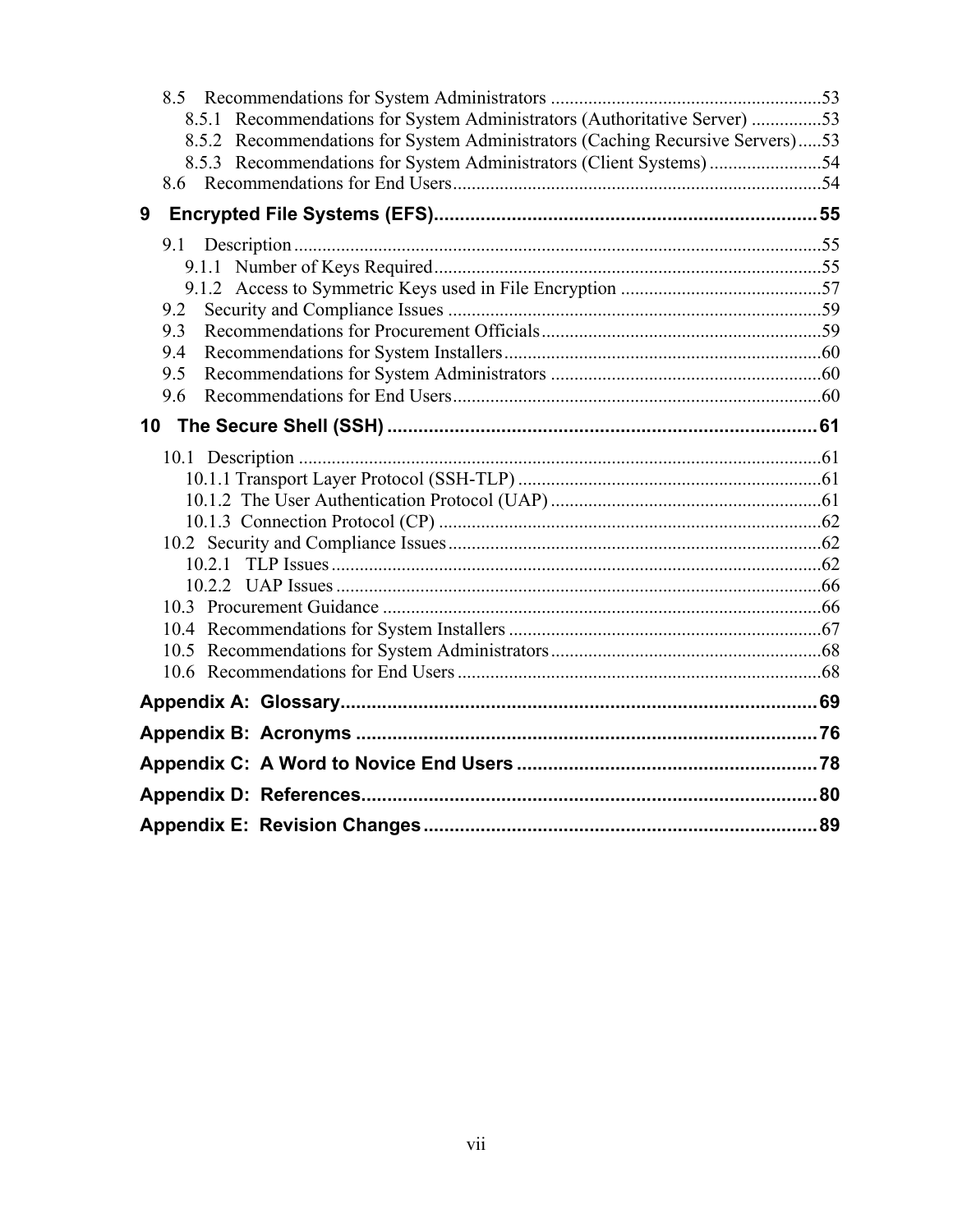8.5 Recommendations for System Administrators ........................................................ 53
  8.5.1 Recommendations for System Administrators (Authoritative Server) .............. 53
  8.5.2 Recommendations for System Administrators (Caching Recursive Servers) ..... 53
  8.5.3 Recommendations for System Administrators (Client Systems) ........................ 54
8.6 Recommendations for End Users .............................................................................. 54

**9 Encrypted File Systems (EFS) .......................................................................... 55**

9.1 Description ................................................................................................................. 55
  9.1.1 Number of Keys Required ................................................................................... 55
  9.1.2 Access to Symmetric Keys used in File Encryption ........................................... 57
9.2 Security and Compliance Issues ................................................................................ 59
9.3 Recommendations for Procurement Officials ............................................................ 59
9.4 Recommendations for System Installers .................................................................... 60
9.5 Recommendations for System Administrators .......................................................... 60
9.6 Recommendations for End Users .............................................................................. 60

**10 The Secure Shell (SSH) .................................................................................. 61**

10.1 Description ............................................................................................................... 61
  10.1.1 Transport Layer Protocol (SSH-TLP) ................................................................ 61
  10.1.2 The User Authentication Protocol (UAP) .......................................................... 61
  10.1.3 Connection Protocol (CP) .................................................................................. 62
10.2 Security and Compliance Issues .............................................................................. 62
  10.2.1 TLP Issues ......................................................................................................... 62
  10.2.2 UAP Issues ........................................................................................................ 66
10.3 Procurement Guidance ............................................................................................. 66
10.4 Recommendations for System Installers .................................................................. 67
10.5 Recommendations for System Administrators ......................................................... 68
10.6 Recommendations for End Users ............................................................................. 68

**Appendix A: Glossary ........................................................................................... 69**

**Appendix B: Acronyms ......................................................................................... 76**

**Appendix C: A Word to Novice End Users .......................................................... 78**

**Appendix D: References ........................................................................................ 80**

**Appendix E: Revision Changes ............................................................................ 89**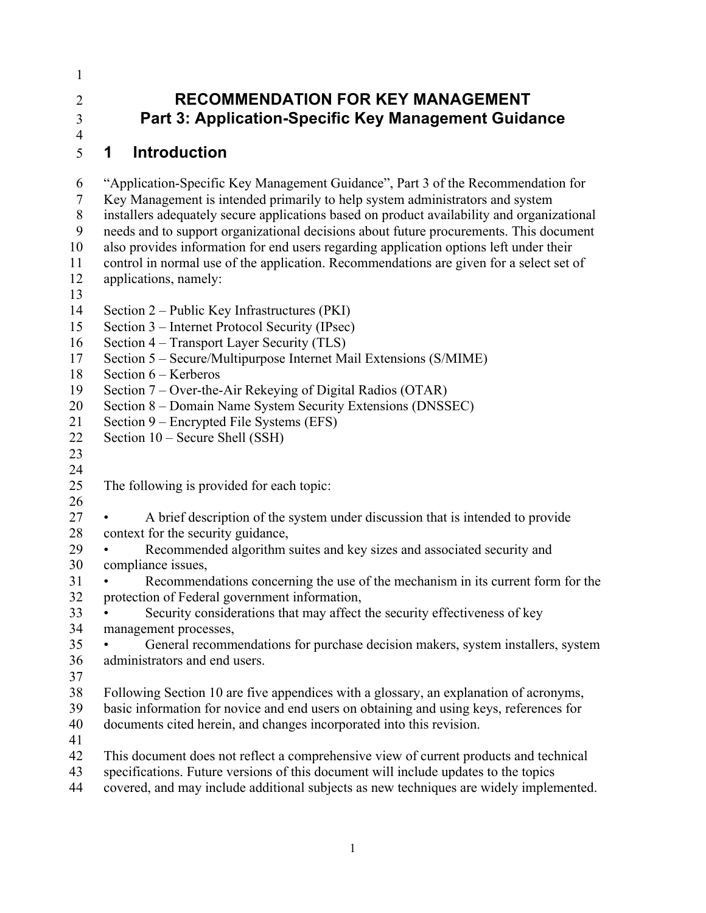# RECOMMENDATION FOR KEY MANAGEMENT
# Part 3: Application-Specific Key Management Guidance

## 1 Introduction

"Application-Specific Key Management Guidance", Part 3 of the Recommendation for Key Management is intended primarily to help system administrators and system installers adequately secure applications based on product availability and organizational needs and to support organizational decisions about future procurements. This document also provides information for end users regarding application options left under their control in normal use of the application. Recommendations are given for a select set of applications, namely:

Section 2 – Public Key Infrastructures (PKI)
Section 3 – Internet Protocol Security (IPsec)
Section 4 – Transport Layer Security (TLS)
Section 5 – Secure/Multipurpose Internet Mail Extensions (S/MIME)
Section 6 – Kerberos
Section 7 – Over-the-Air Rekeying of Digital Radios (OTAR)
Section 8 – Domain Name System Security Extensions (DNSSEC)
Section 9 – Encrypted File Systems (EFS)
Section 10 – Secure Shell (SSH)

The following is provided for each topic:

- A brief description of the system under discussion that is intended to provide context for the security guidance,
- Recommended algorithm suites and key sizes and associated security and compliance issues,
- Recommendations concerning the use of the mechanism in its current form for the protection of Federal government information,
- Security considerations that may affect the security effectiveness of key management processes,
- General recommendations for purchase decision makers, system installers, system administrators and end users.

Following Section 10 are five appendices with a glossary, an explanation of acronyms, basic information for novice and end users on obtaining and using keys, references for documents cited herein, and changes incorporated into this revision.

This document does not reflect a comprehensive view of current products and technical specifications. Future versions of this document will include updates to the topics covered, and may include additional subjects as new techniques are widely implemented.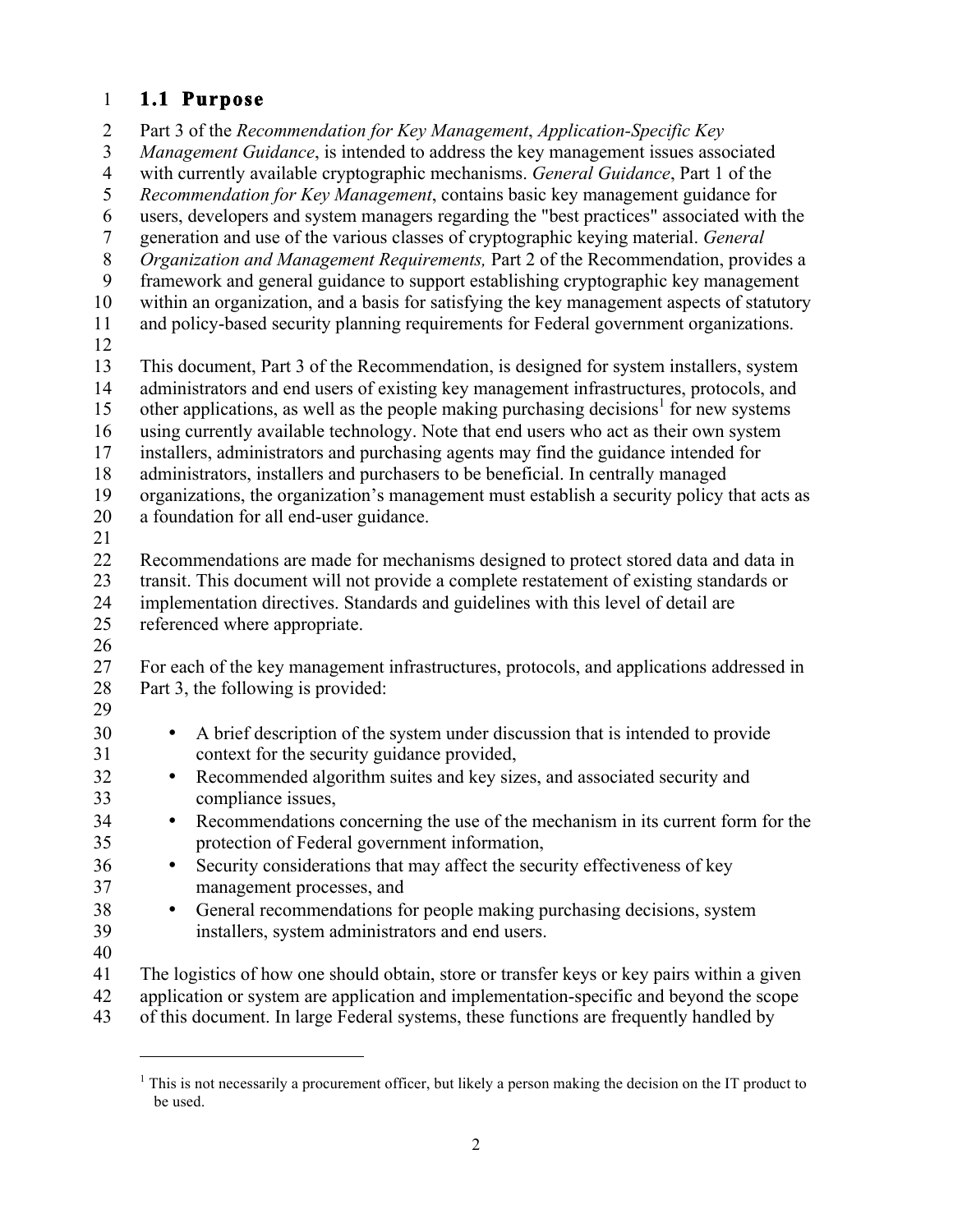## 1.1 Purpose

Part 3 of the *Recommendation for Key Management*, *Application-Specific Key Management Guidance*, is intended to address the key management issues associated with currently available cryptographic mechanisms. *General Guidance*, Part 1 of the *Recommendation for Key Management*, contains basic key management guidance for users, developers and system managers regarding the "best practices" associated with the generation and use of the various classes of cryptographic keying material. *General Organization and Management Requirements,* Part 2 of the Recommendation, provides a framework and general guidance to support establishing cryptographic key management within an organization, and a basis for satisfying the key management aspects of statutory and policy-based security planning requirements for Federal government organizations.

This document, Part 3 of the Recommendation, is designed for system installers, system administrators and end users of existing key management infrastructures, protocols, and other applications, as well as the people making purchasing decisions[1] for new systems using currently available technology. Note that end users who act as their own system installers, administrators and purchasing agents may find the guidance intended for administrators, installers and purchasers to be beneficial. In centrally managed organizations, the organization's management must establish a security policy that acts as a foundation for all end-user guidance.

Recommendations are made for mechanisms designed to protect stored data and data in transit. This document will not provide a complete restatement of existing standards or implementation directives. Standards and guidelines with this level of detail are referenced where appropriate.

For each of the key management infrastructures, protocols, and applications addressed in Part 3, the following is provided:

- A brief description of the system under discussion that is intended to provide context for the security guidance provided,
- Recommended algorithm suites and key sizes, and associated security and compliance issues,
- Recommendations concerning the use of the mechanism in its current form for the protection of Federal government information,
- Security considerations that may affect the security effectiveness of key management processes, and
- General recommendations for people making purchasing decisions, system installers, system administrators and end users.

The logistics of how one should obtain, store or transfer keys or key pairs within a given application or system are application and implementation-specific and beyond the scope of this document. In large Federal systems, these functions are frequently handled by

[1] This is not necessarily a procurement officer, but likely a person making the decision on the IT product to be used.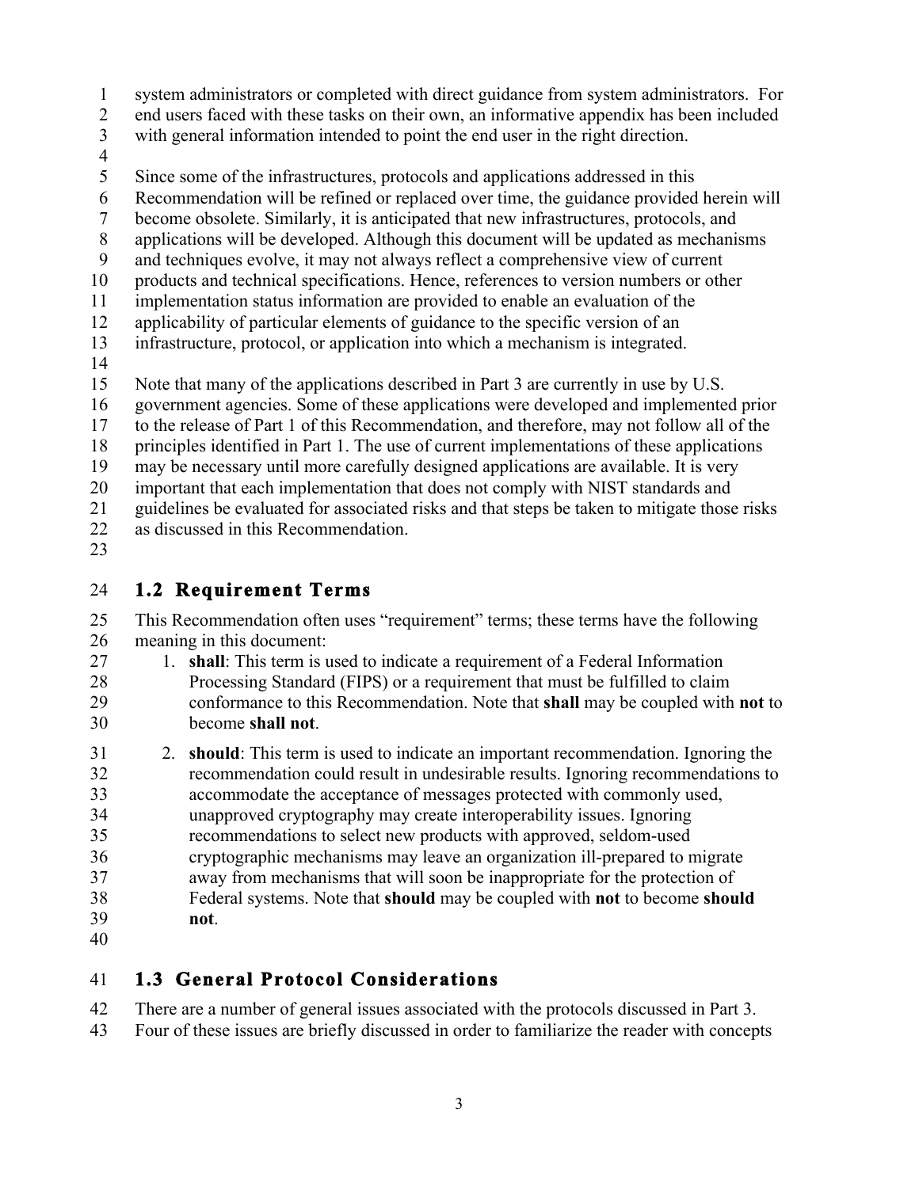system administrators or completed with direct guidance from system administrators. For end users faced with these tasks on their own, an informative appendix has been included with general information intended to point the end user in the right direction.

Since some of the infrastructures, protocols and applications addressed in this Recommendation will be refined or replaced over time, the guidance provided herein will become obsolete. Similarly, it is anticipated that new infrastructures, protocols, and applications will be developed. Although this document will be updated as mechanisms and techniques evolve, it may not always reflect a comprehensive view of current products and technical specifications. Hence, references to version numbers or other implementation status information are provided to enable an evaluation of the applicability of particular elements of guidance to the specific version of an infrastructure, protocol, or application into which a mechanism is integrated.

Note that many of the applications described in Part 3 are currently in use by U.S. government agencies. Some of these applications were developed and implemented prior to the release of Part 1 of this Recommendation, and therefore, may not follow all of the principles identified in Part 1. The use of current implementations of these applications may be necessary until more carefully designed applications are available. It is very important that each implementation that does not comply with NIST standards and guidelines be evaluated for associated risks and that steps be taken to mitigate those risks as discussed in this Recommendation.

## 1.2 Requirement Terms

This Recommendation often uses "requirement" terms; these terms have the following meaning in this document:

1. **shall**: This term is used to indicate a requirement of a Federal Information Processing Standard (FIPS) or a requirement that must be fulfilled to claim conformance to this Recommendation. Note that **shall** may be coupled with **not** to become **shall not**.
2. **should**: This term is used to indicate an important recommendation. Ignoring the recommendation could result in undesirable results. Ignoring recommendations to accommodate the acceptance of messages protected with commonly used, unapproved cryptography may create interoperability issues. Ignoring recommendations to select new products with approved, seldom-used cryptographic mechanisms may leave an organization ill-prepared to migrate away from mechanisms that will soon be inappropriate for the protection of Federal systems. Note that **should** may be coupled with **not** to become **should not**.

## 1.3 General Protocol Considerations

There are a number of general issues associated with the protocols discussed in Part 3. Four of these issues are briefly discussed in order to familiarize the reader with concepts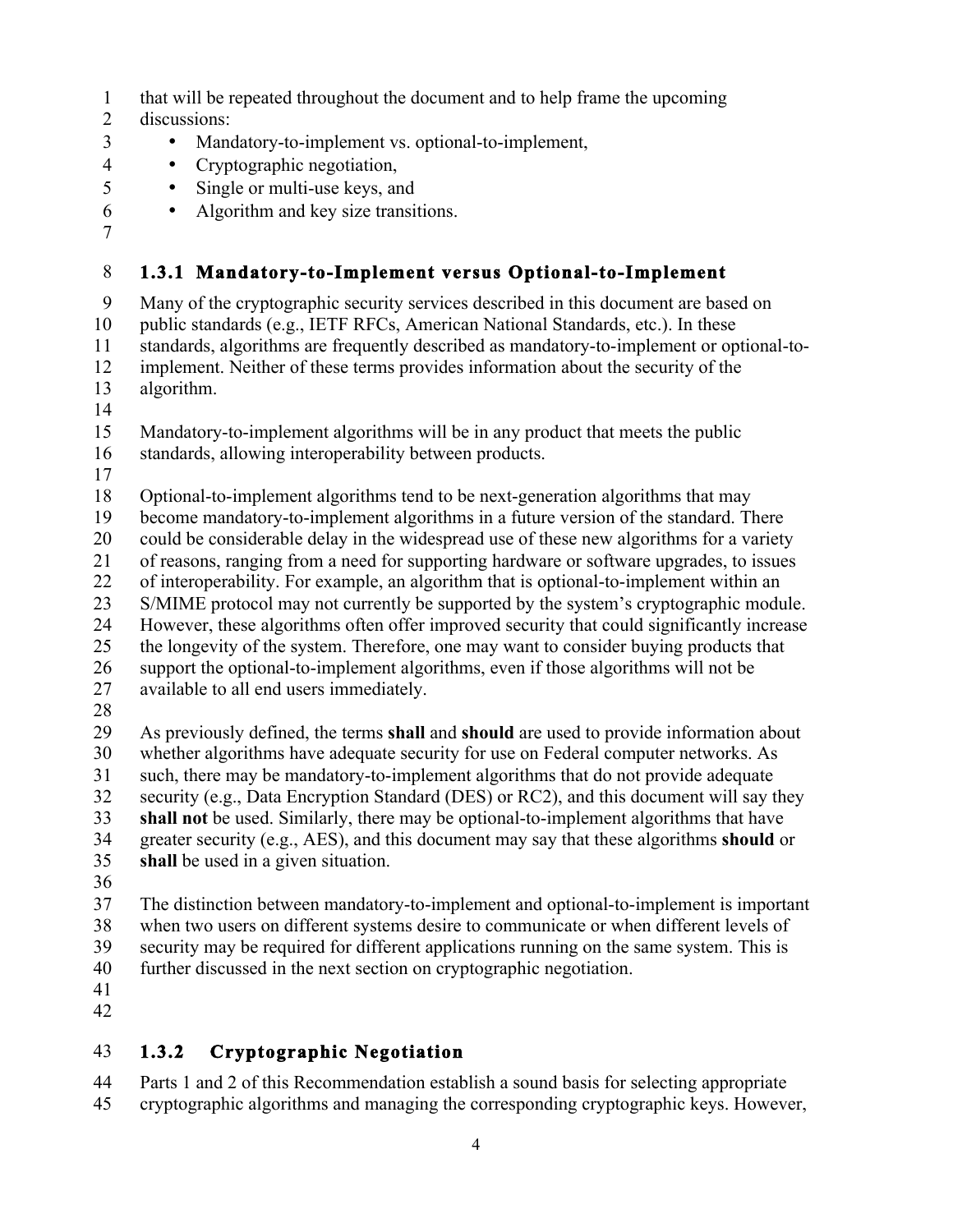that will be repeated throughout the document and to help frame the upcoming discussions:

- Mandatory-to-implement vs. optional-to-implement,
- Cryptographic negotiation,
- Single or multi-use keys, and
- Algorithm and key size transitions.

### 1.3.1 Mandatory-to-Implement versus Optional-to-Implement

Many of the cryptographic security services described in this document are based on public standards (e.g., IETF RFCs, American National Standards, etc.). In these standards, algorithms are frequently described as mandatory-to-implement or optional-to-implement. Neither of these terms provides information about the security of the algorithm.

Mandatory-to-implement algorithms will be in any product that meets the public standards, allowing interoperability between products.

Optional-to-implement algorithms tend to be next-generation algorithms that may become mandatory-to-implement algorithms in a future version of the standard. There could be considerable delay in the widespread use of these new algorithms for a variety of reasons, ranging from a need for supporting hardware or software upgrades, to issues of interoperability. For example, an algorithm that is optional-to-implement within an S/MIME protocol may not currently be supported by the system's cryptographic module. However, these algorithms often offer improved security that could significantly increase the longevity of the system. Therefore, one may want to consider buying products that support the optional-to-implement algorithms, even if those algorithms will not be available to all end users immediately.

As previously defined, the terms **shall** and **should** are used to provide information about whether algorithms have adequate security for use on Federal computer networks. As such, there may be mandatory-to-implement algorithms that do not provide adequate security (e.g., Data Encryption Standard (DES) or RC2), and this document will say they **shall not** be used. Similarly, there may be optional-to-implement algorithms that have greater security (e.g., AES), and this document may say that these algorithms **should** or **shall** be used in a given situation.

The distinction between mandatory-to-implement and optional-to-implement is important when two users on different systems desire to communicate or when different levels of security may be required for different applications running on the same system. This is further discussed in the next section on cryptographic negotiation.

### 1.3.2 Cryptographic Negotiation

Parts 1 and 2 of this Recommendation establish a sound basis for selecting appropriate cryptographic algorithms and managing the corresponding cryptographic keys. However,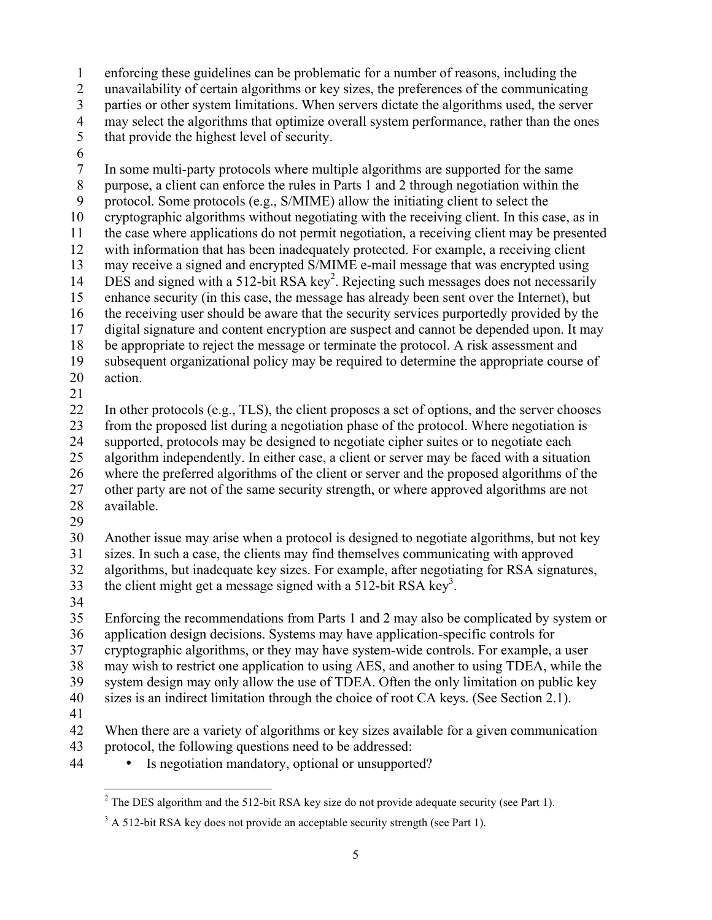enforcing these guidelines can be problematic for a number of reasons, including the unavailability of certain algorithms or key sizes, the preferences of the communicating parties or other system limitations. When servers dictate the algorithms used, the server may select the algorithms that optimize overall system performance, rather than the ones that provide the highest level of security.

In some multi-party protocols where multiple algorithms are supported for the same purpose, a client can enforce the rules in Parts 1 and 2 through negotiation within the protocol. Some protocols (e.g., S/MIME) allow the initiating client to select the cryptographic algorithms without negotiating with the receiving client. In this case, as in the case where applications do not permit negotiation, a receiving client may be presented with information that has been inadequately protected. For example, a receiving client may receive a signed and encrypted S/MIME e-mail message that was encrypted using DES and signed with a 512-bit RSA key[2]. Rejecting such messages does not necessarily enhance security (in this case, the message has already been sent over the Internet), but the receiving user should be aware that the security services purportedly provided by the digital signature and content encryption are suspect and cannot be depended upon. It may be appropriate to reject the message or terminate the protocol. A risk assessment and subsequent organizational policy may be required to determine the appropriate course of action.

In other protocols (e.g., TLS), the client proposes a set of options, and the server chooses from the proposed list during a negotiation phase of the protocol. Where negotiation is supported, protocols may be designed to negotiate cipher suites or to negotiate each algorithm independently. In either case, a client or server may be faced with a situation where the preferred algorithms of the client or server and the proposed algorithms of the other party are not of the same security strength, or where approved algorithms are not available.

Another issue may arise when a protocol is designed to negotiate algorithms, but not key sizes. In such a case, the clients may find themselves communicating with approved algorithms, but inadequate key sizes. For example, after negotiating for RSA signatures, the client might get a message signed with a 512-bit RSA key[3].

Enforcing the recommendations from Parts 1 and 2 may also be complicated by system or application design decisions. Systems may have application-specific controls for cryptographic algorithms, or they may have system-wide controls. For example, a user may wish to restrict one application to using AES, and another to using TDEA, while the system design may only allow the use of TDEA. Often the only limitation on public key sizes is an indirect limitation through the choice of root CA keys. (See Section 2.1).

When there are a variety of algorithms or key sizes available for a given communication protocol, the following questions need to be addressed:

- Is negotiation mandatory, optional or unsupported?

---

[2] The DES algorithm and the 512-bit RSA key size do not provide adequate security (see Part 1).

[3] A 512-bit RSA key does not provide an acceptable security strength (see Part 1).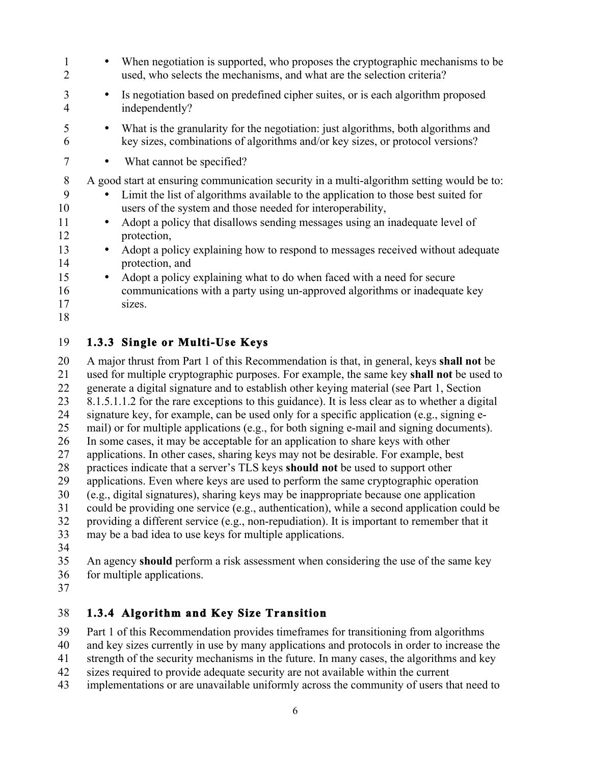- When negotiation is supported, who proposes the cryptographic mechanisms to be used, who selects the mechanisms, and what are the selection criteria?
- Is negotiation based on predefined cipher suites, or is each algorithm proposed independently?
- What is the granularity for the negotiation: just algorithms, both algorithms and key sizes, combinations of algorithms and/or key sizes, or protocol versions?
- What cannot be specified?

A good start at ensuring communication security in a multi-algorithm setting would be to:

- Limit the list of algorithms available to the application to those best suited for users of the system and those needed for interoperability,
- Adopt a policy that disallows sending messages using an inadequate level of protection,
- Adopt a policy explaining how to respond to messages received without adequate protection, and
- Adopt a policy explaining what to do when faced with a need for secure communications with a party using un-approved algorithms or inadequate key sizes.

### 1.3.3 Single or Multi-Use Keys

A major thrust from Part 1 of this Recommendation is that, in general, keys **shall not** be used for multiple cryptographic purposes. For example, the same key **shall not** be used to generate a digital signature and to establish other keying material (see Part 1, Section 8.1.5.1.1.2 for the rare exceptions to this guidance). It is less clear as to whether a digital signature key, for example, can be used only for a specific application (e.g., signing e-mail) or for multiple applications (e.g., for both signing e-mail and signing documents). In some cases, it may be acceptable for an application to share keys with other applications. In other cases, sharing keys may not be desirable. For example, best practices indicate that a server's TLS keys **should not** be used to support other applications. Even where keys are used to perform the same cryptographic operation (e.g., digital signatures), sharing keys may be inappropriate because one application could be providing one service (e.g., authentication), while a second application could be providing a different service (e.g., non-repudiation). It is important to remember that it may be a bad idea to use keys for multiple applications.

An agency **should** perform a risk assessment when considering the use of the same key for multiple applications.

### 1.3.4 Algorithm and Key Size Transition

Part 1 of this Recommendation provides timeframes for transitioning from algorithms and key sizes currently in use by many applications and protocols in order to increase the strength of the security mechanisms in the future. In many cases, the algorithms and key sizes required to provide adequate security are not available within the current implementations or are unavailable uniformly across the community of users that need to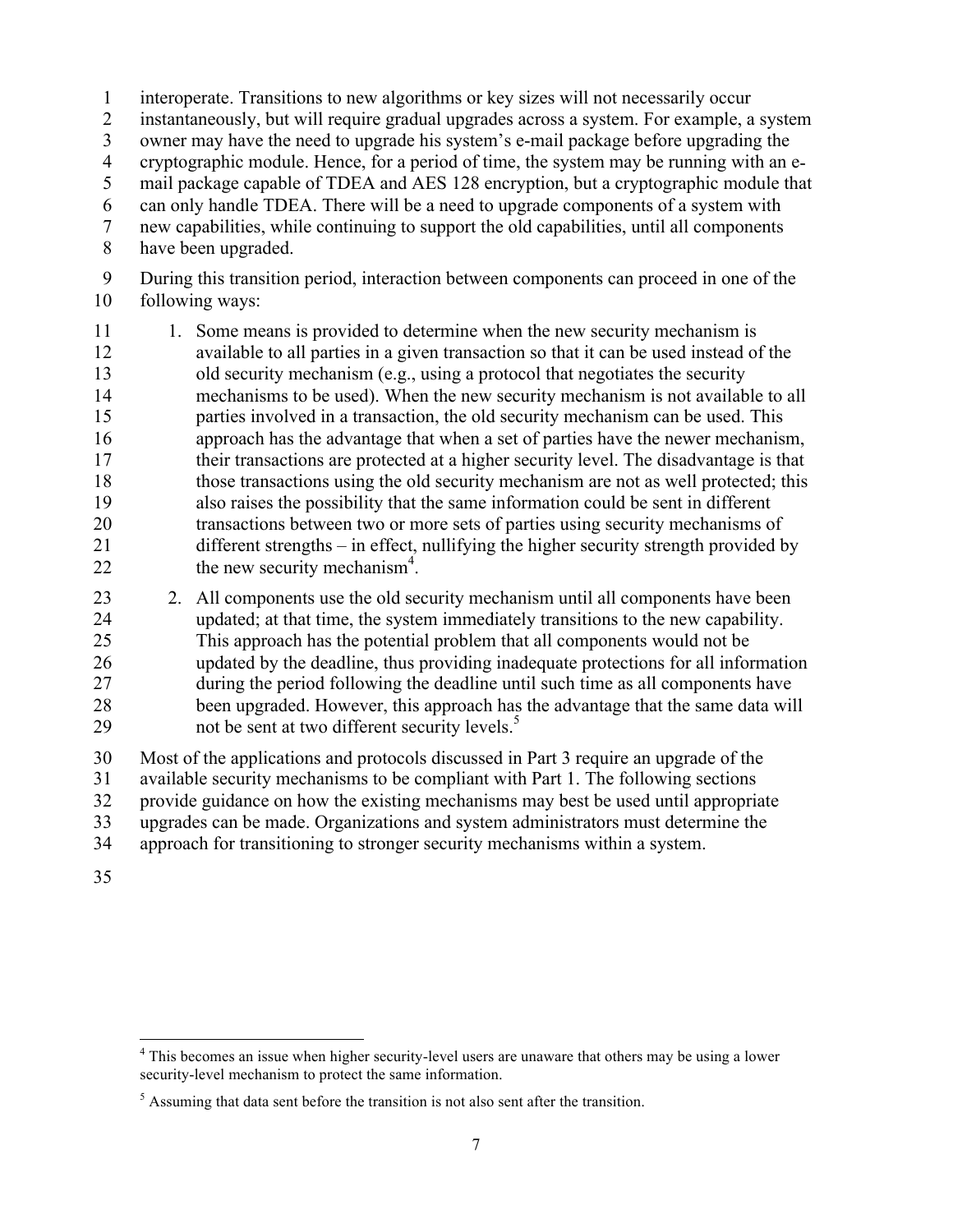interoperate. Transitions to new algorithms or key sizes will not necessarily occur instantaneously, but will require gradual upgrades across a system. For example, a system owner may have the need to upgrade his system's e-mail package before upgrading the cryptographic module. Hence, for a period of time, the system may be running with an e-mail package capable of TDEA and AES 128 encryption, but a cryptographic module that can only handle TDEA. There will be a need to upgrade components of a system with new capabilities, while continuing to support the old capabilities, until all components have been upgraded.

During this transition period, interaction between components can proceed in one of the following ways:

1. Some means is provided to determine when the new security mechanism is available to all parties in a given transaction so that it can be used instead of the old security mechanism (e.g., using a protocol that negotiates the security mechanisms to be used). When the new security mechanism is not available to all parties involved in a transaction, the old security mechanism can be used. This approach has the advantage that when a set of parties have the newer mechanism, their transactions are protected at a higher security level. The disadvantage is that those transactions using the old security mechanism are not as well protected; this also raises the possibility that the same information could be sent in different transactions between two or more sets of parties using security mechanisms of different strengths – in effect, nullifying the higher security strength provided by the new security mechanism[4].

2. All components use the old security mechanism until all components have been updated; at that time, the system immediately transitions to the new capability. This approach has the potential problem that all components would not be updated by the deadline, thus providing inadequate protections for all information during the period following the deadline until such time as all components have been upgraded. However, this approach has the advantage that the same data will not be sent at two different security levels.[5]

Most of the applications and protocols discussed in Part 3 require an upgrade of the available security mechanisms to be compliant with Part 1. The following sections provide guidance on how the existing mechanisms may best be used until appropriate upgrades can be made. Organizations and system administrators must determine the approach for transitioning to stronger security mechanisms within a system.

---

[4] This becomes an issue when higher security-level users are unaware that others may be using a lower security-level mechanism to protect the same information.

[5] Assuming that data sent before the transition is not also sent after the transition.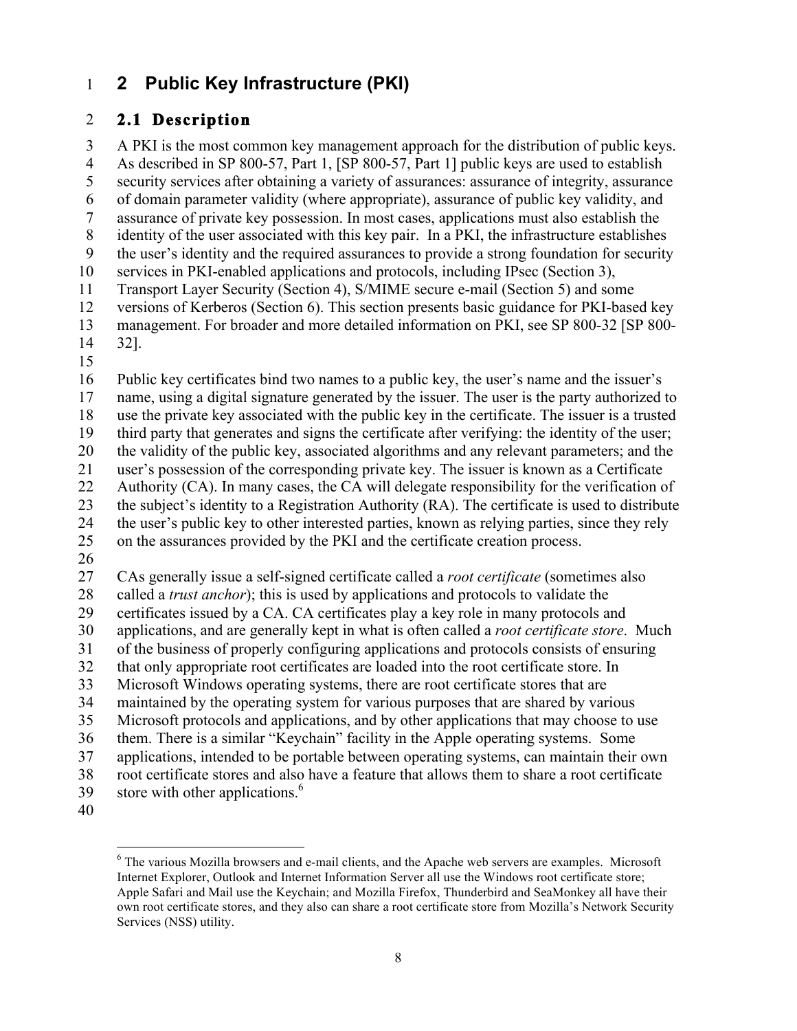# 2 Public Key Infrastructure (PKI)

## 2.1 Description

A PKI is the most common key management approach for the distribution of public keys. As described in SP 800-57, Part 1, [SP 800-57, Part 1] public keys are used to establish security services after obtaining a variety of assurances: assurance of integrity, assurance of domain parameter validity (where appropriate), assurance of public key validity, and assurance of private key possession. In most cases, applications must also establish the identity of the user associated with this key pair. In a PKI, the infrastructure establishes the user's identity and the required assurances to provide a strong foundation for security services in PKI-enabled applications and protocols, including IPsec (Section 3), Transport Layer Security (Section 4), S/MIME secure e-mail (Section 5) and some versions of Kerberos (Section 6). This section presents basic guidance for PKI-based key management. For broader and more detailed information on PKI, see SP 800-32 [SP 800-32].

Public key certificates bind two names to a public key, the user's name and the issuer's name, using a digital signature generated by the issuer. The user is the party authorized to use the private key associated with the public key in the certificate. The issuer is a trusted third party that generates and signs the certificate after verifying: the identity of the user; the validity of the public key, associated algorithms and any relevant parameters; and the user's possession of the corresponding private key. The issuer is known as a Certificate Authority (CA). In many cases, the CA will delegate responsibility for the verification of the subject's identity to a Registration Authority (RA). The certificate is used to distribute the user's public key to other interested parties, known as relying parties, since they rely on the assurances provided by the PKI and the certificate creation process.

CAs generally issue a self-signed certificate called a *root certificate* (sometimes also called a *trust anchor*); this is used by applications and protocols to validate the certificates issued by a CA. CA certificates play a key role in many protocols and applications, and are generally kept in what is often called a *root certificate store*. Much of the business of properly configuring applications and protocols consists of ensuring that only appropriate root certificates are loaded into the root certificate store. In Microsoft Windows operating systems, there are root certificate stores that are maintained by the operating system for various purposes that are shared by various Microsoft protocols and applications, and by other applications that may choose to use them. There is a similar "Keychain" facility in the Apple operating systems. Some applications, intended to be portable between operating systems, can maintain their own root certificate stores and also have a feature that allows them to share a root certificate store with other applications.[6]

[6] The various Mozilla browsers and e-mail clients, and the Apache web servers are examples. Microsoft Internet Explorer, Outlook and Internet Information Server all use the Windows root certificate store; Apple Safari and Mail use the Keychain; and Mozilla Firefox, Thunderbird and SeaMonkey all have their own root certificate stores, and they also can share a root certificate store from Mozilla's Network Security Services (NSS) utility.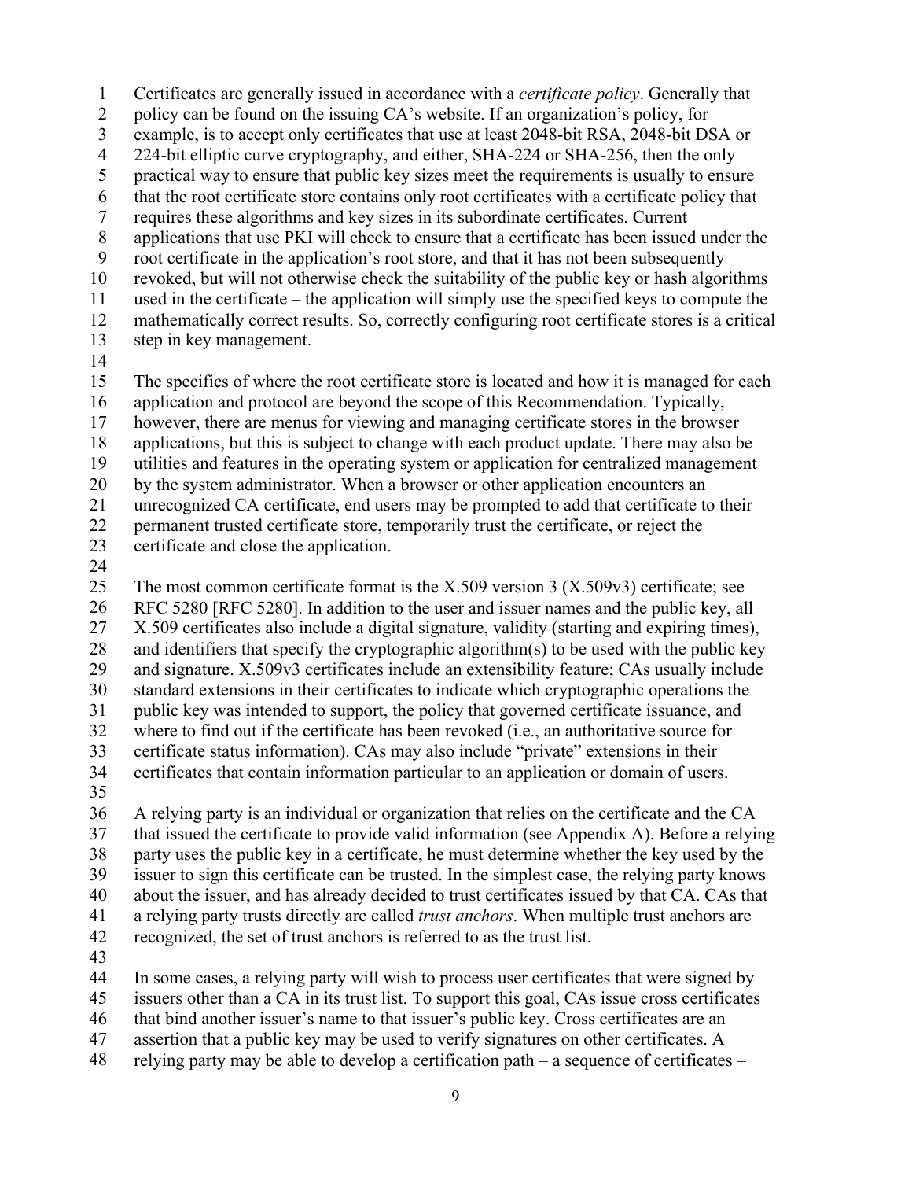Certificates are generally issued in accordance with a *certificate policy*. Generally that policy can be found on the issuing CA's website. If an organization's policy, for example, is to accept only certificates that use at least 2048-bit RSA, 2048-bit DSA or 224-bit elliptic curve cryptography, and either, SHA-224 or SHA-256, then the only practical way to ensure that public key sizes meet the requirements is usually to ensure that the root certificate store contains only root certificates with a certificate policy that requires these algorithms and key sizes in its subordinate certificates. Current applications that use PKI will check to ensure that a certificate has been issued under the root certificate in the application's root store, and that it has not been subsequently revoked, but will not otherwise check the suitability of the public key or hash algorithms used in the certificate – the application will simply use the specified keys to compute the mathematically correct results. So, correctly configuring root certificate stores is a critical step in key management.

The specifics of where the root certificate store is located and how it is managed for each application and protocol are beyond the scope of this Recommendation. Typically, however, there are menus for viewing and managing certificate stores in the browser applications, but this is subject to change with each product update. There may also be utilities and features in the operating system or application for centralized management by the system administrator. When a browser or other application encounters an unrecognized CA certificate, end users may be prompted to add that certificate to their permanent trusted certificate store, temporarily trust the certificate, or reject the certificate and close the application.

The most common certificate format is the X.509 version 3 (X.509v3) certificate; see RFC 5280 [RFC 5280]. In addition to the user and issuer names and the public key, all X.509 certificates also include a digital signature, validity (starting and expiring times), and identifiers that specify the cryptographic algorithm(s) to be used with the public key and signature. X.509v3 certificates include an extensibility feature; CAs usually include standard extensions in their certificates to indicate which cryptographic operations the public key was intended to support, the policy that governed certificate issuance, and where to find out if the certificate has been revoked (i.e., an authoritative source for certificate status information). CAs may also include "private" extensions in their certificates that contain information particular to an application or domain of users.

A relying party is an individual or organization that relies on the certificate and the CA that issued the certificate to provide valid information (see Appendix A). Before a relying party uses the public key in a certificate, he must determine whether the key used by the issuer to sign this certificate can be trusted. In the simplest case, the relying party knows about the issuer, and has already decided to trust certificates issued by that CA. CAs that a relying party trusts directly are called *trust anchors*. When multiple trust anchors are recognized, the set of trust anchors is referred to as the trust list.

In some cases, a relying party will wish to process user certificates that were signed by issuers other than a CA in its trust list. To support this goal, CAs issue cross certificates that bind another issuer's name to that issuer's public key. Cross certificates are an assertion that a public key may be used to verify signatures on other certificates. A relying party may be able to develop a certification path – a sequence of certificates –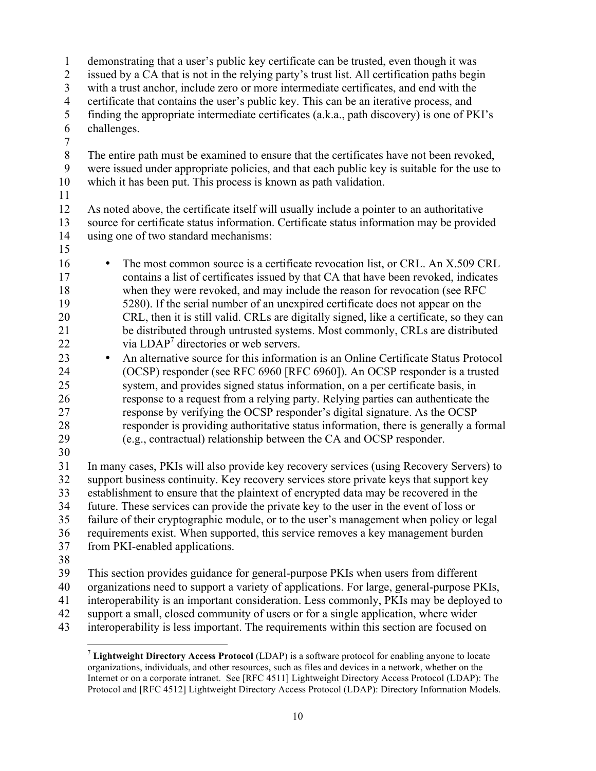demonstrating that a user's public key certificate can be trusted, even though it was issued by a CA that is not in the relying party's trust list. All certification paths begin with a trust anchor, include zero or more intermediate certificates, and end with the certificate that contains the user's public key. This can be an iterative process, and finding the appropriate intermediate certificates (a.k.a., path discovery) is one of PKI's challenges.

The entire path must be examined to ensure that the certificates have not been revoked, were issued under appropriate policies, and that each public key is suitable for the use to which it has been put. This process is known as path validation.

As noted above, the certificate itself will usually include a pointer to an authoritative source for certificate status information. Certificate status information may be provided using one of two standard mechanisms:

- The most common source is a certificate revocation list, or CRL. An X.509 CRL contains a list of certificates issued by that CA that have been revoked, indicates when they were revoked, and may include the reason for revocation (see RFC 5280). If the serial number of an unexpired certificate does not appear on the CRL, then it is still valid. CRLs are digitally signed, like a certificate, so they can be distributed through untrusted systems. Most commonly, CRLs are distributed via LDAP[7] directories or web servers.
- An alternative source for this information is an Online Certificate Status Protocol (OCSP) responder (see RFC 6960 [RFC 6960]). An OCSP responder is a trusted system, and provides signed status information, on a per certificate basis, in response to a request from a relying party. Relying parties can authenticate the response by verifying the OCSP responder's digital signature. As the OCSP responder is providing authoritative status information, there is generally a formal (e.g., contractual) relationship between the CA and OCSP responder.

In many cases, PKIs will also provide key recovery services (using Recovery Servers) to support business continuity. Key recovery services store private keys that support key establishment to ensure that the plaintext of encrypted data may be recovered in the future. These services can provide the private key to the user in the event of loss or failure of their cryptographic module, or to the user's management when policy or legal requirements exist. When supported, this service removes a key management burden from PKI-enabled applications.

This section provides guidance for general-purpose PKIs when users from different organizations need to support a variety of applications. For large, general-purpose PKIs, interoperability is an important consideration. Less commonly, PKIs may be deployed to support a small, closed community of users or for a single application, where wider interoperability is less important. The requirements within this section are focused on

[7] **Lightweight Directory Access Protocol** (LDAP) is a software protocol for enabling anyone to locate organizations, individuals, and other resources, such as files and devices in a network, whether on the Internet or on a corporate intranet. See [RFC 4511] Lightweight Directory Access Protocol (LDAP): The Protocol and [RFC 4512] Lightweight Directory Access Protocol (LDAP): Directory Information Models.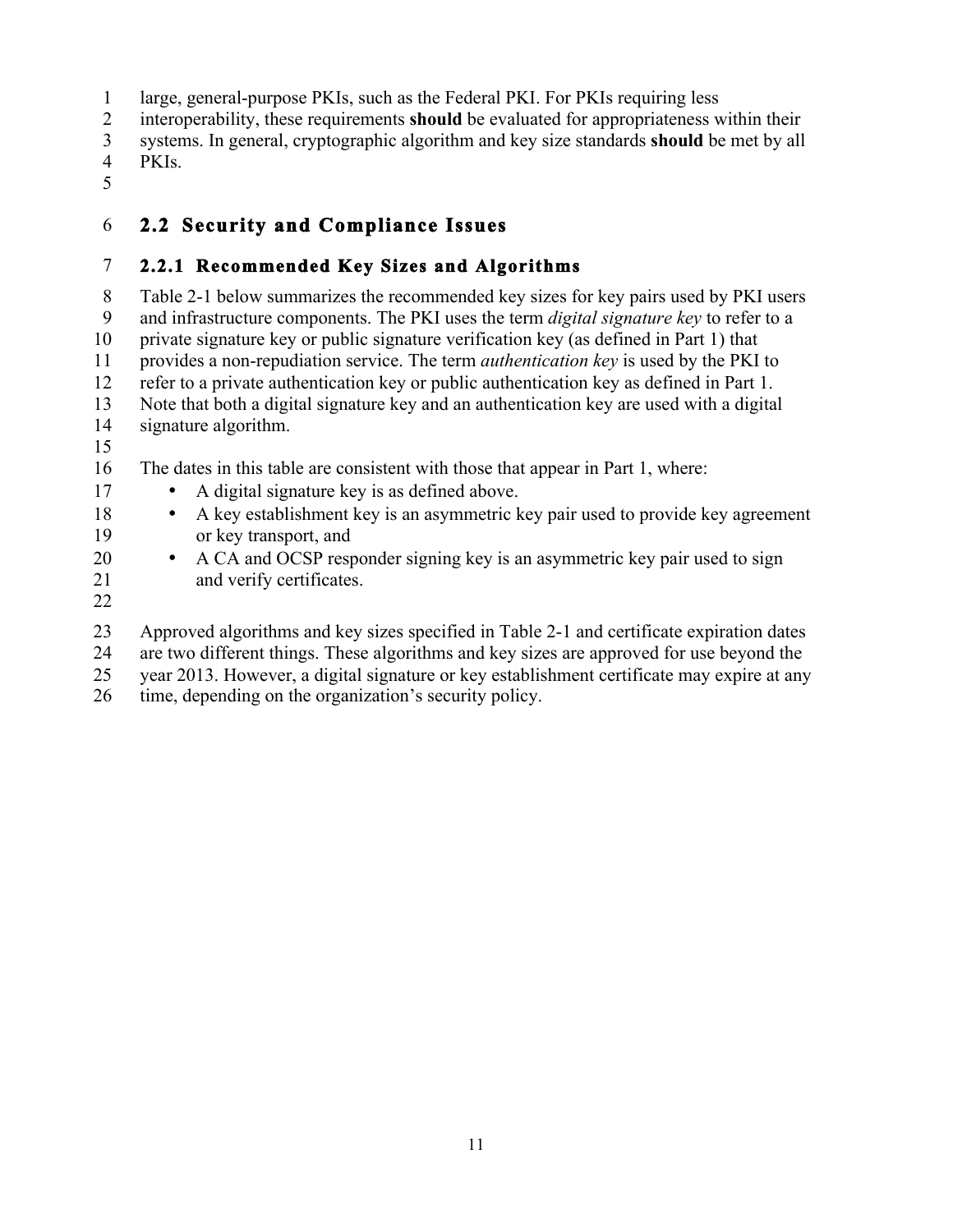large, general-purpose PKIs, such as the Federal PKI. For PKIs requiring less interoperability, these requirements **should** be evaluated for appropriateness within their systems. In general, cryptographic algorithm and key size standards **should** be met by all PKIs.

## 2.2 Security and Compliance Issues

### 2.2.1 Recommended Key Sizes and Algorithms

Table 2-1 below summarizes the recommended key sizes for key pairs used by PKI users and infrastructure components. The PKI uses the term *digital signature key* to refer to a private signature key or public signature verification key (as defined in Part 1) that provides a non-repudiation service. The term *authentication key* is used by the PKI to refer to a private authentication key or public authentication key as defined in Part 1. Note that both a digital signature key and an authentication key are used with a digital signature algorithm.

The dates in this table are consistent with those that appear in Part 1, where:

- A digital signature key is as defined above.
- A key establishment key is an asymmetric key pair used to provide key agreement or key transport, and
- A CA and OCSP responder signing key is an asymmetric key pair used to sign and verify certificates.

Approved algorithms and key sizes specified in Table 2-1 and certificate expiration dates are two different things. These algorithms and key sizes are approved for use beyond the year 2013. However, a digital signature or key establishment certificate may expire at any time, depending on the organization's security policy.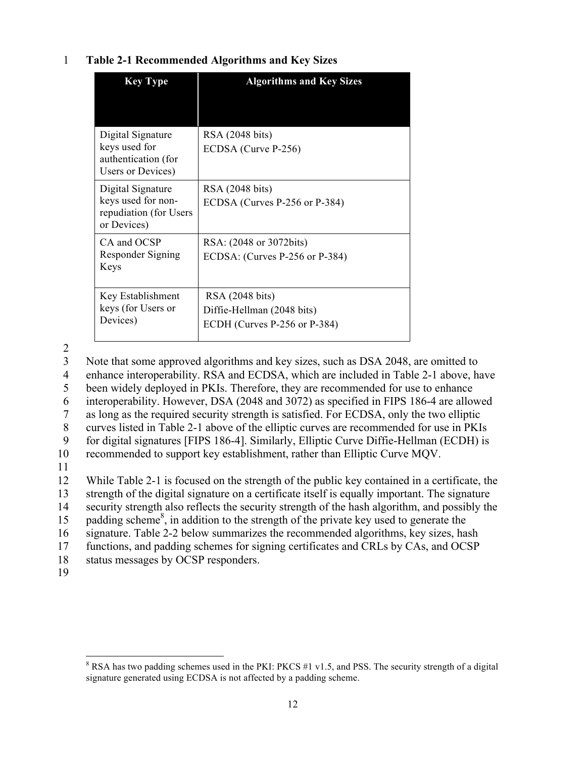**Table 2-1 Recommended Algorithms and Key Sizes**

| Key Type | Algorithms and Key Sizes |
|---|---|
| Digital Signature keys used for authentication (for Users or Devices) | RSA (2048 bits)<br>ECDSA (Curve P-256) |
| Digital Signature keys used for non-repudiation (for Users or Devices) | RSA (2048 bits)<br>ECDSA (Curves P-256 or P-384) |
| CA and OCSP Responder Signing Keys | RSA: (2048 or 3072bits)<br>ECDSA: (Curves P-256 or P-384) |
| Key Establishment keys (for Users or Devices) | RSA (2048 bits)<br>Diffie-Hellman (2048 bits)<br>ECDH (Curves P-256 or P-384) |

Note that some approved algorithms and key sizes, such as DSA 2048, are omitted to enhance interoperability. RSA and ECDSA, which are included in Table 2-1 above, have been widely deployed in PKIs. Therefore, they are recommended for use to enhance interoperability. However, DSA (2048 and 3072) as specified in FIPS 186-4 are allowed as long as the required security strength is satisfied. For ECDSA, only the two elliptic curves listed in Table 2-1 above of the elliptic curves are recommended for use in PKIs for digital signatures [FIPS 186-4]. Similarly, Elliptic Curve Diffie-Hellman (ECDH) is recommended to support key establishment, rather than Elliptic Curve MQV.

While Table 2-1 is focused on the strength of the public key contained in a certificate, the strength of the digital signature on a certificate itself is equally important. The signature security strength also reflects the security strength of the hash algorithm, and possibly the padding scheme[8], in addition to the strength of the private key used to generate the signature. Table 2-2 below summarizes the recommended algorithms, key sizes, hash functions, and padding schemes for signing certificates and CRLs by CAs, and OCSP status messages by OCSP responders.

[8] RSA has two padding schemes used in the PKI: PKCS #1 v1.5, and PSS. The security strength of a digital signature generated using ECDSA is not affected by a padding scheme.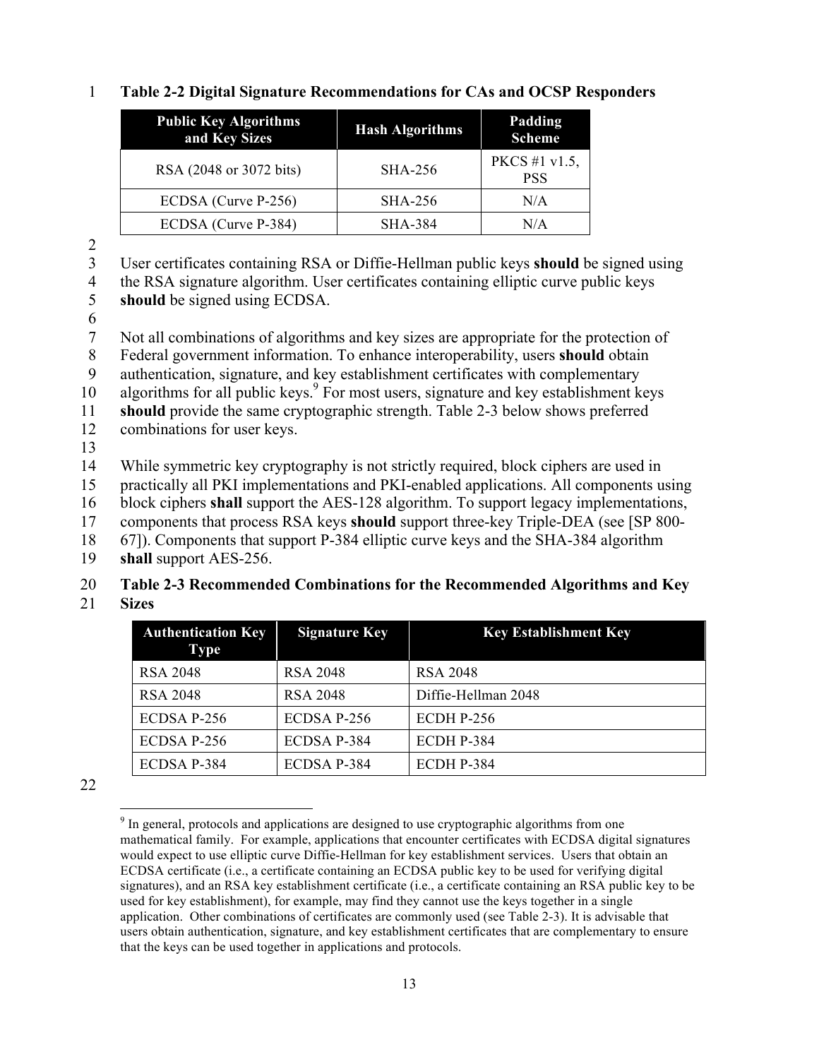**Table 2-2 Digital Signature Recommendations for CAs and OCSP Responders**

| Public Key Algorithms and Key Sizes | Hash Algorithms | Padding Scheme |
|---|---|---|
| RSA (2048 or 3072 bits) | SHA-256 | PKCS #1 v1.5, PSS |
| ECDSA (Curve P-256) | SHA-256 | N/A |
| ECDSA (Curve P-384) | SHA-384 | N/A |

User certificates containing RSA or Diffie-Hellman public keys **should** be signed using the RSA signature algorithm. User certificates containing elliptic curve public keys **should** be signed using ECDSA.

Not all combinations of algorithms and key sizes are appropriate for the protection of Federal government information. To enhance interoperability, users **should** obtain authentication, signature, and key establishment certificates with complementary algorithms for all public keys.[9] For most users, signature and key establishment keys **should** provide the same cryptographic strength. Table 2-3 below shows preferred combinations for user keys.

While symmetric key cryptography is not strictly required, block ciphers are used in practically all PKI implementations and PKI-enabled applications. All components using block ciphers **shall** support the AES-128 algorithm. To support legacy implementations, components that process RSA keys **should** support three-key Triple-DEA (see [SP 800-67]). Components that support P-384 elliptic curve keys and the SHA-384 algorithm **shall** support AES-256.

**Table 2-3 Recommended Combinations for the Recommended Algorithms and Key Sizes**

| Authentication Key Type | Signature Key | Key Establishment Key |
|---|---|---|
| RSA 2048 | RSA 2048 | RSA 2048 |
| RSA 2048 | RSA 2048 | Diffie-Hellman 2048 |
| ECDSA P-256 | ECDSA P-256 | ECDH P-256 |
| ECDSA P-256 | ECDSA P-384 | ECDH P-384 |
| ECDSA P-384 | ECDSA P-384 | ECDH P-384 |

[9] In general, protocols and applications are designed to use cryptographic algorithms from one mathematical family. For example, applications that encounter certificates with ECDSA digital signatures would expect to use elliptic curve Diffie-Hellman for key establishment services. Users that obtain an ECDSA certificate (i.e., a certificate containing an ECDSA public key to be used for verifying digital signatures), and an RSA key establishment certificate (i.e., a certificate containing an RSA public key to be used for key establishment), for example, may find they cannot use the keys together in a single application. Other combinations of certificates are commonly used (see Table 2-3). It is advisable that users obtain authentication, signature, and key establishment certificates that are complementary to ensure that the keys can be used together in applications and protocols.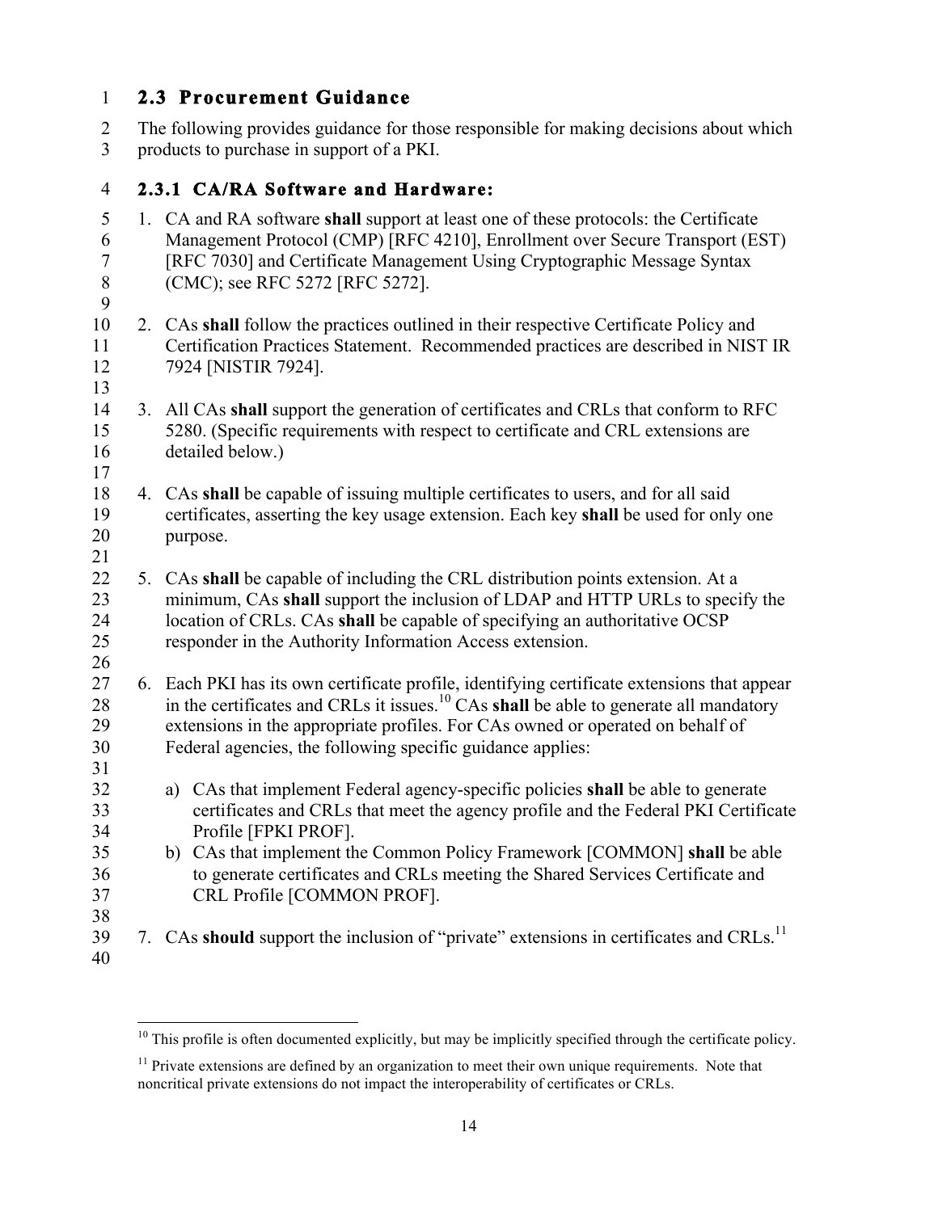### 2.3 Procurement Guidance

The following provides guidance for those responsible for making decisions about which products to purchase in support of a PKI.

#### 2.3.1 CA/RA Software and Hardware:

1. CA and RA software **shall** support at least one of these protocols: the Certificate Management Protocol (CMP) [RFC 4210], Enrollment over Secure Transport (EST) [RFC 7030] and Certificate Management Using Cryptographic Message Syntax (CMC); see RFC 5272 [RFC 5272].

2. CAs **shall** follow the practices outlined in their respective Certificate Policy and Certification Practices Statement. Recommended practices are described in NIST IR 7924 [NISTIR 7924].

3. All CAs **shall** support the generation of certificates and CRLs that conform to RFC 5280. (Specific requirements with respect to certificate and CRL extensions are detailed below.)

4. CAs **shall** be capable of issuing multiple certificates to users, and for all said certificates, asserting the key usage extension. Each key **shall** be used for only one purpose.

5. CAs **shall** be capable of including the CRL distribution points extension. At a minimum, CAs **shall** support the inclusion of LDAP and HTTP URLs to specify the location of CRLs. CAs **shall** be capable of specifying an authoritative OCSP responder in the Authority Information Access extension.

6. Each PKI has its own certificate profile, identifying certificate extensions that appear in the certificates and CRLs it issues.[10] CAs **shall** be able to generate all mandatory extensions in the appropriate profiles. For CAs owned or operated on behalf of Federal agencies, the following specific guidance applies:

   a) CAs that implement Federal agency-specific policies **shall** be able to generate certificates and CRLs that meet the agency profile and the Federal PKI Certificate Profile [FPKI PROF].
   b) CAs that implement the Common Policy Framework [COMMON] **shall** be able to generate certificates and CRLs meeting the Shared Services Certificate and CRL Profile [COMMON PROF].

7. CAs **should** support the inclusion of "private" extensions in certificates and CRLs.[11]

---

[10] This profile is often documented explicitly, but may be implicitly specified through the certificate policy.

[11] Private extensions are defined by an organization to meet their own unique requirements. Note that noncritical private extensions do not impact the interoperability of certificates or CRLs.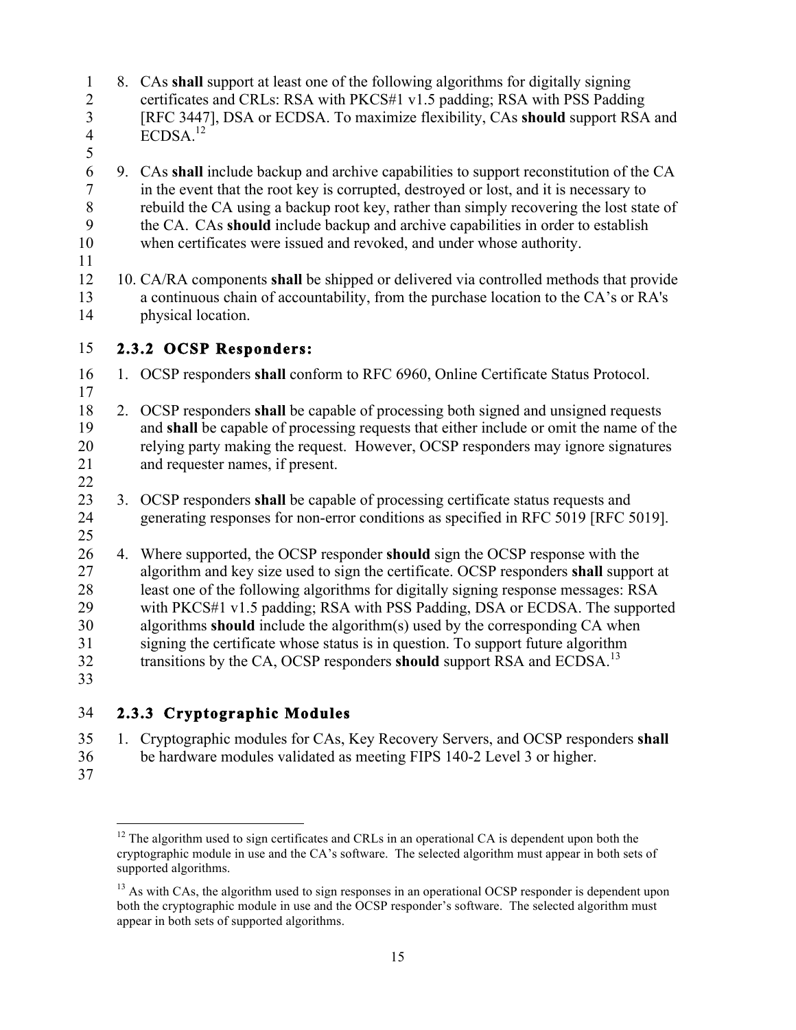8. CAs **shall** support at least one of the following algorithms for digitally signing certificates and CRLs: RSA with PKCS#1 v1.5 padding; RSA with PSS Padding [RFC 3447], DSA or ECDSA. To maximize flexibility, CAs **should** support RSA and ECDSA.[12]

9. CAs **shall** include backup and archive capabilities to support reconstitution of the CA in the event that the root key is corrupted, destroyed or lost, and it is necessary to rebuild the CA using a backup root key, rather than simply recovering the lost state of the CA. CAs **should** include backup and archive capabilities in order to establish when certificates were issued and revoked, and under whose authority.

10. CA/RA components **shall** be shipped or delivered via controlled methods that provide a continuous chain of accountability, from the purchase location to the CA's or RA's physical location.

### 2.3.2 OCSP Responders:

1. OCSP responders **shall** conform to RFC 6960, Online Certificate Status Protocol.

2. OCSP responders **shall** be capable of processing both signed and unsigned requests and **shall** be capable of processing requests that either include or omit the name of the relying party making the request. However, OCSP responders may ignore signatures and requester names, if present.

3. OCSP responders **shall** be capable of processing certificate status requests and generating responses for non-error conditions as specified in RFC 5019 [RFC 5019].

4. Where supported, the OCSP responder **should** sign the OCSP response with the algorithm and key size used to sign the certificate. OCSP responders **shall** support at least one of the following algorithms for digitally signing response messages: RSA with PKCS#1 v1.5 padding; RSA with PSS Padding, DSA or ECDSA. The supported algorithms **should** include the algorithm(s) used by the corresponding CA when signing the certificate whose status is in question. To support future algorithm transitions by the CA, OCSP responders **should** support RSA and ECDSA.[13]

### 2.3.3 Cryptographic Modules

1. Cryptographic modules for CAs, Key Recovery Servers, and OCSP responders **shall** be hardware modules validated as meeting FIPS 140-2 Level 3 or higher.

---

[12] The algorithm used to sign certificates and CRLs in an operational CA is dependent upon both the cryptographic module in use and the CA's software. The selected algorithm must appear in both sets of supported algorithms.

[13] As with CAs, the algorithm used to sign responses in an operational OCSP responder is dependent upon both the cryptographic module in use and the OCSP responder's software. The selected algorithm must appear in both sets of supported algorithms.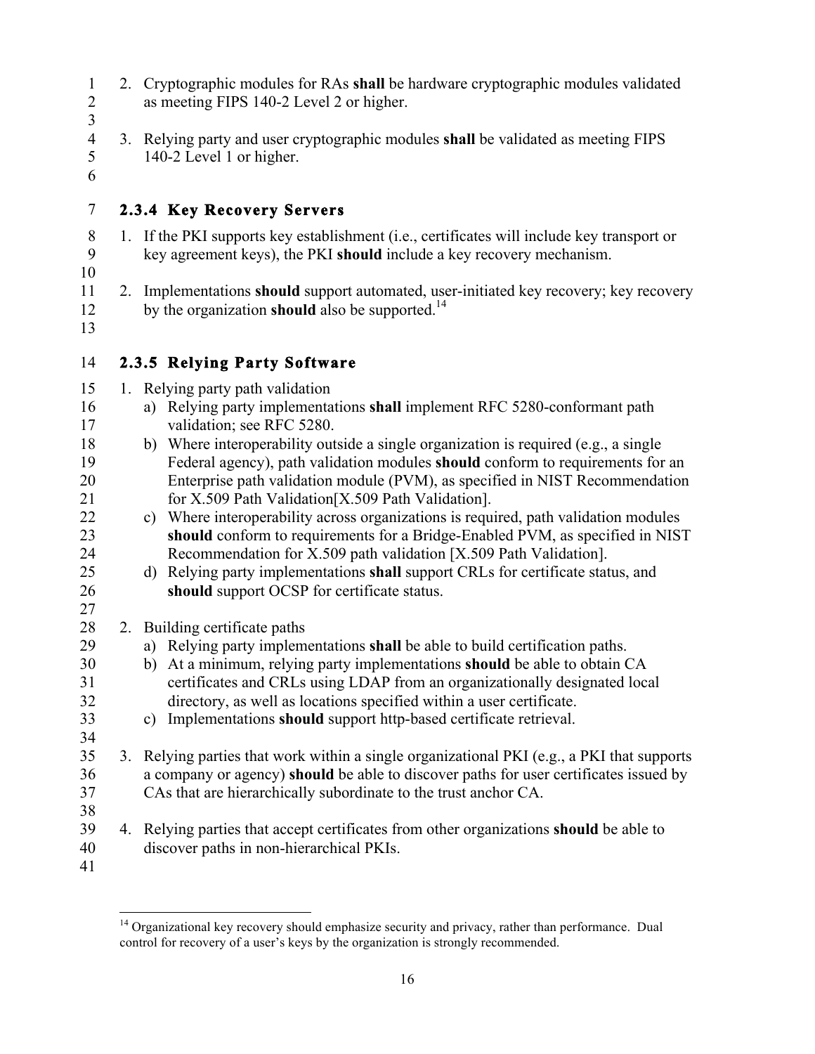2. Cryptographic modules for RAs **shall** be hardware cryptographic modules validated as meeting FIPS 140-2 Level 2 or higher.

3. Relying party and user cryptographic modules **shall** be validated as meeting FIPS 140-2 Level 1 or higher.

### 2.3.4 Key Recovery Servers

1. If the PKI supports key establishment (i.e., certificates will include key transport or key agreement keys), the PKI **should** include a key recovery mechanism.

2. Implementations **should** support automated, user-initiated key recovery; key recovery by the organization **should** also be supported.[14]

### 2.3.5 Relying Party Software

1. Relying party path validation
   a) Relying party implementations **shall** implement RFC 5280-conformant path validation; see RFC 5280.
   b) Where interoperability outside a single organization is required (e.g., a single Federal agency), path validation modules **should** conform to requirements for an Enterprise path validation module (PVM), as specified in NIST Recommendation for X.509 Path Validation[X.509 Path Validation].
   c) Where interoperability across organizations is required, path validation modules **should** conform to requirements for a Bridge-Enabled PVM, as specified in NIST Recommendation for X.509 path validation [X.509 Path Validation].
   d) Relying party implementations **shall** support CRLs for certificate status, and **should** support OCSP for certificate status.

2. Building certificate paths
   a) Relying party implementations **shall** be able to build certification paths.
   b) At a minimum, relying party implementations **should** be able to obtain CA certificates and CRLs using LDAP from an organizationally designated local directory, as well as locations specified within a user certificate.
   c) Implementations **should** support http-based certificate retrieval.

3. Relying parties that work within a single organizational PKI (e.g., a PKI that supports a company or agency) **should** be able to discover paths for user certificates issued by CAs that are hierarchically subordinate to the trust anchor CA.

4. Relying parties that accept certificates from other organizations **should** be able to discover paths in non-hierarchical PKIs.

---

[14] Organizational key recovery should emphasize security and privacy, rather than performance. Dual control for recovery of a user's keys by the organization is strongly recommended.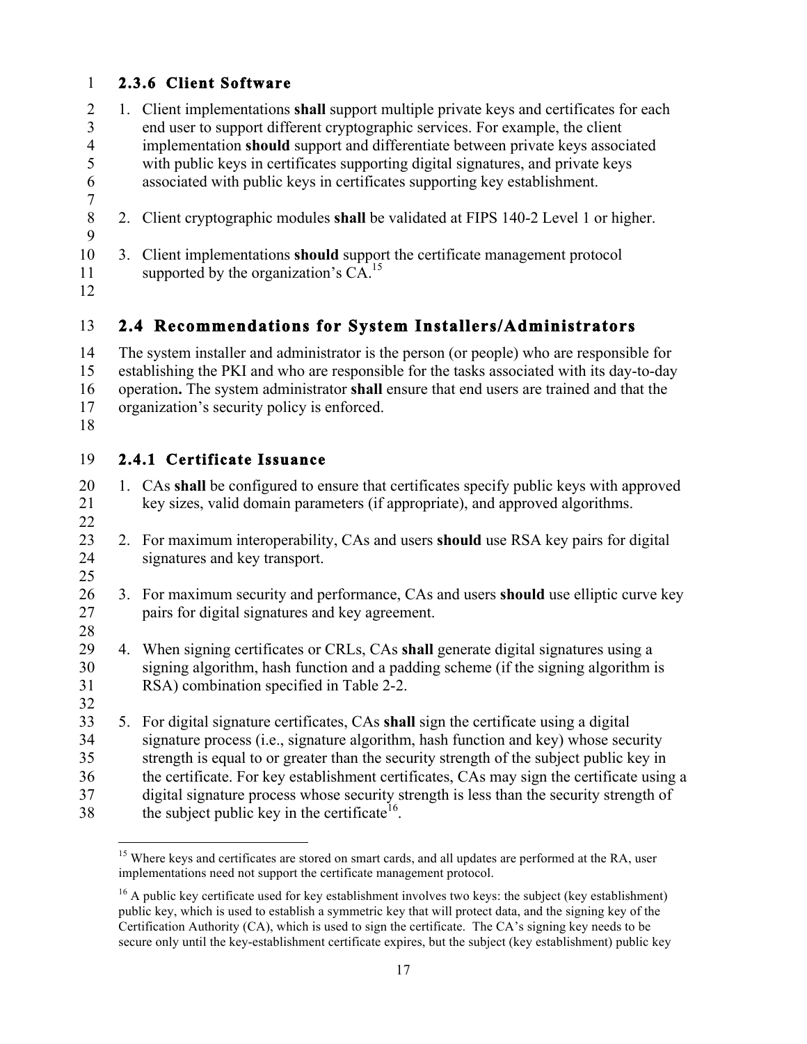#### 2.3.6 Client Software

1. Client implementations **shall** support multiple private keys and certificates for each end user to support different cryptographic services. For example, the client implementation **should** support and differentiate between private keys associated with public keys in certificates supporting digital signatures, and private keys associated with public keys in certificates supporting key establishment.

2. Client cryptographic modules **shall** be validated at FIPS 140-2 Level 1 or higher.

3. Client implementations **should** support the certificate management protocol supported by the organization's CA.[15]

### 2.4 Recommendations for System Installers/Administrators

The system installer and administrator is the person (or people) who are responsible for establishing the PKI and who are responsible for the tasks associated with its day-to-day operation**.** The system administrator **shall** ensure that end users are trained and that the organization's security policy is enforced.

#### 2.4.1 Certificate Issuance

1. CAs **shall** be configured to ensure that certificates specify public keys with approved key sizes, valid domain parameters (if appropriate), and approved algorithms.

2. For maximum interoperability, CAs and users **should** use RSA key pairs for digital signatures and key transport.

3. For maximum security and performance, CAs and users **should** use elliptic curve key pairs for digital signatures and key agreement.

4. When signing certificates or CRLs, CAs **shall** generate digital signatures using a signing algorithm, hash function and a padding scheme (if the signing algorithm is RSA) combination specified in Table 2-2.

5. For digital signature certificates, CAs **shall** sign the certificate using a digital signature process (i.e., signature algorithm, hash function and key) whose security strength is equal to or greater than the security strength of the subject public key in the certificate. For key establishment certificates, CAs may sign the certificate using a digital signature process whose security strength is less than the security strength of the subject public key in the certificate[16].

---

[15] Where keys and certificates are stored on smart cards, and all updates are performed at the RA, user implementations need not support the certificate management protocol.

[16] A public key certificate used for key establishment involves two keys: the subject (key establishment) public key, which is used to establish a symmetric key that will protect data, and the signing key of the Certification Authority (CA), which is used to sign the certificate. The CA's signing key needs to be secure only until the key-establishment certificate expires, but the subject (key establishment) public key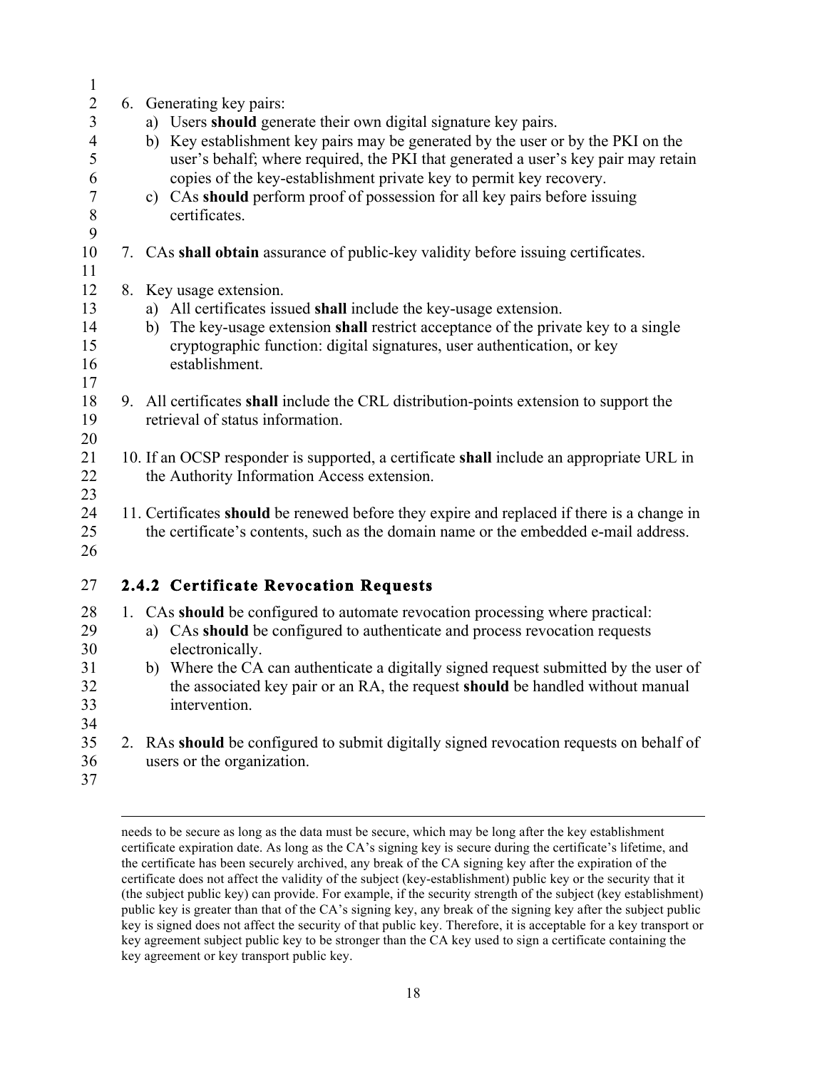6. Generating key pairs:
   a) Users **should** generate their own digital signature key pairs.
   b) Key establishment key pairs may be generated by the user or by the PKI on the user's behalf; where required, the PKI that generated a user's key pair may retain copies of the key-establishment private key to permit key recovery.
   c) CAs **should** perform proof of possession for all key pairs before issuing certificates.

7. CAs **shall obtain** assurance of public-key validity before issuing certificates.

8. Key usage extension.
   a) All certificates issued **shall** include the key-usage extension.
   b) The key-usage extension **shall** restrict acceptance of the private key to a single cryptographic function: digital signatures, user authentication, or key establishment.

9. All certificates **shall** include the CRL distribution-points extension to support the retrieval of status information.

10. If an OCSP responder is supported, a certificate **shall** include an appropriate URL in the Authority Information Access extension.

11. Certificates **should** be renewed before they expire and replaced if there is a change in the certificate's contents, such as the domain name or the embedded e-mail address.

### 2.4.2 Certificate Revocation Requests

1. CAs **should** be configured to automate revocation processing where practical:
   a) CAs **should** be configured to authenticate and process revocation requests electronically.
   b) Where the CA can authenticate a digitally signed request submitted by the user of the associated key pair or an RA, the request **should** be handled without manual intervention.

2. RAs **should** be configured to submit digitally signed revocation requests on behalf of users or the organization.

---

needs to be secure as long as the data must be secure, which may be long after the key establishment certificate expiration date. As long as the CA's signing key is secure during the certificate's lifetime, and the certificate has been securely archived, any break of the CA signing key after the expiration of the certificate does not affect the validity of the subject (key-establishment) public key or the security that it (the subject public key) can provide. For example, if the security strength of the subject (key establishment) public key is greater than that of the CA's signing key, any break of the signing key after the subject public key is signed does not affect the security of that public key. Therefore, it is acceptable for a key transport or key agreement subject public key to be stronger than the CA key used to sign a certificate containing the key agreement or key transport public key.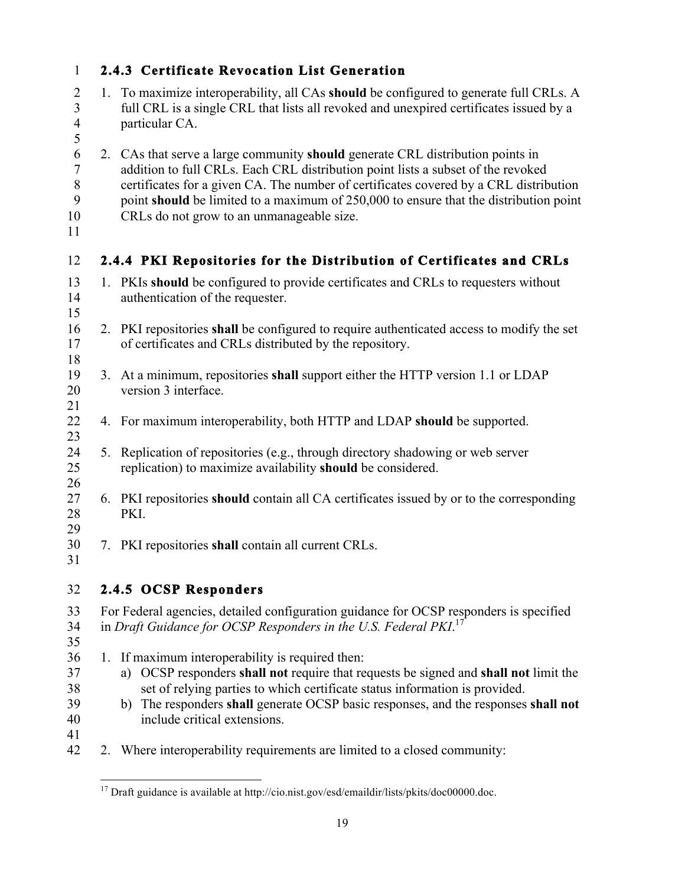### 2.4.3 Certificate Revocation List Generation

1. To maximize interoperability, all CAs **should** be configured to generate full CRLs. A full CRL is a single CRL that lists all revoked and unexpired certificates issued by a particular CA.

2. CAs that serve a large community **should** generate CRL distribution points in addition to full CRLs. Each CRL distribution point lists a subset of the revoked certificates for a given CA. The number of certificates covered by a CRL distribution point **should** be limited to a maximum of 250,000 to ensure that the distribution point CRLs do not grow to an unmanageable size.

### 2.4.4 PKI Repositories for the Distribution of Certificates and CRLs

1. PKIs **should** be configured to provide certificates and CRLs to requesters without authentication of the requester.

2. PKI repositories **shall** be configured to require authenticated access to modify the set of certificates and CRLs distributed by the repository.

3. At a minimum, repositories **shall** support either the HTTP version 1.1 or LDAP version 3 interface.

4. For maximum interoperability, both HTTP and LDAP **should** be supported.

5. Replication of repositories (e.g., through directory shadowing or web server replication) to maximize availability **should** be considered.

6. PKI repositories **should** contain all CA certificates issued by or to the corresponding PKI.

7. PKI repositories **shall** contain all current CRLs.

### 2.4.5 OCSP Responders

For Federal agencies, detailed configuration guidance for OCSP responders is specified in *Draft Guidance for OCSP Responders in the U.S. Federal PKI*.[17]

1. If maximum interoperability is required then:
   a) OCSP responders **shall not** require that requests be signed and **shall not** limit the set of relying parties to which certificate status information is provided.
   b) The responders **shall** generate OCSP basic responses, and the responses **shall not** include critical extensions.

2. Where interoperability requirements are limited to a closed community:

[17] Draft guidance is available at http://cio.nist.gov/esd/emaildir/lists/pkits/doc00000.doc.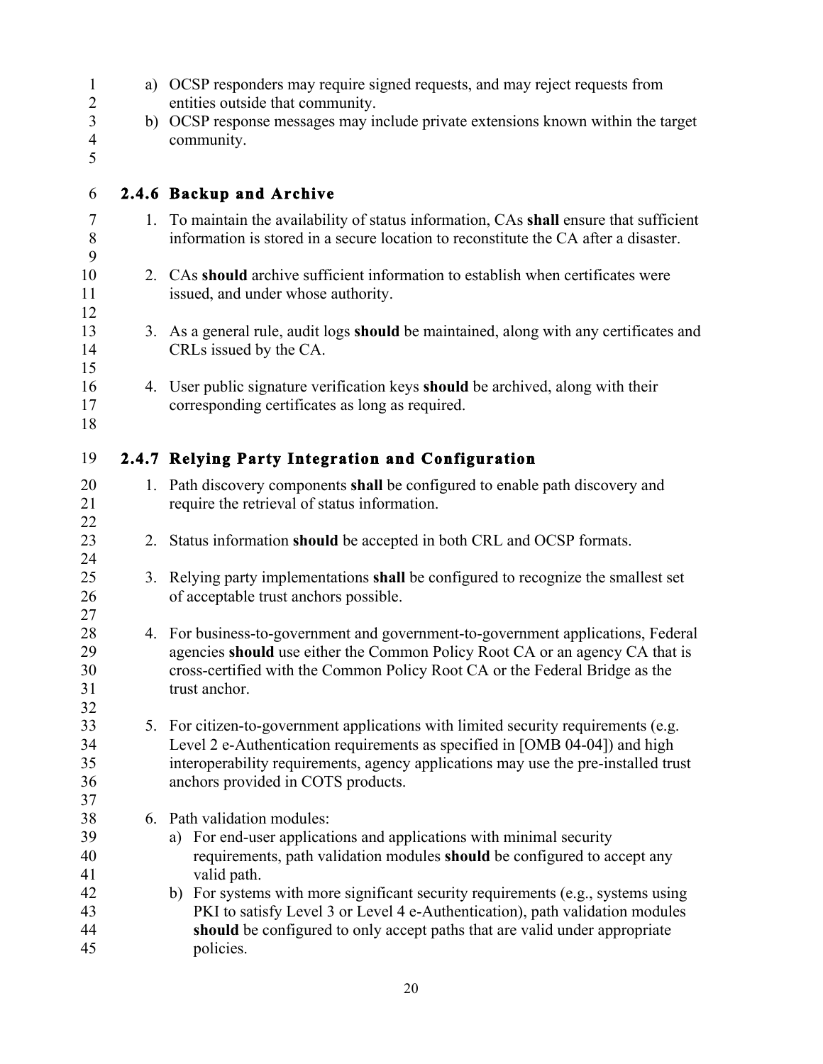a) OCSP responders may require signed requests, and may reject requests from entities outside that community.
b) OCSP response messages may include private extensions known within the target community.

### 2.4.6 Backup and Archive

1. To maintain the availability of status information, CAs **shall** ensure that sufficient information is stored in a secure location to reconstitute the CA after a disaster.

2. CAs **should** archive sufficient information to establish when certificates were issued, and under whose authority.

3. As a general rule, audit logs **should** be maintained, along with any certificates and CRLs issued by the CA.

4. User public signature verification keys **should** be archived, along with their corresponding certificates as long as required.

### 2.4.7 Relying Party Integration and Configuration

1. Path discovery components **shall** be configured to enable path discovery and require the retrieval of status information.

2. Status information **should** be accepted in both CRL and OCSP formats.

3. Relying party implementations **shall** be configured to recognize the smallest set of acceptable trust anchors possible.

4. For business-to-government and government-to-government applications, Federal agencies **should** use either the Common Policy Root CA or an agency CA that is cross-certified with the Common Policy Root CA or the Federal Bridge as the trust anchor.

5. For citizen-to-government applications with limited security requirements (e.g. Level 2 e-Authentication requirements as specified in [OMB 04-04]) and high interoperability requirements, agency applications may use the pre-installed trust anchors provided in COTS products.

6. Path validation modules:
   a) For end-user applications and applications with minimal security requirements, path validation modules **should** be configured to accept any valid path.
   b) For systems with more significant security requirements (e.g., systems using PKI to satisfy Level 3 or Level 4 e-Authentication), path validation modules **should** be configured to only accept paths that are valid under appropriate policies.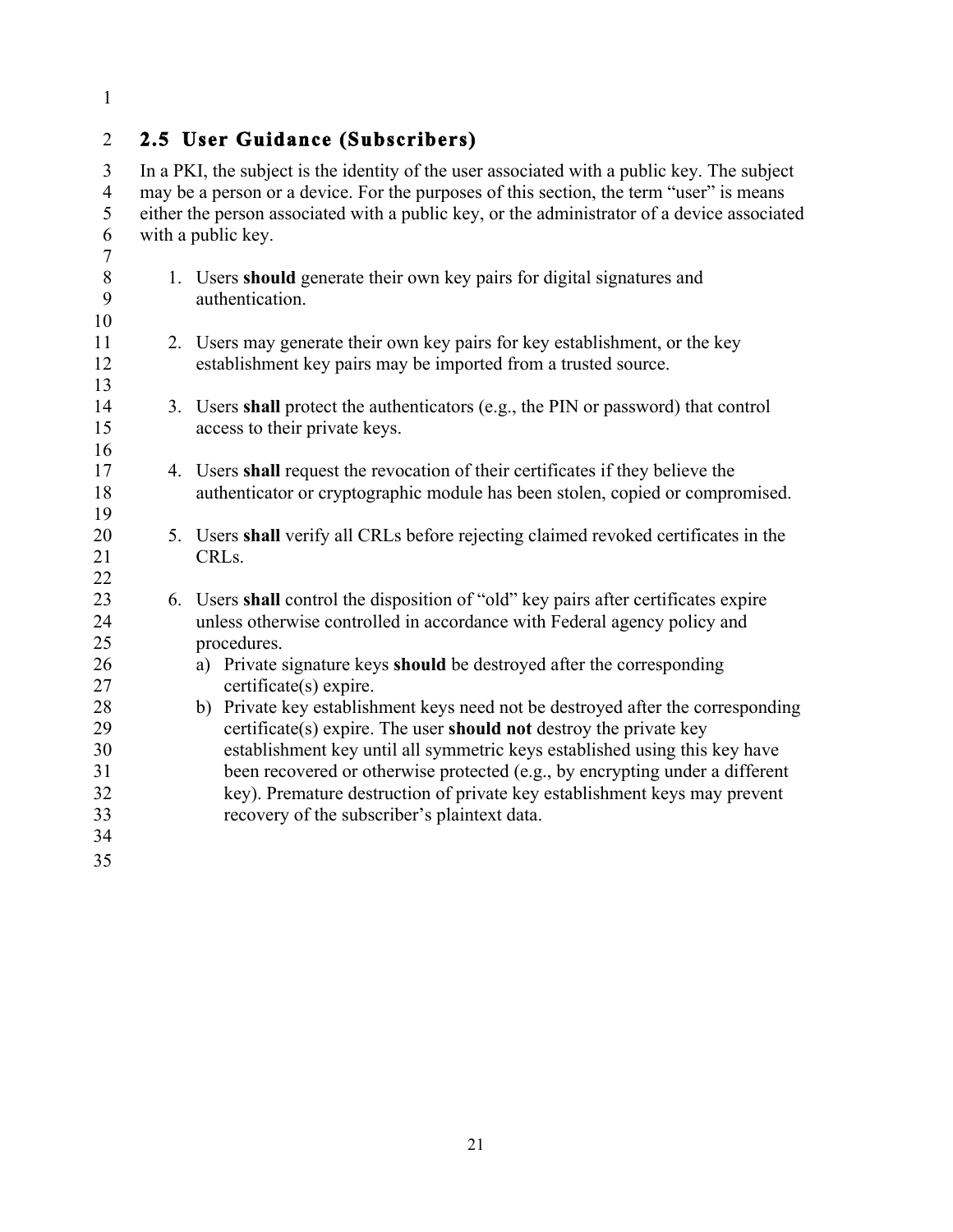## 2.5 User Guidance (Subscribers)

In a PKI, the subject is the identity of the user associated with a public key. The subject may be a person or a device. For the purposes of this section, the term "user" is means either the person associated with a public key, or the administrator of a device associated with a public key.

1. Users **should** generate their own key pairs for digital signatures and authentication.

2. Users may generate their own key pairs for key establishment, or the key establishment key pairs may be imported from a trusted source.

3. Users **shall** protect the authenticators (e.g., the PIN or password) that control access to their private keys.

4. Users **shall** request the revocation of their certificates if they believe the authenticator or cryptographic module has been stolen, copied or compromised.

5. Users **shall** verify all CRLs before rejecting claimed revoked certificates in the CRLs.

6. Users **shall** control the disposition of "old" key pairs after certificates expire unless otherwise controlled in accordance with Federal agency policy and procedures.
   a) Private signature keys **should** be destroyed after the corresponding certificate(s) expire.
   b) Private key establishment keys need not be destroyed after the corresponding certificate(s) expire. The user **should not** destroy the private key establishment key until all symmetric keys established using this key have been recovered or otherwise protected (e.g., by encrypting under a different key). Premature destruction of private key establishment keys may prevent recovery of the subscriber's plaintext data.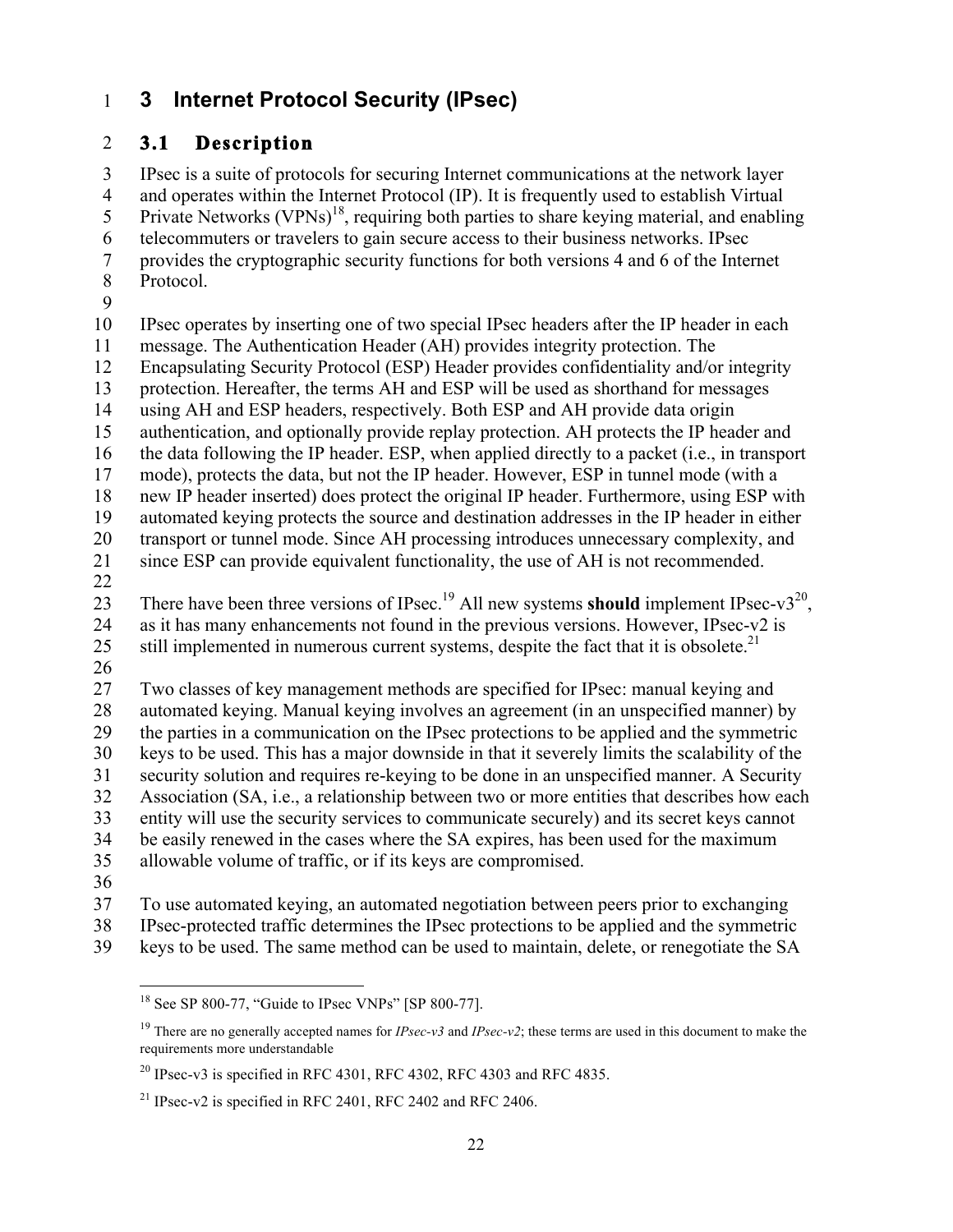# 3 Internet Protocol Security (IPsec)

## 3.1 Description

IPsec is a suite of protocols for securing Internet communications at the network layer and operates within the Internet Protocol (IP). It is frequently used to establish Virtual Private Networks (VPNs)[18], requiring both parties to share keying material, and enabling telecommuters or travelers to gain secure access to their business networks. IPsec provides the cryptographic security functions for both versions 4 and 6 of the Internet Protocol.

IPsec operates by inserting one of two special IPsec headers after the IP header in each message. The Authentication Header (AH) provides integrity protection. The Encapsulating Security Protocol (ESP) Header provides confidentiality and/or integrity protection. Hereafter, the terms AH and ESP will be used as shorthand for messages using AH and ESP headers, respectively. Both ESP and AH provide data origin authentication, and optionally provide replay protection. AH protects the IP header and the data following the IP header. ESP, when applied directly to a packet (i.e., in transport mode), protects the data, but not the IP header. However, ESP in tunnel mode (with a new IP header inserted) does protect the original IP header. Furthermore, using ESP with automated keying protects the source and destination addresses in the IP header in either transport or tunnel mode. Since AH processing introduces unnecessary complexity, and since ESP can provide equivalent functionality, the use of AH is not recommended.

There have been three versions of IPsec.[19] All new systems **should** implement IPsec-v3[20], as it has many enhancements not found in the previous versions. However, IPsec-v2 is still implemented in numerous current systems, despite the fact that it is obsolete.[21]

Two classes of key management methods are specified for IPsec: manual keying and automated keying. Manual keying involves an agreement (in an unspecified manner) by the parties in a communication on the IPsec protections to be applied and the symmetric keys to be used. This has a major downside in that it severely limits the scalability of the security solution and requires re-keying to be done in an unspecified manner. A Security Association (SA, i.e., a relationship between two or more entities that describes how each entity will use the security services to communicate securely) and its secret keys cannot be easily renewed in the cases where the SA expires, has been used for the maximum allowable volume of traffic, or if its keys are compromised.

To use automated keying, an automated negotiation between peers prior to exchanging IPsec-protected traffic determines the IPsec protections to be applied and the symmetric keys to be used. The same method can be used to maintain, delete, or renegotiate the SA

---

[18] See SP 800-77, "Guide to IPsec VNPs" [SP 800-77].

[19] There are no generally accepted names for *IPsec-v3* and *IPsec-v2*; these terms are used in this document to make the requirements more understandable

[20] IPsec-v3 is specified in RFC 4301, RFC 4302, RFC 4303 and RFC 4835.

[21] IPsec-v2 is specified in RFC 2401, RFC 2402 and RFC 2406.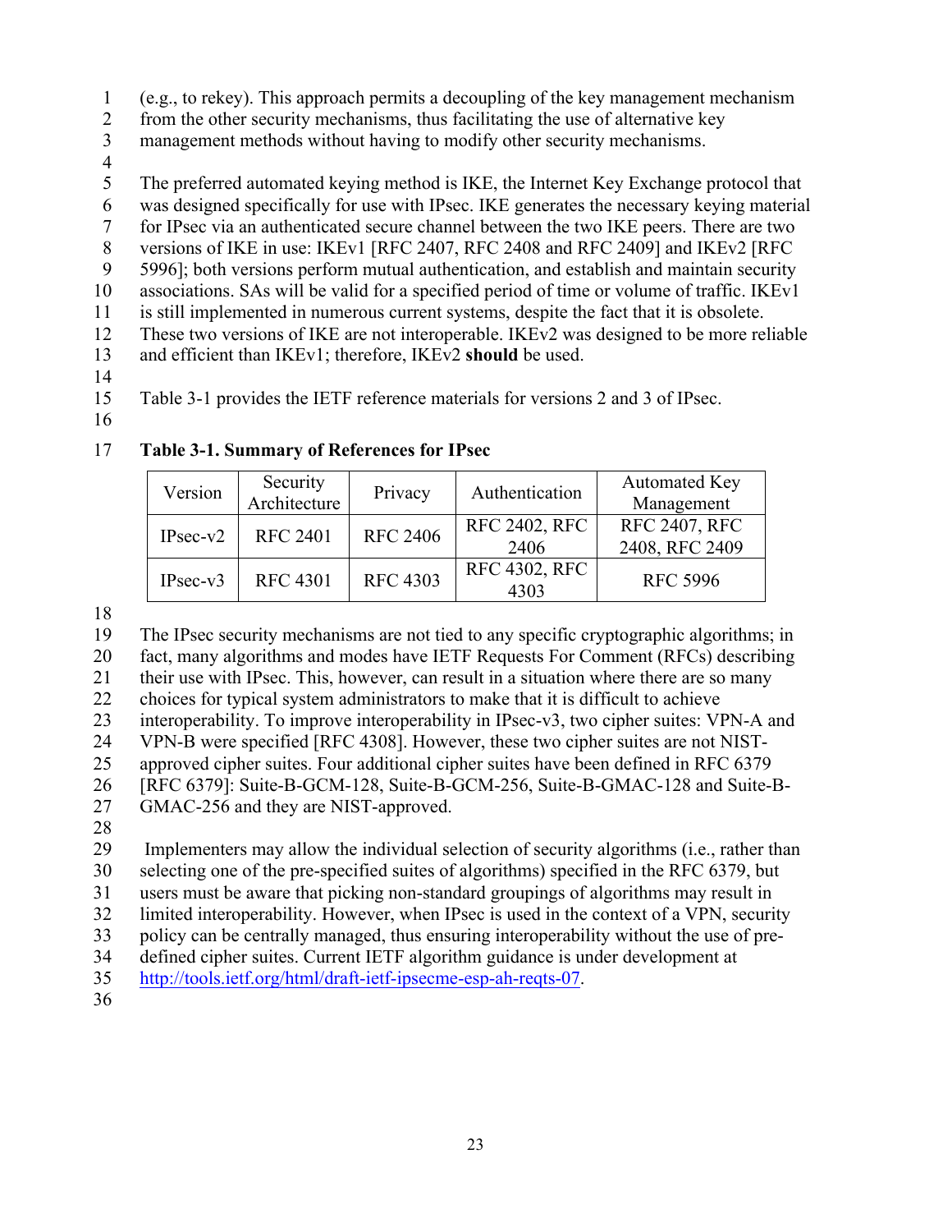(e.g., to rekey). This approach permits a decoupling of the key management mechanism from the other security mechanisms, thus facilitating the use of alternative key management methods without having to modify other security mechanisms.

The preferred automated keying method is IKE, the Internet Key Exchange protocol that was designed specifically for use with IPsec. IKE generates the necessary keying material for IPsec via an authenticated secure channel between the two IKE peers. There are two versions of IKE in use: IKEv1 [RFC 2407, RFC 2408 and RFC 2409] and IKEv2 [RFC 5996]; both versions perform mutual authentication, and establish and maintain security associations. SAs will be valid for a specified period of time or volume of traffic. IKEv1 is still implemented in numerous current systems, despite the fact that it is obsolete. These two versions of IKE are not interoperable. IKEv2 was designed to be more reliable and efficient than IKEv1; therefore, IKEv2 **should** be used.

Table 3-1 provides the IETF reference materials for versions 2 and 3 of IPsec.

**Table 3-1. Summary of References for IPsec**

| Version | Security Architecture | Privacy | Authentication | Automated Key Management |
|---|---|---|---|---|
| IPsec-v2 | RFC 2401 | RFC 2406 | RFC 2402, RFC 2406 | RFC 2407, RFC 2408, RFC 2409 |
| IPsec-v3 | RFC 4301 | RFC 4303 | RFC 4302, RFC 4303 | RFC 5996 |

The IPsec security mechanisms are not tied to any specific cryptographic algorithms; in fact, many algorithms and modes have IETF Requests For Comment (RFCs) describing their use with IPsec. This, however, can result in a situation where there are so many choices for typical system administrators to make that it is difficult to achieve interoperability. To improve interoperability in IPsec-v3, two cipher suites: VPN-A and VPN-B were specified [RFC 4308]. However, these two cipher suites are not NIST-approved cipher suites. Four additional cipher suites have been defined in RFC 6379 [RFC 6379]: Suite-B-GCM-128, Suite-B-GCM-256, Suite-B-GMAC-128 and Suite-B-GMAC-256 and they are NIST-approved.

Implementers may allow the individual selection of security algorithms (i.e., rather than selecting one of the pre-specified suites of algorithms) specified in the RFC 6379, but users must be aware that picking non-standard groupings of algorithms may result in limited interoperability. However, when IPsec is used in the context of a VPN, security policy can be centrally managed, thus ensuring interoperability without the use of pre-defined cipher suites. Current IETF algorithm guidance is under development at http://tools.ietf.org/html/draft-ietf-ipsecme-esp-ah-reqts-07.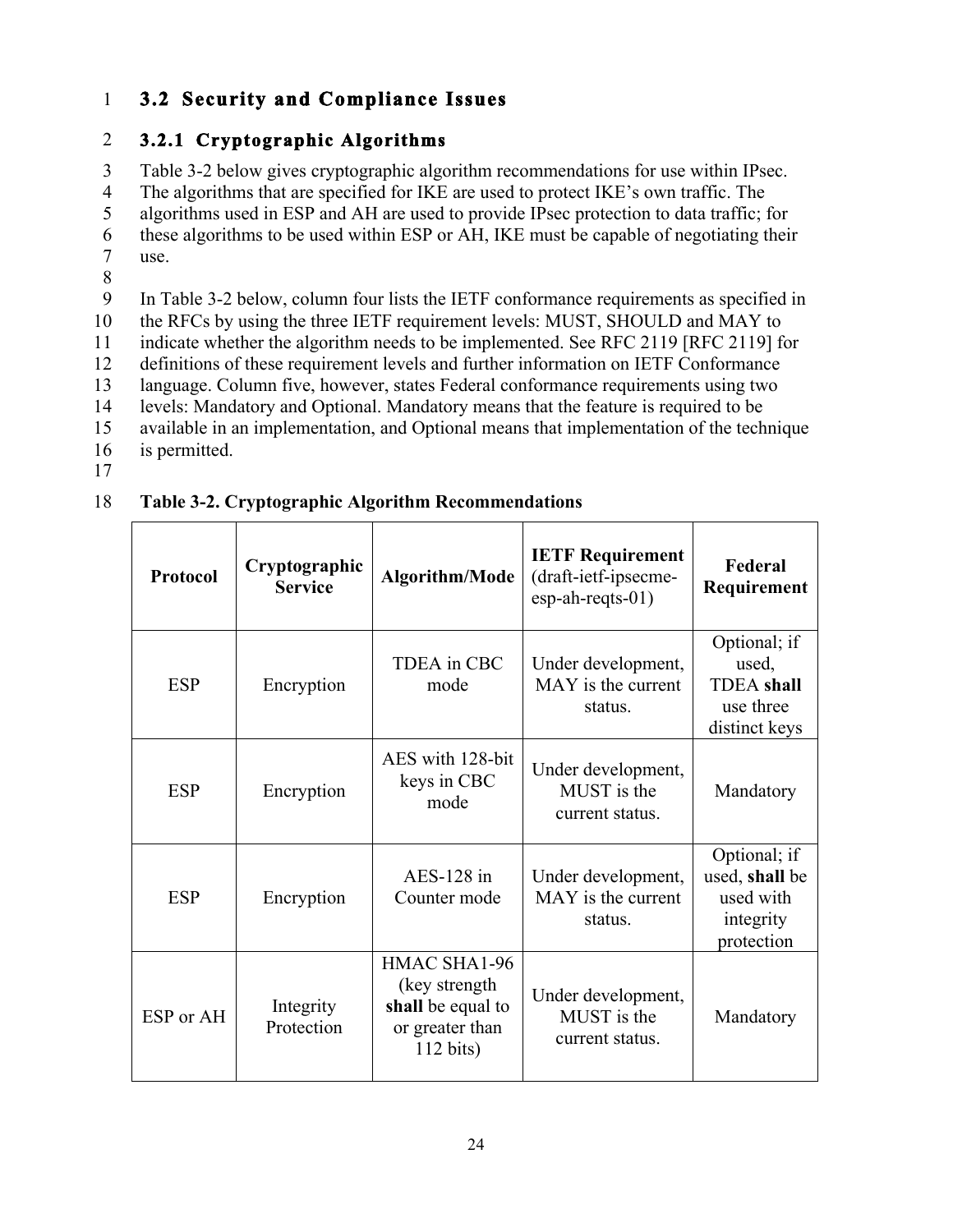## 3.2 Security and Compliance Issues

### 3.2.1 Cryptographic Algorithms

Table 3-2 below gives cryptographic algorithm recommendations for use within IPsec. The algorithms that are specified for IKE are used to protect IKE's own traffic. The algorithms used in ESP and AH are used to provide IPsec protection to data traffic; for these algorithms to be used within ESP or AH, IKE must be capable of negotiating their use.

In Table 3-2 below, column four lists the IETF conformance requirements as specified in the RFCs by using the three IETF requirement levels: MUST, SHOULD and MAY to indicate whether the algorithm needs to be implemented. See RFC 2119 [RFC 2119] for definitions of these requirement levels and further information on IETF Conformance language. Column five, however, states Federal conformance requirements using two levels: Mandatory and Optional. Mandatory means that the feature is required to be available in an implementation, and Optional means that implementation of the technique is permitted.

**Table 3-2. Cryptographic Algorithm Recommendations**

| Protocol | Cryptographic Service | Algorithm/Mode | IETF Requirement (draft-ietf-ipsecme-esp-ah-reqts-01) | Federal Requirement |
|---|---|---|---|---|
| ESP | Encryption | TDEA in CBC mode | Under development, MAY is the current status. | Optional; if used, TDEA **shall** use three distinct keys |
| ESP | Encryption | AES with 128-bit keys in CBC mode | Under development, MUST is the current status. | Mandatory |
| ESP | Encryption | AES-128 in Counter mode | Under development, MAY is the current status. | Optional; if used, **shall** be used with integrity protection |
| ESP or AH | Integrity Protection | HMAC SHA1-96 (key strength **shall** be equal to or greater than 112 bits) | Under development, MUST is the current status. | Mandatory |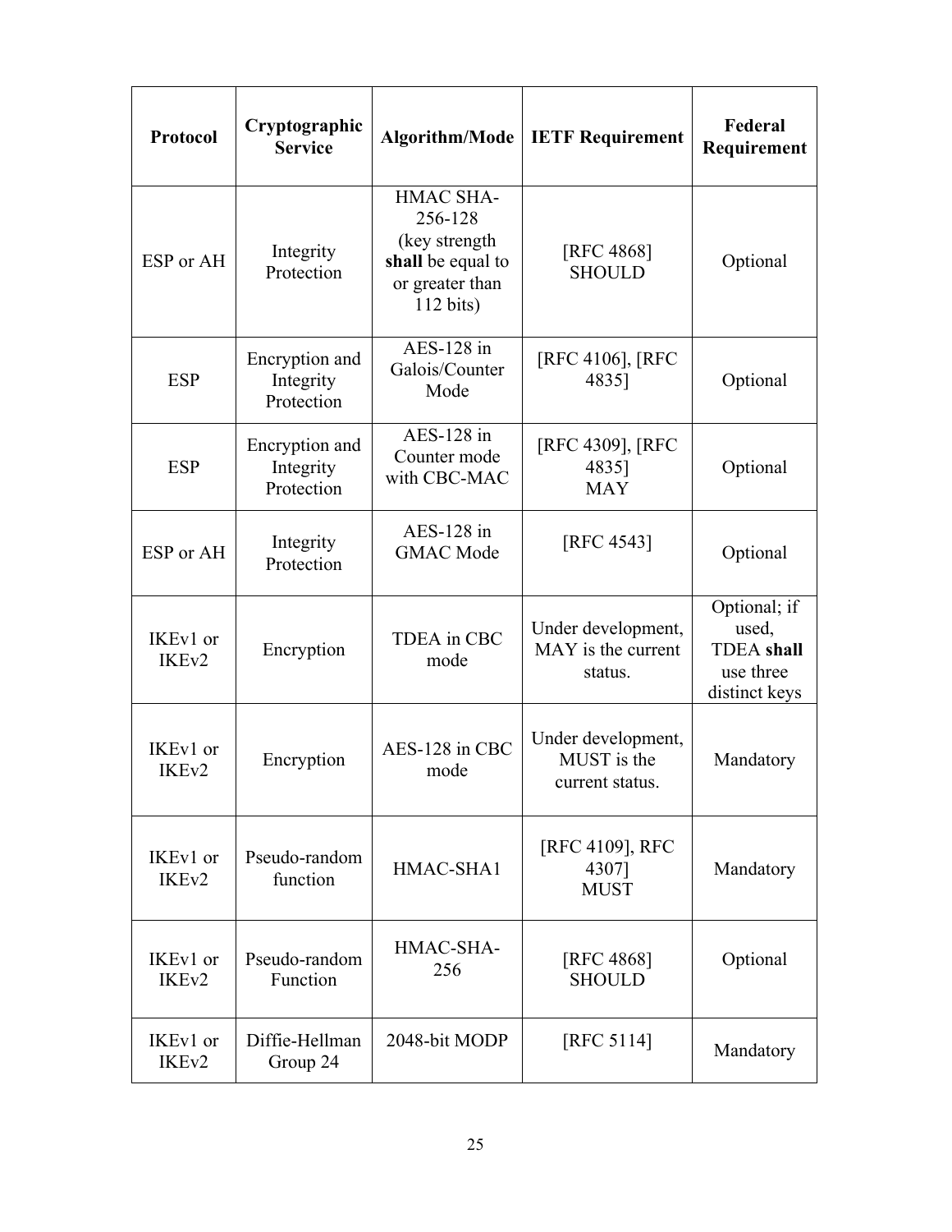| Protocol | Cryptographic Service | Algorithm/Mode | IETF Requirement | Federal Requirement |
|---|---|---|---|---|
| ESP or AH | Integrity Protection | HMAC SHA-256-128 (key strength **shall** be equal to or greater than 112 bits) | [RFC 4868] SHOULD | Optional |
| ESP | Encryption and Integrity Protection | AES-128 in Galois/Counter Mode | [RFC 4106], [RFC 4835] | Optional |
| ESP | Encryption and Integrity Protection | AES-128 in Counter mode with CBC-MAC | [RFC 4309], [RFC 4835] MAY | Optional |
| ESP or AH | Integrity Protection | AES-128 in GMAC Mode | [RFC 4543] | Optional |
| IKEv1 or IKEv2 | Encryption | TDEA in CBC mode | Under development, MAY is the current status. | Optional; if used, TDEA **shall** use three distinct keys |
| IKEv1 or IKEv2 | Encryption | AES-128 in CBC mode | Under development, MUST is the current status. | Mandatory |
| IKEv1 or IKEv2 | Pseudo-random function | HMAC-SHA1 | [RFC 4109], RFC 4307] MUST | Mandatory |
| IKEv1 or IKEv2 | Pseudo-random Function | HMAC-SHA-256 | [RFC 4868] SHOULD | Optional |
| IKEv1 or IKEv2 | Diffie-Hellman Group 24 | 2048-bit MODP | [RFC 5114] | Mandatory |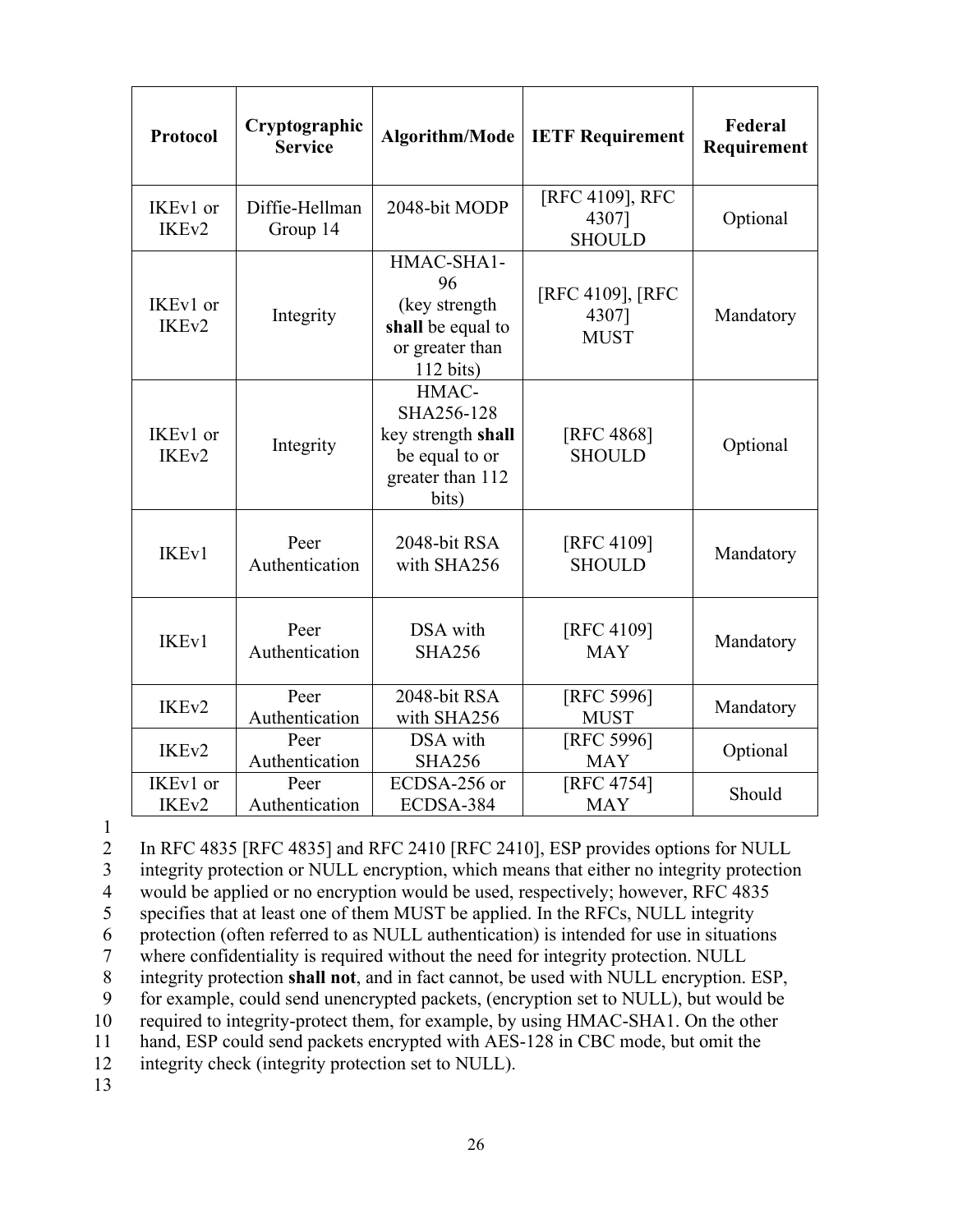| Protocol | Cryptographic Service | Algorithm/Mode | IETF Requirement | Federal Requirement |
|---|---|---|---|---|
| IKEv1 or IKEv2 | Diffie-Hellman Group 14 | 2048-bit MODP | [RFC 4109], RFC 4307] SHOULD | Optional |
| IKEv1 or IKEv2 | Integrity | HMAC-SHA1-96 (key strength **shall** be equal to or greater than 112 bits) | [RFC 4109], [RFC 4307] MUST | Mandatory |
| IKEv1 or IKEv2 | Integrity | HMAC-SHA256-128 key strength **shall** be equal to or greater than 112 bits) | [RFC 4868] SHOULD | Optional |
| IKEv1 | Peer Authentication | 2048-bit RSA with SHA256 | [RFC 4109] SHOULD | Mandatory |
| IKEv1 | Peer Authentication | DSA with SHA256 | [RFC 4109] MAY | Mandatory |
| IKEv2 | Peer Authentication | 2048-bit RSA with SHA256 | [RFC 5996] MUST | Mandatory |
| IKEv2 | Peer Authentication | DSA with SHA256 | [RFC 5996] MAY | Optional |
| IKEv1 or IKEv2 | Peer Authentication | ECDSA-256 or ECDSA-384 | [RFC 4754] MAY | Should |

In RFC 4835 [RFC 4835] and RFC 2410 [RFC 2410], ESP provides options for NULL integrity protection or NULL encryption, which means that either no integrity protection would be applied or no encryption would be used, respectively; however, RFC 4835 specifies that at least one of them MUST be applied. In the RFCs, NULL integrity protection (often referred to as NULL authentication) is intended for use in situations where confidentiality is required without the need for integrity protection. NULL integrity protection **shall not**, and in fact cannot, be used with NULL encryption. ESP, for example, could send unencrypted packets, (encryption set to NULL), but would be required to integrity-protect them, for example, by using HMAC-SHA1. On the other hand, ESP could send packets encrypted with AES-128 in CBC mode, but omit the integrity check (integrity protection set to NULL).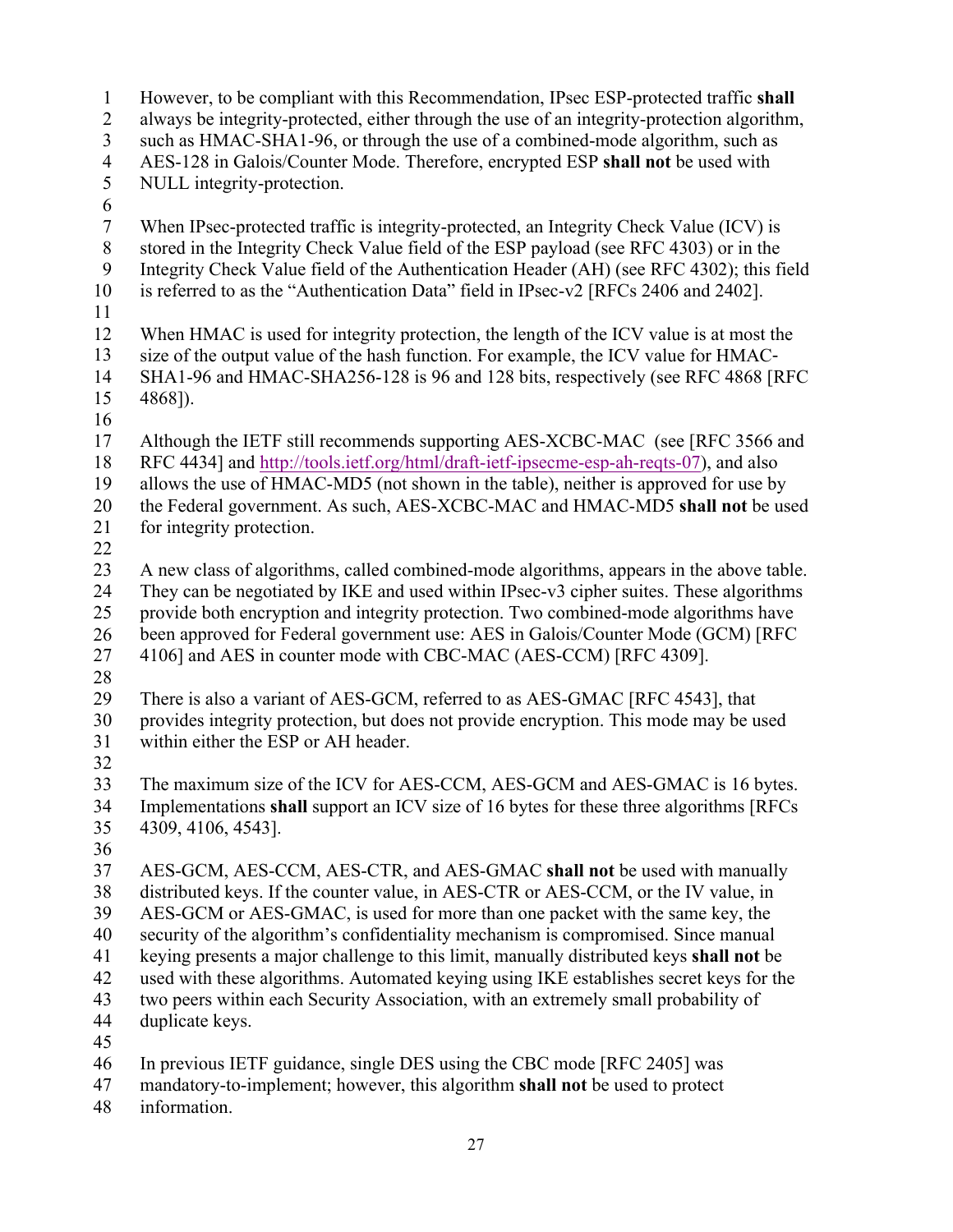However, to be compliant with this Recommendation, IPsec ESP-protected traffic **shall** always be integrity-protected, either through the use of an integrity-protection algorithm, such as HMAC-SHA1-96, or through the use of a combined-mode algorithm, such as AES-128 in Galois/Counter Mode. Therefore, encrypted ESP **shall not** be used with NULL integrity-protection.

When IPsec-protected traffic is integrity-protected, an Integrity Check Value (ICV) is stored in the Integrity Check Value field of the ESP payload (see RFC 4303) or in the Integrity Check Value field of the Authentication Header (AH) (see RFC 4302); this field is referred to as the "Authentication Data" field in IPsec-v2 [RFCs 2406 and 2402].

When HMAC is used for integrity protection, the length of the ICV value is at most the size of the output value of the hash function. For example, the ICV value for HMAC-SHA1-96 and HMAC-SHA256-128 is 96 and 128 bits, respectively (see RFC 4868 [RFC 4868]).

Although the IETF still recommends supporting AES-XCBC-MAC (see [RFC 3566 and RFC 4434] and http://tools.ietf.org/html/draft-ietf-ipsecme-esp-ah-reqts-07), and also allows the use of HMAC-MD5 (not shown in the table), neither is approved for use by the Federal government. As such, AES-XCBC-MAC and HMAC-MD5 **shall not** be used for integrity protection.

A new class of algorithms, called combined-mode algorithms, appears in the above table. They can be negotiated by IKE and used within IPsec-v3 cipher suites. These algorithms provide both encryption and integrity protection. Two combined-mode algorithms have been approved for Federal government use: AES in Galois/Counter Mode (GCM) [RFC 4106] and AES in counter mode with CBC-MAC (AES-CCM) [RFC 4309].

There is also a variant of AES-GCM, referred to as AES-GMAC [RFC 4543], that provides integrity protection, but does not provide encryption. This mode may be used within either the ESP or AH header.

The maximum size of the ICV for AES-CCM, AES-GCM and AES-GMAC is 16 bytes. Implementations **shall** support an ICV size of 16 bytes for these three algorithms [RFCs 4309, 4106, 4543].

AES-GCM, AES-CCM, AES-CTR, and AES-GMAC **shall not** be used with manually distributed keys. If the counter value, in AES-CTR or AES-CCM, or the IV value, in AES-GCM or AES-GMAC, is used for more than one packet with the same key, the security of the algorithm's confidentiality mechanism is compromised. Since manual keying presents a major challenge to this limit, manually distributed keys **shall not** be used with these algorithms. Automated keying using IKE establishes secret keys for the two peers within each Security Association, with an extremely small probability of duplicate keys.

In previous IETF guidance, single DES using the CBC mode [RFC 2405] was mandatory-to-implement; however, this algorithm **shall not** be used to protect information.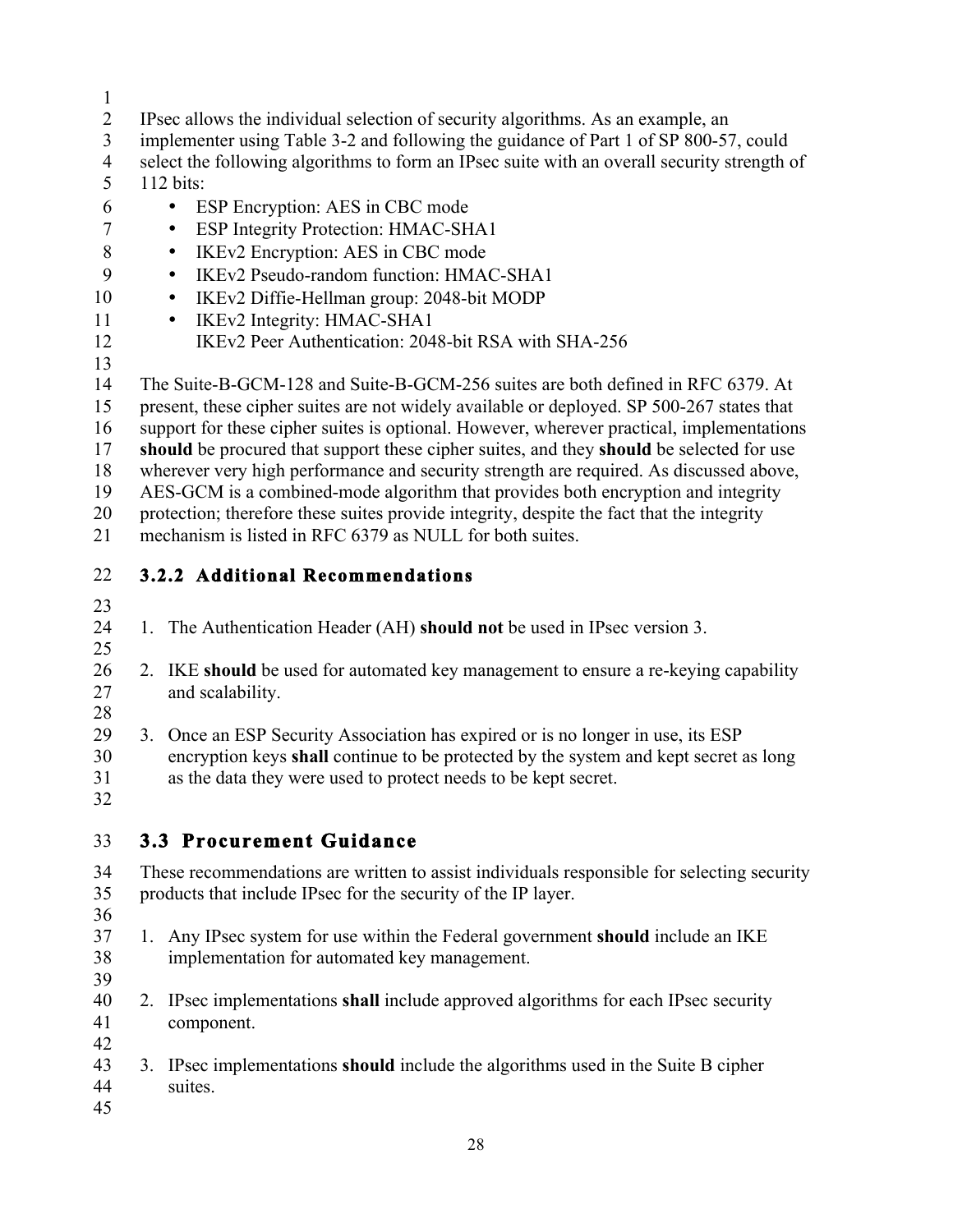IPsec allows the individual selection of security algorithms. As an example, an implementer using Table 3-2 and following the guidance of Part 1 of SP 800-57, could select the following algorithms to form an IPsec suite with an overall security strength of 112 bits:

- ESP Encryption: AES in CBC mode
- ESP Integrity Protection: HMAC-SHA1
- IKEv2 Encryption: AES in CBC mode
- IKEv2 Pseudo-random function: HMAC-SHA1
- IKEv2 Diffie-Hellman group: 2048-bit MODP
- IKEv2 Integrity: HMAC-SHA1
  IKEv2 Peer Authentication: 2048-bit RSA with SHA-256

The Suite-B-GCM-128 and Suite-B-GCM-256 suites are both defined in RFC 6379. At present, these cipher suites are not widely available or deployed. SP 500-267 states that support for these cipher suites is optional. However, wherever practical, implementations **should** be procured that support these cipher suites, and they **should** be selected for use wherever very high performance and security strength are required. As discussed above, AES-GCM is a combined-mode algorithm that provides both encryption and integrity protection; therefore these suites provide integrity, despite the fact that the integrity mechanism is listed in RFC 6379 as NULL for both suites.

### 3.2.2 Additional Recommendations

1. The Authentication Header (AH) **should not** be used in IPsec version 3.

2. IKE **should** be used for automated key management to ensure a re-keying capability and scalability.

3. Once an ESP Security Association has expired or is no longer in use, its ESP encryption keys **shall** continue to be protected by the system and kept secret as long as the data they were used to protect needs to be kept secret.

## 3.3 Procurement Guidance

These recommendations are written to assist individuals responsible for selecting security products that include IPsec for the security of the IP layer.

1. Any IPsec system for use within the Federal government **should** include an IKE implementation for automated key management.

2. IPsec implementations **shall** include approved algorithms for each IPsec security component.

3. IPsec implementations **should** include the algorithms used in the Suite B cipher suites.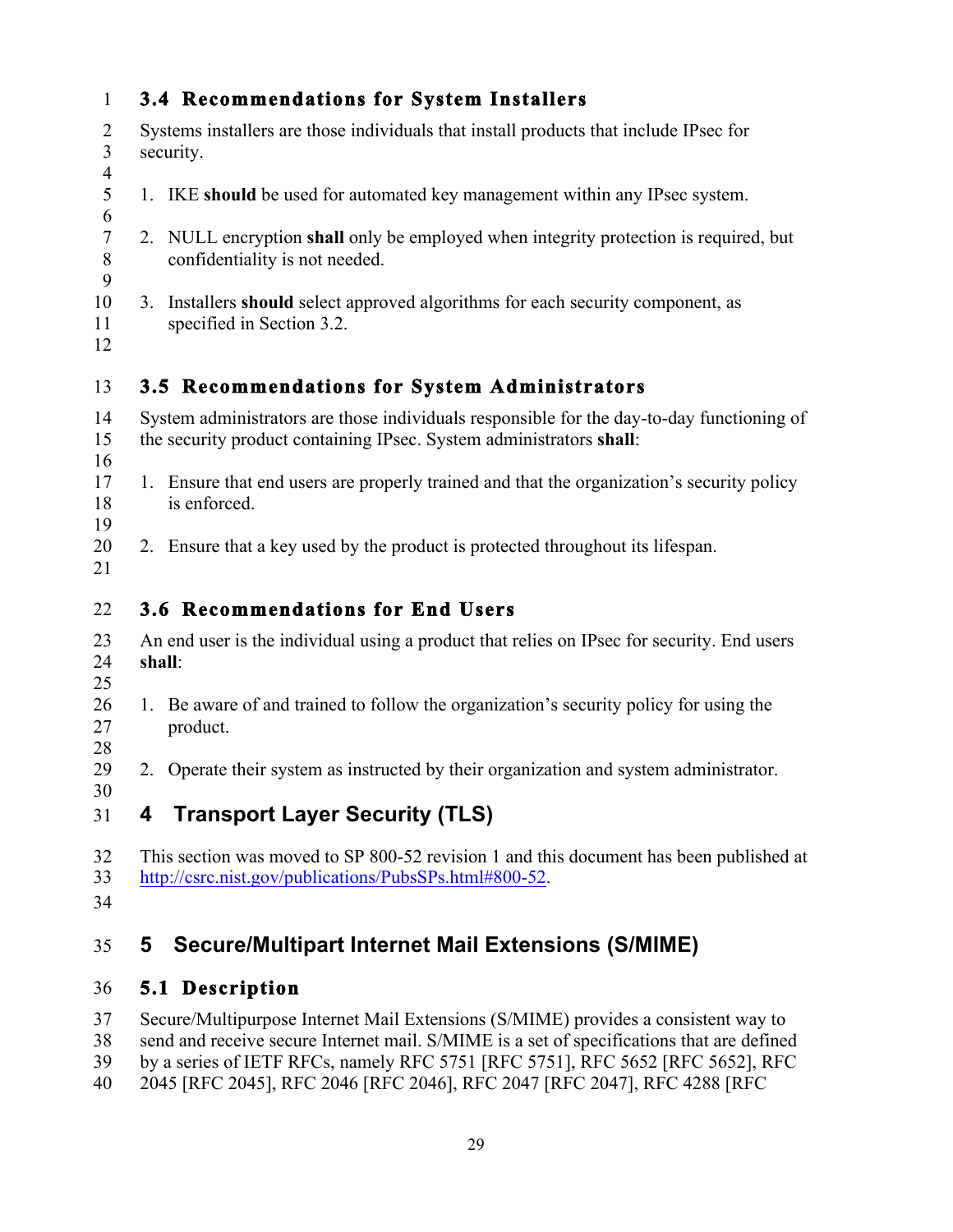### 3.4 Recommendations for System Installers

Systems installers are those individuals that install products that include IPsec for security.

1. IKE **should** be used for automated key management within any IPsec system.

2. NULL encryption **shall** only be employed when integrity protection is required, but confidentiality is not needed.

3. Installers **should** select approved algorithms for each security component, as specified in Section 3.2.

### 3.5 Recommendations for System Administrators

System administrators are those individuals responsible for the day-to-day functioning of the security product containing IPsec. System administrators **shall**:

1. Ensure that end users are properly trained and that the organization's security policy is enforced.

2. Ensure that a key used by the product is protected throughout its lifespan.

### 3.6 Recommendations for End Users

An end user is the individual using a product that relies on IPsec for security. End users **shall**:

1. Be aware of and trained to follow the organization's security policy for using the product.

2. Operate their system as instructed by their organization and system administrator.

## 4 Transport Layer Security (TLS)

This section was moved to SP 800-52 revision 1 and this document has been published at http://csrc.nist.gov/publications/PubsSPs.html#800-52.

## 5 Secure/Multipart Internet Mail Extensions (S/MIME)

### 5.1 Description

Secure/Multipurpose Internet Mail Extensions (S/MIME) provides a consistent way to send and receive secure Internet mail. S/MIME is a set of specifications that are defined by a series of IETF RFCs, namely RFC 5751 [RFC 5751], RFC 5652 [RFC 5652], RFC 2045 [RFC 2045], RFC 2046 [RFC 2046], RFC 2047 [RFC 2047], RFC 4288 [RFC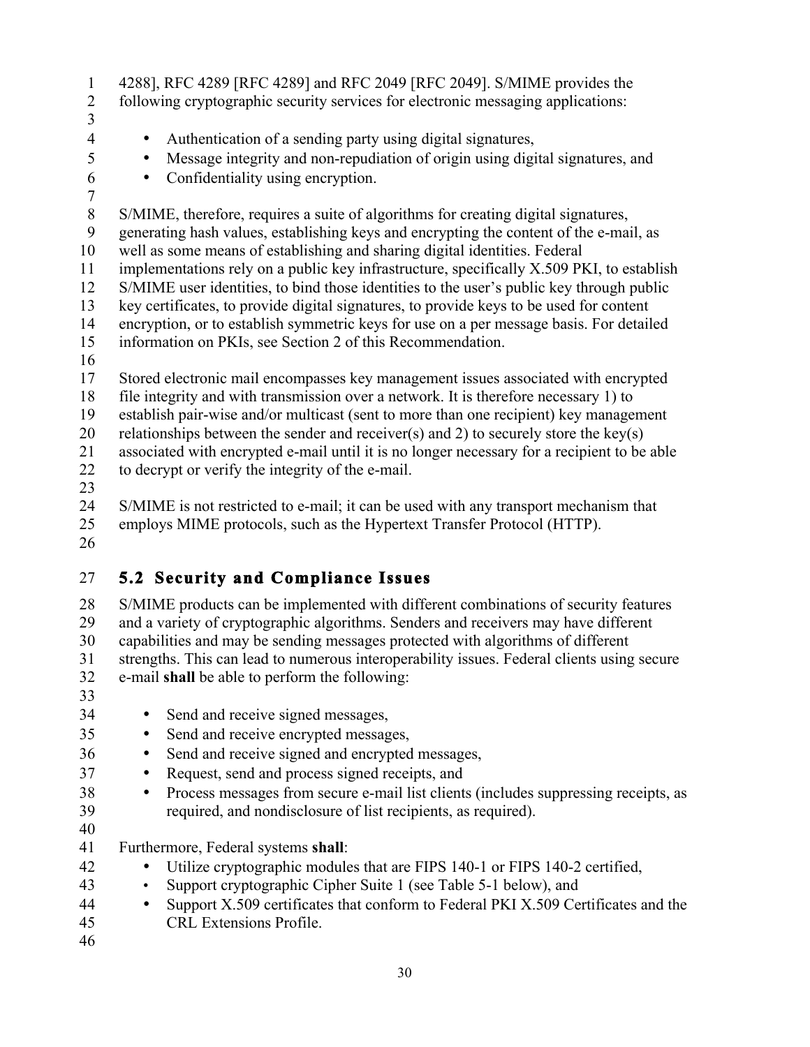4288], RFC 4289 [RFC 4289] and RFC 2049 [RFC 2049]. S/MIME provides the following cryptographic security services for electronic messaging applications:

- Authentication of a sending party using digital signatures,
- Message integrity and non-repudiation of origin using digital signatures, and
- Confidentiality using encryption.

S/MIME, therefore, requires a suite of algorithms for creating digital signatures, generating hash values, establishing keys and encrypting the content of the e-mail, as well as some means of establishing and sharing digital identities. Federal implementations rely on a public key infrastructure, specifically X.509 PKI, to establish S/MIME user identities, to bind those identities to the user's public key through public key certificates, to provide digital signatures, to provide keys to be used for content encryption, or to establish symmetric keys for use on a per message basis. For detailed information on PKIs, see Section 2 of this Recommendation.

Stored electronic mail encompasses key management issues associated with encrypted file integrity and with transmission over a network. It is therefore necessary 1) to establish pair-wise and/or multicast (sent to more than one recipient) key management relationships between the sender and receiver(s) and 2) to securely store the key(s) associated with encrypted e-mail until it is no longer necessary for a recipient to be able to decrypt or verify the integrity of the e-mail.

S/MIME is not restricted to e-mail; it can be used with any transport mechanism that employs MIME protocols, such as the Hypertext Transfer Protocol (HTTP).

## 5.2 Security and Compliance Issues

S/MIME products can be implemented with different combinations of security features and a variety of cryptographic algorithms. Senders and receivers may have different capabilities and may be sending messages protected with algorithms of different strengths. This can lead to numerous interoperability issues. Federal clients using secure e-mail **shall** be able to perform the following:

- Send and receive signed messages,
- Send and receive encrypted messages,
- Send and receive signed and encrypted messages,
- Request, send and process signed receipts, and
- Process messages from secure e-mail list clients (includes suppressing receipts, as required, and nondisclosure of list recipients, as required).

Furthermore, Federal systems **shall**:

- Utilize cryptographic modules that are FIPS 140-1 or FIPS 140-2 certified,
- Support cryptographic Cipher Suite 1 (see Table 5-1 below), and
- Support X.509 certificates that conform to Federal PKI X.509 Certificates and the CRL Extensions Profile.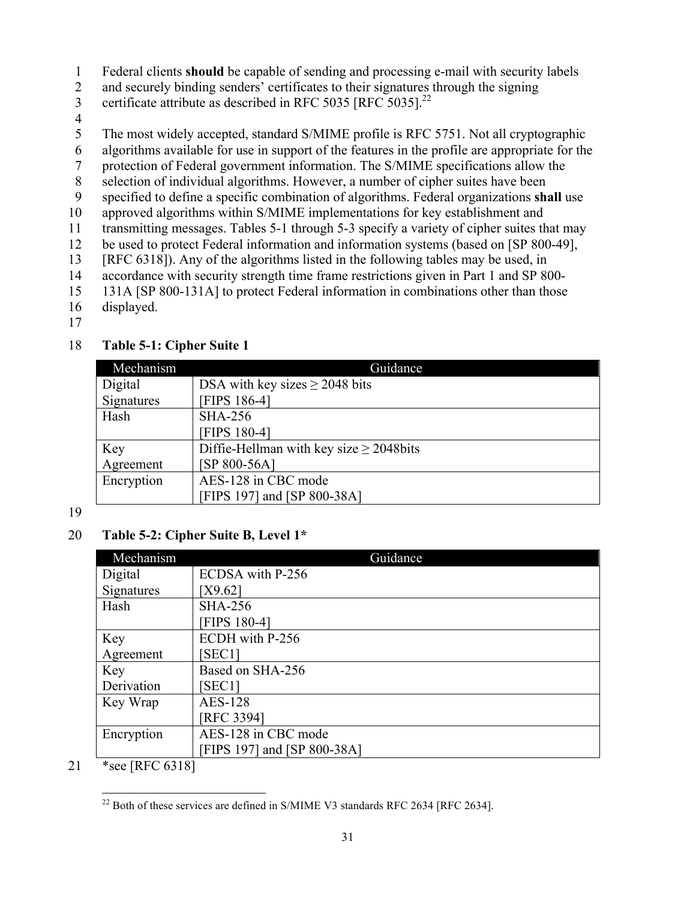Federal clients **should** be capable of sending and processing e-mail with security labels and securely binding senders' certificates to their signatures through the signing certificate attribute as described in RFC 5035 [RFC 5035].[22]

The most widely accepted, standard S/MIME profile is RFC 5751. Not all cryptographic algorithms available for use in support of the features in the profile are appropriate for the protection of Federal government information. The S/MIME specifications allow the selection of individual algorithms. However, a number of cipher suites have been specified to define a specific combination of algorithms. Federal organizations **shall** use approved algorithms within S/MIME implementations for key establishment and transmitting messages. Tables 5-1 through 5-3 specify a variety of cipher suites that may be used to protect Federal information and information systems (based on [SP 800-49], [RFC 6318]). Any of the algorithms listed in the following tables may be used, in accordance with security strength time frame restrictions given in Part 1 and SP 800-131A [SP 800-131A] to protect Federal information in combinations other than those displayed.

**Table 5-1: Cipher Suite 1**

| Mechanism | Guidance |
| --- | --- |
| Digital Signatures | DSA with key sizes ≥ 2048 bits [FIPS 186-4] |
| Hash | SHA-256 [FIPS 180-4] |
| Key Agreement | Diffie-Hellman with key size ≥ 2048bits [SP 800-56A] |
| Encryption | AES-128 in CBC mode [FIPS 197] and [SP 800-38A] |

**Table 5-2: Cipher Suite B, Level 1***

| Mechanism | Guidance |
| --- | --- |
| Digital Signatures | ECDSA with P-256 [X9.62] |
| Hash | SHA-256 [FIPS 180-4] |
| Key Agreement | ECDH with P-256 [SEC1] |
| Key Derivation | Based on SHA-256 [SEC1] |
| Key Wrap | AES-128 [RFC 3394] |
| Encryption | AES-128 in CBC mode [FIPS 197] and [SP 800-38A] |

*see [RFC 6318]

[22] Both of these services are defined in S/MIME V3 standards RFC 2634 [RFC 2634].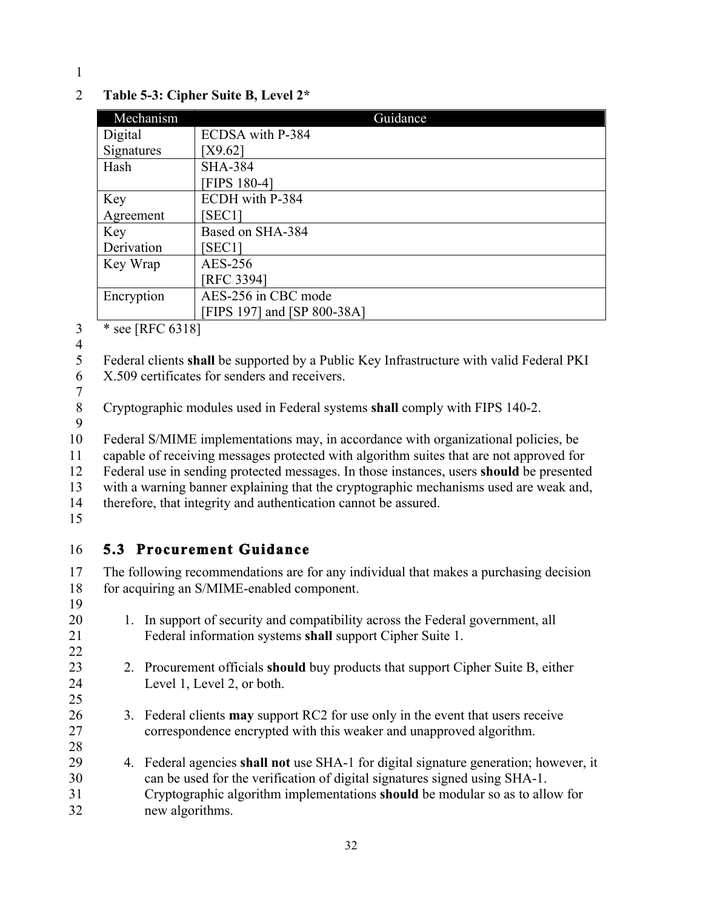**Table 5-3: Cipher Suite B, Level 2***

| Mechanism | Guidance |
|---|---|
| Digital Signatures | ECDSA with P-384 [X9.62] |
| Hash | SHA-384 [FIPS 180-4] |
| Key Agreement | ECDH with P-384 [SEC1] |
| Key Derivation | Based on SHA-384 [SEC1] |
| Key Wrap | AES-256 [RFC 3394] |
| Encryption | AES-256 in CBC mode [FIPS 197] and [SP 800-38A] |

* see [RFC 6318]

Federal clients **shall** be supported by a Public Key Infrastructure with valid Federal PKI X.509 certificates for senders and receivers.

Cryptographic modules used in Federal systems **shall** comply with FIPS 140-2.

Federal S/MIME implementations may, in accordance with organizational policies, be capable of receiving messages protected with algorithm suites that are not approved for Federal use in sending protected messages. In those instances, users **should** be presented with a warning banner explaining that the cryptographic mechanisms used are weak and, therefore, that integrity and authentication cannot assured.

## 5.3 Procurement Guidance

The following recommendations are for any individual that makes a purchasing decision for acquiring an S/MIME-enabled component.

1. In support of security and compatibility across the Federal government, all Federal information systems **shall** support Cipher Suite 1.

2. Procurement officials **should** buy products that support Cipher Suite B, either Level 1, Level 2, or both.

3. Federal clients **may** support RC2 for use only in the event that users receive correspondence encrypted with this weaker and unapproved algorithm.

4. Federal agencies **shall not** use SHA-1 for digital signature generation; however, it can be used for the verification of digital signatures signed using SHA-1. Cryptographic algorithm implementations **should** be modular so as to allow for new algorithms.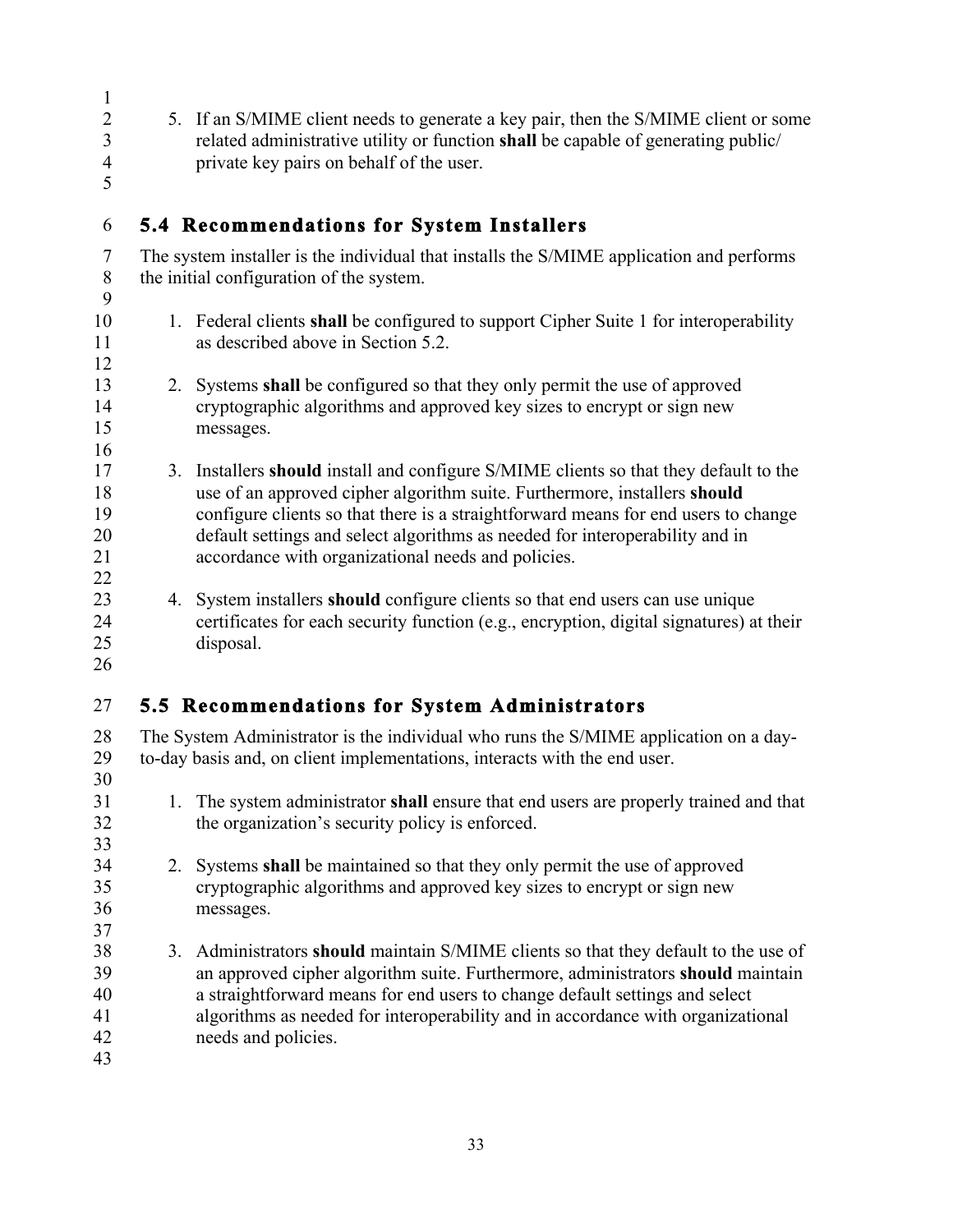5. If an S/MIME client needs to generate a key pair, then the S/MIME client or some related administrative utility or function **shall** be capable of generating public/ private key pairs on behalf of the user.

## 5.4 Recommendations for System Installers

The system installer is the individual that installs the S/MIME application and performs the initial configuration of the system.

1. Federal clients **shall** be configured to support Cipher Suite 1 for interoperability as described above in Section 5.2.

2. Systems **shall** be configured so that they only permit the use of approved cryptographic algorithms and approved key sizes to encrypt or sign new messages.

3. Installers **should** install and configure S/MIME clients so that they default to the use of an approved cipher algorithm suite. Furthermore, installers **should** configure clients so that there is a straightforward means for end users to change default settings and select algorithms as needed for interoperability and in accordance with organizational needs and policies.

4. System installers **should** configure clients so that end users can use unique certificates for each security function (e.g., encryption, digital signatures) at their disposal.

## 5.5 Recommendations for System Administrators

The System Administrator is the individual who runs the S/MIME application on a day-to-day basis and, on client implementations, interacts with the end user.

1. The system administrator **shall** ensure that end users are properly trained and that the organization's security policy is enforced.

2. Systems **shall** be maintained so that they only permit the use of approved cryptographic algorithms and approved key sizes to encrypt or sign new messages.

3. Administrators **should** maintain S/MIME clients so that they default to the use of an approved cipher algorithm suite. Furthermore, administrators **should** maintain a straightforward means for end users to change default settings and select algorithms as needed for interoperability and in accordance with organizational needs and policies.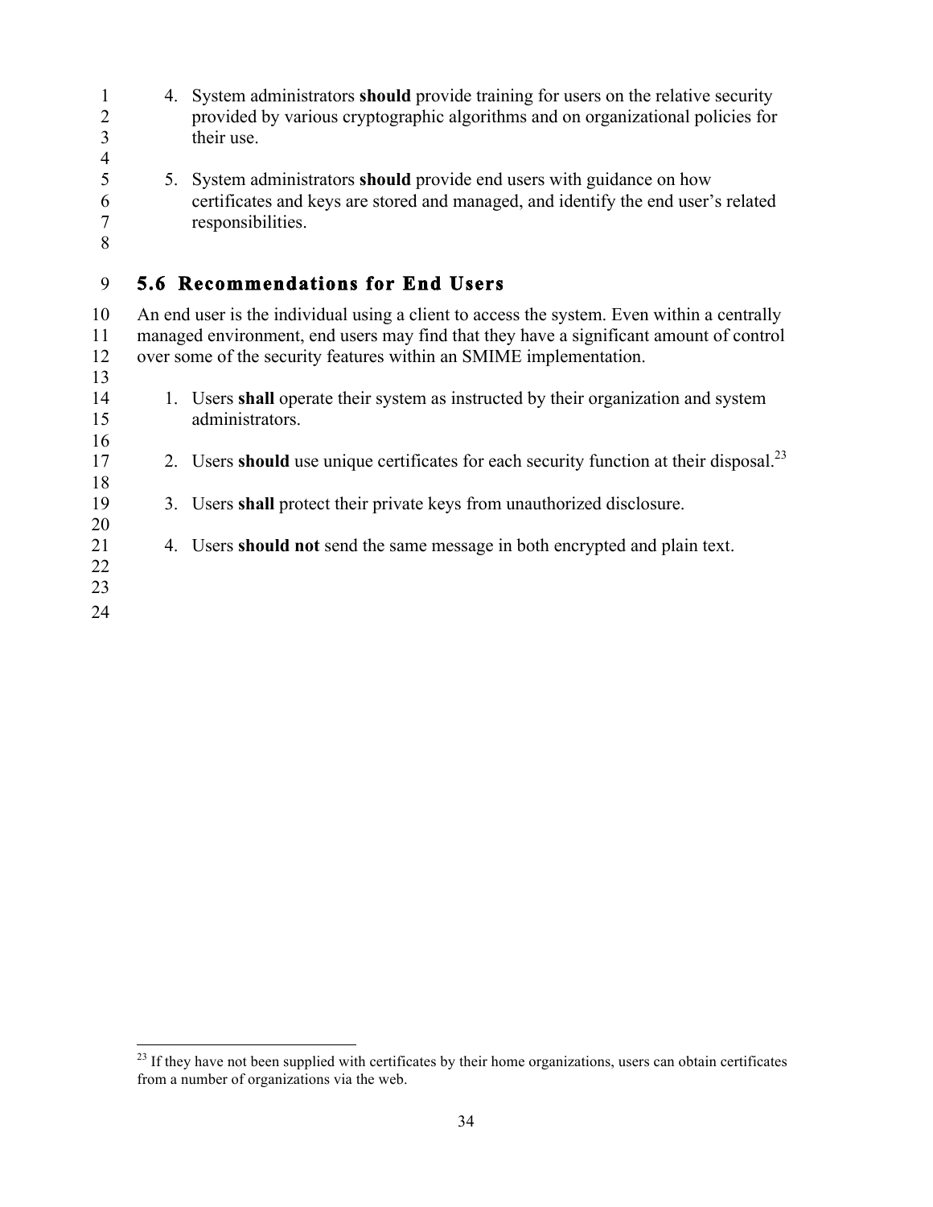4. System administrators **should** provide training for users on the relative security provided by various cryptographic algorithms and on organizational policies for their use.

5. System administrators **should** provide end users with guidance on how certificates and keys are stored and managed, and identify the end user's related responsibilities.

## 5.6 Recommendations for End Users

An end user is the individual using a client to access the system. Even within a centrally managed environment, end users may find that they have a significant amount of control over some of the security features within an SMIME implementation.

1. Users **shall** operate their system as instructed by their organization and system administrators.

2. Users **should** use unique certificates for each security function at their disposal.[23]

3. Users **shall** protect their private keys from unauthorized disclosure.

4. Users **should not** send the same message in both encrypted and plain text.

[23] If they have not been supplied with certificates by their home organizations, users can obtain certificates from a number of organizations via the web.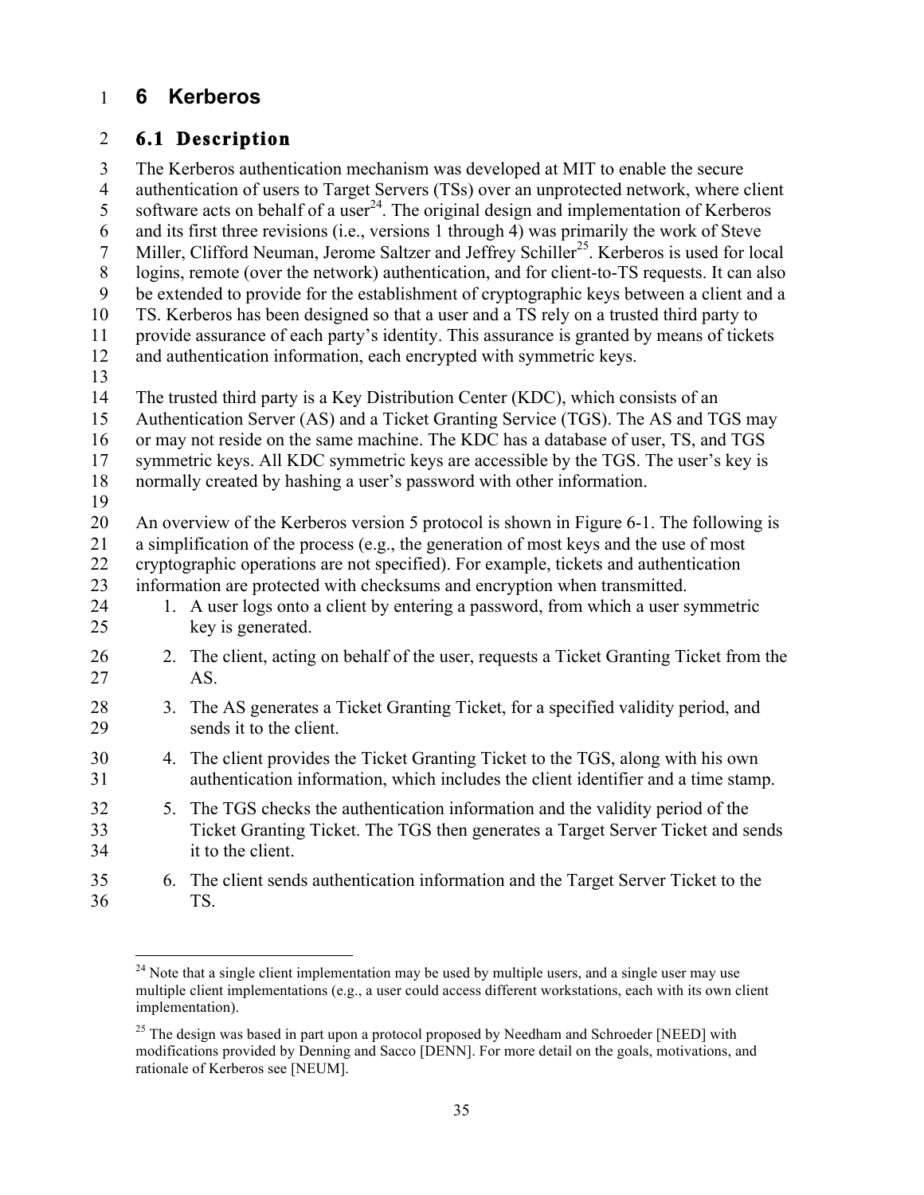# 6 Kerberos

## 6.1 Description

The Kerberos authentication mechanism was developed at MIT to enable the secure authentication of users to Target Servers (TSs) over an unprotected network, where client software acts on behalf of a user[24]. The original design and implementation of Kerberos and its first three revisions (i.e., versions 1 through 4) was primarily the work of Steve Miller, Clifford Neuman, Jerome Saltzer and Jeffrey Schiller[25]. Kerberos is used for local logins, remote (over the network) authentication, and for client-to-TS requests. It can also be extended to provide for the establishment of cryptographic keys between a client and a TS. Kerberos has been designed so that a user and a TS rely on a trusted third party to provide assurance of each party's identity. This assurance is granted by means of tickets and authentication information, each encrypted with symmetric keys.

The trusted third party is a Key Distribution Center (KDC), which consists of an Authentication Server (AS) and a Ticket Granting Service (TGS). The AS and TGS may or may not reside on the same machine. The KDC has a database of user, TS, and TGS symmetric keys. All KDC symmetric keys are accessible by the TGS. The user's key is normally created by hashing a user's password with other information.

An overview of the Kerberos version 5 protocol is shown in Figure 6-1. The following is a simplification of the process (e.g., the generation of most keys and the use of most cryptographic operations are not specified). For example, tickets and authentication information are protected with checksums and encryption when transmitted.

1. A user logs onto a client by entering a password, from which a user symmetric key is generated.
2. The client, acting on behalf of the user, requests a Ticket Granting Ticket from the AS.
3. The AS generates a Ticket Granting Ticket, for a specified validity period, and sends it to the client.
4. The client provides the Ticket Granting Ticket to the TGS, along with his own authentication information, which includes the client identifier and a time stamp.
5. The TGS checks the authentication information and the validity period of the Ticket Granting Ticket. The TGS then generates a Target Server Ticket and sends it to the client.
6. The client sends authentication information and the Target Server Ticket to the TS.

---

[24] Note that a single client implementation may be used by multiple users, and a single user may use multiple client implementations (e.g., a user could access different workstations, each with its own client implementation).

[25] The design was based in part upon a protocol proposed by Needham and Schroeder [NEED] with modifications provided by Denning and Sacco [DENN]. For more detail on the goals, motivations, and rationale of Kerberos see [NEUM].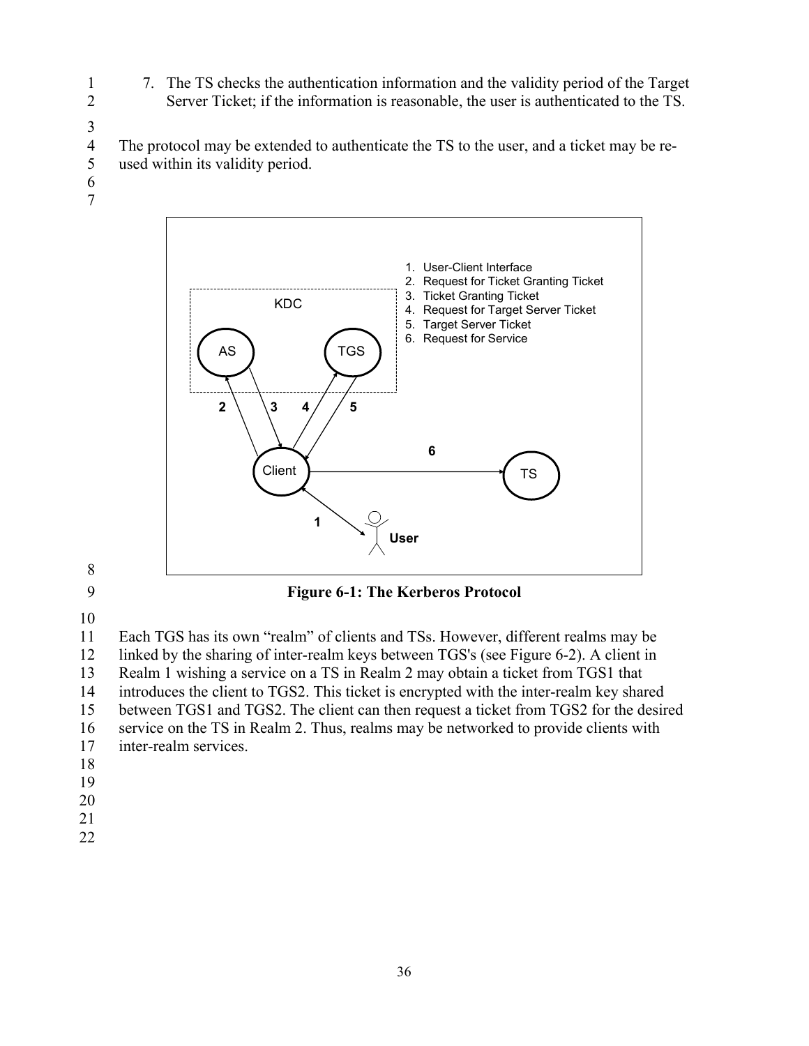7. The TS checks the authentication information and the validity period of the Target Server Ticket; if the information is reasonable, the user is authenticated to the TS.

The protocol may be extended to authenticate the TS to the user, and a ticket may be re-used within its validity period.

**Figure 6-1: The Kerberos Protocol**

Each TGS has its own "realm" of clients and TSs. However, different realms may be linked by the sharing of inter-realm keys between TGS's (see Figure 6-2). A client in Realm 1 wishing a service on a TS in Realm 2 may obtain a ticket from TGS1 that introduces the client to TGS2. This ticket is encrypted with the inter-realm key shared between TGS1 and TGS2. The client can then request a ticket from TGS2 for the desired service on the TS in Realm 2. Thus, realms may be networked to provide clients with inter-realm services.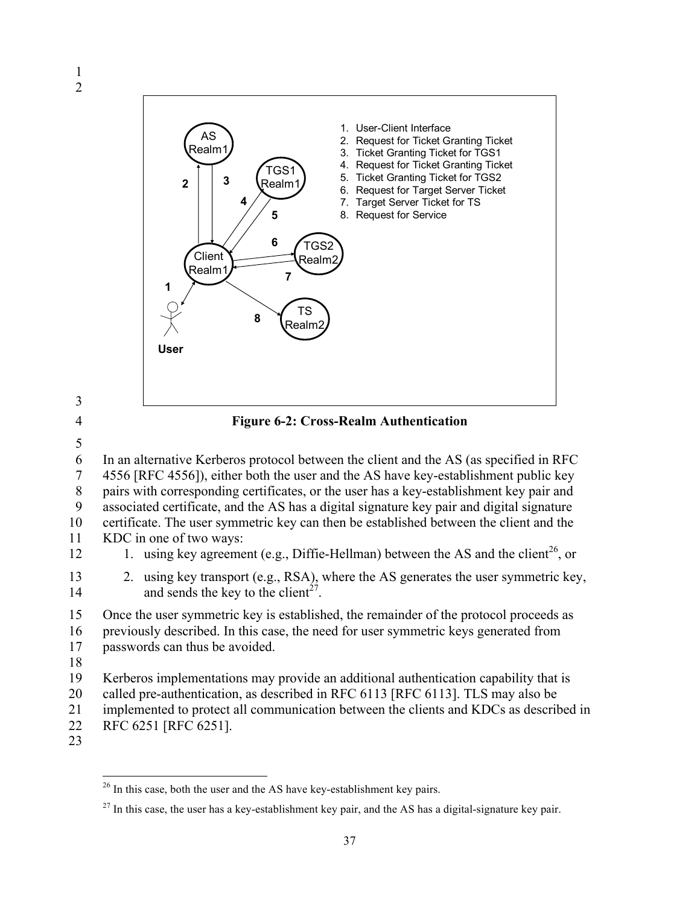1. User-Client Interface
2. Request for Ticket Granting Ticket
3. Ticket Granting Ticket for TGS1
4. Request for Ticket Granting Ticket
5. Ticket Granting Ticket for TGS2
6. Request for Target Server Ticket
7. Target Server Ticket for TS
8. Request for Service

**Figure 6-2: Cross-Realm Authentication**

In an alternative Kerberos protocol between the client and the AS (as specified in RFC 4556 [RFC 4556]), either both the user and the AS have key-establishment public key pairs with corresponding certificates, or the user has a key-establishment key pair and associated certificate, and the AS has a digital signature key pair and digital signature certificate. The user symmetric key can then be established between the client and the KDC in one of two ways:

1. using key agreement (e.g., Diffie-Hellman) between the AS and the client[26], or
2. using key transport (e.g., RSA), where the AS generates the user symmetric key, and sends the key to the client[27].

Once the user symmetric key is established, the remainder of the protocol proceeds as previously described. In this case, the need for user symmetric keys generated from passwords can thus be avoided.

Kerberos implementations may provide an additional authentication capability that is called pre-authentication, as described in RFC 6113 [RFC 6113]. TLS may also be implemented to protect all communication between the clients and KDCs as described in RFC 6251 [RFC 6251].

---

[26] In this case, both the user and the AS have key-establishment key pairs.

[27] In this case, the user has a key-establishment key pair, and the AS has a digital-signature key pair.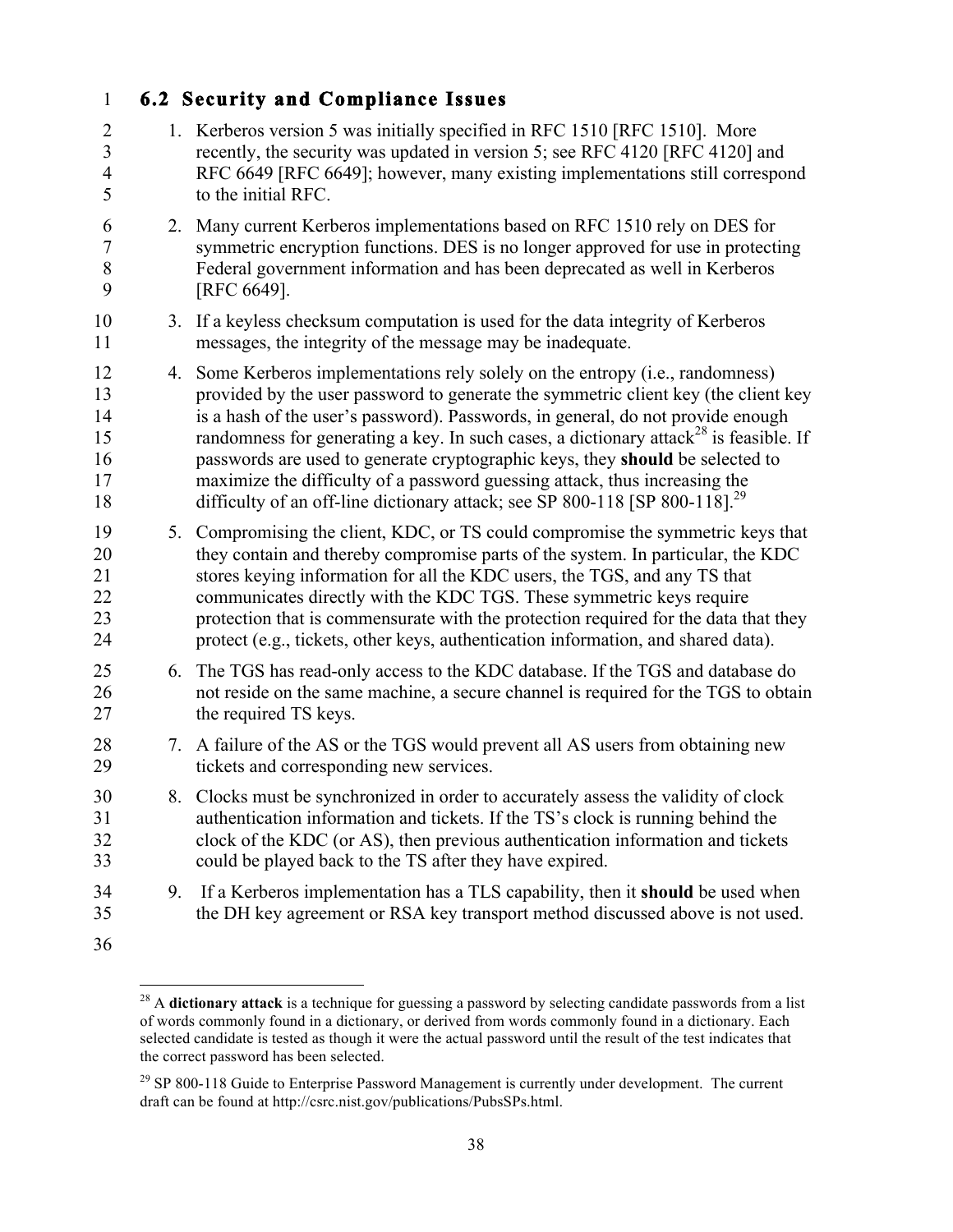## 6.2 Security and Compliance Issues

1. Kerberos version 5 was initially specified in RFC 1510 [RFC 1510]. More recently, the security was updated in version 5; see RFC 4120 [RFC 4120] and RFC 6649 [RFC 6649]; however, many existing implementations still correspond to the initial RFC.
2. Many current Kerberos implementations based on RFC 1510 rely on DES for symmetric encryption functions. DES is no longer approved for use in protecting Federal government information and has been deprecated as well in Kerberos [RFC 6649].
3. If a keyless checksum computation is used for the data integrity of Kerberos messages, the integrity of the message may be inadequate.
4. Some Kerberos implementations rely solely on the entropy (i.e., randomness) provided by the user password to generate the symmetric client key (the client key is a hash of the user's password). Passwords, in general, do not provide enough randomness for generating a key. In such cases, a dictionary attack[28] is feasible. If passwords are used to generate cryptographic keys, they **should** be selected to maximize the difficulty of a password guessing attack, thus increasing the difficulty of an off-line dictionary attack; see SP 800-118 [SP 800-118].[29]
5. Compromising the client, KDC, or TS could compromise the symmetric keys that they contain and thereby compromise parts of the system. In particular, the KDC stores keying information for all the KDC users, the TGS, and any TS that communicates directly with the KDC TGS. These symmetric keys require protection that is commensurate with the protection required for the data that they protect (e.g., tickets, other keys, authentication information, and shared data).
6. The TGS has read-only access to the KDC database. If the TGS and database do not reside on the same machine, a secure channel is required for the TGS to obtain the required TS keys.
7. A failure of the AS or the TGS would prevent all AS users from obtaining new tickets and corresponding new services.
8. Clocks must be synchronized in order to accurately assess the validity of clock authentication information and tickets. If the TS's clock is running behind the clock of the KDC (or AS), then previous authentication information and tickets could be played back to the TS after they have expired.
9. If a Kerberos implementation has a TLS capability, then it **should** be used when the DH key agreement or RSA key transport method discussed above is not used.

---

[28] A **dictionary attack** is a technique for guessing a password by selecting candidate passwords from a list of words commonly found in a dictionary, or derived from words commonly found in a dictionary. Each selected candidate is tested as though it were the actual password until the result of the test indicates that the correct password has been selected.

[29] SP 800-118 Guide to Enterprise Password Management is currently under development. The current draft can be found at http://csrc.nist.gov/publications/PubsSPs.html.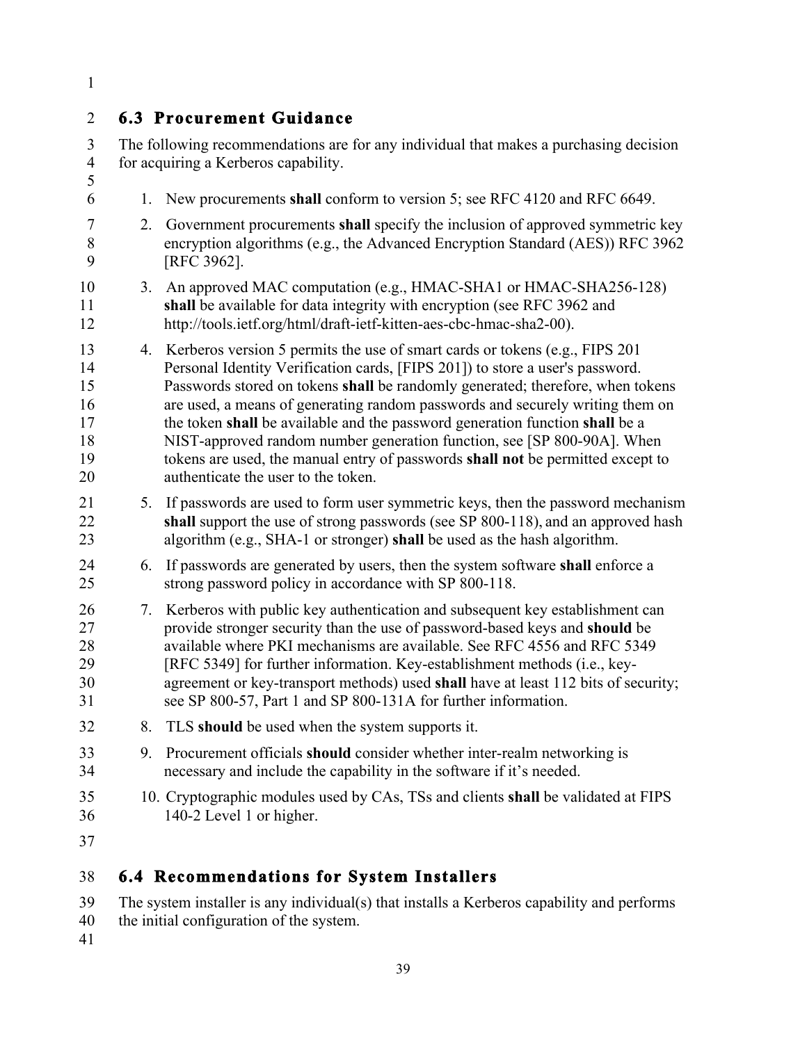## 6.3 Procurement Guidance

The following recommendations are for any individual that makes a purchasing decision for acquiring a Kerberos capability.

1. New procurements **shall** conform to version 5; see RFC 4120 and RFC 6649.
2. Government procurements **shall** specify the inclusion of approved symmetric key encryption algorithms (e.g., the Advanced Encryption Standard (AES)) RFC 3962 [RFC 3962].
3. An approved MAC computation (e.g., HMAC-SHA1 or HMAC-SHA256-128) **shall** be available for data integrity with encryption (see RFC 3962 and http://tools.ietf.org/html/draft-ietf-kitten-aes-cbc-hmac-sha2-00).
4. Kerberos version 5 permits the use of smart cards or tokens (e.g., FIPS 201 Personal Identity Verification cards, [FIPS 201]) to store a user's password. Passwords stored on tokens **shall** be randomly generated; therefore, when tokens are used, a means of generating random passwords and securely writing them on the token **shall** be available and the password generation function **shall** be a NIST-approved random number generation function, see [SP 800-90A]. When tokens are used, the manual entry of passwords **shall not** be permitted except to authenticate the user to the token.
5. If passwords are used to form user symmetric keys, then the password mechanism **shall** support the use of strong passwords (see SP 800-118), and an approved hash algorithm (e.g., SHA-1 or stronger) **shall** be used as the hash algorithm.
6. If passwords are generated by users, then the system software **shall** enforce a strong password policy in accordance with SP 800-118.
7. Kerberos with public key authentication and subsequent key establishment can provide stronger security than the use of password-based keys and **should** be available where PKI mechanisms are available. See RFC 4556 and RFC 5349 [RFC 5349] for further information. Key-establishment methods (i.e., key-agreement or key-transport methods) used **shall** have at least 112 bits of security; see SP 800-57, Part 1 and SP 800-131A for further information.
8. TLS **should** be used when the system supports it.
9. Procurement officials **should** consider whether inter-realm networking is necessary and include the capability in the software if it's needed.
10. Cryptographic modules used by CAs, TSs and clients **shall** be validated at FIPS 140-2 Level 1 or higher.

## 6.4 Recommendations for System Installers

The system installer is any individual(s) that installs a Kerberos capability and performs the initial configuration of the system.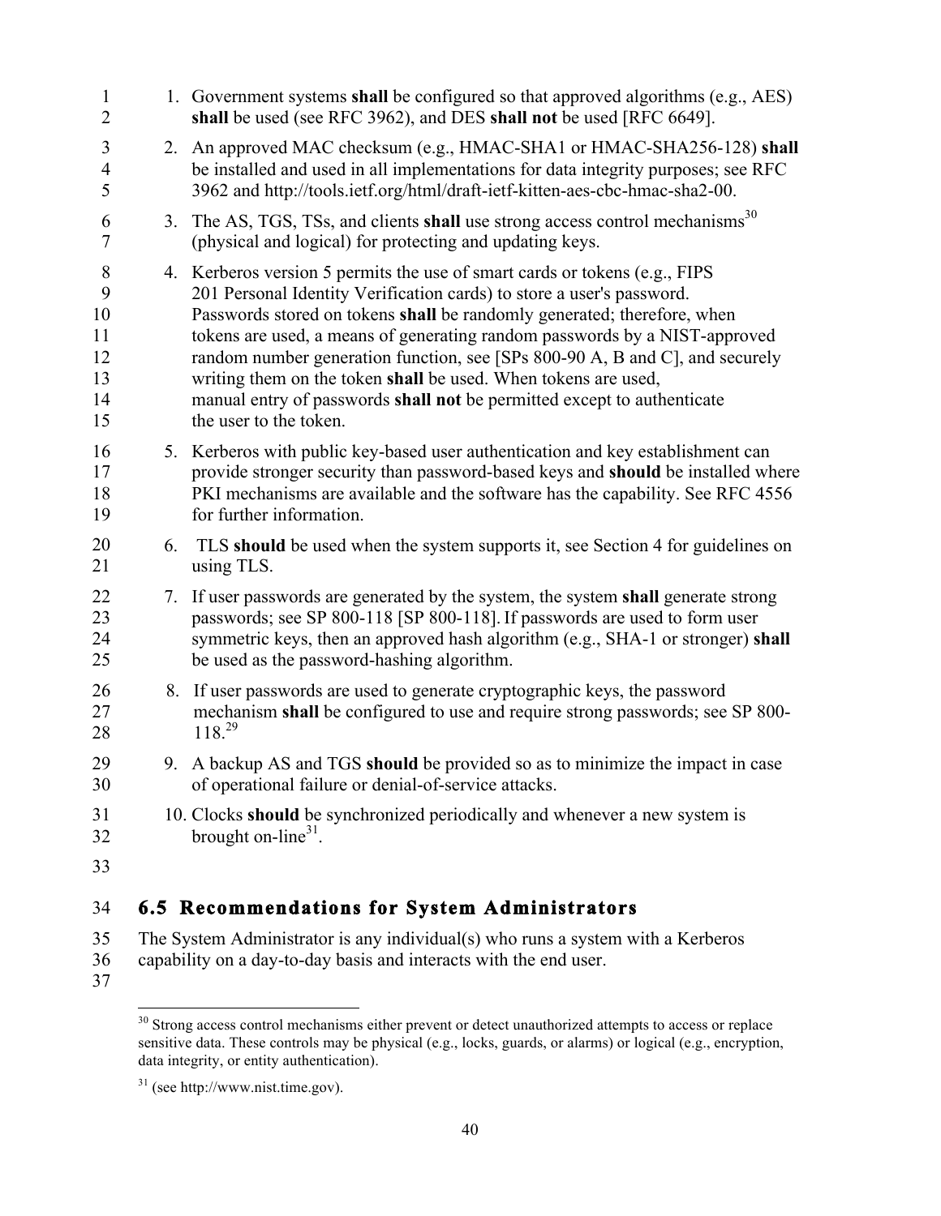1. Government systems **shall** be configured so that approved algorithms (e.g., AES) **shall** be used (see RFC 3962), and DES **shall not** be used [RFC 6649].
2. An approved MAC checksum (e.g., HMAC-SHA1 or HMAC-SHA256-128) **shall** be installed and used in all implementations for data integrity purposes; see RFC 3962 and http://tools.ietf.org/html/draft-ietf-kitten-aes-cbc-hmac-sha2-00.
3. The AS, TGS, TSs, and clients **shall** use strong access control mechanisms[30] (physical and logical) for protecting and updating keys.
4. Kerberos version 5 permits the use of smart cards or tokens (e.g., FIPS 201 Personal Identity Verification cards) to store a user's password. Passwords stored on tokens **shall** be randomly generated; therefore, when tokens are used, a means of generating random passwords by a NIST-approved random number generation function, see [SPs 800-90 A, B and C], and securely writing them on the token **shall** be used. When tokens are used, manual entry of passwords **shall not** be permitted except to authenticate the user to the token.
5. Kerberos with public key-based user authentication and key establishment can provide stronger security than password-based keys and **should** be installed where PKI mechanisms are available and the software has the capability. See RFC 4556 for further information.
6. TLS **should** be used when the system supports it, see Section 4 for guidelines on using TLS.
7. If user passwords are generated by the system, the system **shall** generate strong passwords; see SP 800-118 [SP 800-118]. If passwords are used to form user symmetric keys, then an approved hash algorithm (e.g., SHA-1 or stronger) **shall** be used as the password-hashing algorithm.
8. If user passwords are used to generate cryptographic keys, the password mechanism **shall** be configured to use and require strong passwords; see SP 800-118.[29]
9. A backup AS and TGS **should** be provided so as to minimize the impact in case of operational failure or denial-of-service attacks.
10. Clocks **should** be synchronized periodically and whenever a new system is brought on-line[31].

## 6.5 Recommendations for System Administrators

The System Administrator is any individual(s) who runs a system with a Kerberos capability on a day-to-day basis and interacts with the end user.

[30] Strong access control mechanisms either prevent or detect unauthorized attempts to access or replace sensitive data. These controls may be physical (e.g., locks, guards, or alarms) or logical (e.g., encryption, data integrity, or entity authentication).

[31] (see http://www.nist.time.gov).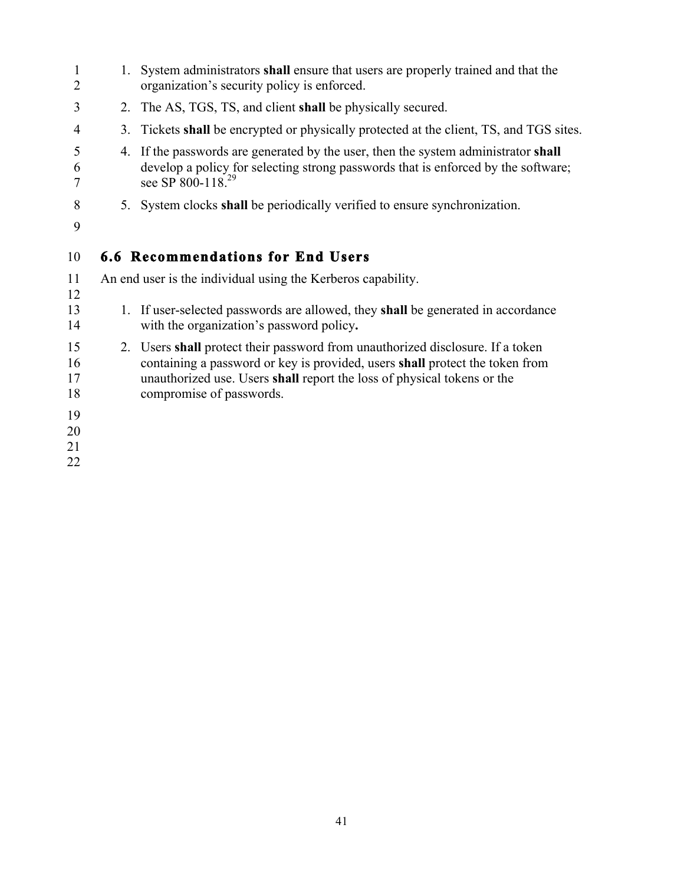1. System administrators **shall** ensure that users are properly trained and that the organization's security policy is enforced.
2. The AS, TGS, TS, and client **shall** be physically secured.
3. Tickets **shall** be encrypted or physically protected at the client, TS, and TGS sites.
4. If the passwords are generated by the user, then the system administrator **shall** develop a policy for selecting strong passwords that is enforced by the software; see SP 800-118.[29]
5. System clocks **shall** be periodically verified to ensure synchronization.

## 6.6 Recommendations for End Users

An end user is the individual using the Kerberos capability.

1. If user-selected passwords are allowed, they **shall** be generated in accordance with the organization's password policy**.**
2. Users **shall** protect their password from unauthorized disclosure. If a token containing a password or key is provided, users **shall** protect the token from unauthorized use. Users **shall** report the loss of physical tokens or the compromise of passwords.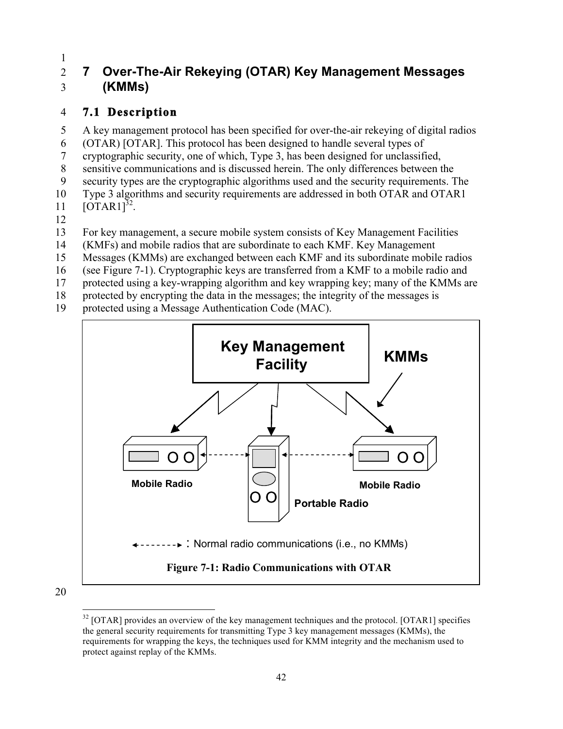# 7 Over-The-Air Rekeying (OTAR) Key Management Messages (KMMs)

## 7.1 Description

A key management protocol has been specified for over-the-air rekeying of digital radios (OTAR) [OTAR]. This protocol has been designed to handle several types of cryptographic security, one of which, Type 3, has been designed for unclassified, sensitive communications and is discussed herein. The only differences between the security types are the cryptographic algorithms used and the security requirements. The Type 3 algorithms and security requirements are addressed in both OTAR and OTAR1 [OTAR1][32].

For key management, a secure mobile system consists of Key Management Facilities (KMFs) and mobile radios that are subordinate to each KMF. Key Management Messages (KMMs) are exchanged between each KMF and its subordinate mobile radios (see Figure 7-1). Cryptographic keys are transferred from a KMF to a mobile radio and protected using a key-wrapping algorithm and key wrapping key; many of the KMMs are protected by encrypting the data in the messages; the integrity of the messages is protected using a Message Authentication Code (MAC).

Key Management Facility

KMMs

Mobile Radio

Portable Radio

Mobile Radio

◄- - - - - - - ► : Normal radio communications (i.e., no KMMs)

**Figure 7-1: Radio Communications with OTAR**

---

[32] [OTAR] provides an overview of the key management techniques and the protocol. [OTAR1] specifies the general security requirements for transmitting Type 3 key management messages (KMMs), the requirements for wrapping the keys, the techniques used for KMM integrity and the mechanism used to protect against replay of the KMMs.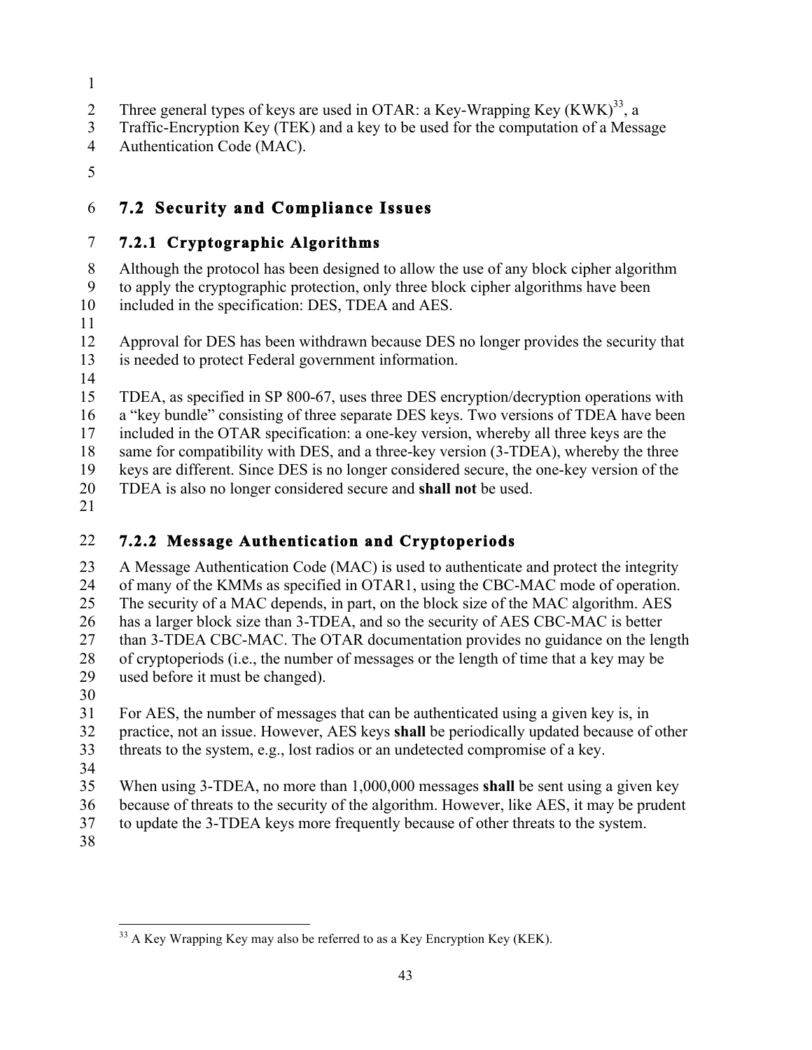Three general types of keys are used in OTAR: a Key-Wrapping Key (KWK)[33], a Traffic-Encryption Key (TEK) and a key to be used for the computation of a Message Authentication Code (MAC).

## 7.2 Security and Compliance Issues

### 7.2.1 Cryptographic Algorithms

Although the protocol has been designed to allow the use of any block cipher algorithm to apply the cryptographic protection, only three block cipher algorithms have been included in the specification: DES, TDEA and AES.

Approval for DES has been withdrawn because DES no longer provides the security that is needed to protect Federal government information.

TDEA, as specified in SP 800-67, uses three DES encryption/decryption operations with a "key bundle" consisting of three separate DES keys. Two versions of TDEA have been included in the OTAR specification: a one-key version, whereby all three keys are the same for compatibility with DES, and a three-key version (3-TDEA), whereby the three keys are different. Since DES is no longer considered secure, the one-key version of the TDEA is also no longer considered secure and **shall not** be used.

### 7.2.2 Message Authentication and Cryptoperiods

A Message Authentication Code (MAC) is used to authenticate and protect the integrity of many of the KMMs as specified in OTAR1, using the CBC-MAC mode of operation. The security of a MAC depends, in part, on the block size of the MAC algorithm. AES has a larger block size than 3-TDEA, and so the security of AES CBC-MAC is better than 3-TDEA CBC-MAC. The OTAR documentation provides no guidance on the length of cryptoperiods (i.e., the number of messages or the length of time that a key may be used before it must be changed).

For AES, the number of messages that can be authenticated using a given key is, in practice, not an issue. However, AES keys **shall** be periodically updated because of other threats to the system, e.g., lost radios or an undetected compromise of a key.

When using 3-TDEA, no more than 1,000,000 messages **shall** be sent using a given key because of threats to the security of the algorithm. However, like AES, it may be prudent to update the 3-TDEA keys more frequently because of other threats to the system.

[33] A Key Wrapping Key may also be referred to as a Key Encryption Key (KEK).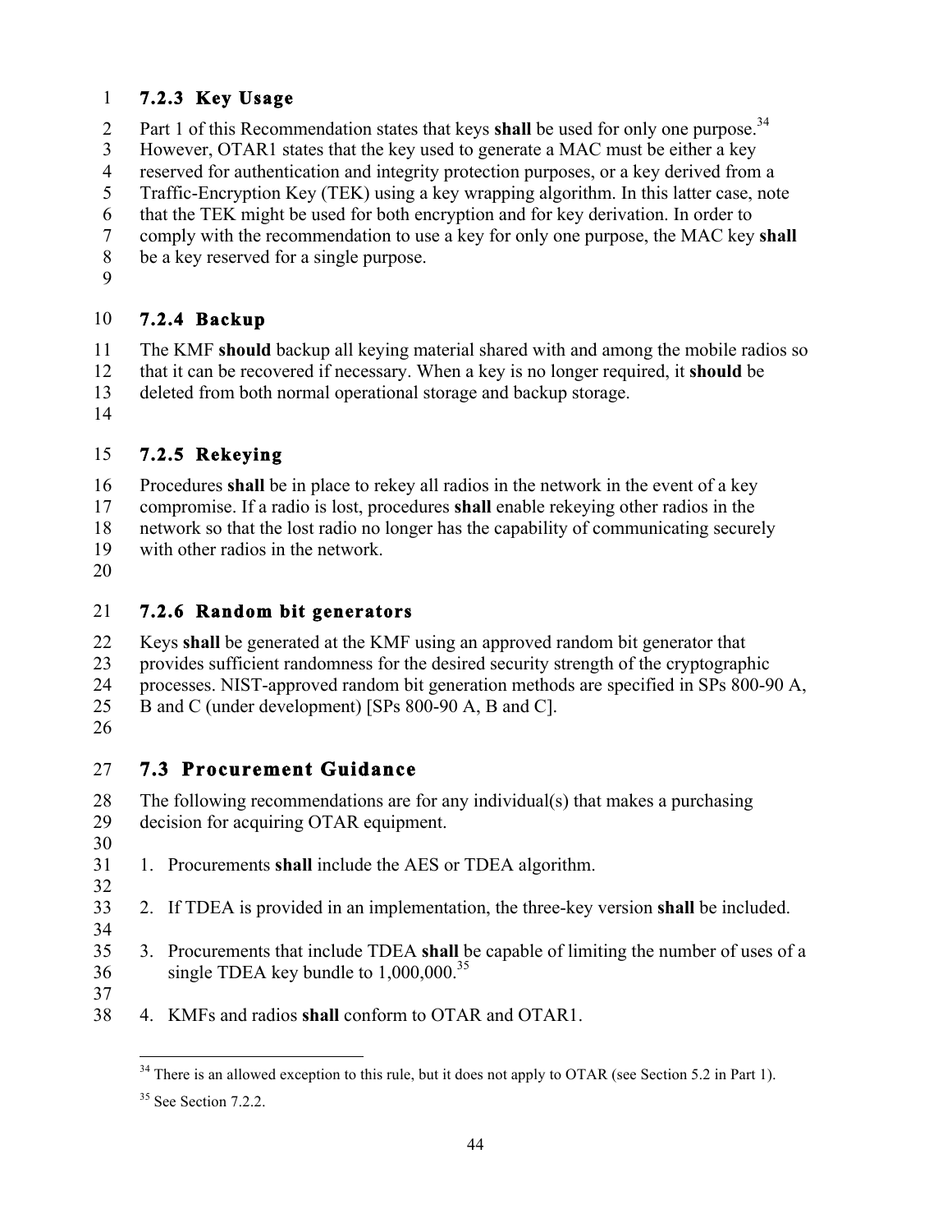### 7.2.3 Key Usage

Part 1 of this Recommendation states that keys **shall** be used for only one purpose.[34] However, OTAR1 states that the key used to generate a MAC must be either a key reserved for authentication and integrity protection purposes, or a key derived from a Traffic-Encryption Key (TEK) using a key wrapping algorithm. In this latter case, note that the TEK might be used for both encryption and for key derivation. In order to comply with the recommendation to use a key for only one purpose, the MAC key **shall** be a key reserved for a single purpose.

### 7.2.4 Backup

The KMF **should** backup all keying material shared with and among the mobile radios so that it can be recovered if necessary. When a key is no longer required, it **should** be deleted from both normal operational storage and backup storage.

### 7.2.5 Rekeying

Procedures **shall** be in place to rekey all radios in the network in the event of a key compromise. If a radio is lost, procedures **shall** enable rekeying other radios in the network so that the lost radio no longer has the capability of communicating securely with other radios in the network.

### 7.2.6 Random bit generators

Keys **shall** be generated at the KMF using an approved random bit generator that provides sufficient randomness for the desired security strength of the cryptographic processes. NIST-approved random bit generation methods are specified in SPs 800-90 A, B and C (under development) [SPs 800-90 A, B and C].

## 7.3 Procurement Guidance

The following recommendations are for any individual(s) that makes a purchasing decision for acquiring OTAR equipment.

1. Procurements **shall** include the AES or TDEA algorithm.

2. If TDEA is provided in an implementation, the three-key version **shall** be included.

3. Procurements that include TDEA **shall** be capable of limiting the number of uses of a single TDEA key bundle to 1,000,000.[35]

4. KMFs and radios **shall** conform to OTAR and OTAR1.

---

[34] There is an allowed exception to this rule, but it does not apply to OTAR (see Section 5.2 in Part 1).

[35] See Section 7.2.2.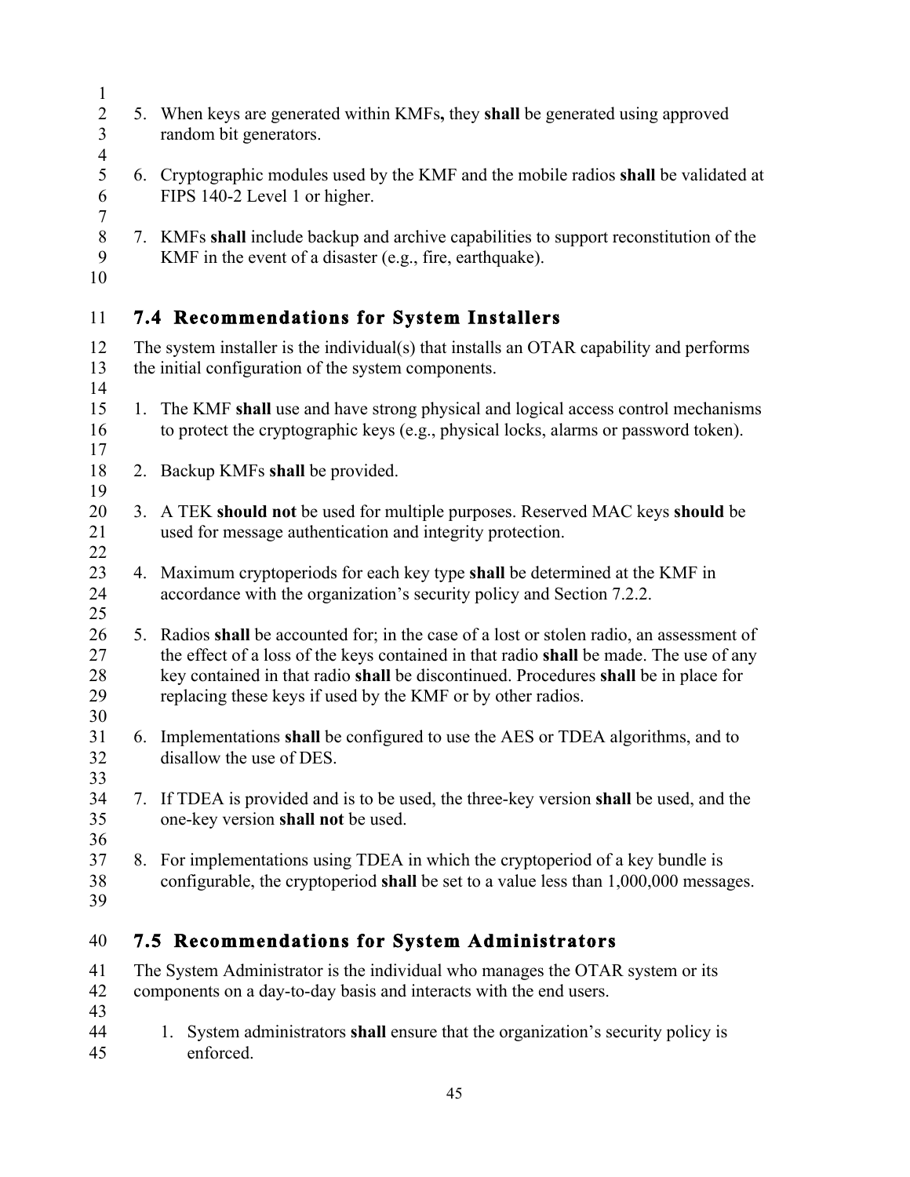5. When keys are generated within KMFs**,** they **shall** be generated using approved random bit generators.

6. Cryptographic modules used by the KMF and the mobile radios **shall** be validated at FIPS 140-2 Level 1 or higher.

7. KMFs **shall** include backup and archive capabilities to support reconstitution of the KMF in the event of a disaster (e.g., fire, earthquake).

## 7.4 Recommendations for System Installers

The system installer is the individual(s) that installs an OTAR capability and performs the initial configuration of the system components.

1. The KMF **shall** use and have strong physical and logical access control mechanisms to protect the cryptographic keys (e.g., physical locks, alarms or password token).

2. Backup KMFs **shall** be provided.

3. A TEK **should not** be used for multiple purposes. Reserved MAC keys **should** be used for message authentication and integrity protection.

4. Maximum cryptoperiods for each key type **shall** be determined at the KMF in accordance with the organization's security policy and Section 7.2.2.

5. Radios **shall** be accounted for; in the case of a lost or stolen radio, an assessment of the effect of a loss of the keys contained in that radio **shall** be made. The use of any key contained in that radio **shall** be discontinued. Procedures **shall** be in place for replacing these keys if used by the KMF or by other radios.

6. Implementations **shall** be configured to use the AES or TDEA algorithms, and to disallow the use of DES.

7. If TDEA is provided and is to be used, the three-key version **shall** be used, and the one-key version **shall not** be used.

8. For implementations using TDEA in which the cryptoperiod of a key bundle is configurable, the cryptoperiod **shall** be set to a value less than 1,000,000 messages.

## 7.5 Recommendations for System Administrators

The System Administrator is the individual who manages the OTAR system or its components on a day-to-day basis and interacts with the end users.

1. System administrators **shall** ensure that the organization's security policy is enforced.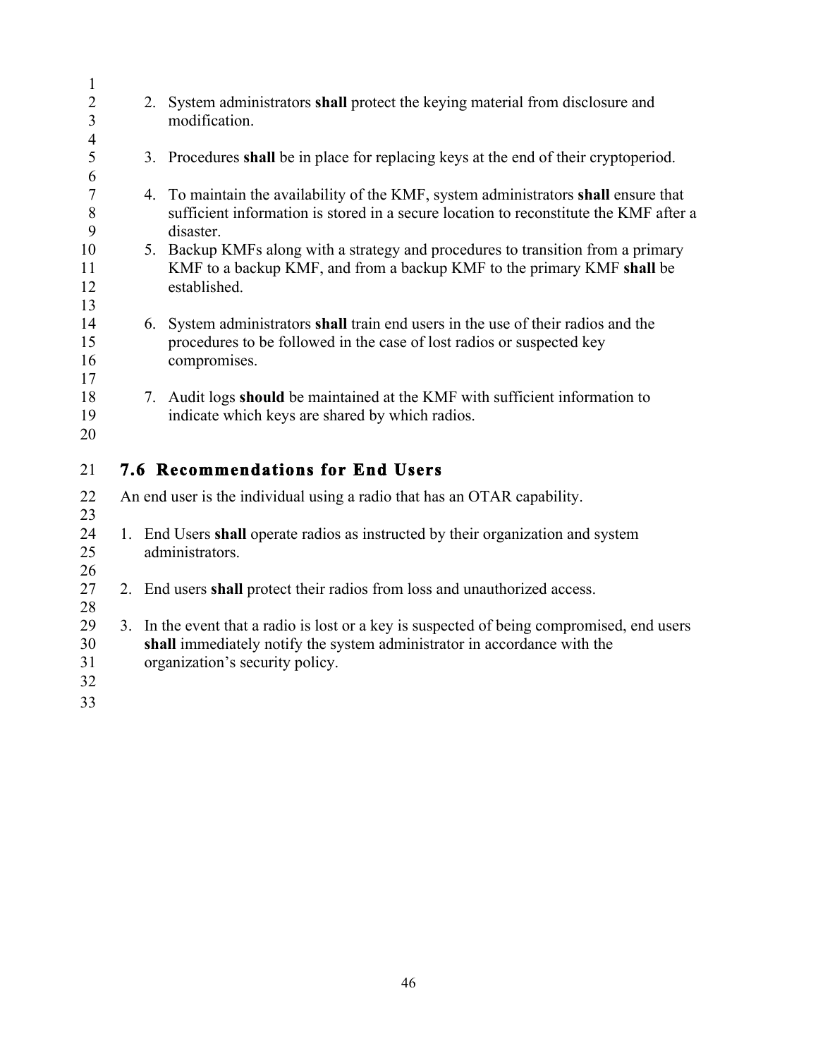2. System administrators **shall** protect the keying material from disclosure and modification.

3. Procedures **shall** be in place for replacing keys at the end of their cryptoperiod.

4. To maintain the availability of the KMF, system administrators **shall** ensure that sufficient information is stored in a secure location to reconstitute the KMF after a disaster.

5. Backup KMFs along with a strategy and procedures to transition from a primary KMF to a backup KMF, and from a backup KMF to the primary KMF **shall** be established.

6. System administrators **shall** train end users in the use of their radios and the procedures to be followed in the case of lost radios or suspected key compromises.

7. Audit logs **should** be maintained at the KMF with sufficient information to indicate which keys are shared by which radios.

## 7.6 Recommendations for End Users

An end user is the individual using a radio that has an OTAR capability.

1. End Users **shall** operate radios as instructed by their organization and system administrators.

2. End users **shall** protect their radios from loss and unauthorized access.

3. In the event that a radio is lost or a key is suspected of being compromised, end users **shall** immediately notify the system administrator in accordance with the organization's security policy.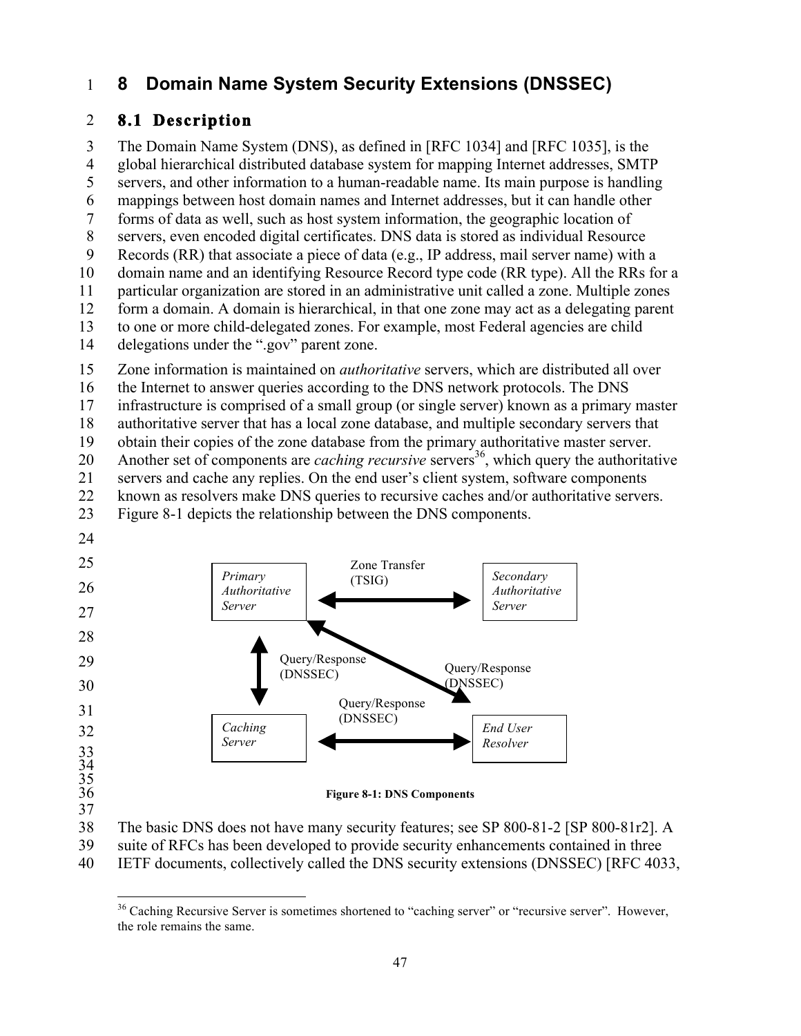# 8 Domain Name System Security Extensions (DNSSEC)

## 8.1 Description

The Domain Name System (DNS), as defined in [RFC 1034] and [RFC 1035], is the global hierarchical distributed database system for mapping Internet addresses, SMTP servers, and other information to a human-readable name. Its main purpose is handling mappings between host domain names and Internet addresses, but it can handle other forms of data as well, such as host system information, the geographic location of servers, even encoded digital certificates. DNS data is stored as individual Resource Records (RR) that associate a piece of data (e.g., IP address, mail server name) with a domain name and an identifying Resource Record type code (RR type). All the RRs for a particular organization are stored in an administrative unit called a zone. Multiple zones form a domain. A domain is hierarchical, in that one zone may act as a delegating parent to one or more child-delegated zones. For example, most Federal agencies are child delegations under the ".gov" parent zone.

Zone information is maintained on *authoritative* servers, which are distributed all over the Internet to answer queries according to the DNS network protocols. The DNS infrastructure is comprised of a small group (or single server) known as a primary master authoritative server that has a local zone database, and multiple secondary servers that obtain their copies of the zone database from the primary authoritative master server. Another set of components are *caching recursive* servers[36], which query the authoritative servers and cache any replies. On the end user's client system, software components known as resolvers make DNS queries to recursive caches and/or authoritative servers. Figure 8-1 depicts the relationship between the DNS components.

*Primary Authoritative Server* ↔ *Secondary Authoritative Server*: Zone Transfer (TSIG)

*Primary Authoritative Server* ↔ *Caching Server*: Query/Response (DNSSEC)

*Primary Authoritative Server* ↔ *End User Resolver*: Query/Response (DNSSEC)

*Caching Server* ↔ *End User Resolver*: Query/Response (DNSSEC)

**Figure 8-1: DNS Components**

The basic DNS does not have many security features; see SP 800-81-2 [SP 800-81r2]. A suite of RFCs has been developed to provide security enhancements contained in three IETF documents, collectively called the DNS security extensions (DNSSEC) [RFC 4033,

---

[36] Caching Recursive Server is sometimes shortened to "caching server" or "recursive server". However, the role remains the same.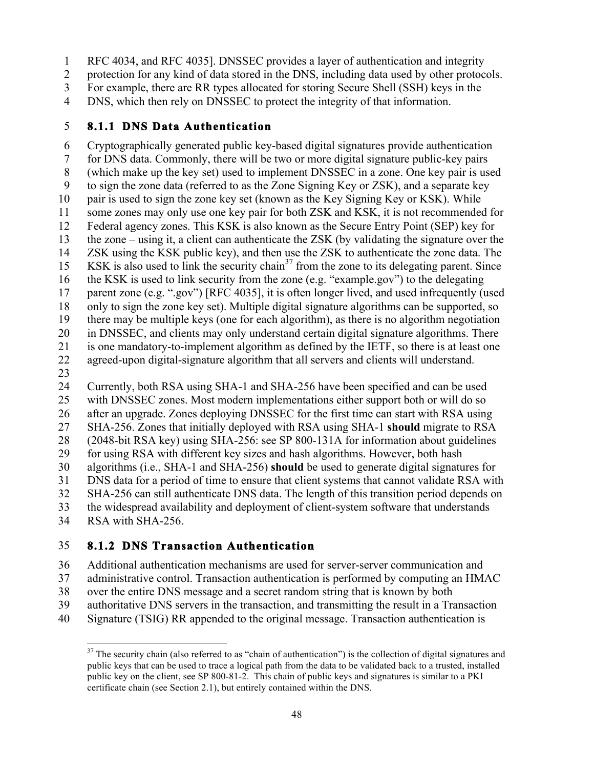RFC 4034, and RFC 4035]. DNSSEC provides a layer of authentication and integrity protection for any kind of data stored in the DNS, including data used by other protocols. For example, there are RR types allocated for storing Secure Shell (SSH) keys in the DNS, which then rely on DNSSEC to protect the integrity of that information.

### 8.1.1 DNS Data Authentication

Cryptographically generated public key-based digital signatures provide authentication for DNS data. Commonly, there will be two or more digital signature public-key pairs (which make up the key set) used to implement DNSSEC in a zone. One key pair is used to sign the zone data (referred to as the Zone Signing Key or ZSK), and a separate key pair is used to sign the zone key set (known as the Key Signing Key or KSK). While some zones may only use one key pair for both ZSK and KSK, it is not recommended for Federal agency zones. This KSK is also known as the Secure Entry Point (SEP) key for the zone – using it, a client can authenticate the ZSK (by validating the signature over the ZSK using the KSK public key), and then use the ZSK to authenticate the zone data. The KSK is also used to link the security chain[37] from the zone to its delegating parent. Since the KSK is used to link security from the zone (e.g. "example.gov") to the delegating parent zone (e.g. ".gov") [RFC 4035], it is often longer lived, and used infrequently (used only to sign the zone key set). Multiple digital signature algorithms can be supported, so there may be multiple keys (one for each algorithm), as there is no algorithm negotiation in DNSSEC, and clients may only understand certain digital signature algorithms. There is one mandatory-to-implement algorithm as defined by the IETF, so there is at least one agreed-upon digital-signature algorithm that all servers and clients will understand.

Currently, both RSA using SHA-1 and SHA-256 have been specified and can be used with DNSSEC zones. Most modern implementations either support both or will do so after an upgrade. Zones deploying DNSSEC for the first time can start with RSA using SHA-256. Zones that initially deployed with RSA using SHA-1 **should** migrate to RSA (2048-bit RSA key) using SHA-256: see SP 800-131A for information about guidelines for using RSA with different key sizes and hash algorithms. However, both hash algorithms (i.e., SHA-1 and SHA-256) **should** be used to generate digital signatures for DNS data for a period of time to ensure that client systems that cannot validate RSA with SHA-256 can still authenticate DNS data. The length of this transition period depends on the widespread availability and deployment of client-system software that understands RSA with SHA-256.

### 8.1.2 DNS Transaction Authentication

Additional authentication mechanisms are used for server-server communication and administrative control. Transaction authentication is performed by computing an HMAC over the entire DNS message and a secret random string that is known by both authoritative DNS servers in the transaction, and transmitting the result in a Transaction Signature (TSIG) RR appended to the original message. Transaction authentication is

---

[37] The security chain (also referred to as "chain of authentication") is the collection of digital signatures and public keys that can be used to trace a logical path from the data to be validated back to a trusted, installed public key on the client, see SP 800-81-2. This chain of public keys and signatures is similar to a PKI certificate chain (see Section 2.1), but entirely contained within the DNS.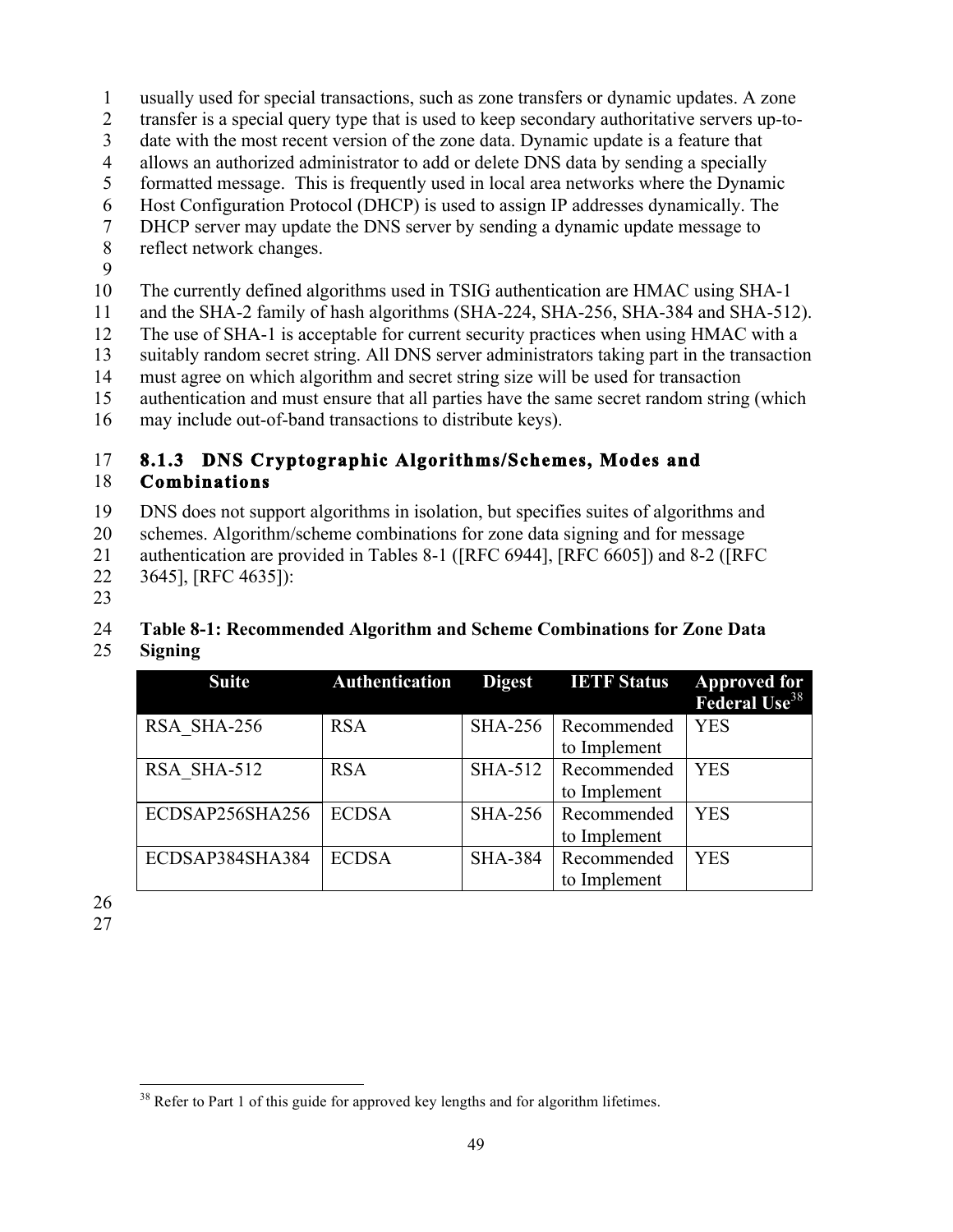usually used for special transactions, such as zone transfers or dynamic updates. A zone transfer is a special query type that is used to keep secondary authoritative servers up-to-date with the most recent version of the zone data. Dynamic update is a feature that allows an authorized administrator to add or delete DNS data by sending a specially formatted message. This is frequently used in local area networks where the Dynamic Host Configuration Protocol (DHCP) is used to assign IP addresses dynamically. The DHCP server may update the DNS server by sending a dynamic update message to reflect network changes.

The currently defined algorithms used in TSIG authentication are HMAC using SHA-1 and the SHA-2 family of hash algorithms (SHA-224, SHA-256, SHA-384 and SHA-512). The use of SHA-1 is acceptable for current security practices when using HMAC with a suitably random secret string. All DNS server administrators taking part in the transaction must agree on which algorithm and secret string size will be used for transaction authentication and must ensure that all parties have the same secret random string (which may include out-of-band transactions to distribute keys).

### 8.1.3 DNS Cryptographic Algorithms/Schemes, Modes and Combinations

DNS does not support algorithms in isolation, but specifies suites of algorithms and schemes. Algorithm/scheme combinations for zone data signing and for message authentication are provided in Tables 8-1 ([RFC 6944], [RFC 6605]) and 8-2 ([RFC 3645], [RFC 4635]):

**Table 8-1: Recommended Algorithm and Scheme Combinations for Zone Data Signing**

| Suite | Authentication | Digest | IETF Status | Approved for Federal Use[38] |
|---|---|---|---|---|
| RSA_SHA-256 | RSA | SHA-256 | Recommended to Implement | YES |
| RSA_SHA-512 | RSA | SHA-512 | Recommended to Implement | YES |
| ECDSAP256SHA256 | ECDSA | SHA-256 | Recommended to Implement | YES |
| ECDSAP384SHA384 | ECDSA | SHA-384 | Recommended to Implement | YES |

[38] Refer to Part 1 of this guide for approved key lengths and for algorithm lifetimes.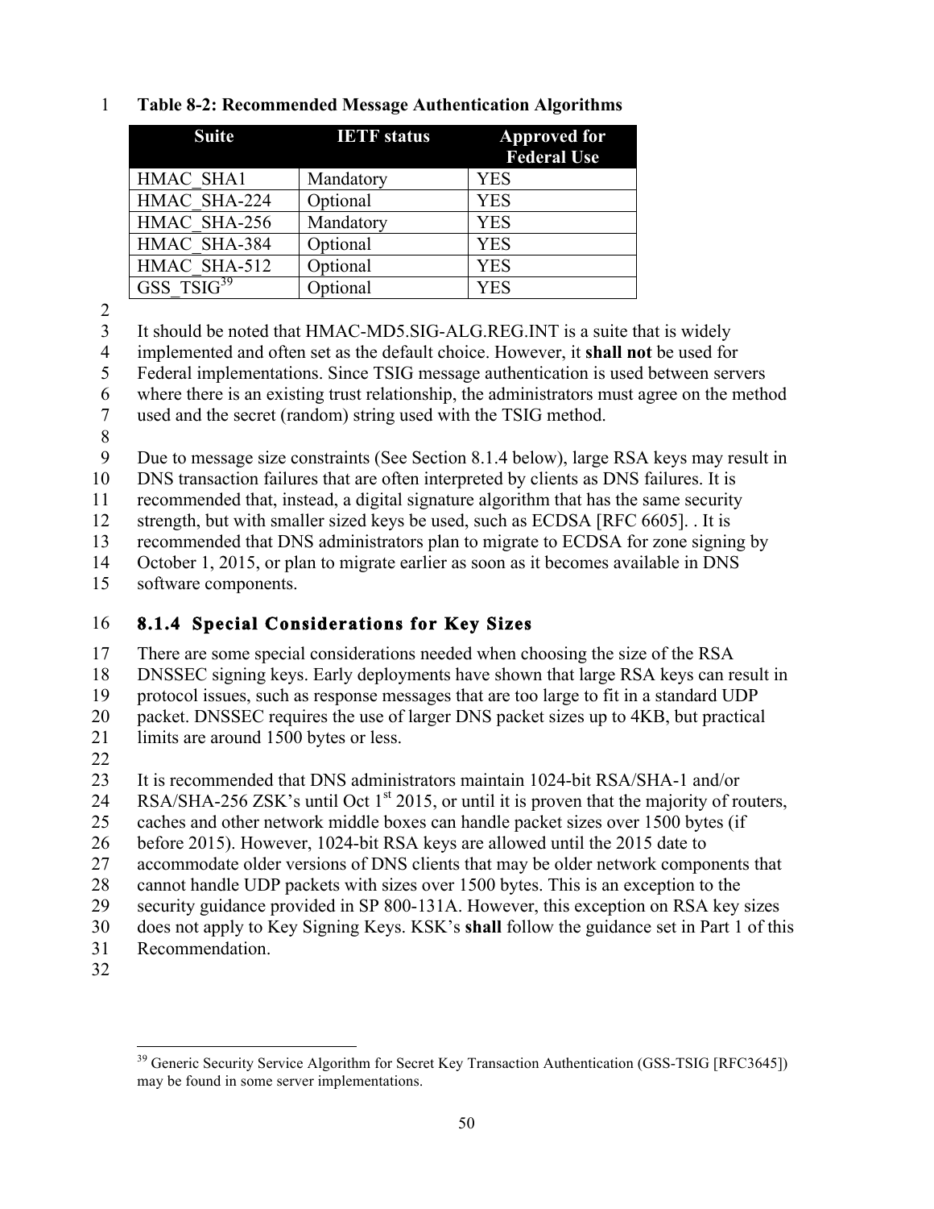**Table 8-2: Recommended Message Authentication Algorithms**

| Suite | IETF status | Approved for Federal Use |
| --- | --- | --- |
| HMAC_SHA1 | Mandatory | YES |
| HMAC_SHA-224 | Optional | YES |
| HMAC_SHA-256 | Mandatory | YES |
| HMAC_SHA-384 | Optional | YES |
| HMAC_SHA-512 | Optional | YES |
| GSS_TSIG[39] | Optional | YES |

It should be noted that HMAC-MD5.SIG-ALG.REG.INT is a suite that is widely implemented and often set as the default choice. However, it **shall not** be used for Federal implementations. Since TSIG message authentication is used between servers where there is an existing trust relationship, the administrators must agree on the method used and the secret (random) string used with the TSIG method.

Due to message size constraints (See Section 8.1.4 below), large RSA keys may result in DNS transaction failures that are often interpreted by clients as DNS failures. It is recommended that, instead, a digital signature algorithm that has the same security strength, but with smaller sized keys be used, such as ECDSA [RFC 6605]. . It is recommended that DNS administrators plan to migrate to ECDSA for zone signing by October 1, 2015, or plan to migrate earlier as soon as it becomes available in DNS software components.

### 8.1.4 Special Considerations for Key Sizes

There are some special considerations needed when choosing the size of the RSA DNSSEC signing keys. Early deployments have shown that large RSA keys can result in protocol issues, such as response messages that are too large to fit in a standard UDP packet. DNSSEC requires the use of larger DNS packet sizes up to 4KB, but practical limits are around 1500 bytes or less.

It is recommended that DNS administrators maintain 1024-bit RSA/SHA-1 and/or RSA/SHA-256 ZSK's until Oct 1st 2015, or until it is proven that the majority of routers, caches and other network middle boxes can handle packet sizes over 1500 bytes (if before 2015). However, 1024-bit RSA keys are allowed until the 2015 date to accommodate older versions of DNS clients that may be older network components that cannot handle UDP packets with sizes over 1500 bytes. This is an exception to the security guidance provided in SP 800-131A. However, this exception on RSA key sizes does not apply to Key Signing Keys. KSK's **shall** follow the guidance set in Part 1 of this Recommendation.

---

[39] Generic Security Service Algorithm for Secret Key Transaction Authentication (GSS-TSIG [RFC3645]) may be found in some server implementations.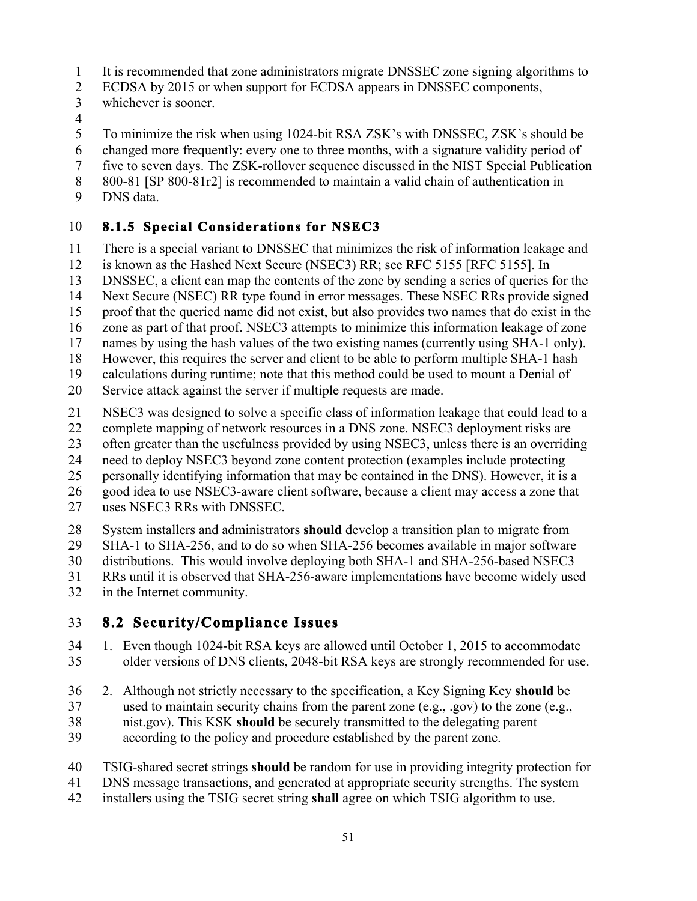It is recommended that zone administrators migrate DNSSEC zone signing algorithms to ECDSA by 2015 or when support for ECDSA appears in DNSSEC components, whichever is sooner.

To minimize the risk when using 1024-bit RSA ZSK's with DNSSEC, ZSK's should be changed more frequently: every one to three months, with a signature validity period of five to seven days. The ZSK-rollover sequence discussed in the NIST Special Publication 800-81 [SP 800-81r2] is recommended to maintain a valid chain of authentication in DNS data.

#### 8.1.5 Special Considerations for NSEC3

There is a special variant to DNSSEC that minimizes the risk of information leakage and is known as the Hashed Next Secure (NSEC3) RR; see RFC 5155 [RFC 5155]. In DNSSEC, a client can map the contents of the zone by sending a series of queries for the Next Secure (NSEC) RR type found in error messages. These NSEC RRs provide signed proof that the queried name did not exist, but also provides two names that do exist in the zone as part of that proof. NSEC3 attempts to minimize this information leakage of zone names by using the hash values of the two existing names (currently using SHA-1 only). However, this requires the server and client to be able to perform multiple SHA-1 hash calculations during runtime; note that this method could be used to mount a Denial of Service attack against the server if multiple requests are made.

NSEC3 was designed to solve a specific class of information leakage that could lead to a complete mapping of network resources in a DNS zone. NSEC3 deployment risks are often greater than the usefulness provided by using NSEC3, unless there is an overriding need to deploy NSEC3 beyond zone content protection (examples include protecting personally identifying information that may be contained in the DNS). However, it is a good idea to use NSEC3-aware client software, because a client may access a zone that uses NSEC3 RRs with DNSSEC.

System installers and administrators **should** develop a transition plan to migrate from SHA-1 to SHA-256, and to do so when SHA-256 becomes available in major software distributions. This would involve deploying both SHA-1 and SHA-256-based NSEC3 RRs until it is observed that SHA-256-aware implementations have become widely used in the Internet community.

### 8.2 Security/Compliance Issues

1. Even though 1024-bit RSA keys are allowed until October 1, 2015 to accommodate older versions of DNS clients, 2048-bit RSA keys are strongly recommended for use.

2. Although not strictly necessary to the specification, a Key Signing Key **should** be used to maintain security chains from the parent zone (e.g., .gov) to the zone (e.g., nist.gov). This KSK **should** be securely transmitted to the delegating parent according to the policy and procedure established by the parent zone.

TSIG-shared secret strings **should** be random for use in providing integrity protection for DNS message transactions, and generated at appropriate security strengths. The system installers using the TSIG secret string **shall** agree on which TSIG algorithm to use.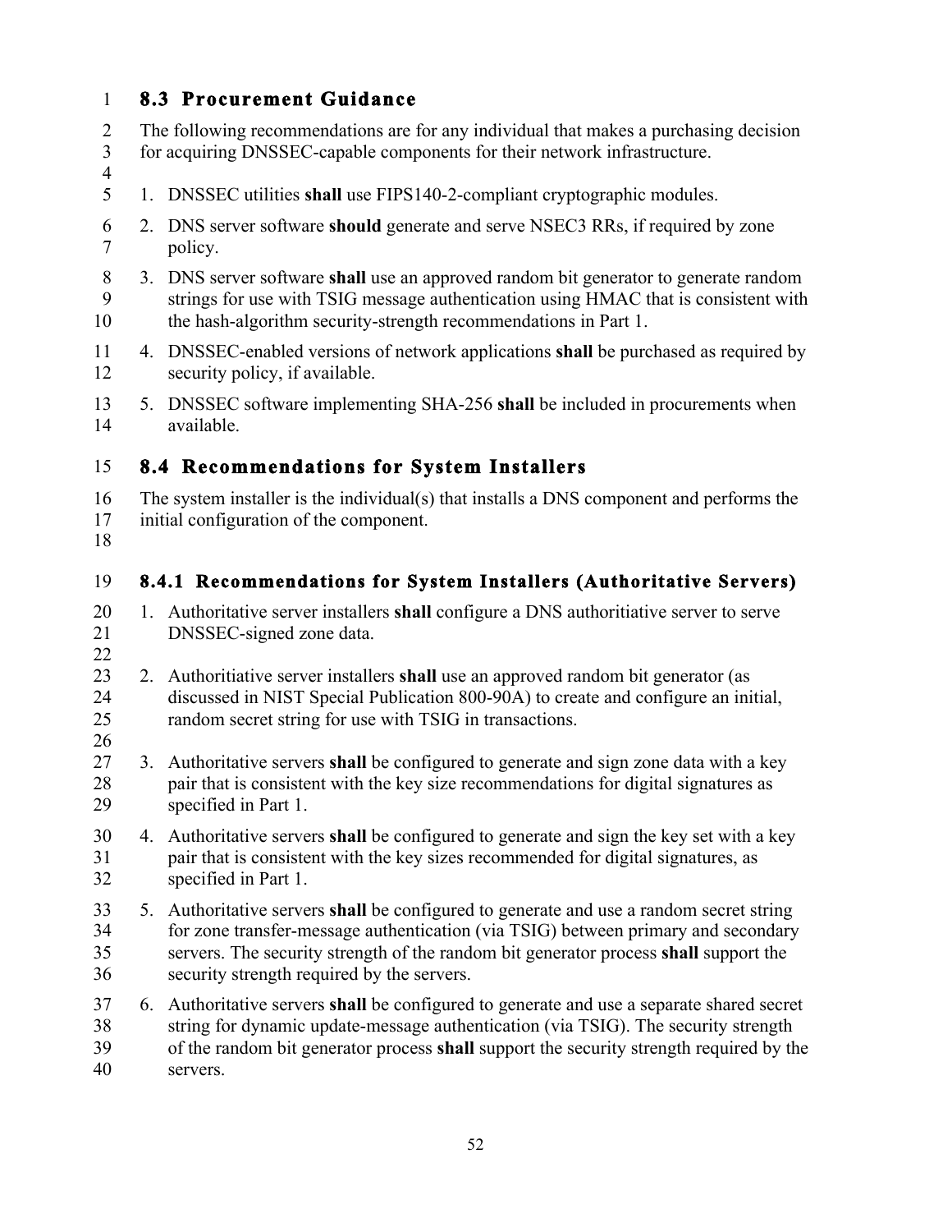## 8.3 Procurement Guidance

The following recommendations are for any individual that makes a purchasing decision for acquiring DNSSEC-capable components for their network infrastructure.

1. DNSSEC utilities **shall** use FIPS140-2-compliant cryptographic modules.
2. DNS server software **should** generate and serve NSEC3 RRs, if required by zone policy.
3. DNS server software **shall** use an approved random bit generator to generate random strings for use with TSIG message authentication using HMAC that is consistent with the hash-algorithm security-strength recommendations in Part 1.
4. DNSSEC-enabled versions of network applications **shall** be purchased as required by security policy, if available.
5. DNSSEC software implementing SHA-256 **shall** be included in procurements when available.

## 8.4 Recommendations for System Installers

The system installer is the individual(s) that installs a DNS component and performs the initial configuration of the component.

### 8.4.1 Recommendations for System Installers (Authoritative Servers)

1. Authoritative server installers **shall** configure a DNS authoritiative server to serve DNSSEC-signed zone data.

2. Authoritiative server installers **shall** use an approved random bit generator (as discussed in NIST Special Publication 800-90A) to create and configure an initial, random secret string for use with TSIG in transactions.

3. Authoritative servers **shall** be configured to generate and sign zone data with a key pair that is consistent with the key size recommendations for digital signatures as specified in Part 1.
4. Authoritative servers **shall** be configured to generate and sign the key set with a key pair that is consistent with the key sizes recommended for digital signatures, as specified in Part 1.
5. Authoritative servers **shall** be configured to generate and use a random secret string for zone transfer-message authentication (via TSIG) between primary and secondary servers. The security strength of the random bit generator process **shall** support the security strength required by the servers.
6. Authoritative servers **shall** be configured to generate and use a separate shared secret string for dynamic update-message authentication (via TSIG). The security strength of the random bit generator process **shall** support the security strength required by the servers.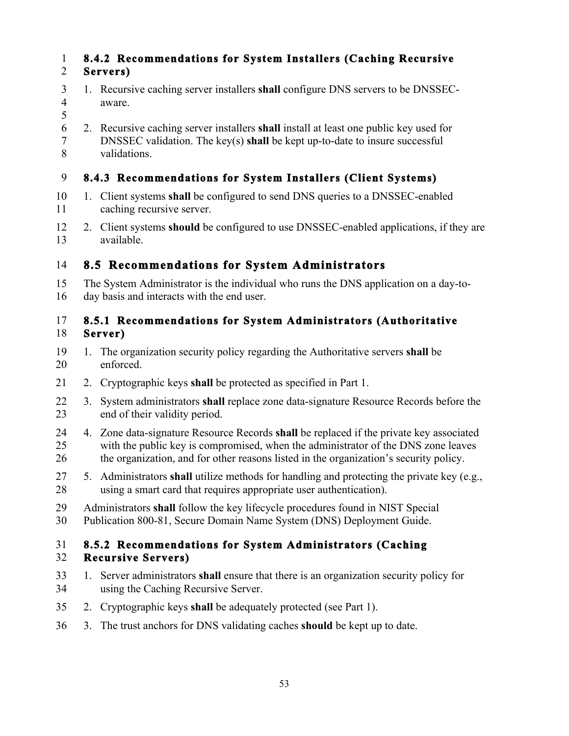### 8.4.2 Recommendations for System Installers (Caching Recursive Servers)

1. Recursive caching server installers **shall** configure DNS servers to be DNSSEC-aware.

2. Recursive caching server installers **shall** install at least one public key used for DNSSEC validation. The key(s) **shall** be kept up-to-date to insure successful validations.

### 8.4.3 Recommendations for System Installers (Client Systems)

1. Client systems **shall** be configured to send DNS queries to a DNSSEC-enabled caching recursive server.
2. Client systems **should** be configured to use DNSSEC-enabled applications, if they are available.

## 8.5 Recommendations for System Administrators

The System Administrator is the individual who runs the DNS application on a day-to-day basis and interacts with the end user.

### 8.5.1 Recommendations for System Administrators (Authoritative Server)

1. The organization security policy regarding the Authoritative servers **shall** be enforced.
2. Cryptographic keys **shall** be protected as specified in Part 1.
3. System administrators **shall** replace zone data-signature Resource Records before the end of their validity period.
4. Zone data-signature Resource Records **shall** be replaced if the private key associated with the public key is compromised, when the administrator of the DNS zone leaves the organization, and for other reasons listed in the organization's security policy.
5. Administrators **shall** utilize methods for handling and protecting the private key (e.g., using a smart card that requires appropriate user authentication).

Administrators **shall** follow the key lifecycle procedures found in NIST Special Publication 800-81, Secure Domain Name System (DNS) Deployment Guide.

### 8.5.2 Recommendations for System Administrators (Caching Recursive Servers)

1. Server administrators **shall** ensure that there is an organization security policy for using the Caching Recursive Server.
2. Cryptographic keys **shall** be adequately protected (see Part 1).
3. The trust anchors for DNS validating caches **should** be kept up to date.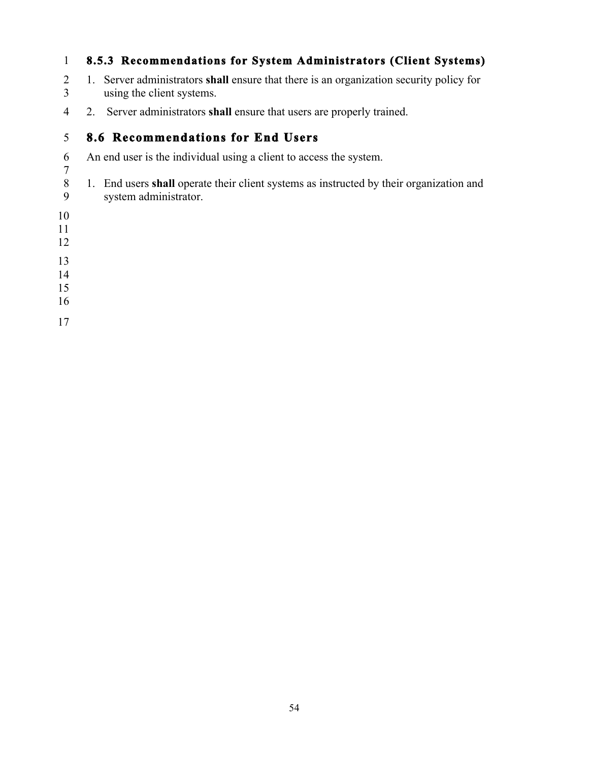### 8.5.3 Recommendations for System Administrators (Client Systems)

1. Server administrators **shall** ensure that there is an organization security policy for using the client systems.
2. Server administrators **shall** ensure that users are properly trained.

## 8.6 Recommendations for End Users

An end user is the individual using a client to access the system.

1. End users **shall** operate their client systems as instructed by their organization and system administrator.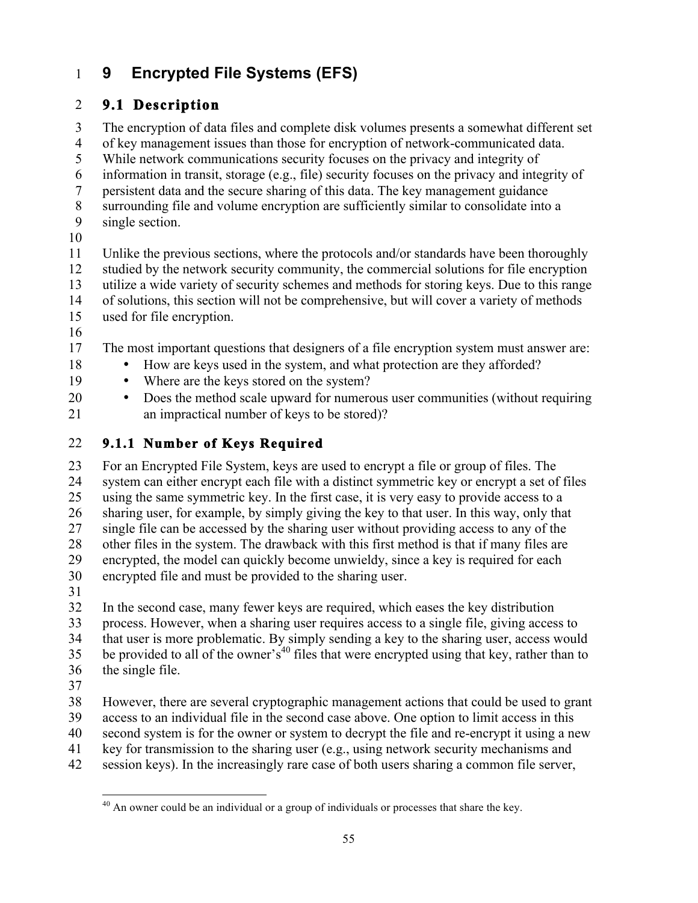# 9 Encrypted File Systems (EFS)

## 9.1 Description

The encryption of data files and complete disk volumes presents a somewhat different set of key management issues than those for encryption of network-communicated data. While network communications security focuses on the privacy and integrity of information in transit, storage (e.g., file) security focuses on the privacy and integrity of persistent data and the secure sharing of this data. The key management guidance surrounding file and volume encryption are sufficiently similar to consolidate into a single section.

Unlike the previous sections, where the protocols and/or standards have been thoroughly studied by the network security community, the commercial solutions for file encryption utilize a wide variety of security schemes and methods for storing keys. Due to this range of solutions, this section will not be comprehensive, but will cover a variety of methods used for file encryption.

The most important questions that designers of a file encryption system must answer are:

- How are keys used in the system, and what protection are they afforded?
- Where are the keys stored on the system?
- Does the method scale upward for numerous user communities (without requiring an impractical number of keys to be stored)?

### 9.1.1 Number of Keys Required

For an Encrypted File System, keys are used to encrypt a file or group of files. The system can either encrypt each file with a distinct symmetric key or encrypt a set of files using the same symmetric key. In the first case, it is very easy to provide access to a sharing user, for example, by simply giving the key to that user. In this way, only that single file can be accessed by the sharing user without providing access to any of the other files in the system. The drawback with this first method is that if many files are encrypted, the model can quickly become unwieldy, since a key is required for each encrypted file and must be provided to the sharing user.

In the second case, many fewer keys are required, which eases the key distribution process. However, when a sharing user requires access to a single file, giving access to that user is more problematic. By simply sending a key to the sharing user, access would be provided to all of the owner's[40] files that were encrypted using that key, rather than to the single file.

However, there are several cryptographic management actions that could be used to grant access to an individual file in the second case above. One option to limit access in this second system is for the owner or system to decrypt the file and re-encrypt it using a new key for transmission to the sharing user (e.g., using network security mechanisms and session keys). In the increasingly rare case of both users sharing a common file server,

[40] An owner could be an individual or a group of individuals or processes that share the key.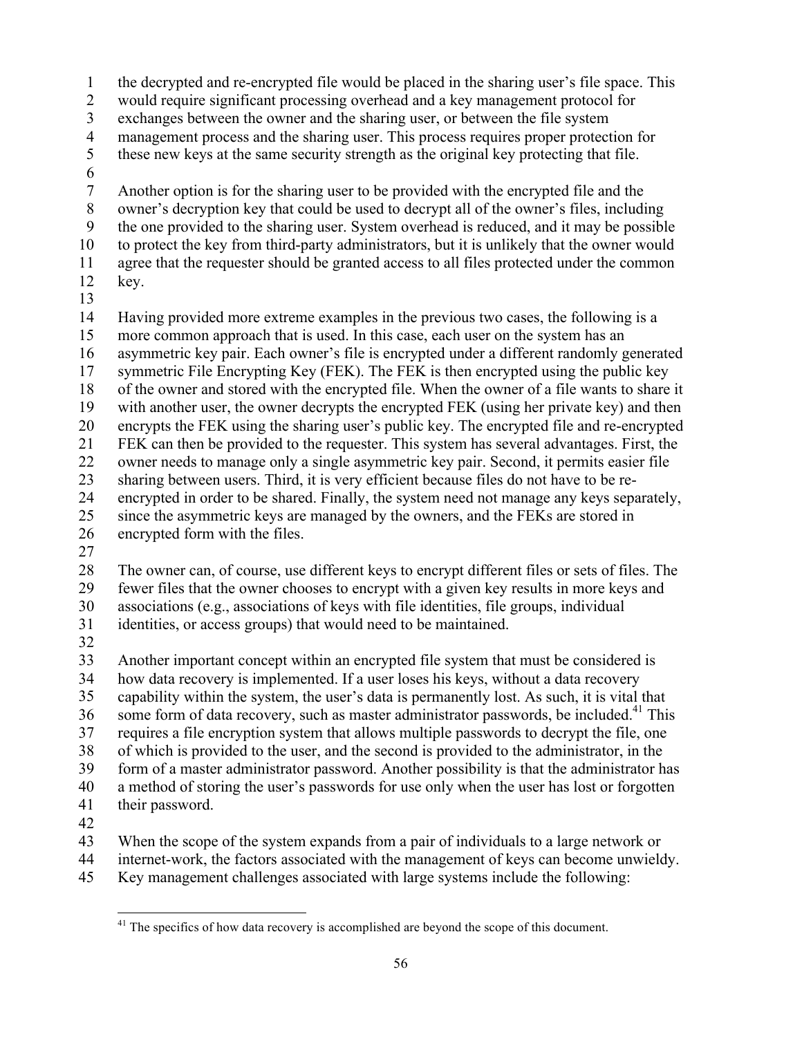the decrypted and re-encrypted file would be placed in the sharing user's file space. This would require significant processing overhead and a key management protocol for exchanges between the owner and the sharing user, or between the file system management process and the sharing user. This process requires proper protection for these new keys at the same security strength as the original key protecting that file.

Another option is for the sharing user to be provided with the encrypted file and the owner's decryption key that could be used to decrypt all of the owner's files, including the one provided to the sharing user. System overhead is reduced, and it may be possible to protect the key from third-party administrators, but it is unlikely that the owner would agree that the requester should be granted access to all files protected under the common key.

Having provided more extreme examples in the previous two cases, the following is a more common approach that is used. In this case, each user on the system has an asymmetric key pair. Each owner's file is encrypted under a different randomly generated symmetric File Encrypting Key (FEK). The FEK is then encrypted using the public key of the owner and stored with the encrypted file. When the owner of a file wants to share it with another user, the owner decrypts the encrypted FEK (using her private key) and then encrypts the FEK using the sharing user's public key. The encrypted file and re-encrypted FEK can then be provided to the requester. This system has several advantages. First, the owner needs to manage only a single asymmetric key pair. Second, it permits easier file sharing between users. Third, it is very efficient because files do not have to be re-encrypted in order to be shared. Finally, the system need not manage any keys separately, since the asymmetric keys are managed by the owners, and the FEKs are stored in encrypted form with the files.

The owner can, of course, use different keys to encrypt different files or sets of files. The fewer files that the owner chooses to encrypt with a given key results in more keys and associations (e.g., associations of keys with file identities, file groups, individual identities, or access groups) that would need to be maintained.

Another important concept within an encrypted file system that must be considered is how data recovery is implemented. If a user loses his keys, without a data recovery capability within the system, the user's data is permanently lost. As such, it is vital that some form of data recovery, such as master administrator passwords, be included.[41] This requires a file encryption system that allows multiple passwords to decrypt the file, one of which is provided to the user, and the second is provided to the administrator, in the form of a master administrator password. Another possibility is that the administrator has a method of storing the user's passwords for use only when the user has lost or forgotten their password.

When the scope of the system expands from a pair of individuals to a large network or internet-work, the factors associated with the management of keys can become unwieldy. Key management challenges associated with large systems include the following:

[41] The specifics of how data recovery is accomplished are beyond the scope of this document.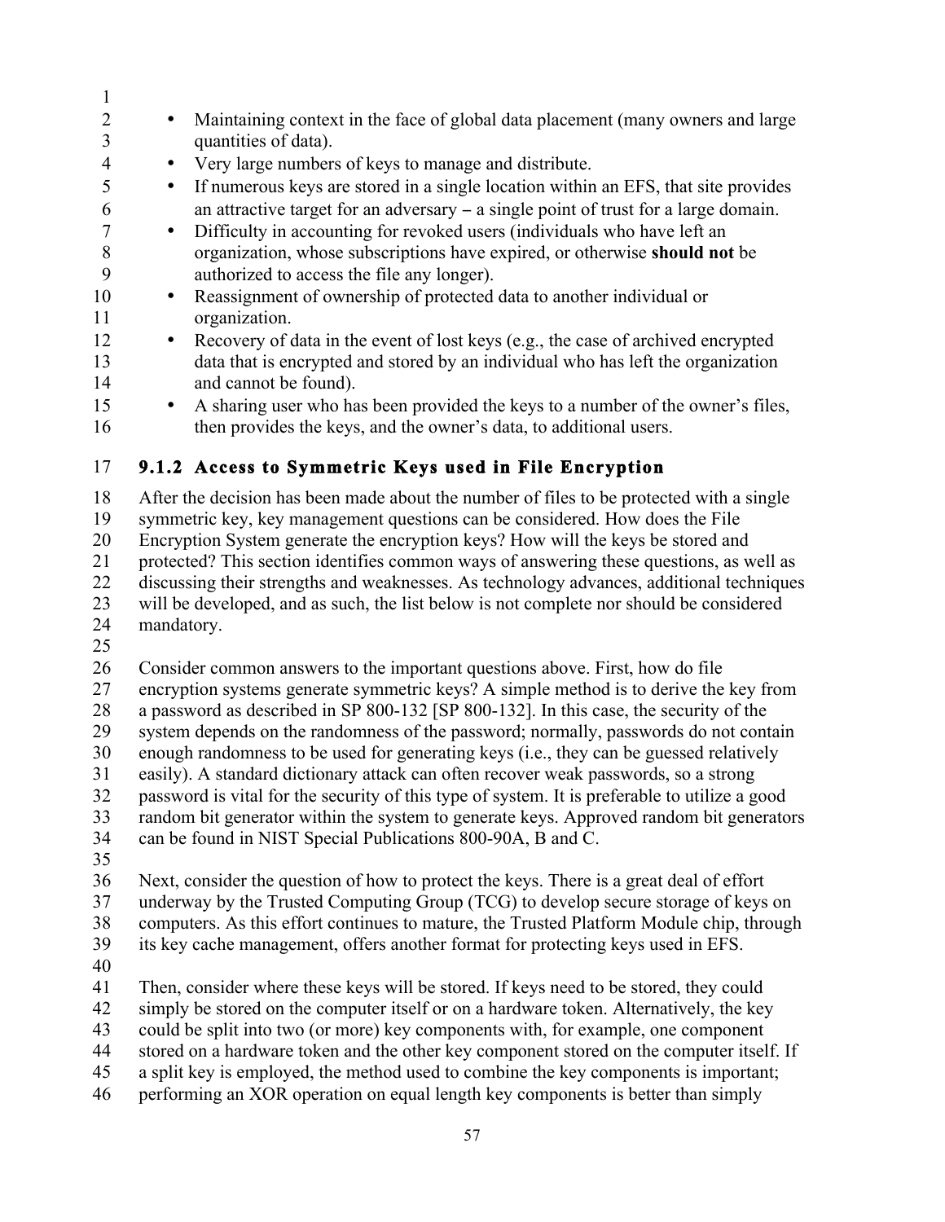- Maintaining context in the face of global data placement (many owners and large quantities of data).
- Very large numbers of keys to manage and distribute.
- If numerous keys are stored in a single location within an EFS, that site provides an attractive target for an adversary **–** a single point of trust for a large domain.
- Difficulty in accounting for revoked users (individuals who have left an organization, whose subscriptions have expired, or otherwise **should not** be authorized to access the file any longer).
- Reassignment of ownership of protected data to another individual or organization.
- Recovery of data in the event of lost keys (e.g., the case of archived encrypted data that is encrypted and stored by an individual who has left the organization and cannot be found).
- A sharing user who has been provided the keys to a number of the owner's files, then provides the keys, and the owner's data, to additional users.

### 9.1.2 Access to Symmetric Keys used in File Encryption

After the decision has been made about the number of files to be protected with a single symmetric key, key management questions can be considered. How does the File Encryption System generate the encryption keys? How will the keys be stored and protected? This section identifies common ways of answering these questions, as well as discussing their strengths and weaknesses. As technology advances, additional techniques will be developed, and as such, the list below is not complete nor should be considered mandatory.

Consider common answers to the important questions above. First, how do file encryption systems generate symmetric keys? A simple method is to derive the key from a password as described in SP 800-132 [SP 800-132]. In this case, the security of the system depends on the randomness of the password; normally, passwords do not contain enough randomness to be used for generating keys (i.e., they can be guessed relatively easily). A standard dictionary attack can often recover weak passwords, so a strong password is vital for the security of this type of system. It is preferable to utilize a good random bit generator within the system to generate keys. Approved random bit generators can be found in NIST Special Publications 800-90A, B and C.

Next, consider the question of how to protect the keys. There is a great deal of effort underway by the Trusted Computing Group (TCG) to develop secure storage of keys on computers. As this effort continues to mature, the Trusted Platform Module chip, through its key cache management, offers another format for protecting keys used in EFS.

Then, consider where these keys will be stored. If keys need to be stored, they could simply be stored on the computer itself or on a hardware token. Alternatively, the key could be split into two (or more) key components with, for example, one component stored on a hardware token and the other key component stored on the computer itself. If a split key is employed, the method used to combine the key components is important; performing an XOR operation on equal length key components is better than simply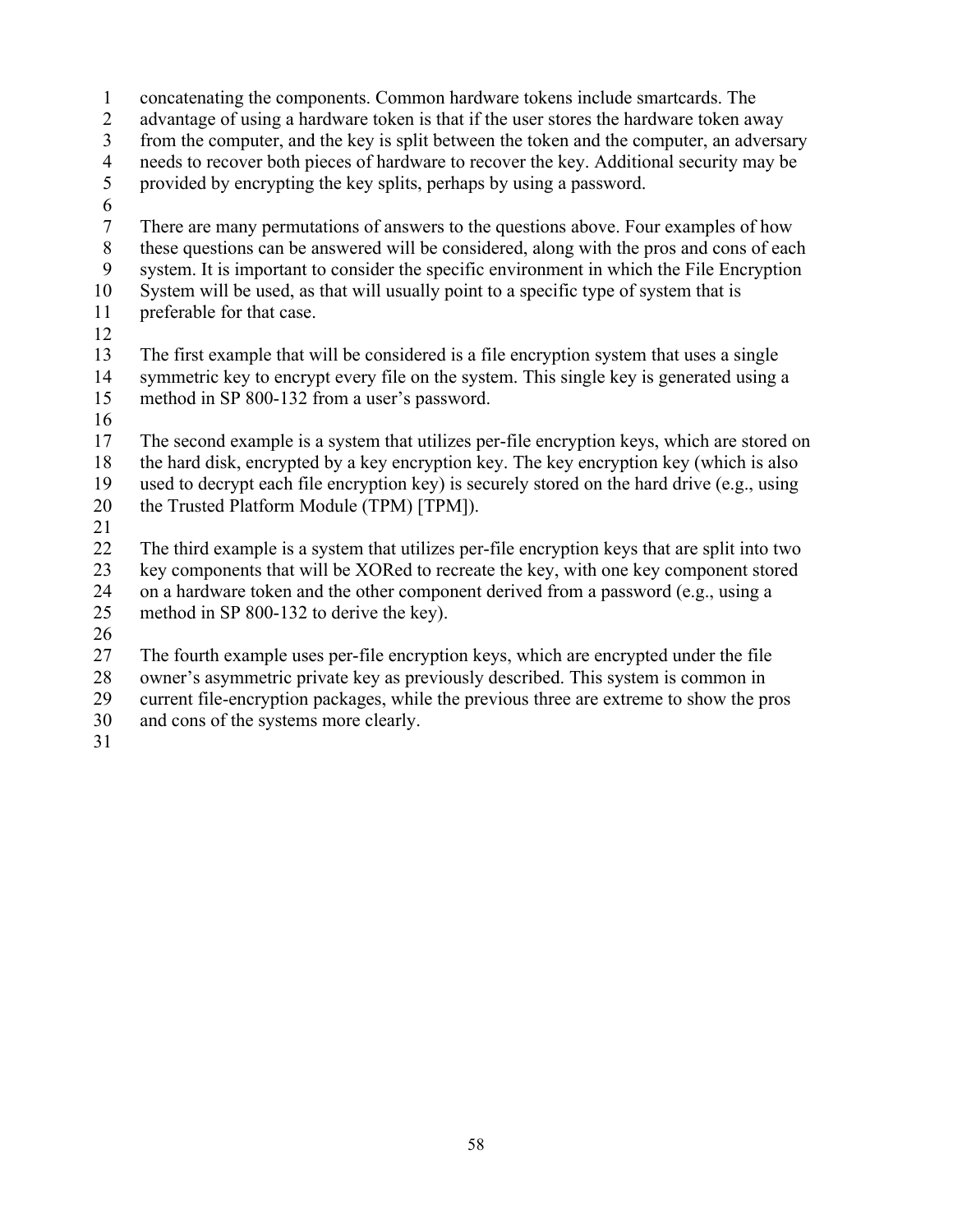concatenating the components. Common hardware tokens include smartcards. The advantage of using a hardware token is that if the user stores the hardware token away from the computer, and the key is split between the token and the computer, an adversary needs to recover both pieces of hardware to recover the key. Additional security may be provided by encrypting the key splits, perhaps by using a password.

There are many permutations of answers to the questions above. Four examples of how these questions can be answered will be considered, along with the pros and cons of each system. It is important to consider the specific environment in which the File Encryption System will be used, as that will usually point to a specific type of system that is preferable for that case.

The first example that will be considered is a file encryption system that uses a single symmetric key to encrypt every file on the system. This single key is generated using a method in SP 800-132 from a user's password.

The second example is a system that utilizes per-file encryption keys, which are stored on the hard disk, encrypted by a key encryption key. The key encryption key (which is also used to decrypt each file encryption key) is securely stored on the hard drive (e.g., using the Trusted Platform Module (TPM) [TPM]).

The third example is a system that utilizes per-file encryption keys that are split into two key components that will be XORed to recreate the key, with one key component stored on a hardware token and the other component derived from a password (e.g., using a method in SP 800-132 to derive the key).

The fourth example uses per-file encryption keys, which are encrypted under the file owner's asymmetric private key as previously described. This system is common in current file-encryption packages, while the previous three are extreme to show the pros and cons of the systems more clearly.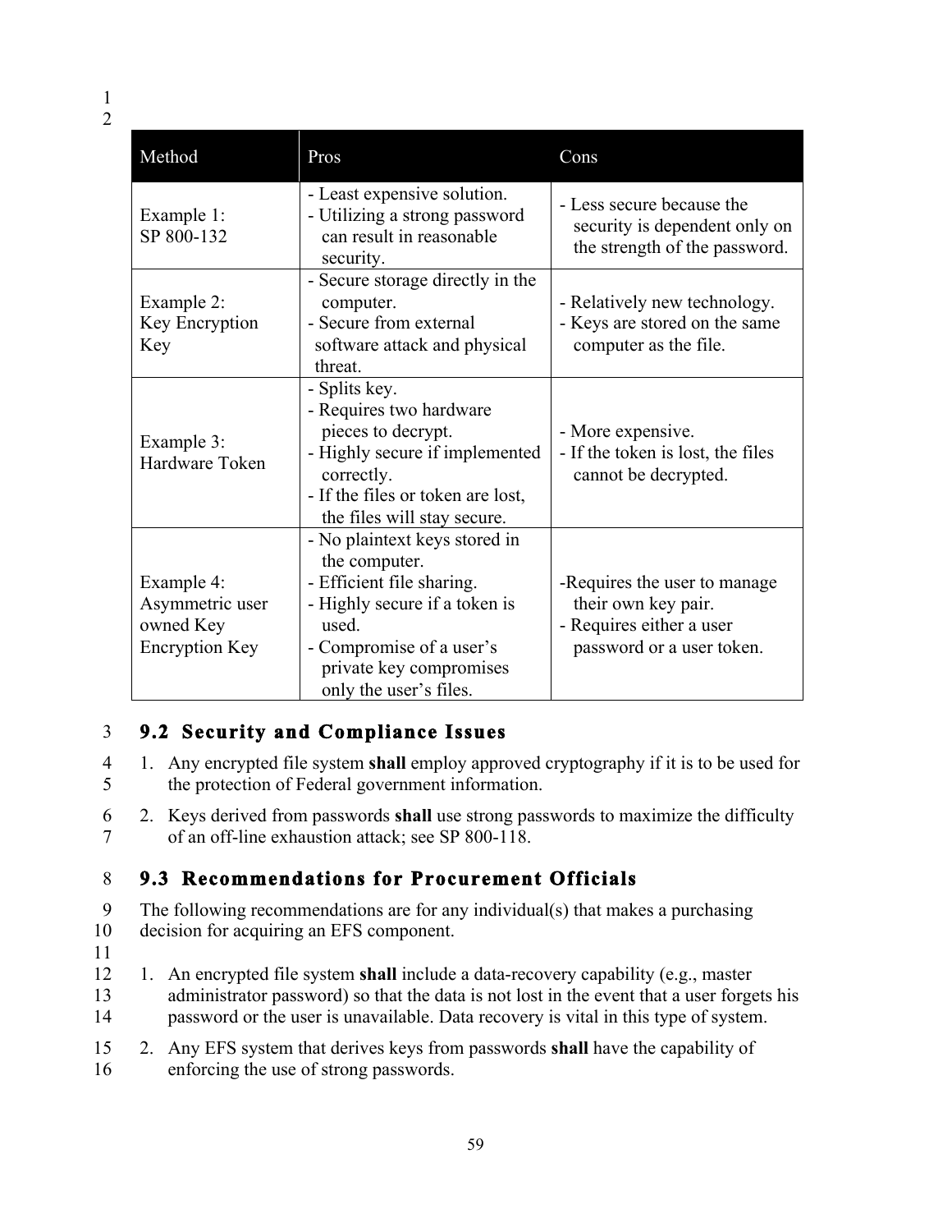| Method | Pros | Cons |
| --- | --- | --- |
| Example 1:<br>SP 800-132 | - Least expensive solution.<br>- Utilizing a strong password can result in reasonable security. | - Less secure because the security is dependent only on the strength of the password. |
| Example 2:<br>Key Encryption Key | - Secure storage directly in the computer.<br>- Secure from external software attack and physical threat. | - Relatively new technology.<br>- Keys are stored on the same computer as the file. |
| Example 3:<br>Hardware Token | - Splits key.<br>- Requires two hardware pieces to decrypt.<br>- Highly secure if implemented correctly.<br>- If the files or token are lost, the files will stay secure. | - More expensive.<br>- If the token is lost, the files cannot be decrypted. |
| Example 4:<br>Asymmetric user owned Key Encryption Key | - No plaintext keys stored in the computer.<br>- Efficient file sharing.<br>- Highly secure if a token is used.<br>- Compromise of a user's private key compromises only the user's files. | -Requires the user to manage their own key pair.<br>- Requires either a user password or a user token. |

## 9.2 Security and Compliance Issues

1. Any encrypted file system **shall** employ approved cryptography if it is to be used for the protection of Federal government information.
2. Keys derived from passwords **shall** use strong passwords to maximize the difficulty of an off-line exhaustion attack; see SP 800-118.

## 9.3 Recommendations for Procurement Officials

The following recommendations are for any individual(s) that makes a purchasing decision for acquiring an EFS component.

1. An encrypted file system **shall** include a data-recovery capability (e.g., master administrator password) so that the data is not lost in the event that a user forgets his password or the user is unavailable. Data recovery is vital in this type of system.
2. Any EFS system that derives keys from passwords **shall** have the capability of enforcing the use of strong passwords.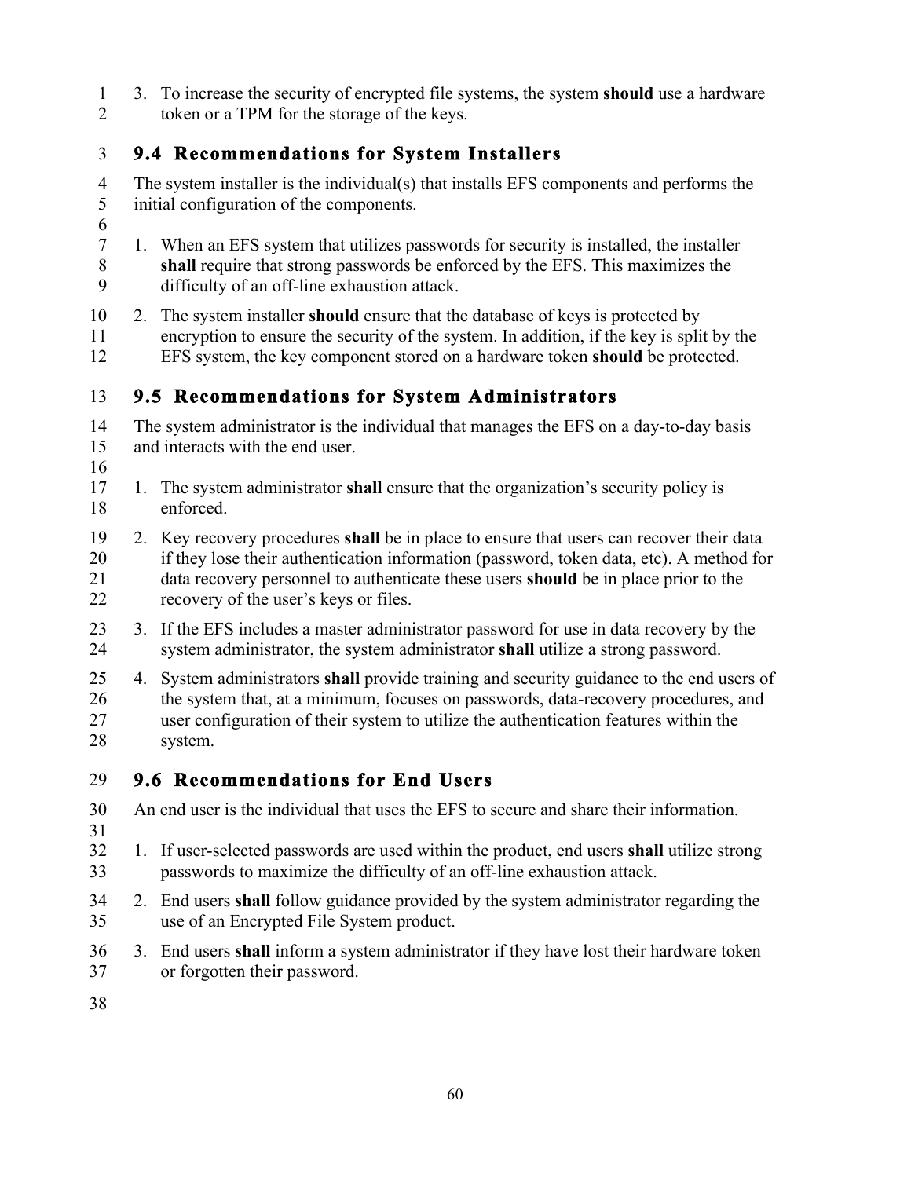3. To increase the security of encrypted file systems, the system **should** use a hardware token or a TPM for the storage of the keys.

## 9.4 Recommendations for System Installers

The system installer is the individual(s) that installs EFS components and performs the initial configuration of the components.

1. When an EFS system that utilizes passwords for security is installed, the installer **shall** require that strong passwords be enforced by the EFS. This maximizes the difficulty of an off-line exhaustion attack.
2. The system installer **should** ensure that the database of keys is protected by encryption to ensure the security of the system. In addition, if the key is split by the EFS system, the key component stored on a hardware token **should** be protected.

## 9.5 Recommendations for System Administrators

The system administrator is the individual that manages the EFS on a day-to-day basis and interacts with the end user.

1. The system administrator **shall** ensure that the organization's security policy is enforced.
2. Key recovery procedures **shall** be in place to ensure that users can recover their data if they lose their authentication information (password, token data, etc). A method for data recovery personnel to authenticate these users **should** be in place prior to the recovery of the user's keys or files.
3. If the EFS includes a master administrator password for use in data recovery by the system administrator, the system administrator **shall** utilize a strong password.
4. System administrators **shall** provide training and security guidance to the end users of the system that, at a minimum, focuses on passwords, data-recovery procedures, and user configuration of their system to utilize the authentication features within the system.

## 9.6 Recommendations for End Users

An end user is the individual that uses the EFS to secure and share their information.

1. If user-selected passwords are used within the product, end users **shall** utilize strong passwords to maximize the difficulty of an off-line exhaustion attack.
2. End users **shall** follow guidance provided by the system administrator regarding the use of an Encrypted File System product.
3. End users **shall** inform a system administrator if they have lost their hardware token or forgotten their password.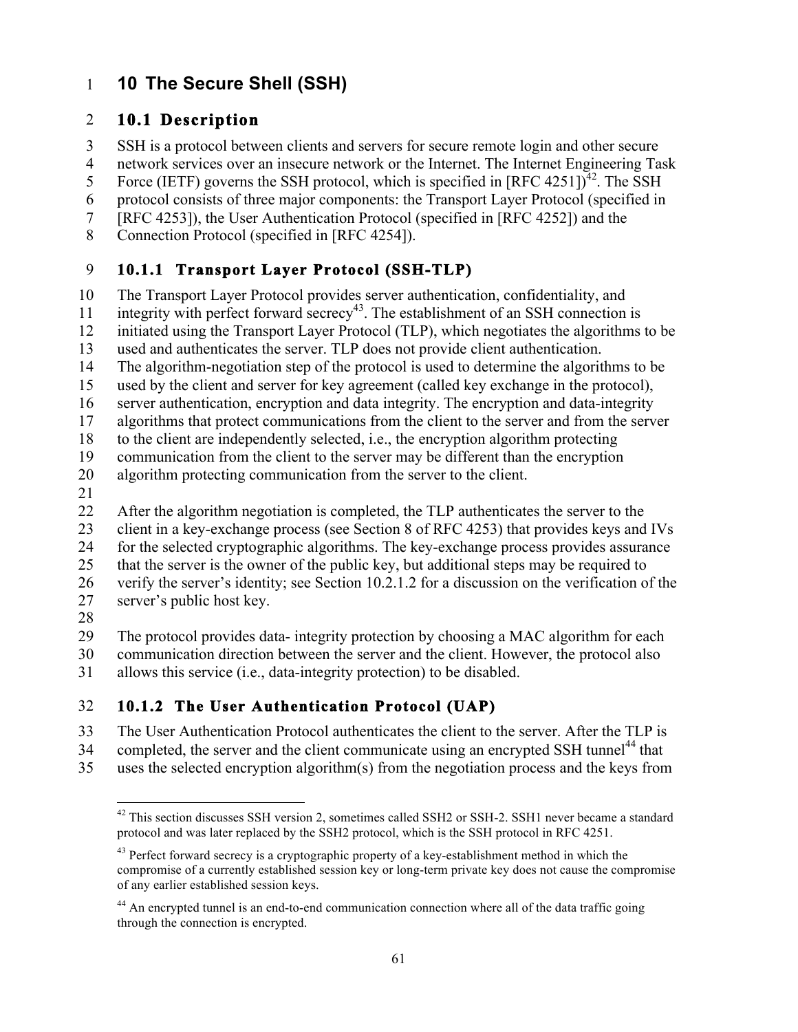# 10 The Secure Shell (SSH)

## 10.1 Description

SSH is a protocol between clients and servers for secure remote login and other secure network services over an insecure network or the Internet. The Internet Engineering Task Force (IETF) governs the SSH protocol, which is specified in [RFC 4251])[42]. The SSH protocol consists of three major components: the Transport Layer Protocol (specified in [RFC 4253]), the User Authentication Protocol (specified in [RFC 4252]) and the Connection Protocol (specified in [RFC 4254]).

### 10.1.1 Transport Layer Protocol (SSH-TLP)

The Transport Layer Protocol provides server authentication, confidentiality, and integrity with perfect forward secrecy[43]. The establishment of an SSH connection is initiated using the Transport Layer Protocol (TLP), which negotiates the algorithms to be used and authenticates the server. TLP does not provide client authentication.
The algorithm-negotiation step of the protocol is used to determine the algorithms to be used by the client and server for key agreement (called key exchange in the protocol), server authentication, encryption and data integrity. The encryption and data-integrity algorithms that protect communications from the client to the server and from the server to the client are independently selected, i.e., the encryption algorithm protecting communication from the client to the server may be different than the encryption algorithm protecting communication from the server to the client.

After the algorithm negotiation is completed, the TLP authenticates the server to the client in a key-exchange process (see Section 8 of RFC 4253) that provides keys and IVs for the selected cryptographic algorithms. The key-exchange process provides assurance that the server is the owner of the public key, but additional steps may be required to verify the server's identity; see Section 10.2.1.2 for a discussion on the verification of the server's public host key.

The protocol provides data- integrity protection by choosing a MAC algorithm for each communication direction between the server and the client. However, the protocol also allows this service (i.e., data-integrity protection) to be disabled.

### 10.1.2 The User Authentication Protocol (UAP)

The User Authentication Protocol authenticates the client to the server. After the TLP is completed, the server and the client communicate using an encrypted SSH tunnel[44] that uses the selected encryption algorithm(s) from the negotiation process and the keys from

---

[42] This section discusses SSH version 2, sometimes called SSH2 or SSH-2. SSH1 never became a standard protocol and was later replaced by the SSH2 protocol, which is the SSH protocol in RFC 4251.

[43] Perfect forward secrecy is a cryptographic property of a key-establishment method in which the compromise of a currently established session key or long-term private key does not cause the compromise of any earlier established session keys.

[44] An encrypted tunnel is an end-to-end communication connection where all of the data traffic going through the connection is encrypted.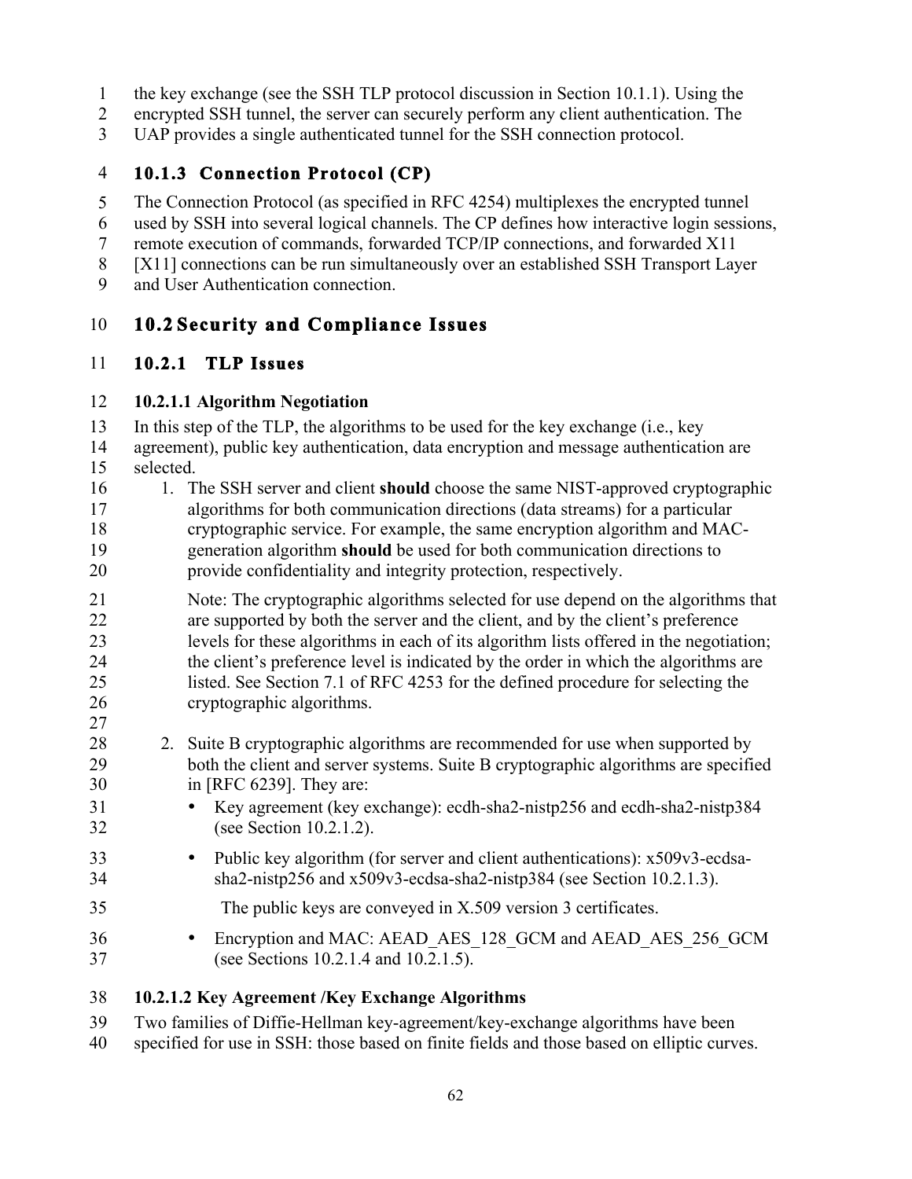the key exchange (see the SSH TLP protocol discussion in Section 10.1.1). Using the encrypted SSH tunnel, the server can securely perform any client authentication. The UAP provides a single authenticated tunnel for the SSH connection protocol.

### 10.1.3 Connection Protocol (CP)

The Connection Protocol (as specified in RFC 4254) multiplexes the encrypted tunnel used by SSH into several logical channels. The CP defines how interactive login sessions, remote execution of commands, forwarded TCP/IP connections, and forwarded X11 [X11] connections can be run simultaneously over an established SSH Transport Layer and User Authentication connection.

## 10.2 Security and Compliance Issues

### 10.2.1 TLP Issues

#### 10.2.1.1 Algorithm Negotiation

In this step of the TLP, the algorithms to be used for the key exchange (i.e., key agreement), public key authentication, data encryption and message authentication are selected.

1. The SSH server and client **should** choose the same NIST-approved cryptographic algorithms for both communication directions (data streams) for a particular cryptographic service. For example, the same encryption algorithm and MAC-generation algorithm **should** be used for both communication directions to provide confidentiality and integrity protection, respectively.

   Note: The cryptographic algorithms selected for use depend on the algorithms that are supported by both the server and the client, and by the client's preference levels for these algorithms in each of its algorithm lists offered in the negotiation; the client's preference level is indicated by the order in which the algorithms are listed. See Section 7.1 of RFC 4253 for the defined procedure for selecting the cryptographic algorithms.

2. Suite B cryptographic algorithms are recommended for use when supported by both the client and server systems. Suite B cryptographic algorithms are specified in [RFC 6239]. They are:
   - Key agreement (key exchange): ecdh-sha2-nistp256 and ecdh-sha2-nistp384 (see Section 10.2.1.2).
   - Public key algorithm (for server and client authentications): x509v3-ecdsa-sha2-nistp256 and x509v3-ecdsa-sha2-nistp384 (see Section 10.2.1.3).

     The public keys are conveyed in X.509 version 3 certificates.
   - Encryption and MAC: AEAD_AES_128_GCM and AEAD_AES_256_GCM (see Sections 10.2.1.4 and 10.2.1.5).

#### 10.2.1.2 Key Agreement /Key Exchange Algorithms

Two families of Diffie-Hellman key-agreement/key-exchange algorithms have been specified for use in SSH: those based on finite fields and those based on elliptic curves.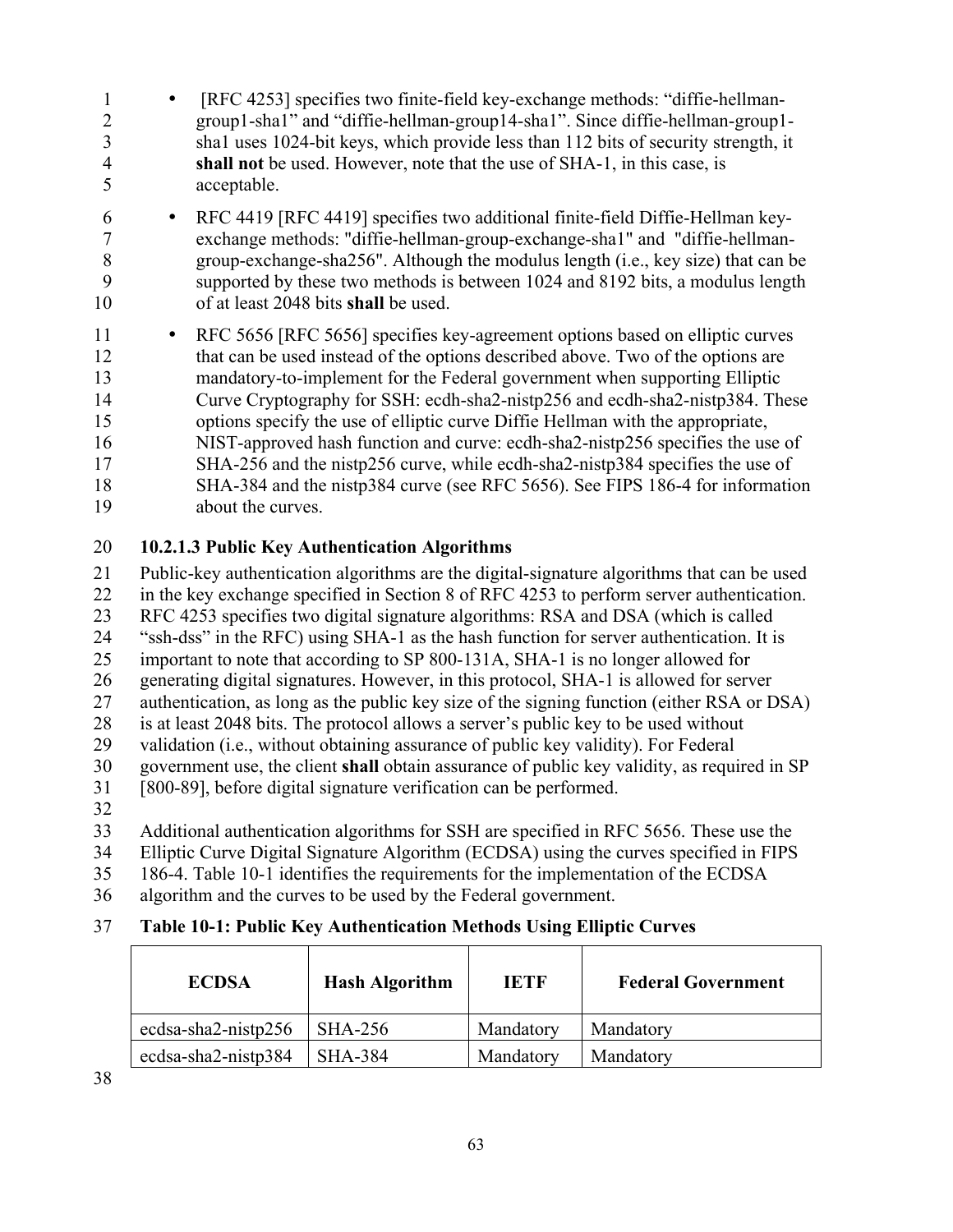- [RFC 4253] specifies two finite-field key-exchange methods: “diffie-hellman-group1-sha1” and “diffie-hellman-group14-sha1”. Since diffie-hellman-group1-sha1 uses 1024-bit keys, which provide less than 112 bits of security strength, it **shall not** be used. However, note that the use of SHA-1, in this case, is acceptable.

- RFC 4419 [RFC 4419] specifies two additional finite-field Diffie-Hellman key-exchange methods: "diffie-hellman-group-exchange-sha1" and "diffie-hellman-group-exchange-sha256". Although the modulus length (i.e., key size) that can be supported by these two methods is between 1024 and 8192 bits, a modulus length of at least 2048 bits **shall** be used.

- RFC 5656 [RFC 5656] specifies key-agreement options based on elliptic curves that can be used instead of the options described above. Two of the options are mandatory-to-implement for the Federal government when supporting Elliptic Curve Cryptography for SSH: ecdh-sha2-nistp256 and ecdh-sha2-nistp384. These options specify the use of elliptic curve Diffie Hellman with the appropriate, NIST-approved hash function and curve: ecdh-sha2-nistp256 specifies the use of SHA-256 and the nistp256 curve, while ecdh-sha2-nistp384 specifies the use of SHA-384 and the nistp384 curve (see RFC 5656). See FIPS 186-4 for information about the curves.

#### 10.2.1.3 Public Key Authentication Algorithms

Public-key authentication algorithms are the digital-signature algorithms that can be used in the key exchange specified in Section 8 of RFC 4253 to perform server authentication. RFC 4253 specifies two digital signature algorithms: RSA and DSA (which is called “ssh-dss” in the RFC) using SHA-1 as the hash function for server authentication. It is important to note that according to SP 800-131A, SHA-1 is no longer allowed for generating digital signatures. However, in this protocol, SHA-1 is allowed for server authentication, as long as the public key size of the signing function (either RSA or DSA) is at least 2048 bits. The protocol allows a server’s public key to be used without validation (i.e., without obtaining assurance of public key validity). For Federal government use, the client **shall** obtain assurance of public key validity, as required in SP [800-89], before digital signature verification can be performed.

Additional authentication algorithms for SSH are specified in RFC 5656. These use the Elliptic Curve Digital Signature Algorithm (ECDSA) using the curves specified in FIPS 186-4. Table 10-1 identifies the requirements for the implementation of the ECDSA algorithm and the curves to be used by the Federal government.

**Table 10-1: Public Key Authentication Methods Using Elliptic Curves**

| ECDSA | Hash Algorithm | IETF | Federal Government |
|---|---|---|---|
| ecdsa-sha2-nistp256 | SHA-256 | Mandatory | Mandatory |
| ecdsa-sha2-nistp384 | SHA-384 | Mandatory | Mandatory |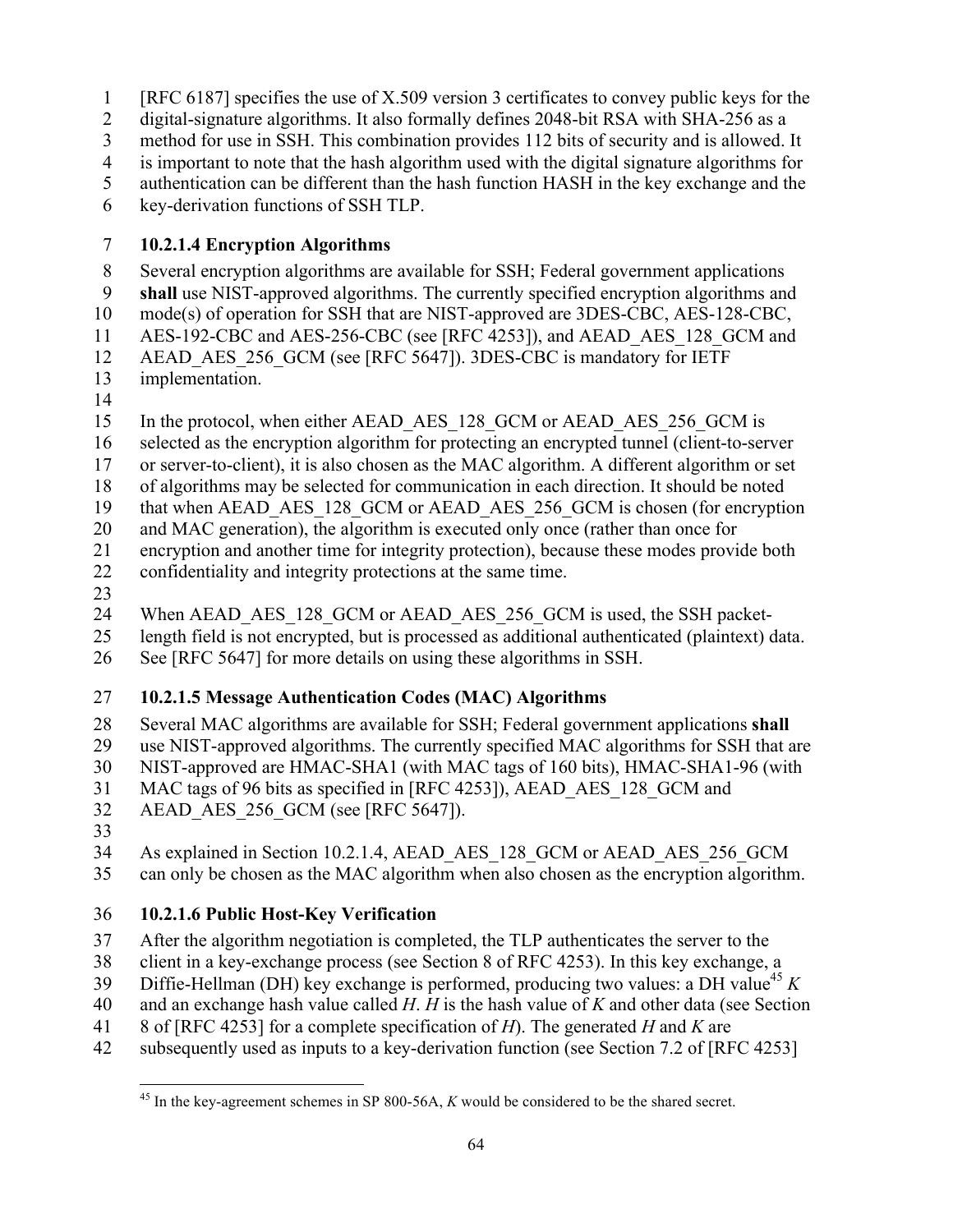[RFC 6187] specifies the use of X.509 version 3 certificates to convey public keys for the digital-signature algorithms. It also formally defines 2048-bit RSA with SHA-256 as a method for use in SSH. This combination provides 112 bits of security and is allowed. It is important to note that the hash algorithm used with the digital signature algorithms for authentication can be different than the hash function HASH in the key exchange and the key-derivation functions of SSH TLP.

#### 10.2.1.4 Encryption Algorithms

Several encryption algorithms are available for SSH; Federal government applications **shall** use NIST-approved algorithms. The currently specified encryption algorithms and mode(s) of operation for SSH that are NIST-approved are 3DES-CBC, AES-128-CBC, AES-192-CBC and AES-256-CBC (see [RFC 4253]), and AEAD_AES_128_GCM and AEAD_AES_256_GCM (see [RFC 5647]). 3DES-CBC is mandatory for IETF implementation.

In the protocol, when either AEAD_AES_128_GCM or AEAD_AES_256_GCM is selected as the encryption algorithm for protecting an encrypted tunnel (client-to-server or server-to-client), it is also chosen as the MAC algorithm. A different algorithm or set of algorithms may be selected for communication in each direction. It should be noted that when AEAD_AES_128_GCM or AEAD_AES_256_GCM is chosen (for encryption and MAC generation), the algorithm is executed only once (rather than once for encryption and another time for integrity protection), because these modes provide both confidentiality and integrity protections at the same time.

When AEAD_AES_128_GCM or AEAD_AES_256_GCM is used, the SSH packet-length field is not encrypted, but is processed as additional authenticated (plaintext) data. See [RFC 5647] for more details on using these algorithms in SSH.

#### 10.2.1.5 Message Authentication Codes (MAC) Algorithms

Several MAC algorithms are available for SSH; Federal government applications **shall** use NIST-approved algorithms. The currently specified MAC algorithms for SSH that are NIST-approved are HMAC-SHA1 (with MAC tags of 160 bits), HMAC-SHA1-96 (with MAC tags of 96 bits as specified in [RFC 4253]), AEAD_AES_128_GCM and AEAD_AES_256_GCM (see [RFC 5647]).

As explained in Section 10.2.1.4, AEAD_AES_128_GCM or AEAD_AES_256_GCM can only be chosen as the MAC algorithm when also chosen as the encryption algorithm.

#### 10.2.1.6 Public Host-Key Verification

After the algorithm negotiation is completed, the TLP authenticates the server to the client in a key-exchange process (see Section 8 of RFC 4253). In this key exchange, a Diffie-Hellman (DH) key exchange is performed, producing two values: a DH value[45] $K$ and an exchange hash value called $H$. $H$ is the hash value of $K$ and other data (see Section 8 of [RFC 4253] for a complete specification of $H$). The generated $H$ and $K$ are subsequently used as inputs to a key-derivation function (see Section 7.2 of [RFC 4253]

[45] In the key-agreement schemes in SP 800-56A, $K$ would be considered to be the shared secret.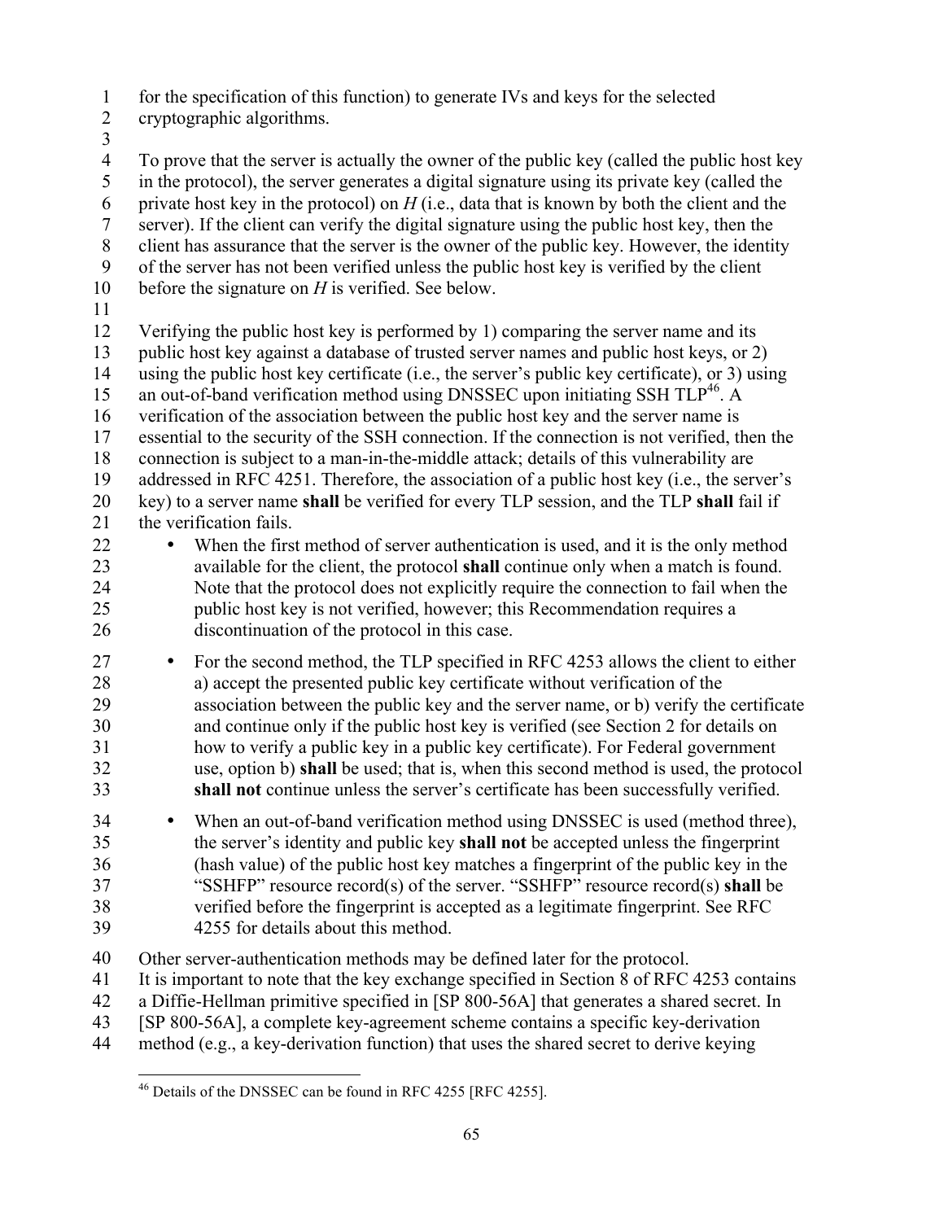for the specification of this function) to generate IVs and keys for the selected cryptographic algorithms.

To prove that the server is actually the owner of the public key (called the public host key in the protocol), the server generates a digital signature using its private key (called the private host key in the protocol) on *H* (i.e., data that is known by both the client and the server). If the client can verify the digital signature using the public host key, then the client has assurance that the server is the owner of the public key. However, the identity of the server has not been verified unless the public host key is verified by the client before the signature on *H* is verified. See below.

Verifying the public host key is performed by 1) comparing the server name and its public host key against a database of trusted server names and public host keys, or 2) using the public host key certificate (i.e., the server's public key certificate), or 3) using an out-of-band verification method using DNSSEC upon initiating SSH TLP[46]. A verification of the association between the public host key and the server name is essential to the security of the SSH connection. If the connection is not verified, then the connection is subject to a man-in-the-middle attack; details of this vulnerability are addressed in RFC 4251. Therefore, the association of a public host key (i.e., the server's key) to a server name **shall** be verified for every TLP session, and the TLP **shall** fail if the verification fails.

- When the first method of server authentication is used, and it is the only method available for the client, the protocol **shall** continue only when a match is found. Note that the protocol does not explicitly require the connection to fail when the public host key is not verified, however; this Recommendation requires a discontinuation of the protocol in this case.
- For the second method, the TLP specified in RFC 4253 allows the client to either a) accept the presented public key certificate without verification of the association between the public key and the server name, or b) verify the certificate and continue only if the public host key is verified (see Section 2 for details on how to verify a public key in a public key certificate). For Federal government use, option b) **shall** be used; that is, when this second method is used, the protocol **shall not** continue unless the server's certificate has been successfully verified.
- When an out-of-band verification method using DNSSEC is used (method three), the server's identity and public key **shall not** be accepted unless the fingerprint (hash value) of the public host key matches a fingerprint of the public key in the "SSHFP" resource record(s) of the server. "SSHFP" resource record(s) **shall** be verified before the fingerprint is accepted as a legitimate fingerprint. See RFC 4255 for details about this method.

Other server-authentication methods may be defined later for the protocol.
It is important to note that the key exchange specified in Section 8 of RFC 4253 contains a Diffie-Hellman primitive specified in [SP 800-56A] that generates a shared secret. In [SP 800-56A], a complete key-agreement scheme contains a specific key-derivation method (e.g., a key-derivation function) that uses the shared secret to derive keying

[46] Details of the DNSSEC can be found in RFC 4255 [RFC 4255].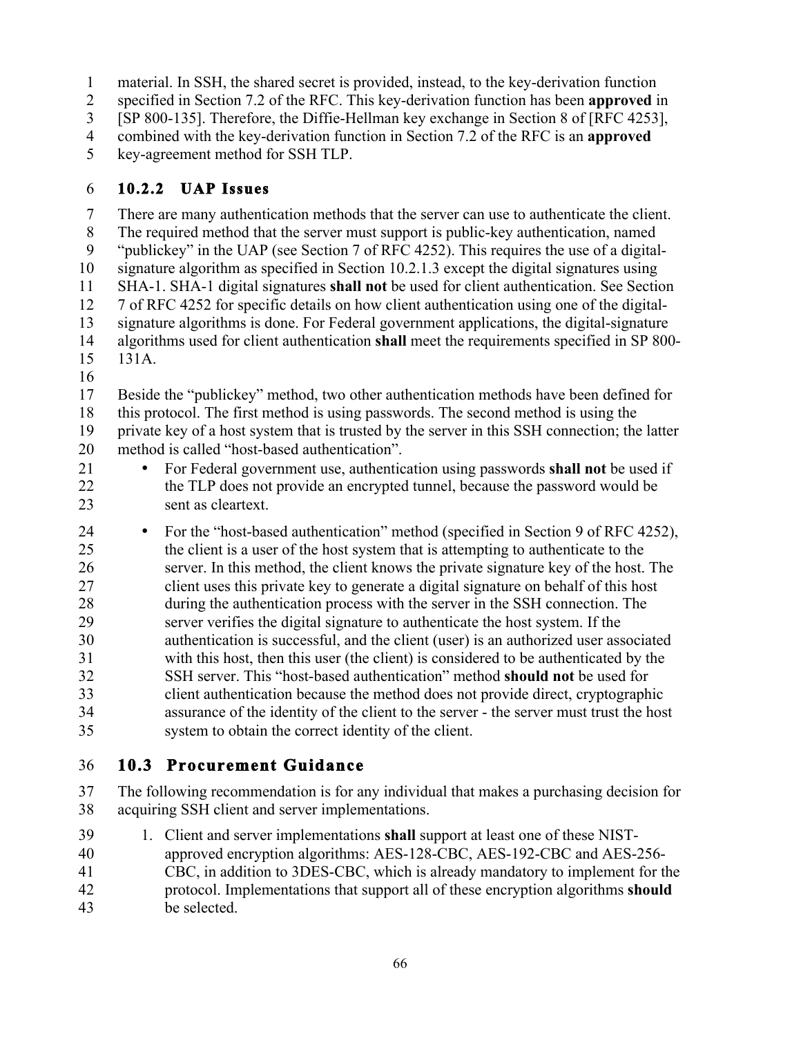material. In SSH, the shared secret is provided, instead, to the key-derivation function specified in Section 7.2 of the RFC. This key-derivation function has been **approved** in [SP 800-135]. Therefore, the Diffie-Hellman key exchange in Section 8 of [RFC 4253], combined with the key-derivation function in Section 7.2 of the RFC is an **approved** key-agreement method for SSH TLP.

### 10.2.2 UAP Issues

There are many authentication methods that the server can use to authenticate the client. The required method that the server must support is public-key authentication, named "publickey" in the UAP (see Section 7 of RFC 4252). This requires the use of a digital-signature algorithm as specified in Section 10.2.1.3 except the digital signatures using SHA-1. SHA-1 digital signatures **shall not** be used for client authentication. See Section 7 of RFC 4252 for specific details on how client authentication using one of the digital-signature algorithms is done. For Federal government applications, the digital-signature algorithms used for client authentication **shall** meet the requirements specified in SP 800-131A.

Beside the "publickey" method, two other authentication methods have been defined for this protocol. The first method is using passwords. The second method is using the private key of a host system that is trusted by the server in this SSH connection; the latter method is called "host-based authentication".

- For Federal government use, authentication using passwords **shall not** be used if the TLP does not provide an encrypted tunnel, because the password would be sent as cleartext.
- For the "host-based authentication" method (specified in Section 9 of RFC 4252), the client is a user of the host system that is attempting to authenticate to the server. In this method, the client knows the private signature key of the host. The client uses this private key to generate a digital signature on behalf of this host during the authentication process with the server in the SSH connection. The server verifies the digital signature to authenticate the host system. If the authentication is successful, and the client (user) is an authorized user associated with this host, then this user (the client) is considered to be authenticated by the SSH server. This "host-based authentication" method **should not** be used for client authentication because the method does not provide direct, cryptographic assurance of the identity of the client to the server - the server must trust the host system to obtain the correct identity of the client.

## 10.3 Procurement Guidance

The following recommendation is for any individual that makes a purchasing decision for acquiring SSH client and server implementations.

1. Client and server implementations **shall** support at least one of these NIST-approved encryption algorithms: AES-128-CBC, AES-192-CBC and AES-256-CBC, in addition to 3DES-CBC, which is already mandatory to implement for the protocol. Implementations that support all of these encryption algorithms **should** be selected.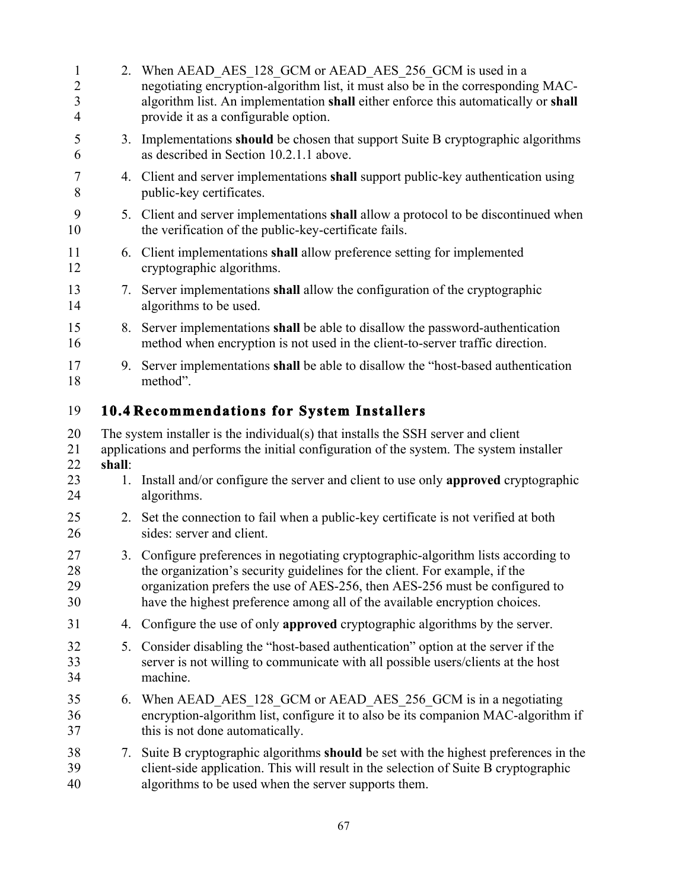2. When AEAD_AES_128_GCM or AEAD_AES_256_GCM is used in a negotiating encryption-algorithm list, it must also be in the corresponding MAC-algorithm list. An implementation **shall** either enforce this automatically or **shall** provide it as a configurable option.
3. Implementations **should** be chosen that support Suite B cryptographic algorithms as described in Section 10.2.1.1 above.
4. Client and server implementations **shall** support public-key authentication using public-key certificates.
5. Client and server implementations **shall** allow a protocol to be discontinued when the verification of the public-key-certificate fails.
6. Client implementations **shall** allow preference setting for implemented cryptographic algorithms.
7. Server implementations **shall** allow the configuration of the cryptographic algorithms to be used.
8. Server implementations **shall** be able to disallow the password-authentication method when encryption is not used in the client-to-server traffic direction.
9. Server implementations **shall** be able to disallow the “host-based authentication method”.

## 10.4 Recommendations for System Installers

The system installer is the individual(s) that installs the SSH server and client applications and performs the initial configuration of the system. The system installer **shall**:

1. Install and/or configure the server and client to use only **approved** cryptographic algorithms.
2. Set the connection to fail when a public-key certificate is not verified at both sides: server and client.
3. Configure preferences in negotiating cryptographic-algorithm lists according to the organization’s security guidelines for the client. For example, if the organization prefers the use of AES-256, then AES-256 must be configured to have the highest preference among all of the available encryption choices.
4. Configure the use of only **approved** cryptographic algorithms by the server.
5. Consider disabling the “host-based authentication” option at the server if the server is not willing to communicate with all possible users/clients at the host machine.
6. When AEAD_AES_128_GCM or AEAD_AES_256_GCM is in a negotiating encryption-algorithm list, configure it to also be its companion MAC-algorithm if this is not done automatically.
7. Suite B cryptographic algorithms **should** be set with the highest preferences in the client-side application. This will result in the selection of Suite B cryptographic algorithms to be used when the server supports them.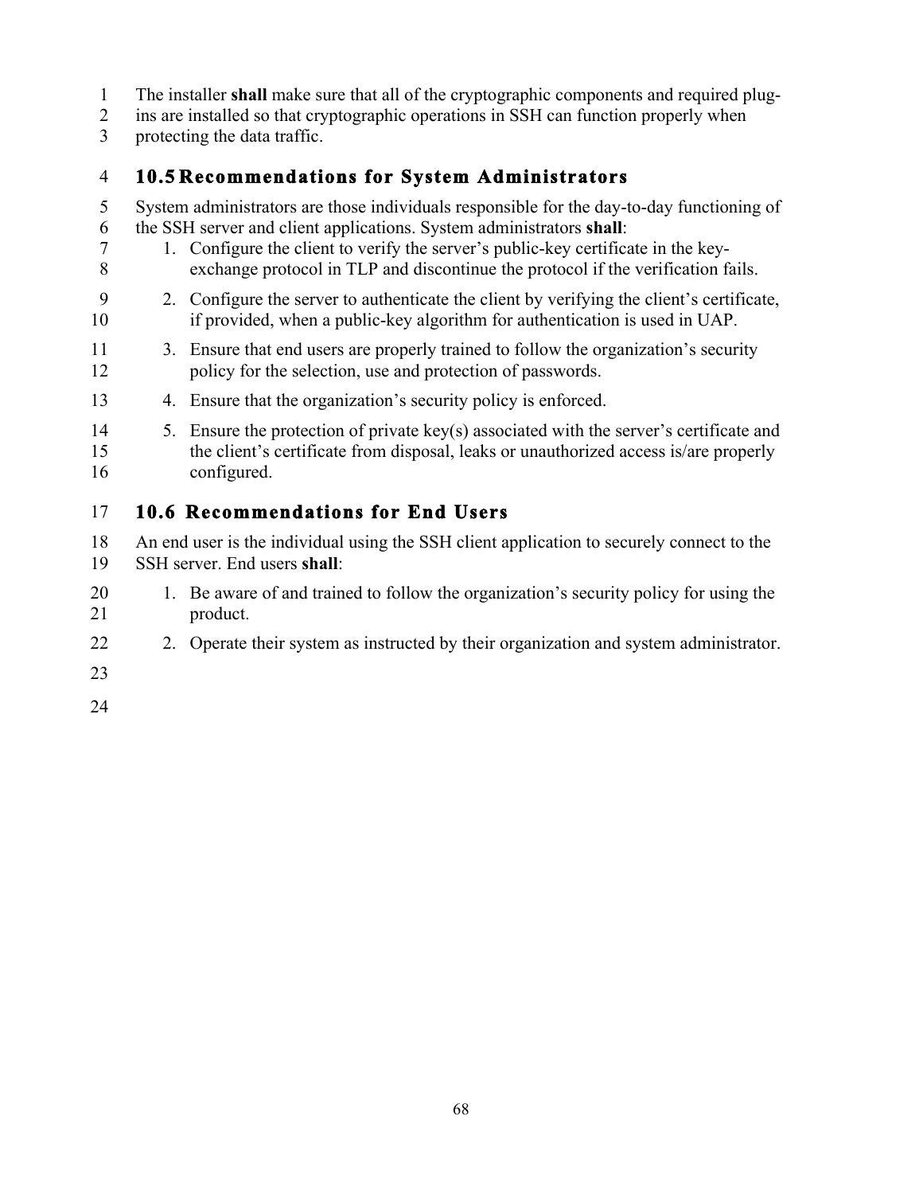The installer **shall** make sure that all of the cryptographic components and required plug-ins are installed so that cryptographic operations in SSH can function properly when protecting the data traffic.

## 10.5 Recommendations for System Administrators

System administrators are those individuals responsible for the day-to-day functioning of the SSH server and client applications. System administrators **shall**:

1. Configure the client to verify the server's public-key certificate in the key-exchange protocol in TLP and discontinue the protocol if the verification fails.
2. Configure the server to authenticate the client by verifying the client's certificate, if provided, when a public-key algorithm for authentication is used in UAP.
3. Ensure that end users are properly trained to follow the organization's security policy for the selection, use and protection of passwords.
4. Ensure that the organization's security policy is enforced.
5. Ensure the protection of private key(s) associated with the server's certificate and the client's certificate from disposal, leaks or unauthorized access is/are properly configured.

## 10.6 Recommendations for End Users

An end user is the individual using the SSH client application to securely connect to the SSH server. End users **shall**:

1. Be aware of and trained to follow the organization's security policy for using the product.
2. Operate their system as instructed by their organization and system administrator.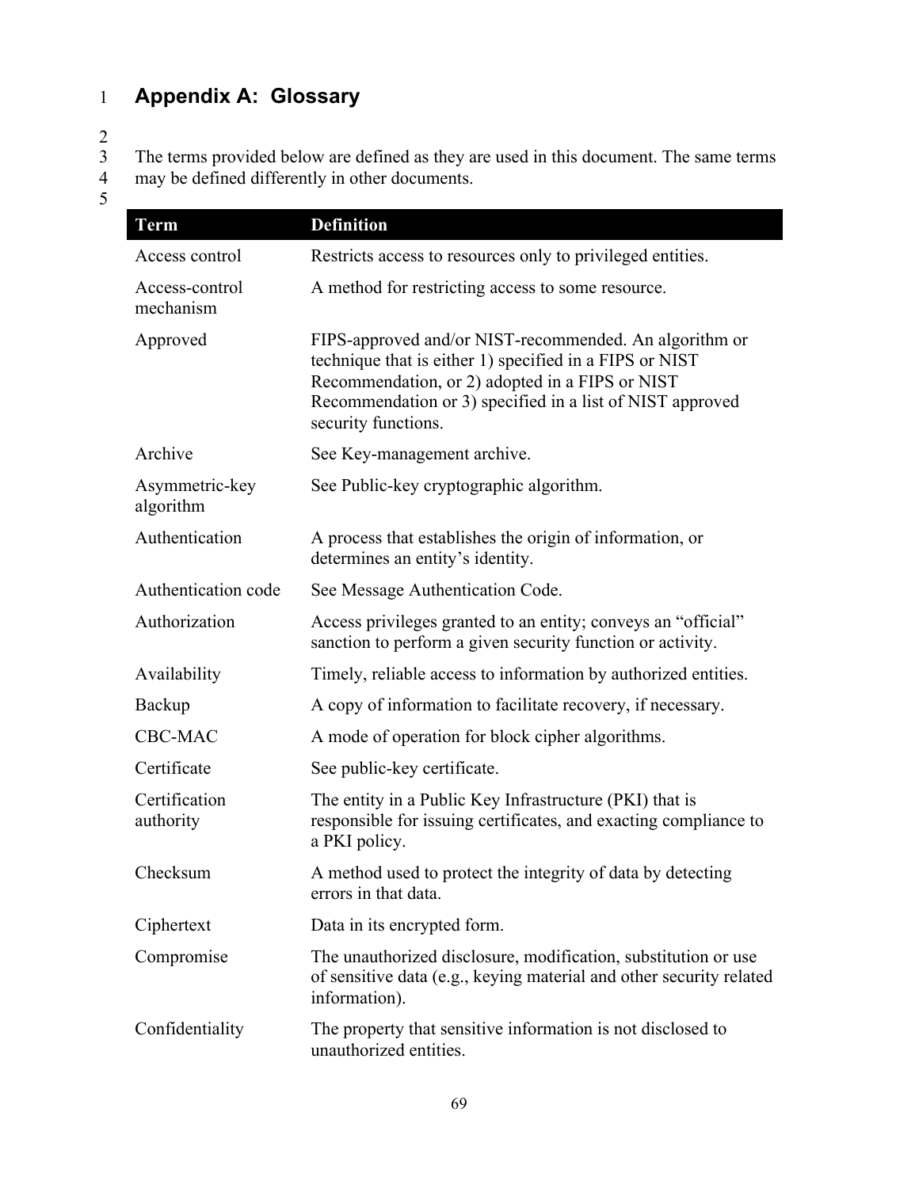# Appendix A: Glossary

The terms provided below are defined as they are used in this document. The same terms may be defined differently in other documents.

| Term | Definition |
|---|---|
| Access control | Restricts access to resources only to privileged entities. |
| Access-control mechanism | A method for restricting access to some resource. |
| Approved | FIPS-approved and/or NIST-recommended. An algorithm or technique that is either 1) specified in a FIPS or NIST Recommendation, or 2) adopted in a FIPS or NIST Recommendation or 3) specified in a list of NIST approved security functions. |
| Archive | See Key-management archive. |
| Asymmetric-key algorithm | See Public-key cryptographic algorithm. |
| Authentication | A process that establishes the origin of information, or determines an entity's identity. |
| Authentication code | See Message Authentication Code. |
| Authorization | Access privileges granted to an entity; conveys an "official" sanction to perform a given security function or activity. |
| Availability | Timely, reliable access to information by authorized entities. |
| Backup | A copy of information to facilitate recovery, if necessary. |
| CBC-MAC | A mode of operation for block cipher algorithms. |
| Certificate | See public-key certificate. |
| Certification authority | The entity in a Public Key Infrastructure (PKI) that is responsible for issuing certificates, and exacting compliance to a PKI policy. |
| Checksum | A method used to protect the integrity of data by detecting errors in that data. |
| Ciphertext | Data in its encrypted form. |
| Compromise | The unauthorized disclosure, modification, substitution or use of sensitive data (e.g., keying material and other security related information). |
| Confidentiality | The property that sensitive information is not disclosed to unauthorized entities. |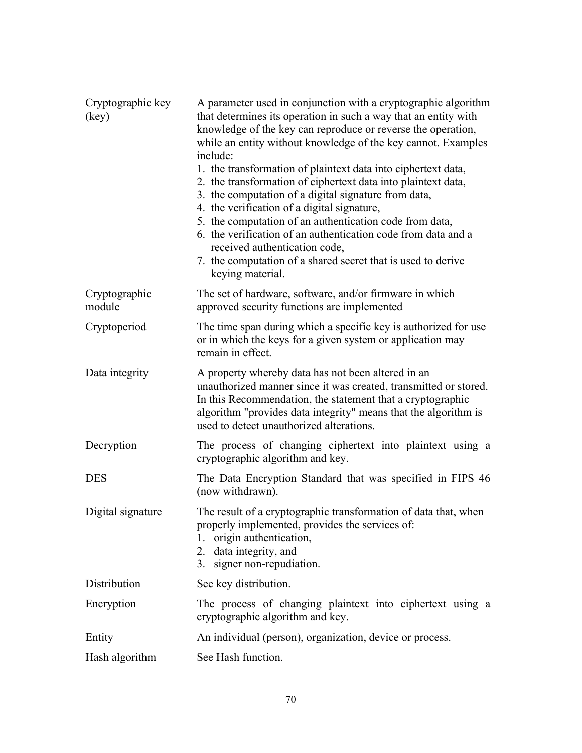| | |
|---|---|
| Cryptographic key (key) | A parameter used in conjunction with a cryptographic algorithm that determines its operation in such a way that an entity with knowledge of the key can reproduce or reverse the operation, while an entity without knowledge of the key cannot. Examples include:<br>1. the transformation of plaintext data into ciphertext data,<br>2. the transformation of ciphertext data into plaintext data,<br>3. the computation of a digital signature from data,<br>4. the verification of a digital signature,<br>5. the computation of an authentication code from data,<br>6. the verification of an authentication code from data and a received authentication code,<br>7. the computation of a shared secret that is used to derive keying material. |
| Cryptographic module | The set of hardware, software, and/or firmware in which approved security functions are implemented |
| Cryptoperiod | The time span during which a specific key is authorized for use or in which the keys for a given system or application may remain in effect. |
| Data integrity | A property whereby data has not been altered in an unauthorized manner since it was created, transmitted or stored. In this Recommendation, the statement that a cryptographic algorithm "provides data integrity" means that the algorithm is used to detect unauthorized alterations. |
| Decryption | The process of changing ciphertext into plaintext using a cryptographic algorithm and key. |
| DES | The Data Encryption Standard that was specified in FIPS 46 (now withdrawn). |
| Digital signature | The result of a cryptographic transformation of data that, when properly implemented, provides the services of:<br>1. origin authentication,<br>2. data integrity, and<br>3. signer non-repudiation. |
| Distribution | See key distribution. |
| Encryption | The process of changing plaintext into ciphertext using a cryptographic algorithm and key. |
| Entity | An individual (person), organization, device or process. |
| Hash algorithm | See Hash function. |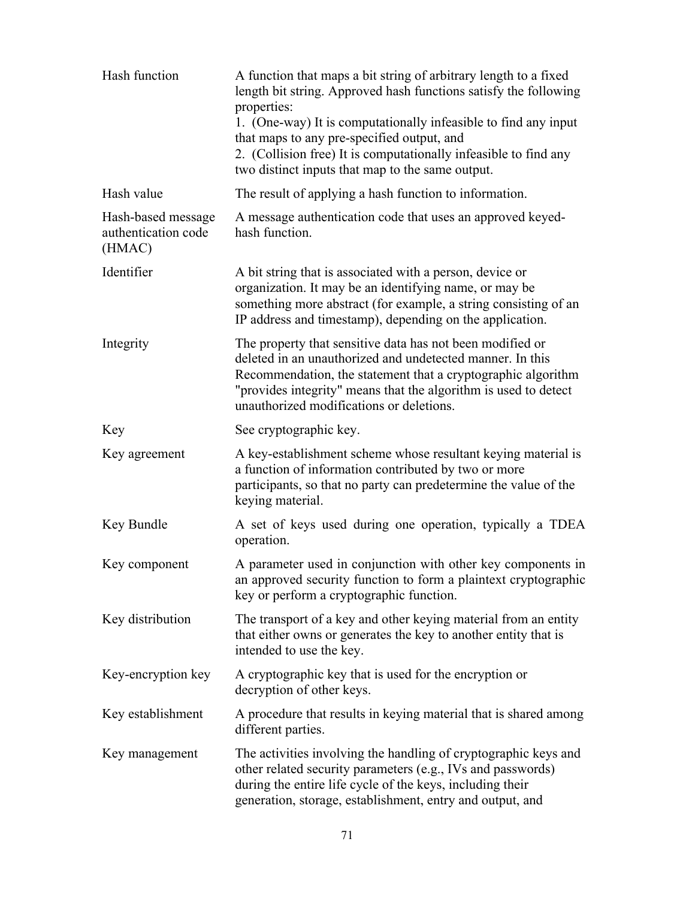| | |
|---|---|
| Hash function | A function that maps a bit string of arbitrary length to a fixed length bit string. Approved hash functions satisfy the following properties:<br>1. (One-way) It is computationally infeasible to find any input that maps to any pre-specified output, and<br>2. (Collision free) It is computationally infeasible to find any two distinct inputs that map to the same output. |
| Hash value | The result of applying a hash function to information. |
| Hash-based message authentication code (HMAC) | A message authentication code that uses an approved keyed-hash function. |
| Identifier | A bit string that is associated with a person, device or organization. It may be an identifying name, or may be something more abstract (for example, a string consisting of an IP address and timestamp), depending on the application. |
| Integrity | The property that sensitive data has not been modified or deleted in an unauthorized and undetected manner. In this Recommendation, the statement that a cryptographic algorithm "provides integrity" means that the algorithm is used to detect unauthorized modifications or deletions. |
| Key | See cryptographic key. |
| Key agreement | A key-establishment scheme whose resultant keying material is a function of information contributed by two or more participants, so that no party can predetermine the value of the keying material. |
| Key Bundle | A set of keys used during one operation, typically a TDEA operation. |
| Key component | A parameter used in conjunction with other key components in an approved security function to form a plaintext cryptographic key or perform a cryptographic function. |
| Key distribution | The transport of a key and other keying material from an entity that either owns or generates the key to another entity that is intended to use the key. |
| Key-encryption key | A cryptographic key that is used for the encryption or decryption of other keys. |
| Key establishment | A procedure that results in keying material that is shared among different parties. |
| Key management | The activities involving the handling of cryptographic keys and other related security parameters (e.g., IVs and passwords) during the entire life cycle of the keys, including their generation, storage, establishment, entry and output, and |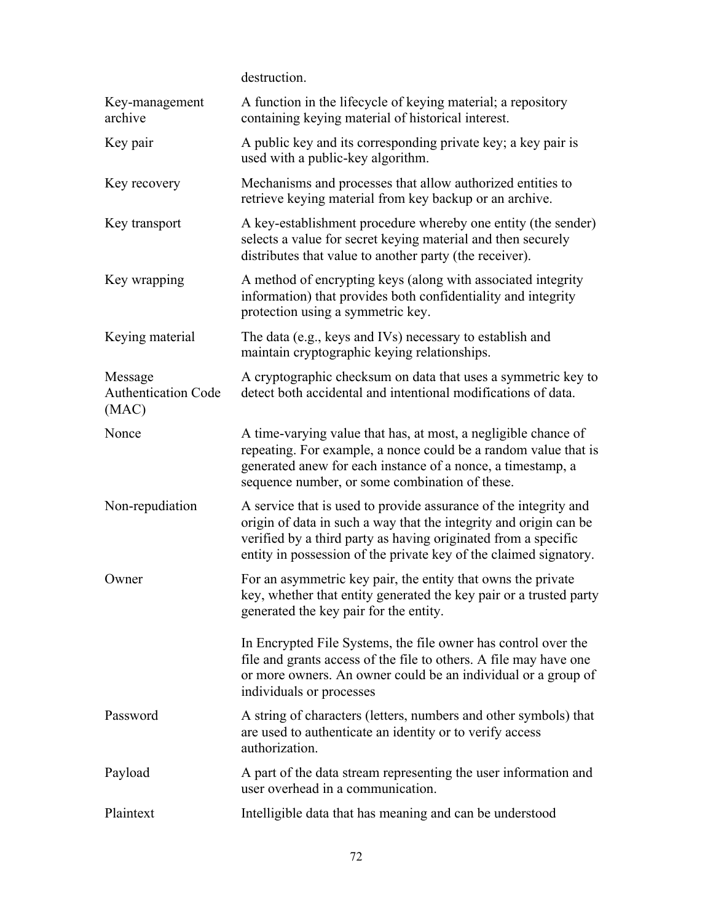| | |
|---|---|
| | destruction. |
| Key-management archive | A function in the lifecycle of keying material; a repository containing keying material of historical interest. |
| Key pair | A public key and its corresponding private key; a key pair is used with a public-key algorithm. |
| Key recovery | Mechanisms and processes that allow authorized entities to retrieve keying material from key backup or an archive. |
| Key transport | A key-establishment procedure whereby one entity (the sender) selects a value for secret keying material and then securely distributes that value to another party (the receiver). |
| Key wrapping | A method of encrypting keys (along with associated integrity information) that provides both confidentiality and integrity protection using a symmetric key. |
| Keying material | The data (e.g., keys and IVs) necessary to establish and maintain cryptographic keying relationships. |
| Message Authentication Code (MAC) | A cryptographic checksum on data that uses a symmetric key to detect both accidental and intentional modifications of data. |
| Nonce | A time-varying value that has, at most, a negligible chance of repeating. For example, a nonce could be a random value that is generated anew for each instance of a nonce, a timestamp, a sequence number, or some combination of these. |
| Non-repudiation | A service that is used to provide assurance of the integrity and origin of data in such a way that the integrity and origin can be verified by a third party as having originated from a specific entity in possession of the private key of the claimed signatory. |
| Owner | For an asymmetric key pair, the entity that owns the private key, whether that entity generated the key pair or a trusted party generated the key pair for the entity.<br><br>In Encrypted File Systems, the file owner has control over the file and grants access of the file to others. A file may have one or more owners. An owner could be an individual or a group of individuals or processes |
| Password | A string of characters (letters, numbers and other symbols) that are used to authenticate an identity or to verify access authorization. |
| Payload | A part of the data stream representing the user information and user overhead in a communication. |
| Plaintext | Intelligible data that has meaning and can be understood |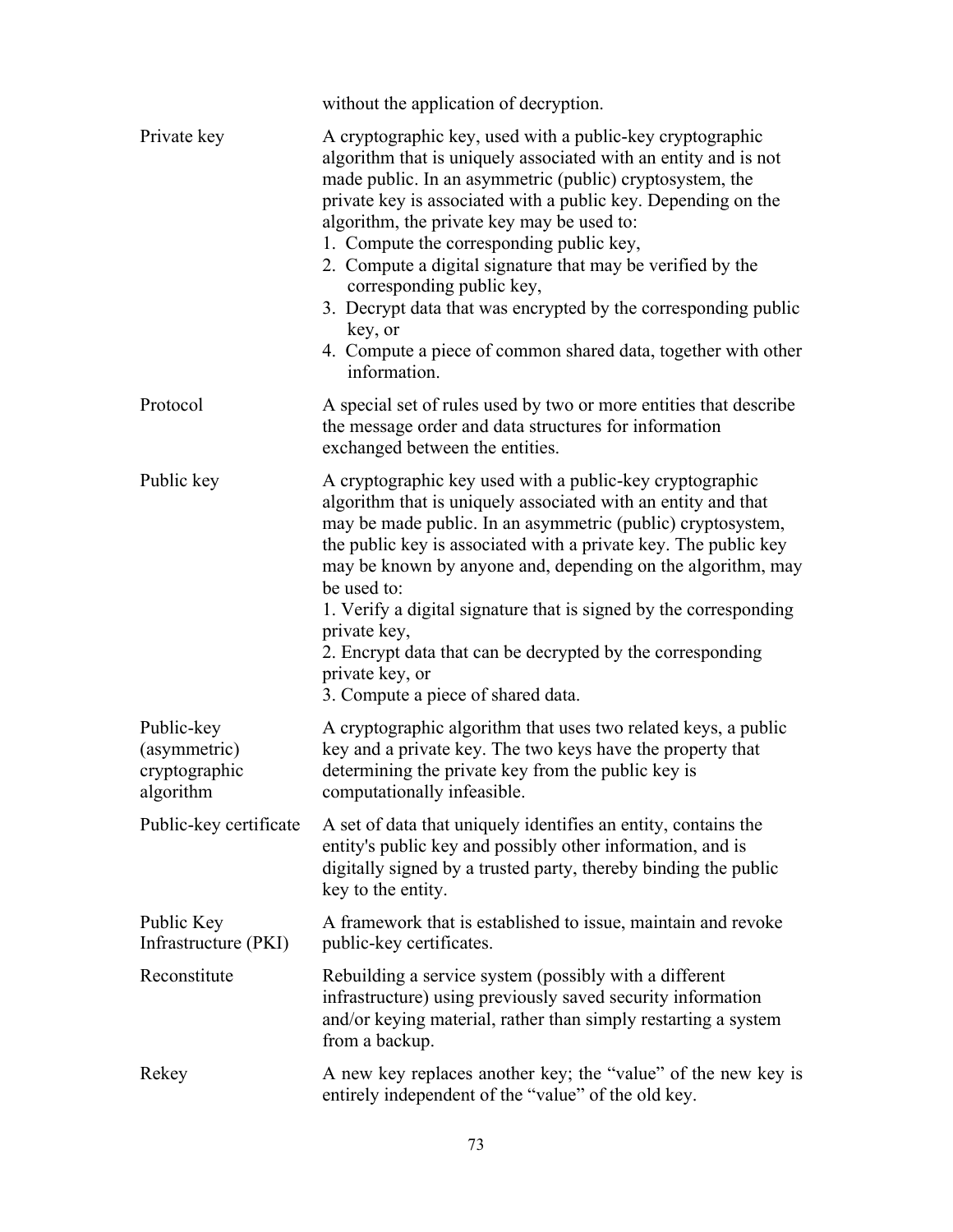| | |
|---|---|
| | without the application of decryption. |
| Private key | A cryptographic key, used with a public-key cryptographic algorithm that is uniquely associated with an entity and is not made public. In an asymmetric (public) cryptosystem, the private key is associated with a public key. Depending on the algorithm, the private key may be used to:<br>1. Compute the corresponding public key,<br>2. Compute a digital signature that may be verified by the corresponding public key,<br>3. Decrypt data that was encrypted by the corresponding public key, or<br>4. Compute a piece of common shared data, together with other information. |
| Protocol | A special set of rules used by two or more entities that describe the message order and data structures for information exchanged between the entities. |
| Public key | A cryptographic key used with a public-key cryptographic algorithm that is uniquely associated with an entity and that may be made public. In an asymmetric (public) cryptosystem, the public key is associated with a private key. The public key may be known by anyone and, depending on the algorithm, may be used to:<br>1. Verify a digital signature that is signed by the corresponding private key,<br>2. Encrypt data that can be decrypted by the corresponding private key, or<br>3. Compute a piece of shared data. |
| Public-key (asymmetric) cryptographic algorithm | A cryptographic algorithm that uses two related keys, a public key and a private key. The two keys have the property that determining the private key from the public key is computationally infeasible. |
| Public-key certificate | A set of data that uniquely identifies an entity, contains the entity's public key and possibly other information, and is digitally signed by a trusted party, thereby binding the public key to the entity. |
| Public Key Infrastructure (PKI) | A framework that is established to issue, maintain and revoke public-key certificates. |
| Reconstitute | Rebuilding a service system (possibly with a different infrastructure) using previously saved security information and/or keying material, rather than simply restarting a system from a backup. |
| Rekey | A new key replaces another key; the “value” of the new key is entirely independent of the “value” of the old key. |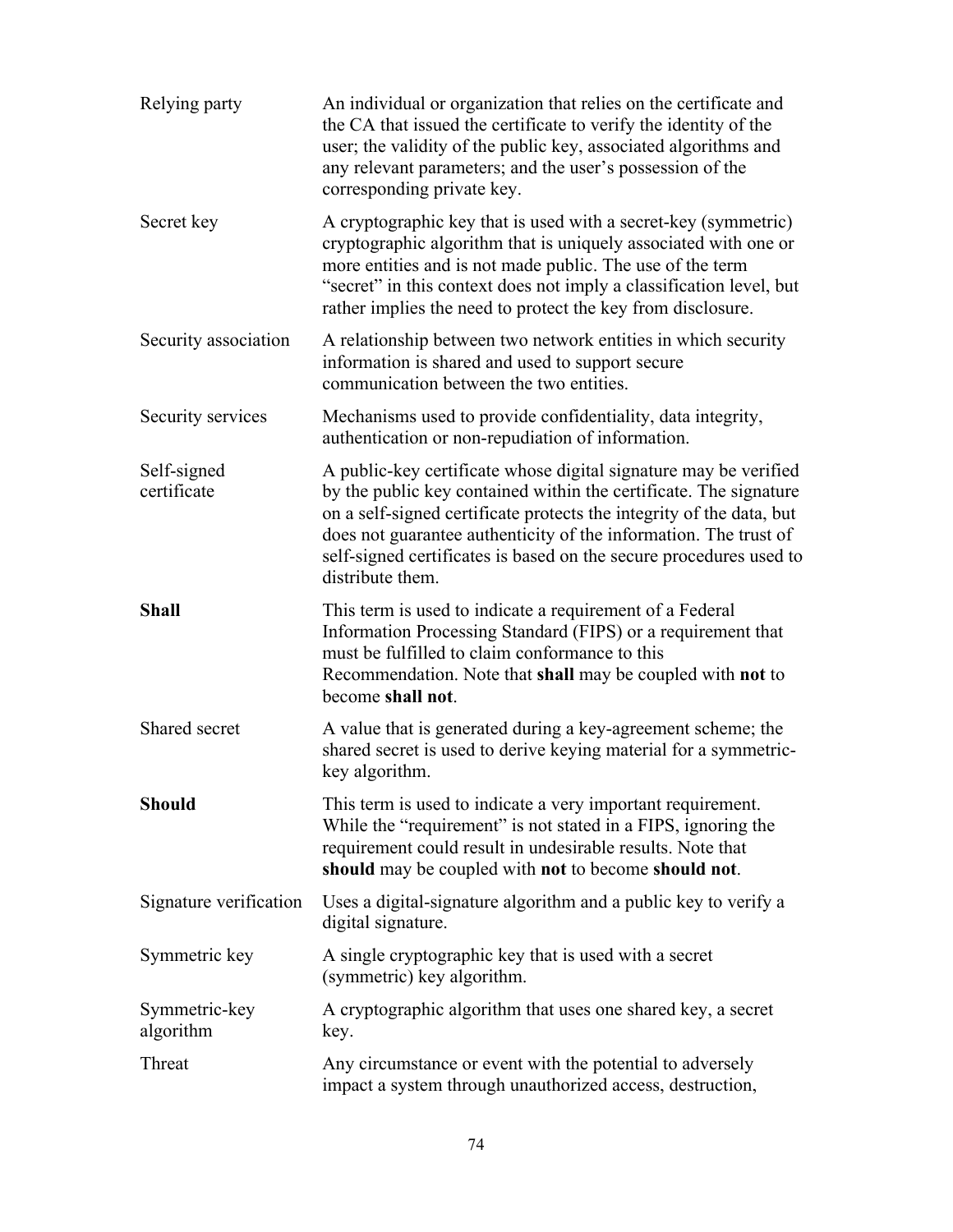| | |
|---|---|
| Relying party | An individual or organization that relies on the certificate and the CA that issued the certificate to verify the identity of the user; the validity of the public key, associated algorithms and any relevant parameters; and the user's possession of the corresponding private key. |
| Secret key | A cryptographic key that is used with a secret-key (symmetric) cryptographic algorithm that is uniquely associated with one or more entities and is not made public. The use of the term "secret" in this context does not imply a classification level, but rather implies the need to protect the key from disclosure. |
| Security association | A relationship between two network entities in which security information is shared and used to support secure communication between the two entities. |
| Security services | Mechanisms used to provide confidentiality, data integrity, authentication or non-repudiation of information. |
| Self-signed certificate | A public-key certificate whose digital signature may be verified by the public key contained within the certificate. The signature on a self-signed certificate protects the integrity of the data, but does not guarantee authenticity of the information. The trust of self-signed certificates is based on the secure procedures used to distribute them. |
| **Shall** | This term is used to indicate a requirement of a Federal Information Processing Standard (FIPS) or a requirement that must be fulfilled to claim conformance to this Recommendation. Note that **shall** may be coupled with **not** to become **shall not**. |
| Shared secret | A value that is generated during a key-agreement scheme; the shared secret is used to derive keying material for a symmetric-key algorithm. |
| **Should** | This term is used to indicate a very important requirement. While the "requirement" is not stated in a FIPS, ignoring the requirement could result in undesirable results. Note that **should** may be coupled with **not** to become **should not**. |
| Signature verification | Uses a digital-signature algorithm and a public key to verify a digital signature. |
| Symmetric key | A single cryptographic key that is used with a secret (symmetric) key algorithm. |
| Symmetric-key algorithm | A cryptographic algorithm that uses one shared key, a secret key. |
| Threat | Any circumstance or event with the potential to adversely impact a system through unauthorized access, destruction, |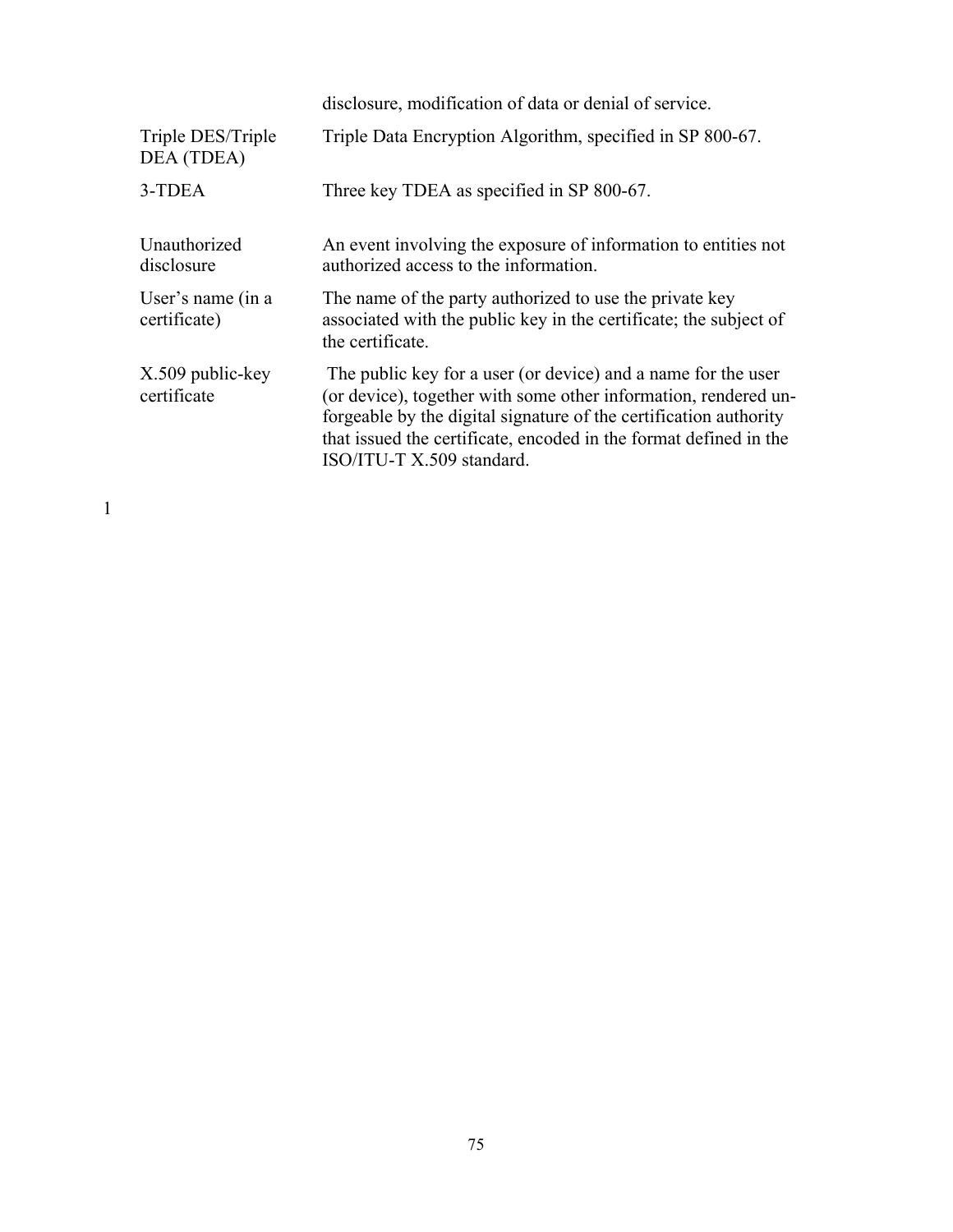| | |
|---|---|
| | disclosure, modification of data or denial of service. |
| Triple DES/Triple DEA (TDEA) | Triple Data Encryption Algorithm, specified in SP 800-67. |
| 3-TDEA | Three key TDEA as specified in SP 800-67. |
| Unauthorized disclosure | An event involving the exposure of information to entities not authorized access to the information. |
| User's name (in a certificate) | The name of the party authorized to use the private key associated with the public key in the certificate; the subject of the certificate. |
| X.509 public-key certificate | The public key for a user (or device) and a name for the user (or device), together with some other information, rendered un-forgeable by the digital signature of the certification authority that issued the certificate, encoded in the format defined in the ISO/ITU-T X.509 standard. |

1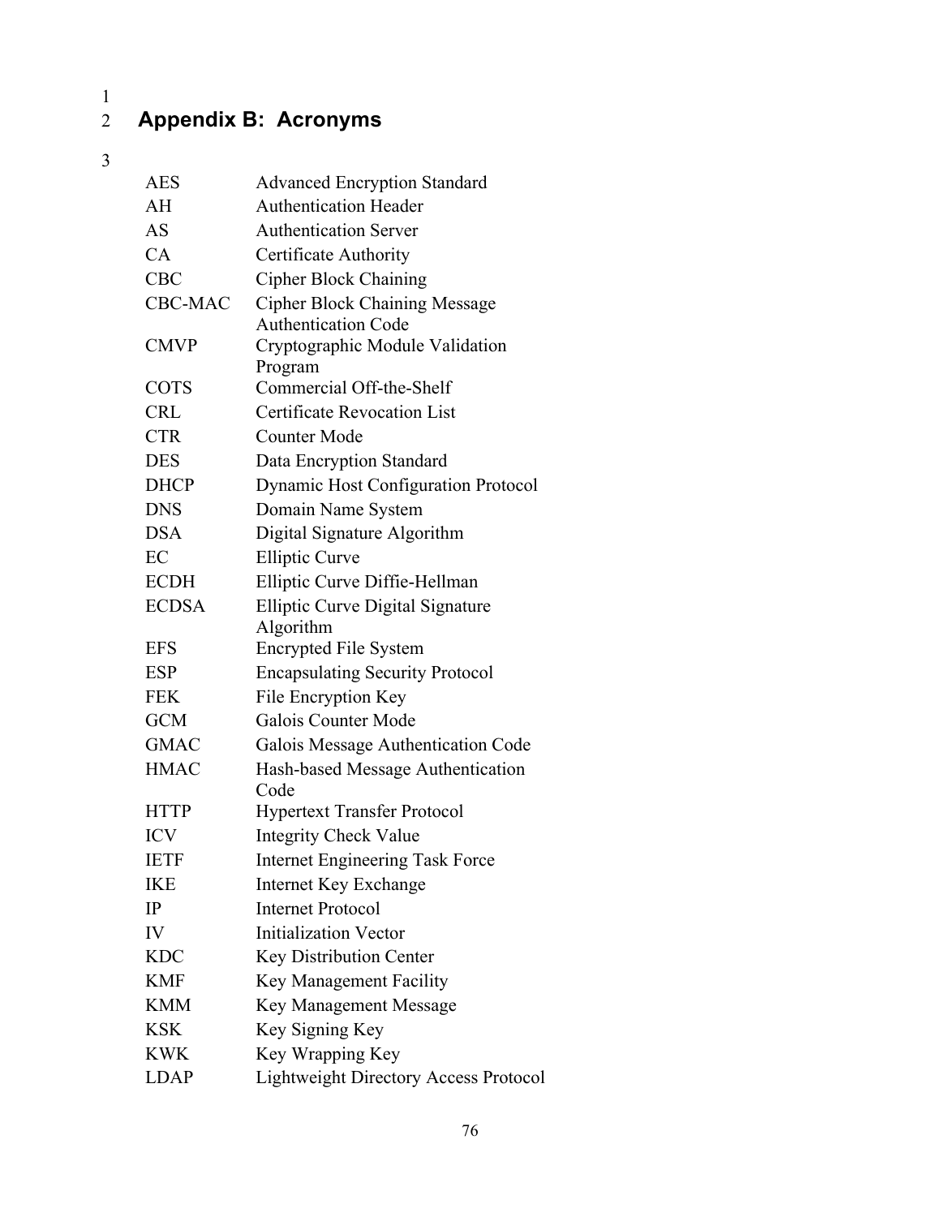## Appendix B: Acronyms

| | |
|---|---|
| AES | Advanced Encryption Standard |
| AH | Authentication Header |
| AS | Authentication Server |
| CA | Certificate Authority |
| CBC | Cipher Block Chaining |
| CBC-MAC | Cipher Block Chaining Message Authentication Code |
| CMVP | Cryptographic Module Validation Program |
| COTS | Commercial Off-the-Shelf |
| CRL | Certificate Revocation List |
| CTR | Counter Mode |
| DES | Data Encryption Standard |
| DHCP | Dynamic Host Configuration Protocol |
| DNS | Domain Name System |
| DSA | Digital Signature Algorithm |
| EC | Elliptic Curve |
| ECDH | Elliptic Curve Diffie-Hellman |
| ECDSA | Elliptic Curve Digital Signature Algorithm |
| EFS | Encrypted File System |
| ESP | Encapsulating Security Protocol |
| FEK | File Encryption Key |
| GCM | Galois Counter Mode |
| GMAC | Galois Message Authentication Code |
| HMAC | Hash-based Message Authentication Code |
| HTTP | Hypertext Transfer Protocol |
| ICV | Integrity Check Value |
| IETF | Internet Engineering Task Force |
| IKE | Internet Key Exchange |
| IP | Internet Protocol |
| IV | Initialization Vector |
| KDC | Key Distribution Center |
| KMF | Key Management Facility |
| KMM | Key Management Message |
| KSK | Key Signing Key |
| KWK | Key Wrapping Key |
| LDAP | Lightweight Directory Access Protocol |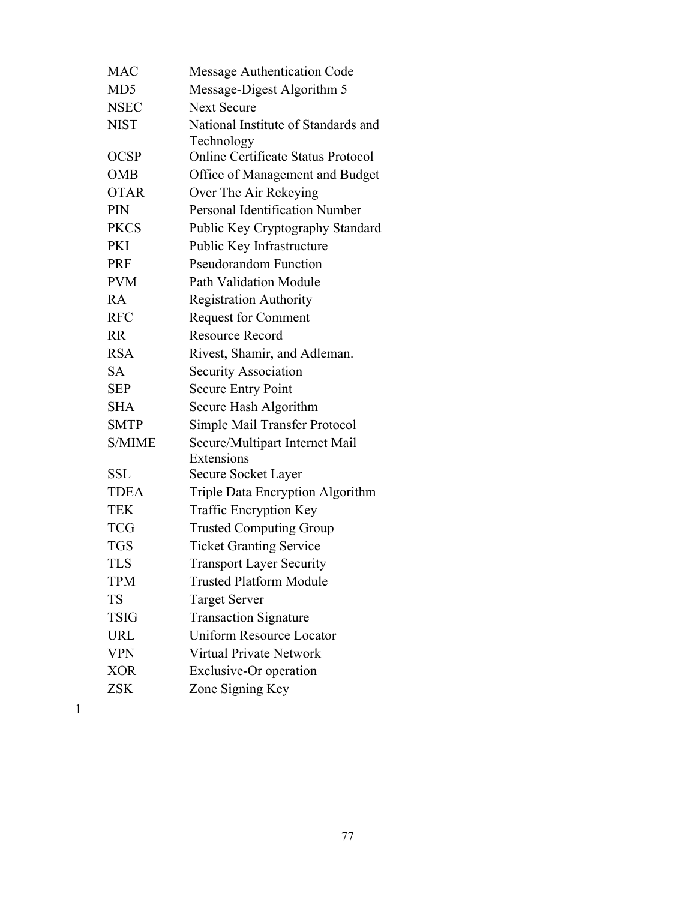| | |
|---|---|
| MAC | Message Authentication Code |
| MD5 | Message-Digest Algorithm 5 |
| NSEC | Next Secure |
| NIST | National Institute of Standards and Technology |
| OCSP | Online Certificate Status Protocol |
| OMB | Office of Management and Budget |
| OTAR | Over The Air Rekeying |
| PIN | Personal Identification Number |
| PKCS | Public Key Cryptography Standard |
| PKI | Public Key Infrastructure |
| PRF | Pseudorandom Function |
| PVM | Path Validation Module |
| RA | Registration Authority |
| RFC | Request for Comment |
| RR | Resource Record |
| RSA | Rivest, Shamir, and Adleman. |
| SA | Security Association |
| SEP | Secure Entry Point |
| SHA | Secure Hash Algorithm |
| SMTP | Simple Mail Transfer Protocol |
| S/MIME | Secure/Multipart Internet Mail Extensions |
| SSL | Secure Socket Layer |
| TDEA | Triple Data Encryption Algorithm |
| TEK | Traffic Encryption Key |
| TCG | Trusted Computing Group |
| TGS | Ticket Granting Service |
| TLS | Transport Layer Security |
| TPM | Trusted Platform Module |
| TS | Target Server |
| TSIG | Transaction Signature |
| URL | Uniform Resource Locator |
| VPN | Virtual Private Network |
| XOR | Exclusive-Or operation |
| ZSK | Zone Signing Key |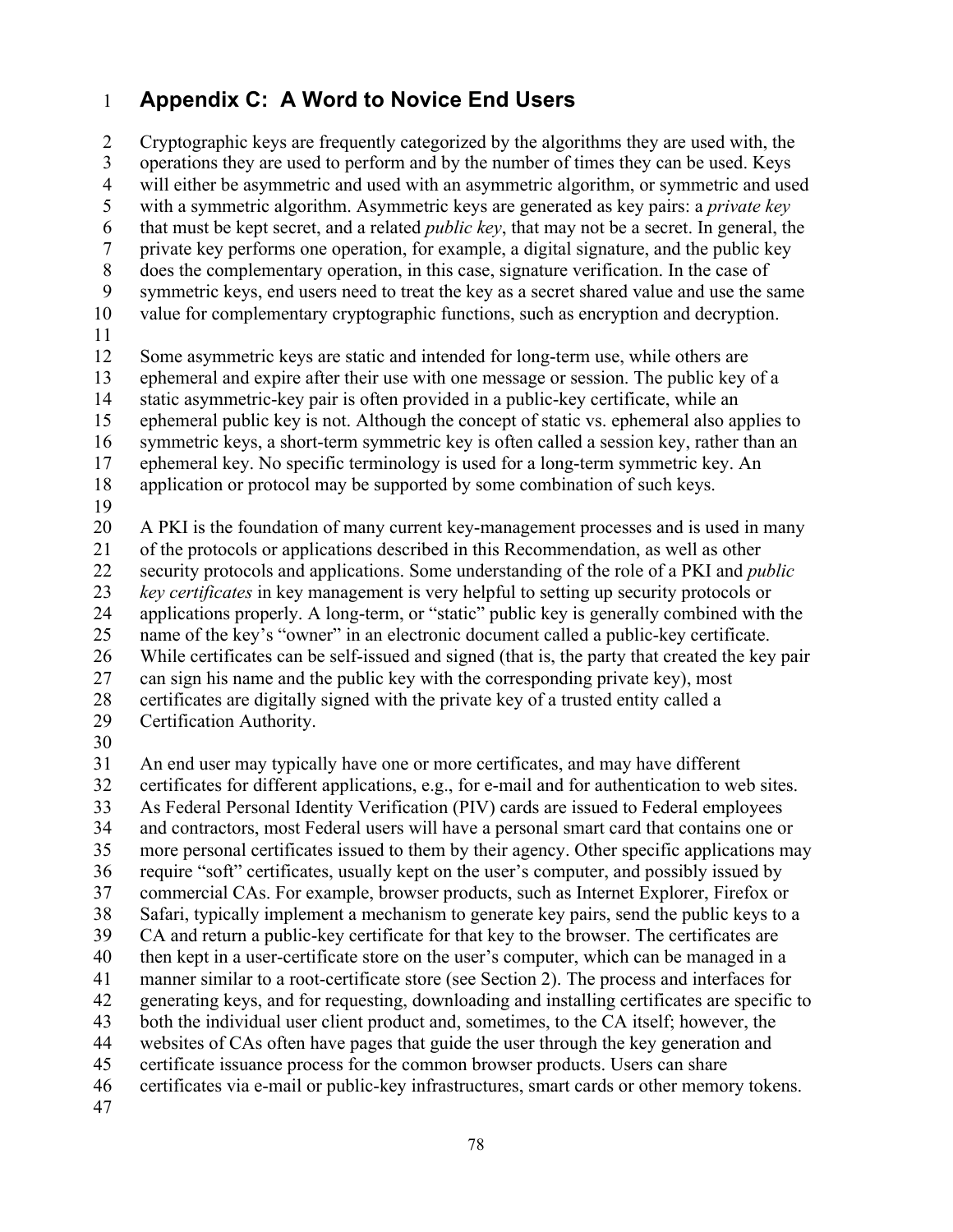## Appendix C: A Word to Novice End Users

Cryptographic keys are frequently categorized by the algorithms they are used with, the operations they are used to perform and by the number of times they can be used. Keys will either be asymmetric and used with an asymmetric algorithm, or symmetric and used with a symmetric algorithm. Asymmetric keys are generated as key pairs: a *private key* that must be kept secret, and a related *public key*, that may not be a secret. In general, the private key performs one operation, for example, a digital signature, and the public key does the complementary operation, in this case, signature verification. In the case of symmetric keys, end users need to treat the key as a secret shared value and use the same value for complementary cryptographic functions, such as encryption and decryption.

Some asymmetric keys are static and intended for long-term use, while others are ephemeral and expire after their use with one message or session. The public key of a static asymmetric-key pair is often provided in a public-key certificate, while an ephemeral public key is not. Although the concept of static vs. ephemeral also applies to symmetric keys, a short-term symmetric key is often called a session key, rather than an ephemeral key. No specific terminology is used for a long-term symmetric key. An application or protocol may be supported by some combination of such keys.

A PKI is the foundation of many current key-management processes and is used in many of the protocols or applications described in this Recommendation, as well as other security protocols and applications. Some understanding of the role of a PKI and *public key certificates* in key management is very helpful to setting up security protocols or applications properly. A long-term, or "static" public key is generally combined with the name of the key's "owner" in an electronic document called a public-key certificate. While certificates can be self-issued and signed (that is, the party that created the key pair can sign his name and the public key with the corresponding private key), most certificates are digitally signed with the private key of a trusted entity called a Certification Authority.

An end user may typically have one or more certificates, and may have different certificates for different applications, e.g., for e-mail and for authentication to web sites. As Federal Personal Identity Verification (PIV) cards are issued to Federal employees and contractors, most Federal users will have a personal smart card that contains one or more personal certificates issued to them by their agency. Other specific applications may require "soft" certificates, usually kept on the user's computer, and possibly issued by commercial CAs. For example, browser products, such as Internet Explorer, Firefox or Safari, typically implement a mechanism to generate key pairs, send the public keys to a CA and return a public-key certificate for that key to the browser. The certificates are then kept in a user-certificate store on the user's computer, which can be managed in a manner similar to a root-certificate store (see Section 2). The process and interfaces for generating keys, and for requesting, downloading and installing certificates are specific to both the individual user client product and, sometimes, to the CA itself; however, the websites of CAs often have pages that guide the user through the key generation and certificate issuance process for the common browser products. Users can share certificates via e-mail or public-key infrastructures, smart cards or other memory tokens.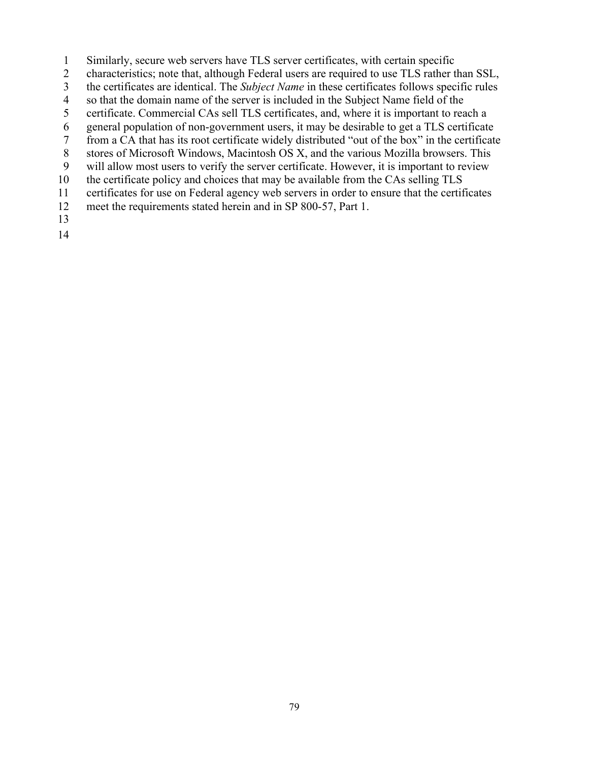Similarly, secure web servers have TLS server certificates, with certain specific characteristics; note that, although Federal users are required to use TLS rather than SSL, the certificates are identical. The *Subject Name* in these certificates follows specific rules so that the domain name of the server is included in the Subject Name field of the certificate. Commercial CAs sell TLS certificates, and, where it is important to reach a general population of non-government users, it may be desirable to get a TLS certificate from a CA that has its root certificate widely distributed "out of the box" in the certificate stores of Microsoft Windows, Macintosh OS X, and the various Mozilla browsers. This will allow most users to verify the server certificate. However, it is important to review the certificate policy and choices that may be available from the CAs selling TLS certificates for use on Federal agency web servers in order to ensure that the certificates meet the requirements stated herein and in SP 800-57, Part 1.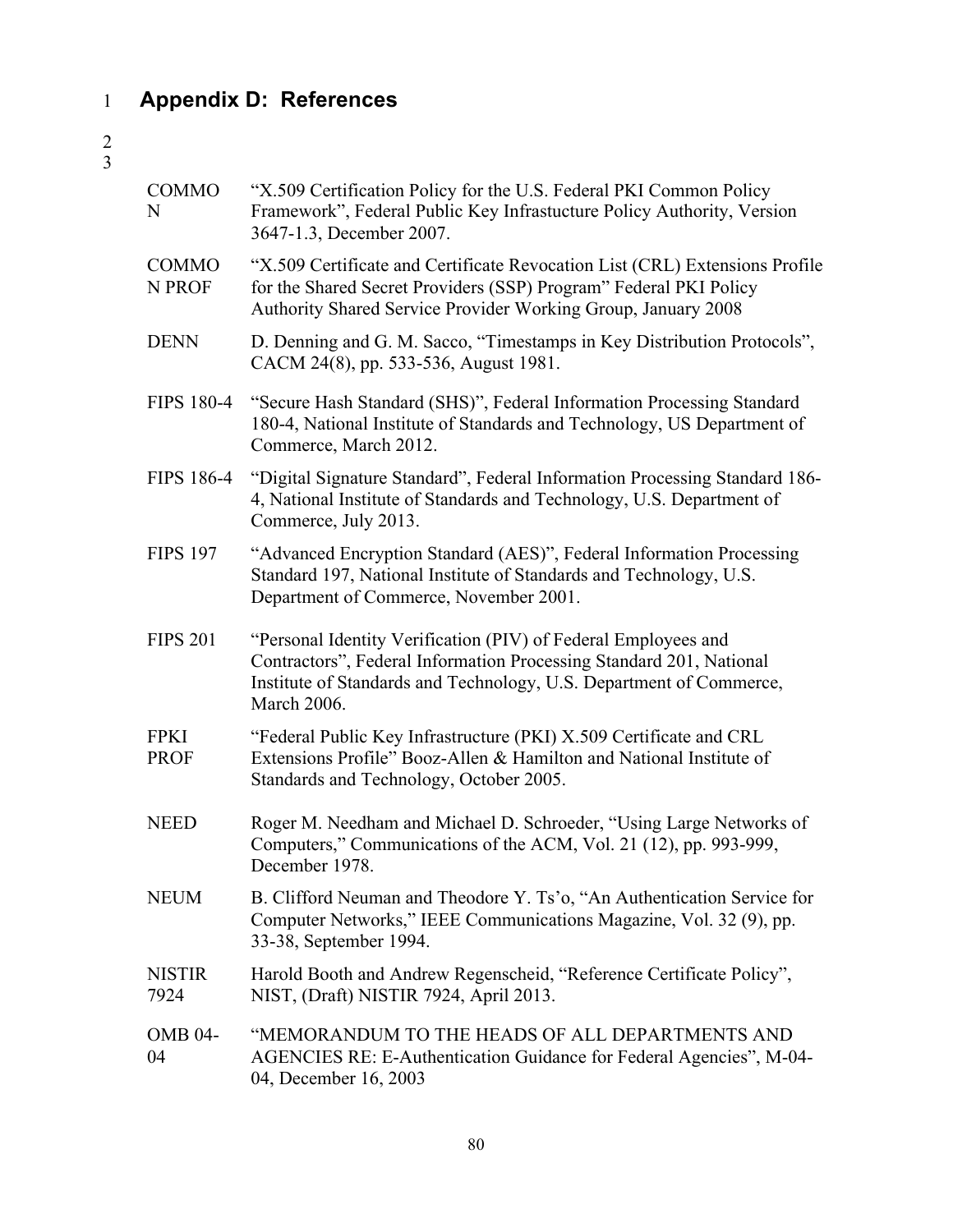# Appendix D: References

| | |
|---|---|
| COMMON | "X.509 Certification Policy for the U.S. Federal PKI Common Policy Framework", Federal Public Key Infrastucture Policy Authority, Version 3647-1.3, December 2007. |
| COMMON PROF | "X.509 Certificate and Certificate Revocation List (CRL) Extensions Profile for the Shared Secret Providers (SSP) Program" Federal PKI Policy Authority Shared Service Provider Working Group, January 2008 |
| DENN | D. Denning and G. M. Sacco, "Timestamps in Key Distribution Protocols", CACM 24(8), pp. 533-536, August 1981. |
| FIPS 180-4 | "Secure Hash Standard (SHS)", Federal Information Processing Standard 180-4, National Institute of Standards and Technology, US Department of Commerce, March 2012. |
| FIPS 186-4 | "Digital Signature Standard", Federal Information Processing Standard 186-4, National Institute of Standards and Technology, U.S. Department of Commerce, July 2013. |
| FIPS 197 | "Advanced Encryption Standard (AES)", Federal Information Processing Standard 197, National Institute of Standards and Technology, U.S. Department of Commerce, November 2001. |
| FIPS 201 | "Personal Identity Verification (PIV) of Federal Employees and Contractors", Federal Information Processing Standard 201, National Institute of Standards and Technology, U.S. Department of Commerce, March 2006. |
| FPKI PROF | "Federal Public Key Infrastructure (PKI) X.509 Certificate and CRL Extensions Profile" Booz-Allen & Hamilton and National Institute of Standards and Technology, October 2005. |
| NEED | Roger M. Needham and Michael D. Schroeder, "Using Large Networks of Computers," Communications of the ACM, Vol. 21 (12), pp. 993-999, December 1978. |
| NEUM | B. Clifford Neuman and Theodore Y. Ts'o, "An Authentication Service for Computer Networks," IEEE Communications Magazine, Vol. 32 (9), pp. 33-38, September 1994. |
| NISTIR 7924 | Harold Booth and Andrew Regenscheid, "Reference Certificate Policy", NIST, (Draft) NISTIR 7924, April 2013. |
| OMB 04-04 | "MEMORANDUM TO THE HEADS OF ALL DEPARTMENTS AND AGENCIES RE: E-Authentication Guidance for Federal Agencies", M-04-04, December 16, 2003 |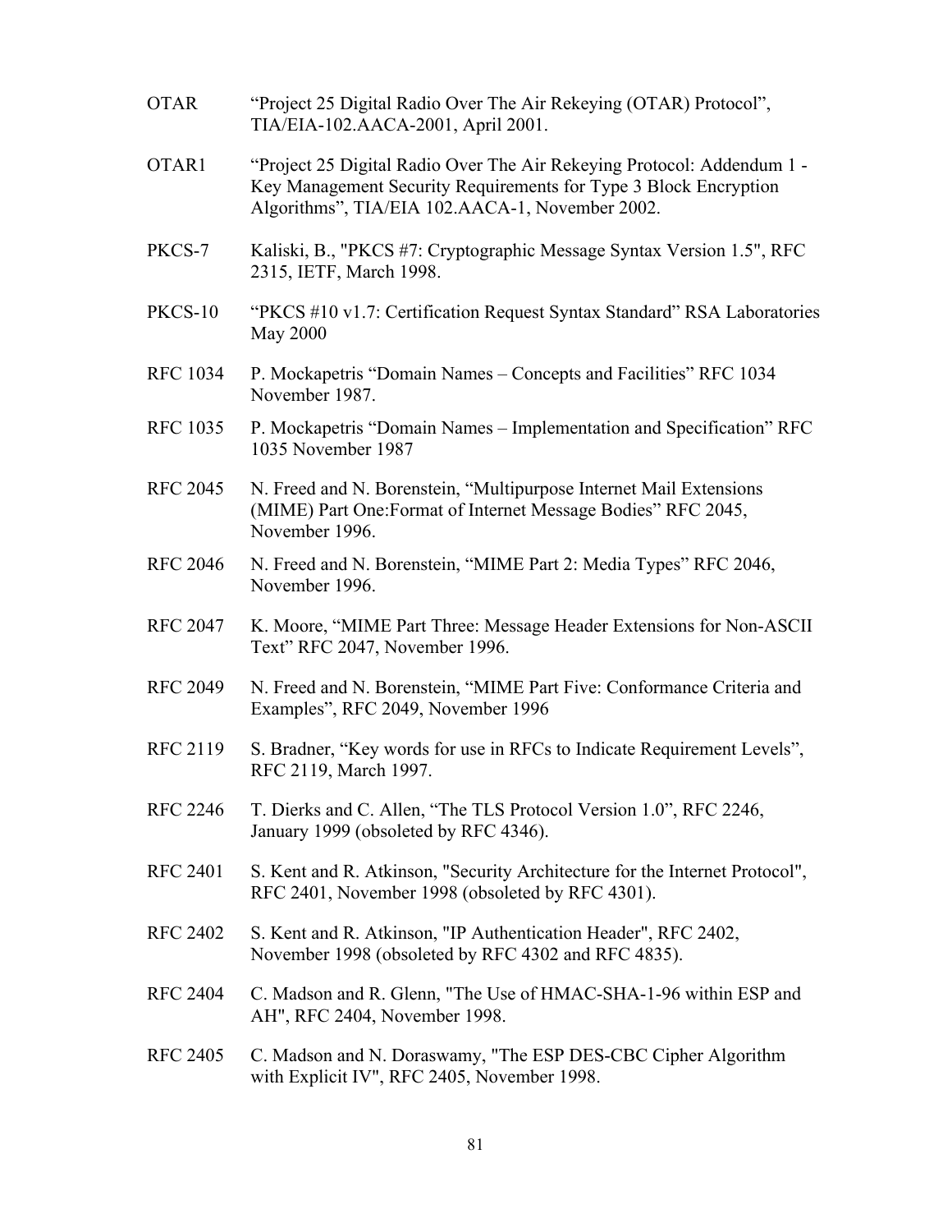OTAR "Project 25 Digital Radio Over The Air Rekeying (OTAR) Protocol", TIA/EIA-102.AACA-2001, April 2001.

OTAR1 "Project 25 Digital Radio Over The Air Rekeying Protocol: Addendum 1 - Key Management Security Requirements for Type 3 Block Encryption Algorithms", TIA/EIA 102.AACA-1, November 2002.

PKCS-7 Kaliski, B., "PKCS #7: Cryptographic Message Syntax Version 1.5", RFC 2315, IETF, March 1998.

PKCS-10 "PKCS #10 v1.7: Certification Request Syntax Standard" RSA Laboratories May 2000

RFC 1034 P. Mockapetris "Domain Names – Concepts and Facilities" RFC 1034 November 1987.

RFC 1035 P. Mockapetris "Domain Names – Implementation and Specification" RFC 1035 November 1987

RFC 2045 N. Freed and N. Borenstein, "Multipurpose Internet Mail Extensions (MIME) Part One:Format of Internet Message Bodies" RFC 2045, November 1996.

RFC 2046 N. Freed and N. Borenstein, "MIME Part 2: Media Types" RFC 2046, November 1996.

RFC 2047 K. Moore, "MIME Part Three: Message Header Extensions for Non-ASCII Text" RFC 2047, November 1996.

RFC 2049 N. Freed and N. Borenstein, "MIME Part Five: Conformance Criteria and Examples", RFC 2049, November 1996

RFC 2119 S. Bradner, "Key words for use in RFCs to Indicate Requirement Levels", RFC 2119, March 1997.

RFC 2246 T. Dierks and C. Allen, "The TLS Protocol Version 1.0", RFC 2246, January 1999 (obsoleted by RFC 4346).

RFC 2401 S. Kent and R. Atkinson, "Security Architecture for the Internet Protocol", RFC 2401, November 1998 (obsoleted by RFC 4301).

RFC 2402 S. Kent and R. Atkinson, "IP Authentication Header", RFC 2402, November 1998 (obsoleted by RFC 4302 and RFC 4835).

RFC 2404 C. Madson and R. Glenn, "The Use of HMAC-SHA-1-96 within ESP and AH", RFC 2404, November 1998.

RFC 2405 C. Madson and N. Doraswamy, "The ESP DES-CBC Cipher Algorithm with Explicit IV", RFC 2405, November 1998.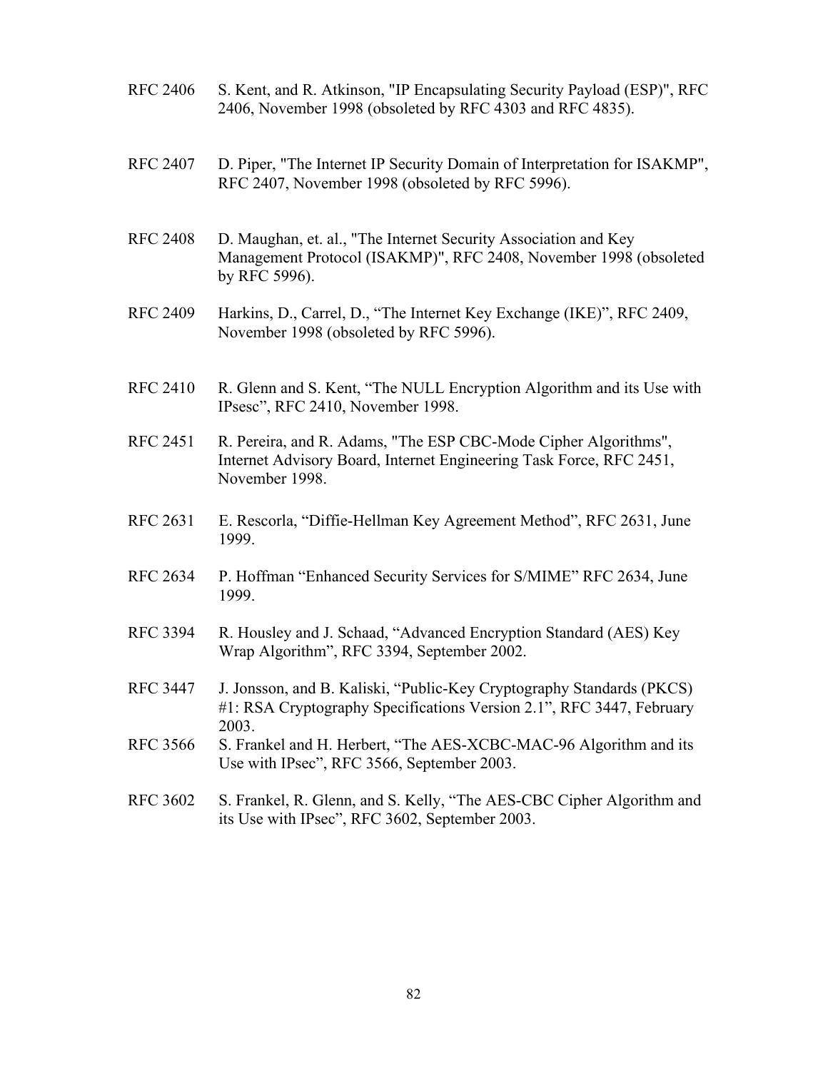RFC 2406 S. Kent, and R. Atkinson, "IP Encapsulating Security Payload (ESP)", RFC 2406, November 1998 (obsoleted by RFC 4303 and RFC 4835).

RFC 2407 D. Piper, "The Internet IP Security Domain of Interpretation for ISAKMP", RFC 2407, November 1998 (obsoleted by RFC 5996).

RFC 2408 D. Maughan, et. al., "The Internet Security Association and Key Management Protocol (ISAKMP)", RFC 2408, November 1998 (obsoleted by RFC 5996).

RFC 2409 Harkins, D., Carrel, D., "The Internet Key Exchange (IKE)", RFC 2409, November 1998 (obsoleted by RFC 5996).

RFC 2410 R. Glenn and S. Kent, "The NULL Encryption Algorithm and its Use with IPsesc", RFC 2410, November 1998.

RFC 2451 R. Pereira, and R. Adams, "The ESP CBC-Mode Cipher Algorithms", Internet Advisory Board, Internet Engineering Task Force, RFC 2451, November 1998.

RFC 2631 E. Rescorla, "Diffie-Hellman Key Agreement Method", RFC 2631, June 1999.

RFC 2634 P. Hoffman "Enhanced Security Services for S/MIME" RFC 2634, June 1999.

RFC 3394 R. Housley and J. Schaad, "Advanced Encryption Standard (AES) Key Wrap Algorithm", RFC 3394, September 2002.

RFC 3447 J. Jonsson, and B. Kaliski, "Public-Key Cryptography Standards (PKCS) #1: RSA Cryptography Specifications Version 2.1", RFC 3447, February 2003.

RFC 3566 S. Frankel and H. Herbert, "The AES-XCBC-MAC-96 Algorithm and its Use with IPsec", RFC 3566, September 2003.

RFC 3602 S. Frankel, R. Glenn, and S. Kelly, "The AES-CBC Cipher Algorithm and its Use with IPsec", RFC 3602, September 2003.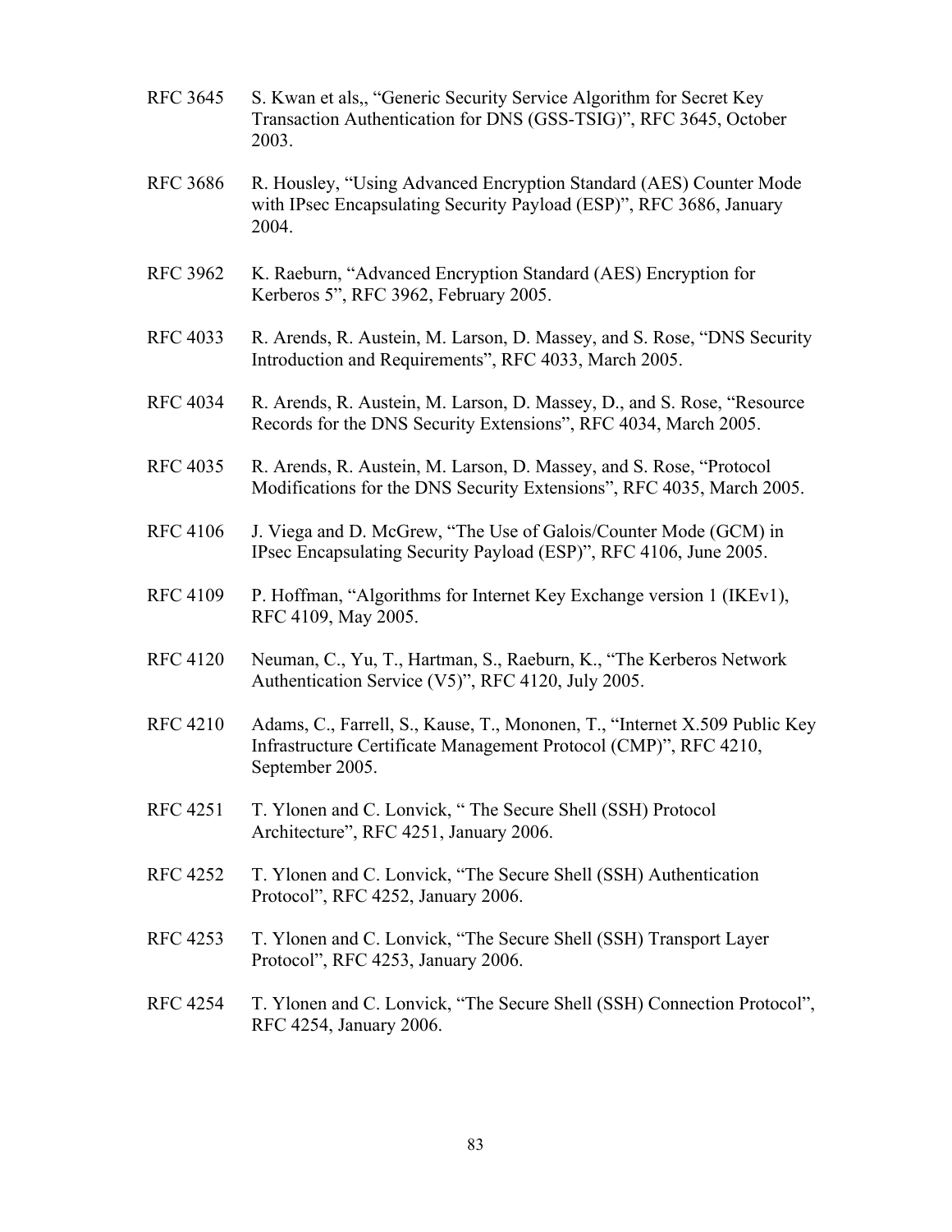RFC 3645 S. Kwan et als,, “Generic Security Service Algorithm for Secret Key Transaction Authentication for DNS (GSS-TSIG)”, RFC 3645, October 2003.

RFC 3686 R. Housley, “Using Advanced Encryption Standard (AES) Counter Mode with IPsec Encapsulating Security Payload (ESP)”, RFC 3686, January 2004.

RFC 3962 K. Raeburn, “Advanced Encryption Standard (AES) Encryption for Kerberos 5”, RFC 3962, February 2005.

RFC 4033 R. Arends, R. Austein, M. Larson, D. Massey, and S. Rose, “DNS Security Introduction and Requirements”, RFC 4033, March 2005.

RFC 4034 R. Arends, R. Austein, M. Larson, D. Massey, D., and S. Rose, “Resource Records for the DNS Security Extensions”, RFC 4034, March 2005.

RFC 4035 R. Arends, R. Austein, M. Larson, D. Massey, and S. Rose, “Protocol Modifications for the DNS Security Extensions”, RFC 4035, March 2005.

RFC 4106 J. Viega and D. McGrew, “The Use of Galois/Counter Mode (GCM) in IPsec Encapsulating Security Payload (ESP)”, RFC 4106, June 2005.

RFC 4109 P. Hoffman, “Algorithms for Internet Key Exchange version 1 (IKEv1), RFC 4109, May 2005.

RFC 4120 Neuman, C., Yu, T., Hartman, S., Raeburn, K., “The Kerberos Network Authentication Service (V5)”, RFC 4120, July 2005.

RFC 4210 Adams, C., Farrell, S., Kause, T., Mononen, T., “Internet X.509 Public Key Infrastructure Certificate Management Protocol (CMP)”, RFC 4210, September 2005.

RFC 4251 T. Ylonen and C. Lonvick, “ The Secure Shell (SSH) Protocol Architecture”, RFC 4251, January 2006.

RFC 4252 T. Ylonen and C. Lonvick, “The Secure Shell (SSH) Authentication Protocol”, RFC 4252, January 2006.

RFC 4253 T. Ylonen and C. Lonvick, “The Secure Shell (SSH) Transport Layer Protocol”, RFC 4253, January 2006.

RFC 4254 T. Ylonen and C. Lonvick, “The Secure Shell (SSH) Connection Protocol”, RFC 4254, January 2006.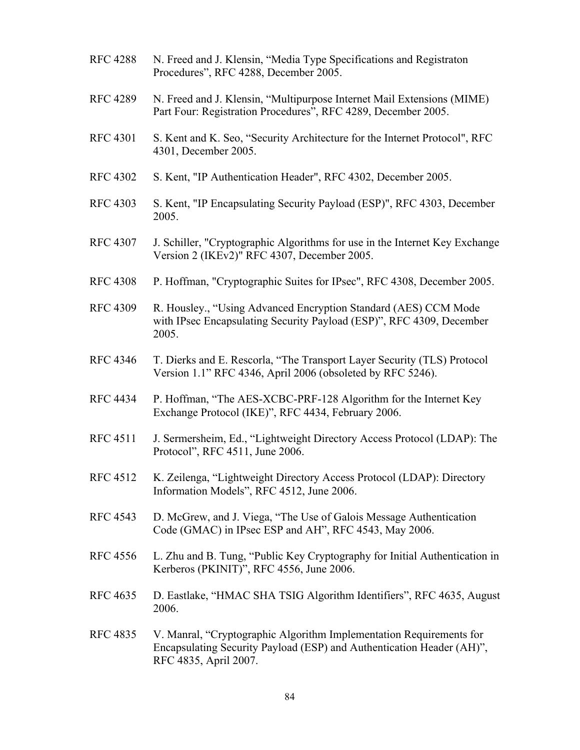RFC 4288 N. Freed and J. Klensin, “Media Type Specifications and Registraton Procedures”, RFC 4288, December 2005.

RFC 4289 N. Freed and J. Klensin, “Multipurpose Internet Mail Extensions (MIME) Part Four: Registration Procedures”, RFC 4289, December 2005.

RFC 4301 S. Kent and K. Seo, “Security Architecture for the Internet Protocol", RFC 4301, December 2005.

RFC 4302 S. Kent, "IP Authentication Header", RFC 4302, December 2005.

RFC 4303 S. Kent, "IP Encapsulating Security Payload (ESP)", RFC 4303, December 2005.

RFC 4307 J. Schiller, "Cryptographic Algorithms for use in the Internet Key Exchange Version 2 (IKEv2)" RFC 4307, December 2005.

RFC 4308 P. Hoffman, "Cryptographic Suites for IPsec", RFC 4308, December 2005.

RFC 4309 R. Housley., “Using Advanced Encryption Standard (AES) CCM Mode with IPsec Encapsulating Security Payload (ESP)”, RFC 4309, December 2005.

RFC 4346 T. Dierks and E. Rescorla, “The Transport Layer Security (TLS) Protocol Version 1.1” RFC 4346, April 2006 (obsoleted by RFC 5246).

RFC 4434 P. Hoffman, “The AES-XCBC-PRF-128 Algorithm for the Internet Key Exchange Protocol (IKE)”, RFC 4434, February 2006.

RFC 4511 J. Sermersheim, Ed., “Lightweight Directory Access Protocol (LDAP): The Protocol”, RFC 4511, June 2006.

RFC 4512 K. Zeilenga, “Lightweight Directory Access Protocol (LDAP): Directory Information Models”, RFC 4512, June 2006.

RFC 4543 D. McGrew, and J. Viega, “The Use of Galois Message Authentication Code (GMAC) in IPsec ESP and AH”, RFC 4543, May 2006.

RFC 4556 L. Zhu and B. Tung, “Public Key Cryptography for Initial Authentication in Kerberos (PKINIT)”, RFC 4556, June 2006.

RFC 4635 D. Eastlake, “HMAC SHA TSIG Algorithm Identifiers”, RFC 4635, August 2006.

RFC 4835 V. Manral, “Cryptographic Algorithm Implementation Requirements for Encapsulating Security Payload (ESP) and Authentication Header (AH)”, RFC 4835, April 2007.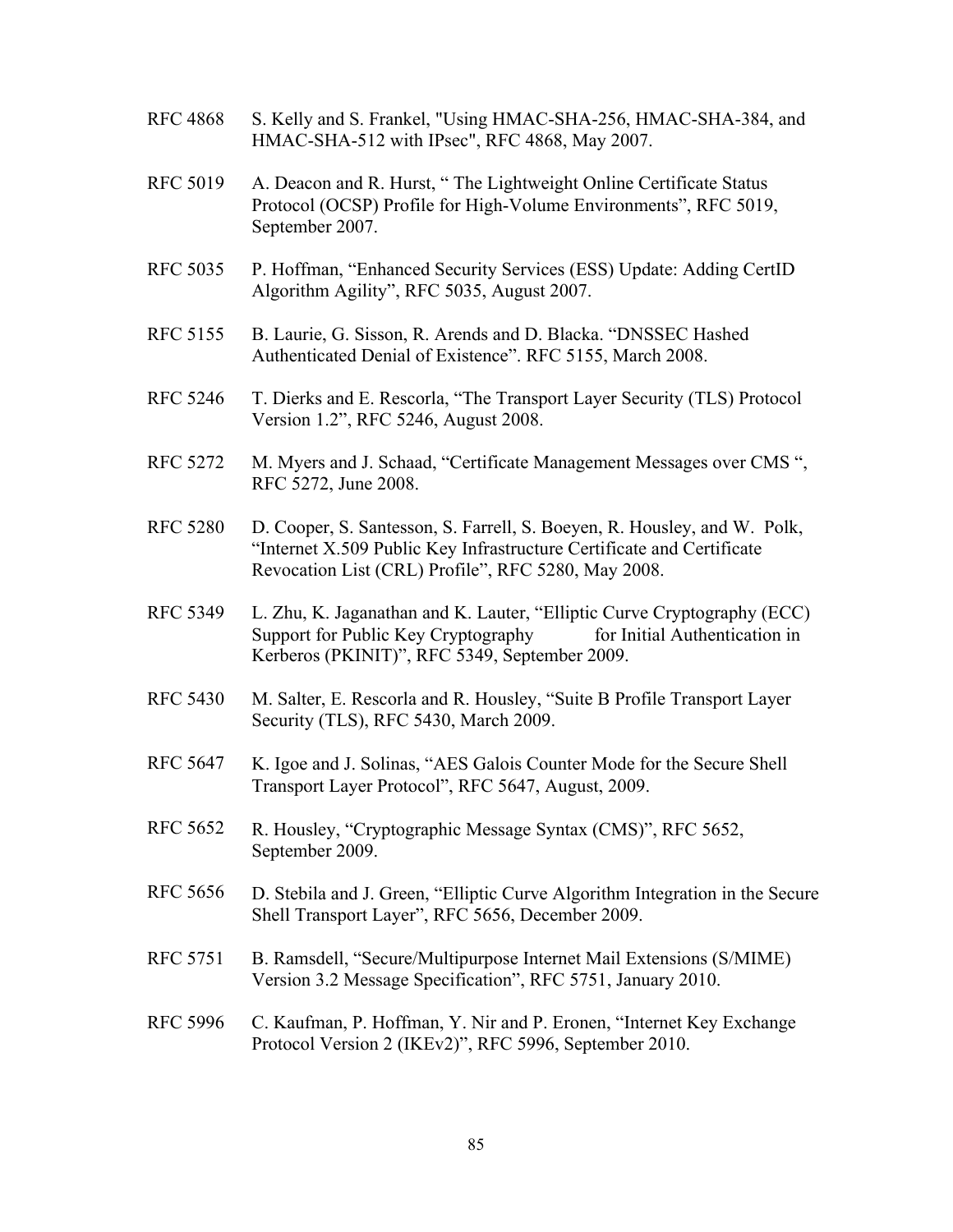RFC 4868 S. Kelly and S. Frankel, "Using HMAC-SHA-256, HMAC-SHA-384, and HMAC-SHA-512 with IPsec", RFC 4868, May 2007.

RFC 5019 A. Deacon and R. Hurst, " The Lightweight Online Certificate Status Protocol (OCSP) Profile for High-Volume Environments", RFC 5019, September 2007.

RFC 5035 P. Hoffman, "Enhanced Security Services (ESS) Update: Adding CertID Algorithm Agility", RFC 5035, August 2007.

RFC 5155 B. Laurie, G. Sisson, R. Arends and D. Blacka. "DNSSEC Hashed Authenticated Denial of Existence". RFC 5155, March 2008.

RFC 5246 T. Dierks and E. Rescorla, "The Transport Layer Security (TLS) Protocol Version 1.2", RFC 5246, August 2008.

RFC 5272 M. Myers and J. Schaad, "Certificate Management Messages over CMS ", RFC 5272, June 2008.

RFC 5280 D. Cooper, S. Santesson, S. Farrell, S. Boeyen, R. Housley, and W. Polk, "Internet X.509 Public Key Infrastructure Certificate and Certificate Revocation List (CRL) Profile", RFC 5280, May 2008.

RFC 5349 L. Zhu, K. Jaganathan and K. Lauter, "Elliptic Curve Cryptography (ECC) Support for Public Key Cryptography for Initial Authentication in Kerberos (PKINIT)", RFC 5349, September 2009.

RFC 5430 M. Salter, E. Rescorla and R. Housley, "Suite B Profile Transport Layer Security (TLS), RFC 5430, March 2009.

RFC 5647 K. Igoe and J. Solinas, "AES Galois Counter Mode for the Secure Shell Transport Layer Protocol", RFC 5647, August, 2009.

RFC 5652 R. Housley, "Cryptographic Message Syntax (CMS)", RFC 5652, September 2009.

RFC 5656 D. Stebila and J. Green, "Elliptic Curve Algorithm Integration in the Secure Shell Transport Layer", RFC 5656, December 2009.

RFC 5751 B. Ramsdell, "Secure/Multipurpose Internet Mail Extensions (S/MIME) Version 3.2 Message Specification", RFC 5751, January 2010.

RFC 5996 C. Kaufman, P. Hoffman, Y. Nir and P. Eronen, "Internet Key Exchange Protocol Version 2 (IKEv2)", RFC 5996, September 2010.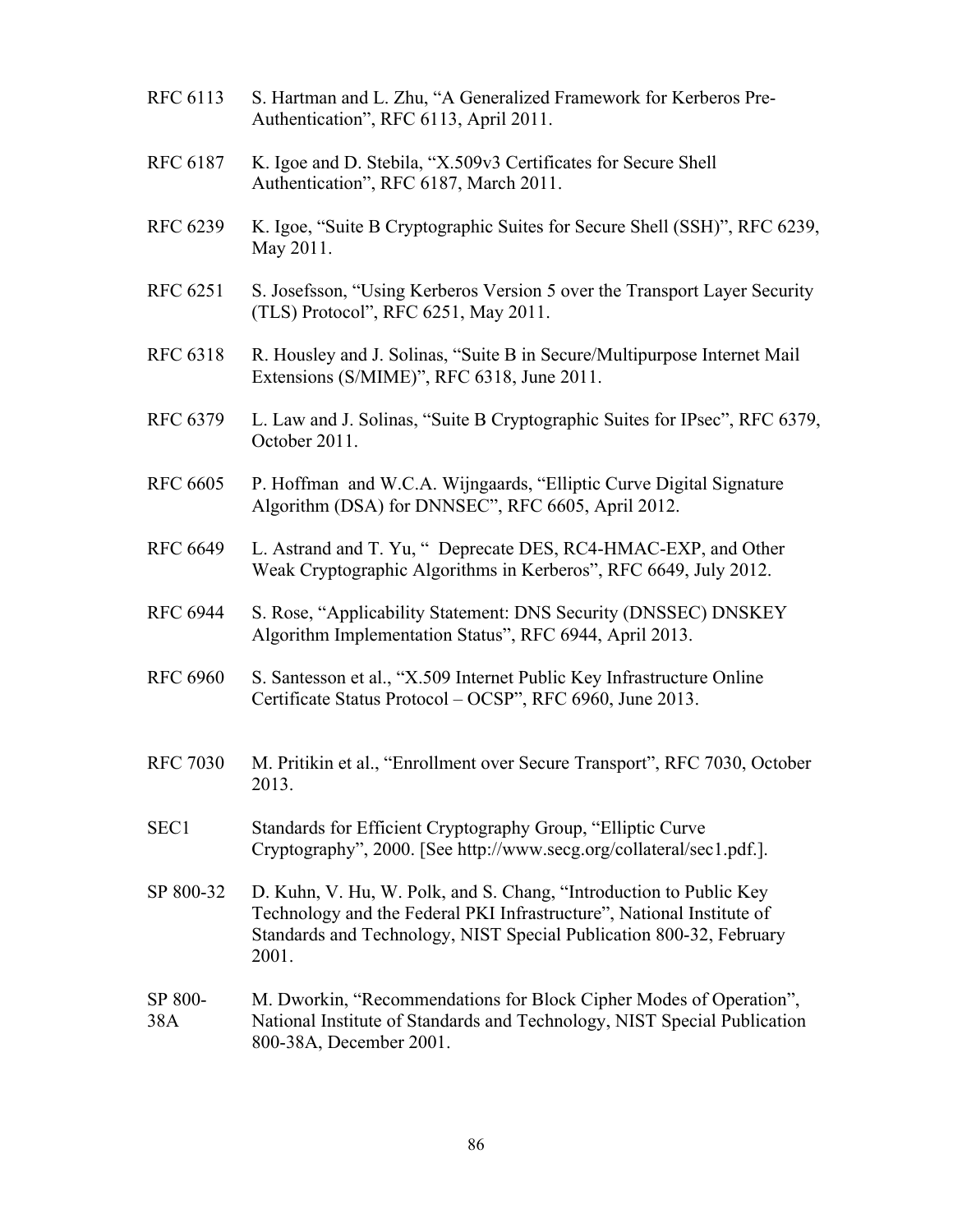RFC 6113 S. Hartman and L. Zhu, "A Generalized Framework for Kerberos Pre-Authentication", RFC 6113, April 2011.

RFC 6187 K. Igoe and D. Stebila, "X.509v3 Certificates for Secure Shell Authentication", RFC 6187, March 2011.

RFC 6239 K. Igoe, "Suite B Cryptographic Suites for Secure Shell (SSH)", RFC 6239, May 2011.

RFC 6251 S. Josefsson, "Using Kerberos Version 5 over the Transport Layer Security (TLS) Protocol", RFC 6251, May 2011.

RFC 6318 R. Housley and J. Solinas, "Suite B in Secure/Multipurpose Internet Mail Extensions (S/MIME)", RFC 6318, June 2011.

RFC 6379 L. Law and J. Solinas, "Suite B Cryptographic Suites for IPsec", RFC 6379, October 2011.

RFC 6605 P. Hoffman and W.C.A. Wijngaards, "Elliptic Curve Digital Signature Algorithm (DSA) for DNNSEC", RFC 6605, April 2012.

RFC 6649 L. Astrand and T. Yu, " Deprecate DES, RC4-HMAC-EXP, and Other Weak Cryptographic Algorithms in Kerberos", RFC 6649, July 2012.

RFC 6944 S. Rose, "Applicability Statement: DNS Security (DNSSEC) DNSKEY Algorithm Implementation Status", RFC 6944, April 2013.

RFC 6960 S. Santesson et al., "X.509 Internet Public Key Infrastructure Online Certificate Status Protocol – OCSP", RFC 6960, June 2013.

RFC 7030 M. Pritikin et al., "Enrollment over Secure Transport", RFC 7030, October 2013.

SEC1 Standards for Efficient Cryptography Group, "Elliptic Curve Cryptography", 2000. [See http://www.secg.org/collateral/sec1.pdf.].

SP 800-32 D. Kuhn, V. Hu, W. Polk, and S. Chang, "Introduction to Public Key Technology and the Federal PKI Infrastructure", National Institute of Standards and Technology, NIST Special Publication 800-32, February 2001.

SP 800-38A M. Dworkin, "Recommendations for Block Cipher Modes of Operation", National Institute of Standards and Technology, NIST Special Publication 800-38A, December 2001.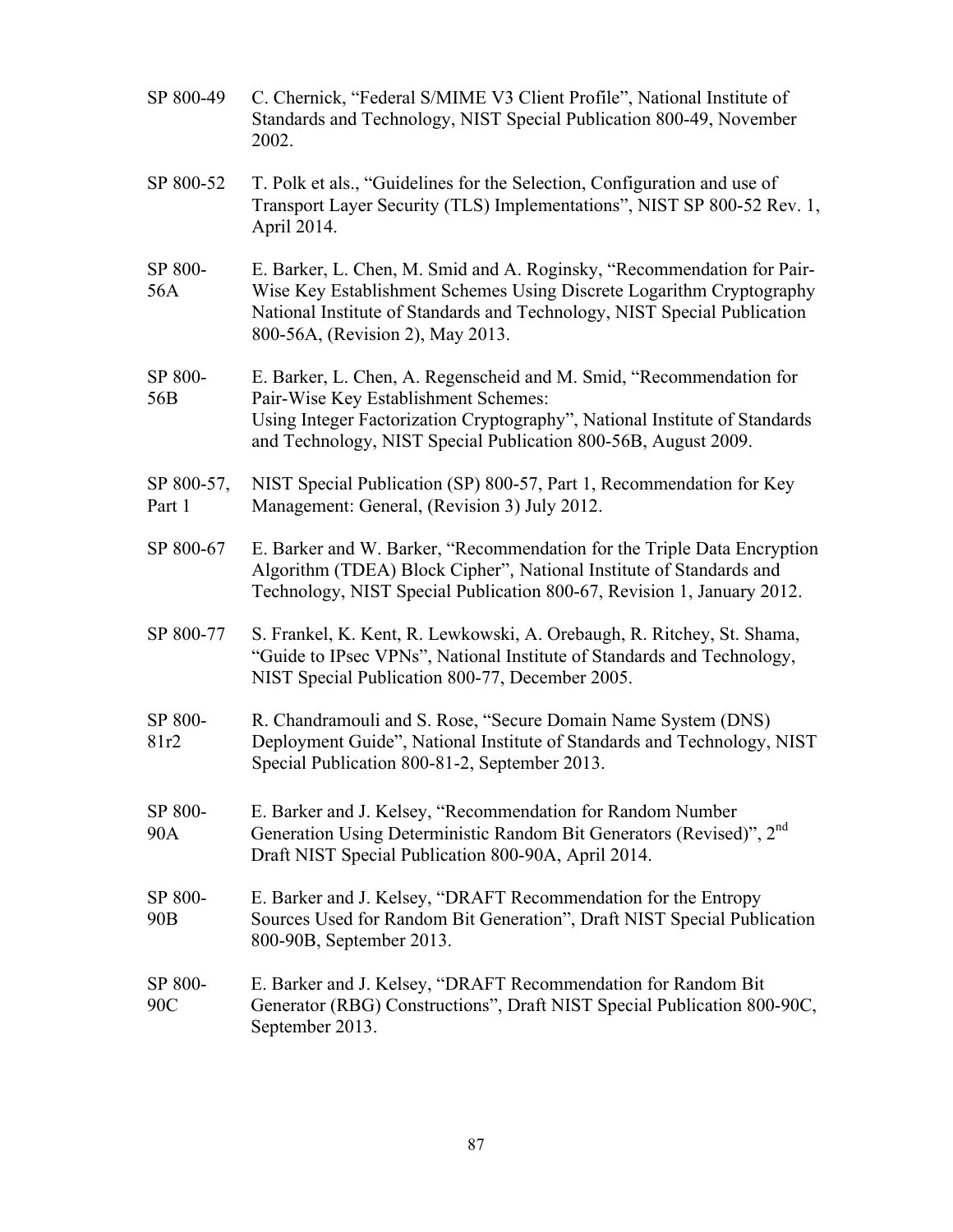| | |
|---|---|
| SP 800-49 | C. Chernick, "Federal S/MIME V3 Client Profile", National Institute of Standards and Technology, NIST Special Publication 800-49, November 2002. |
| SP 800-52 | T. Polk et als., "Guidelines for the Selection, Configuration and use of Transport Layer Security (TLS) Implementations", NIST SP 800-52 Rev. 1, April 2014. |
| SP 800-56A | E. Barker, L. Chen, M. Smid and A. Roginsky, "Recommendation for Pair-Wise Key Establishment Schemes Using Discrete Logarithm Cryptography National Institute of Standards and Technology, NIST Special Publication 800-56A, (Revision 2), May 2013. |
| SP 800-56B | E. Barker, L. Chen, A. Regenscheid and M. Smid, "Recommendation for Pair-Wise Key Establishment Schemes: Using Integer Factorization Cryptography", National Institute of Standards and Technology, NIST Special Publication 800-56B, August 2009. |
| SP 800-57, Part 1 | NIST Special Publication (SP) 800-57, Part 1, Recommendation for Key Management: General, (Revision 3) July 2012. |
| SP 800-67 | E. Barker and W. Barker, "Recommendation for the Triple Data Encryption Algorithm (TDEA) Block Cipher", National Institute of Standards and Technology, NIST Special Publication 800-67, Revision 1, January 2012. |
| SP 800-77 | S. Frankel, K. Kent, R. Lewkowski, A. Orebaugh, R. Ritchey, St. Shama, "Guide to IPsec VPNs", National Institute of Standards and Technology, NIST Special Publication 800-77, December 2005. |
| SP 800-81r2 | R. Chandramouli and S. Rose, "Secure Domain Name System (DNS) Deployment Guide", National Institute of Standards and Technology, NIST Special Publication 800-81-2, September 2013. |
| SP 800-90A | E. Barker and J. Kelsey, "Recommendation for Random Number Generation Using Deterministic Random Bit Generators (Revised)", 2nd Draft NIST Special Publication 800-90A, April 2014. |
| SP 800-90B | E. Barker and J. Kelsey, "DRAFT Recommendation for the Entropy Sources Used for Random Bit Generation", Draft NIST Special Publication 800-90B, September 2013. |
| SP 800-90C | E. Barker and J. Kelsey, "DRAFT Recommendation for Random Bit Generator (RBG) Constructions", Draft NIST Special Publication 800-90C, September 2013. |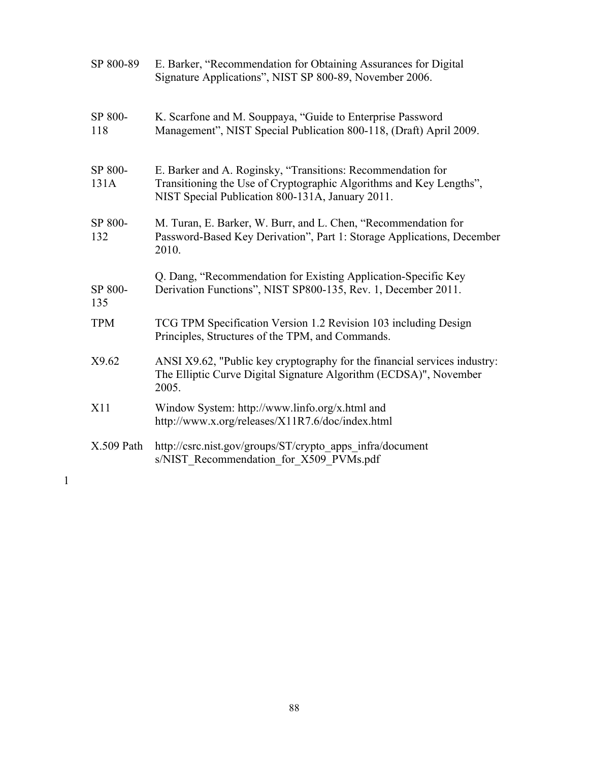| | |
|---|---|
| SP 800-89 | E. Barker, “Recommendation for Obtaining Assurances for Digital Signature Applications”, NIST SP 800-89, November 2006. |
| SP 800-118 | K. Scarfone and M. Souppaya, “Guide to Enterprise Password Management”, NIST Special Publication 800-118, (Draft) April 2009. |
| SP 800-131A | E. Barker and A. Roginsky, “Transitions: Recommendation for Transitioning the Use of Cryptographic Algorithms and Key Lengths”, NIST Special Publication 800-131A, January 2011. |
| SP 800-132 | M. Turan, E. Barker, W. Burr, and L. Chen, “Recommendation for Password-Based Key Derivation”, Part 1: Storage Applications, December 2010. |
| SP 800-135 | Q. Dang, “Recommendation for Existing Application-Specific Key Derivation Functions”, NIST SP800-135, Rev. 1, December 2011. |
| TPM | TCG TPM Specification Version 1.2 Revision 103 including Design Principles, Structures of the TPM, and Commands. |
| X9.62 | ANSI X9.62, "Public key cryptography for the financial services industry: The Elliptic Curve Digital Signature Algorithm (ECDSA)", November 2005. |
| X11 | Window System: http://www.linfo.org/x.html and http://www.x.org/releases/X11R7.6/doc/index.html |
| X.509 Path | http://csrc.nist.gov/groups/ST/crypto_apps_infra/documents/NIST_Recommendation_for_X509_PVMs.pdf |

1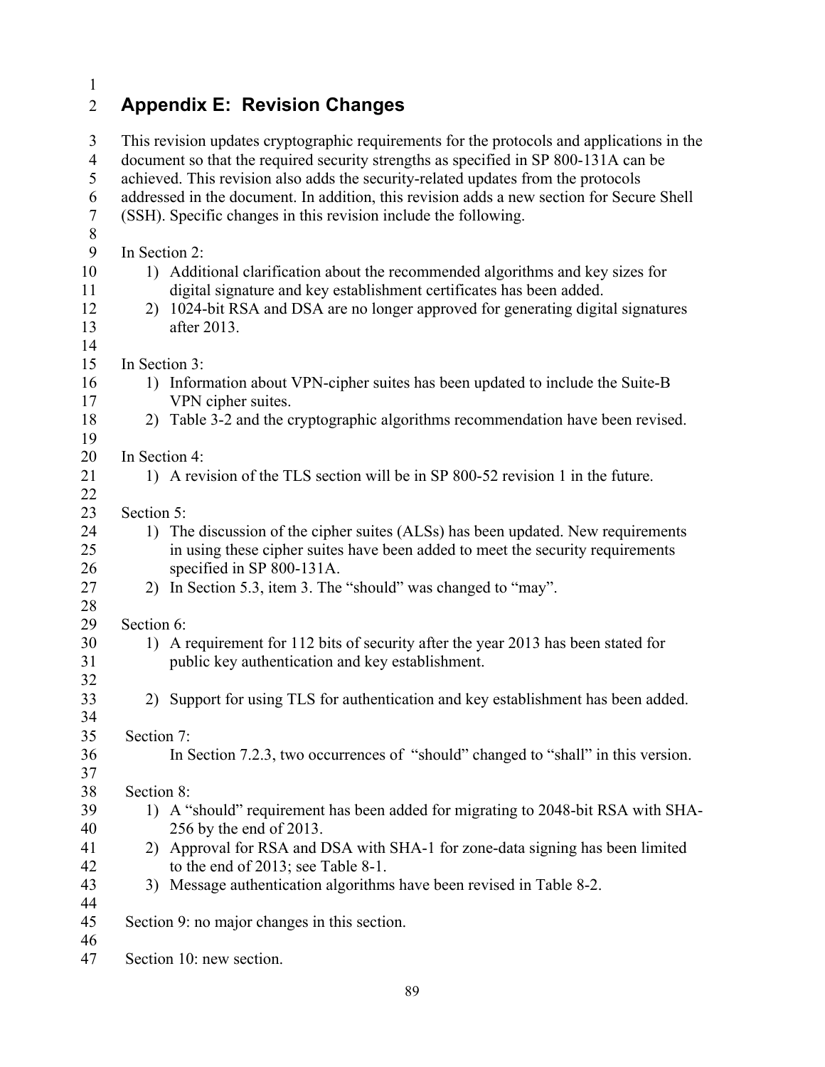## Appendix E: Revision Changes

This revision updates cryptographic requirements for the protocols and applications in the document so that the required security strengths as specified in SP 800-131A can be achieved. This revision also adds the security-related updates from the protocols addressed in the document. In addition, this revision adds a new section for Secure Shell (SSH). Specific changes in this revision include the following.

In Section 2:

1) Additional clarification about the recommended algorithms and key sizes for digital signature and key establishment certificates has been added.
2) 1024-bit RSA and DSA are no longer approved for generating digital signatures after 2013.

In Section 3:

1) Information about VPN-cipher suites has been updated to include the Suite-B VPN cipher suites.
2) Table 3-2 and the cryptographic algorithms recommendation have been revised.

In Section 4:

1) A revision of the TLS section will be in SP 800-52 revision 1 in the future.

Section 5:

1) The discussion of the cipher suites (ALSs) has been updated. New requirements in using these cipher suites have been added to meet the security requirements specified in SP 800-131A.
2) In Section 5.3, item 3. The "should" was changed to "may".

Section 6:

1) A requirement for 112 bits of security after the year 2013 has been stated for public key authentication and key establishment.

2) Support for using TLS for authentication and key establishment has been added.

Section 7:

In Section 7.2.3, two occurrences of "should" changed to "shall" in this version.

Section 8:

1) A "should" requirement has been added for migrating to 2048-bit RSA with SHA-256 by the end of 2013.
2) Approval for RSA and DSA with SHA-1 for zone-data signing has been limited to the end of 2013; see Table 8-1.
3) Message authentication algorithms have been revised in Table 8-2.

Section 9: no major changes in this section.

Section 10: new section.